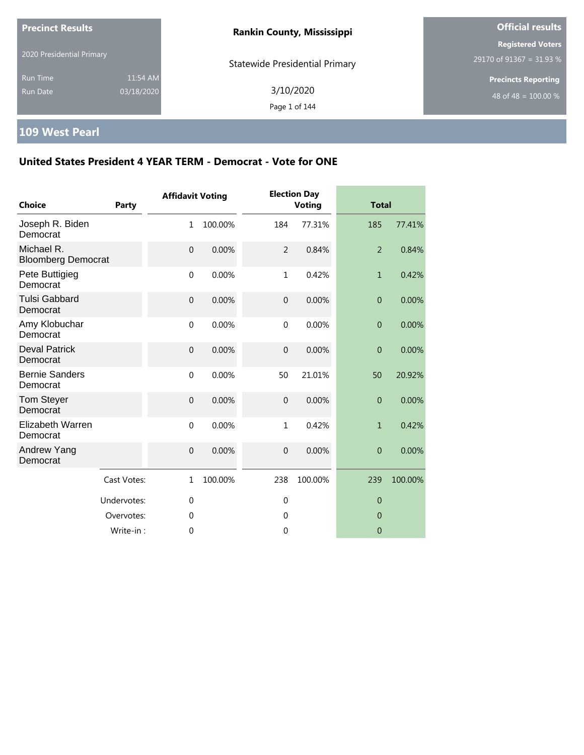**Precinct Results**

2020 Presidential Primary

Run Time 11:54 AM

Run Date 03/18/2020

**Rankin County, Mississippi**

Statewide Presidential Primary

3/10/2020

**Official results**

**Registered Voters**

29170 of 91367 = 31.93 %

**Precincts Reporting**

48 of 48 = 100.00 %

## 109 West Pearl

### United States President 4 YEAR TERM - Democrat - Vote for ONE

| Choice | Party | Affidavit Voting | | Election Day Voting | | Total | |
|---|---|---|---|---|---|---|---|
| Joseph R. Biden | Democrat | 1 | 100.00% | 184 | 77.31% | 185 | 77.41% |
| Michael R. Bloomberg | Democrat | 0 | 0.00% | 2 | 0.84% | 2 | 0.84% |
| Pete Buttigieg | Democrat | 0 | 0.00% | 1 | 0.42% | 1 | 0.42% |
| Tulsi Gabbard | Democrat | 0 | 0.00% | 0 | 0.00% | 0 | 0.00% |
| Amy Klobuchar | Democrat | 0 | 0.00% | 0 | 0.00% | 0 | 0.00% |
| Deval Patrick | Democrat | 0 | 0.00% | 0 | 0.00% | 0 | 0.00% |
| Bernie Sanders | Democrat | 0 | 0.00% | 50 | 21.01% | 50 | 20.92% |
| Tom Steyer | Democrat | 0 | 0.00% | 0 | 0.00% | 0 | 0.00% |
| Elizabeth Warren | Democrat | 0 | 0.00% | 1 | 0.42% | 1 | 0.42% |
| Andrew Yang | Democrat | 0 | 0.00% | 0 | 0.00% | 0 | 0.00% |
| | Cast Votes: | 1 | 100.00% | 238 | 100.00% | 239 | 100.00% |
| | Undervotes: | 0 | | 0 | | 0 | |
| | Overvotes: | 0 | | 0 | | 0 | |
| | Write-in : | 0 | | 0 | | 0 | |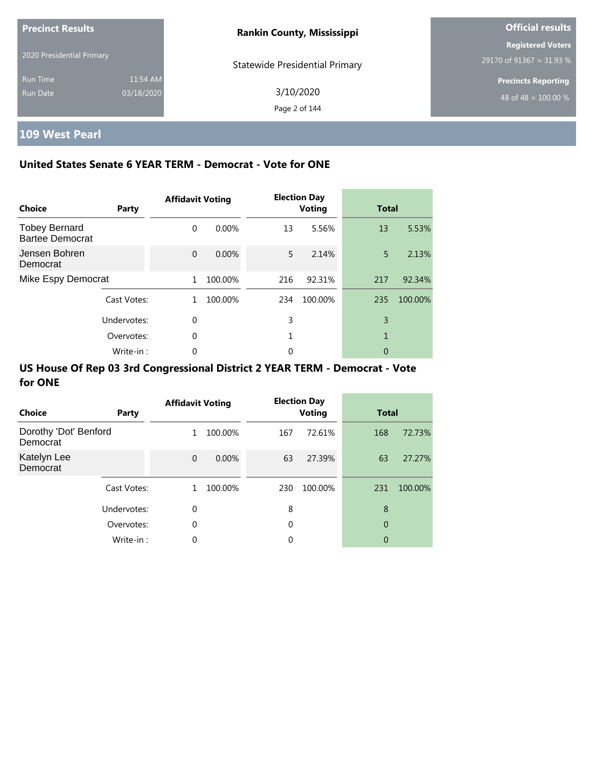**Precinct Results**

2020 Presidential Primary

Run Time 11:54 AM

Run Date 03/18/2020

**Rankin County, Mississippi**

Statewide Presidential Primary

3/10/2020

**Official results**

**Registered Voters**

29170 of 91367 = 31.93 %

**Precincts Reporting**

48 of 48 = 100.00 %

## 109 West Pearl

### United States Senate 6 YEAR TERM - Democrat - Vote for ONE

| Choice | Party | Affidavit Voting | | Election Day Voting | | Total | |
|---|---|---|---|---|---|---|---|
| Tobey Bernard Bartee Democrat | | 0 | 0.00% | 13 | 5.56% | 13 | 5.53% |
| Jensen Bohren Democrat | | 0 | 0.00% | 5 | 2.14% | 5 | 2.13% |
| Mike Espy Democrat | | 1 | 100.00% | 216 | 92.31% | 217 | 92.34% |
| | Cast Votes: | 1 | 100.00% | 234 | 100.00% | 235 | 100.00% |
| | Undervotes: | 0 | | 3 | | 3 | |
| | Overvotes: | 0 | | 1 | | 1 | |
| | Write-in : | 0 | | 0 | | 0 | |

### US House Of Rep 03 3rd Congressional District 2 YEAR TERM - Democrat - Vote for ONE

| Choice | Party | Affidavit Voting | | Election Day Voting | | Total | |
|---|---|---|---|---|---|---|---|
| Dorothy 'Dot' Benford Democrat | | 1 | 100.00% | 167 | 72.61% | 168 | 72.73% |
| Katelyn Lee Democrat | | 0 | 0.00% | 63 | 27.39% | 63 | 27.27% |
| | Cast Votes: | 1 | 100.00% | 230 | 100.00% | 231 | 100.00% |
| | Undervotes: | 0 | | 8 | | 8 | |
| | Overvotes: | 0 | | 0 | | 0 | |
| | Write-in : | 0 | | 0 | | 0 | |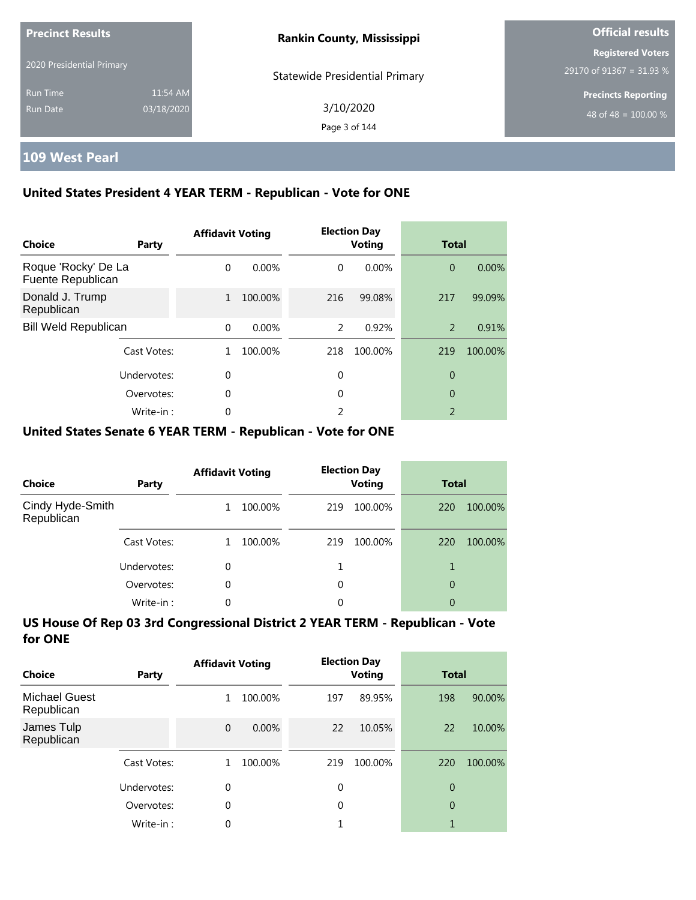**Precinct Results**

2020 Presidential Primary

Run Time 11:54 AM
Run Date 03/18/2020

**Rankin County, Mississippi**

Statewide Presidential Primary

3/10/2020

**Official results**

**Registered Voters**
29170 of 91367 = 31.93 %

**Precincts Reporting**
48 of 48 = 100.00 %

## 109 West Pearl

### United States President 4 YEAR TERM - Republican - Vote for ONE

| Choice | Party | Affidavit Voting | | Election Day Voting | | Total | |
|---|---|---|---|---|---|---|---|
| Roque 'Rocky' De La Fuente Republican | | 0 | 0.00% | 0 | 0.00% | 0 | 0.00% |
| Donald J. Trump Republican | | 1 | 100.00% | 216 | 99.08% | 217 | 99.09% |
| Bill Weld Republican | | 0 | 0.00% | 2 | 0.92% | 2 | 0.91% |
| | Cast Votes: | 1 | 100.00% | 218 | 100.00% | 219 | 100.00% |
| | Undervotes: | 0 | | 0 | | 0 | |
| | Overvotes: | 0 | | 0 | | 0 | |
| | Write-in : | 0 | | 2 | | 2 | |

### United States Senate 6 YEAR TERM - Republican - Vote for ONE

| Choice | Party | Affidavit Voting | | Election Day Voting | | Total | |
|---|---|---|---|---|---|---|---|
| Cindy Hyde-Smith Republican | | 1 | 100.00% | 219 | 100.00% | 220 | 100.00% |
| | Cast Votes: | 1 | 100.00% | 219 | 100.00% | 220 | 100.00% |
| | Undervotes: | 0 | | 1 | | 1 | |
| | Overvotes: | 0 | | 0 | | 0 | |
| | Write-in : | 0 | | 0 | | 0 | |

### US House Of Rep 03 3rd Congressional District 2 YEAR TERM - Republican - Vote for ONE

| Choice | Party | Affidavit Voting | | Election Day Voting | | Total | |
|---|---|---|---|---|---|---|---|
| Michael Guest Republican | | 1 | 100.00% | 197 | 89.95% | 198 | 90.00% |
| James Tulp Republican | | 0 | 0.00% | 22 | 10.05% | 22 | 10.00% |
| | Cast Votes: | 1 | 100.00% | 219 | 100.00% | 220 | 100.00% |
| | Undervotes: | 0 | | 0 | | 0 | |
| | Overvotes: | 0 | | 0 | | 0 | |
| | Write-in : | 0 | | 1 | | 1 | |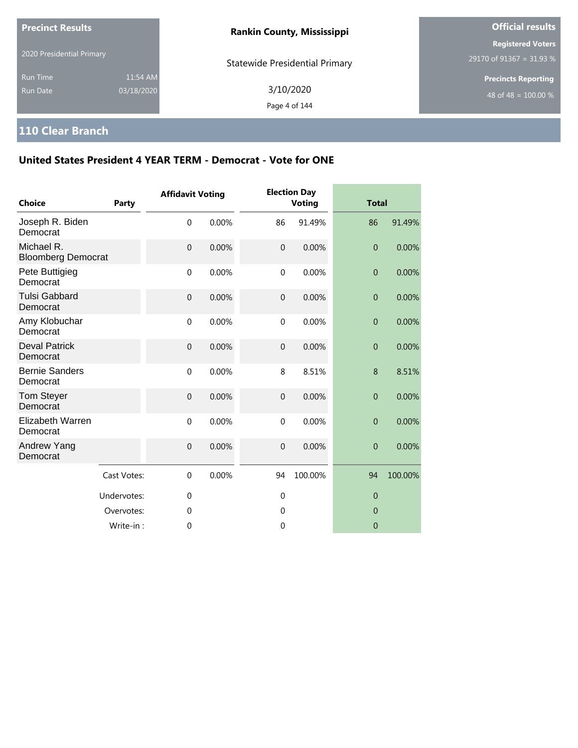**Precinct Results**

2020 Presidential Primary

Run Time 11:54 AM
Run Date 03/18/2020

**Rankin County, Mississippi**

Statewide Presidential Primary

3/10/2020

**Official results**

**Registered Voters**
29170 of 91367 = 31.93 %

**Precincts Reporting**
48 of 48 = 100.00 %

## 110 Clear Branch

### United States President 4 YEAR TERM - Democrat - Vote for ONE

| Choice | Party | Affidavit Voting | | Election Day Voting | | Total | |
|---|---|---|---|---|---|---|---|
| Joseph R. Biden Democrat | | 0 | 0.00% | 86 | 91.49% | 86 | 91.49% |
| Michael R. Bloomberg Democrat | | 0 | 0.00% | 0 | 0.00% | 0 | 0.00% |
| Pete Buttigieg Democrat | | 0 | 0.00% | 0 | 0.00% | 0 | 0.00% |
| Tulsi Gabbard Democrat | | 0 | 0.00% | 0 | 0.00% | 0 | 0.00% |
| Amy Klobuchar Democrat | | 0 | 0.00% | 0 | 0.00% | 0 | 0.00% |
| Deval Patrick Democrat | | 0 | 0.00% | 0 | 0.00% | 0 | 0.00% |
| Bernie Sanders Democrat | | 0 | 0.00% | 8 | 8.51% | 8 | 8.51% |
| Tom Steyer Democrat | | 0 | 0.00% | 0 | 0.00% | 0 | 0.00% |
| Elizabeth Warren Democrat | | 0 | 0.00% | 0 | 0.00% | 0 | 0.00% |
| Andrew Yang Democrat | | 0 | 0.00% | 0 | 0.00% | 0 | 0.00% |
| | Cast Votes: | 0 | 0.00% | 94 | 100.00% | 94 | 100.00% |
| | Undervotes: | 0 | | 0 | | 0 | |
| | Overvotes: | 0 | | 0 | | 0 | |
| | Write-in : | 0 | | 0 | | 0 | |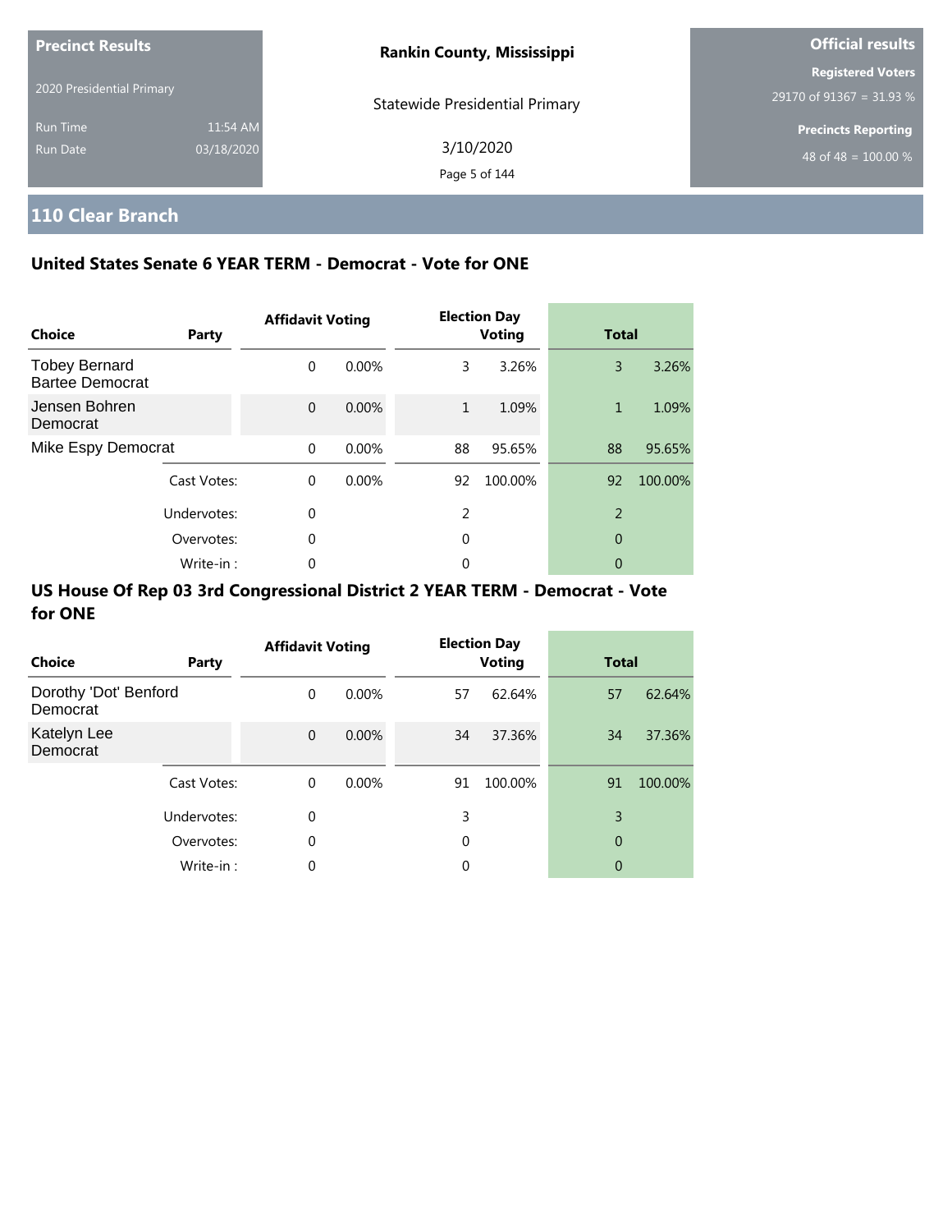**Precinct Results**

2020 Presidential Primary

Run Time 11:54 AM
Run Date 03/18/2020

**Rankin County, Mississippi**

Statewide Presidential Primary

3/10/2020

**Official results**

**Registered Voters**
29170 of 91367 = 31.93 %

**Precincts Reporting**
48 of 48 = 100.00 %

## 110 Clear Branch

### United States Senate 6 YEAR TERM - Democrat - Vote for ONE

| Choice | Party | Affidavit Voting | | Election Day Voting | | Total | |
|---|---|---|---|---|---|---|---|
| Tobey Bernard Bartee Democrat | | 0 | 0.00% | 3 | 3.26% | 3 | 3.26% |
| Jensen Bohren Democrat | | 0 | 0.00% | 1 | 1.09% | 1 | 1.09% |
| Mike Espy Democrat | | 0 | 0.00% | 88 | 95.65% | 88 | 95.65% |
| | Cast Votes: | 0 | 0.00% | 92 | 100.00% | 92 | 100.00% |
| | Undervotes: | 0 | | 2 | | 2 | |
| | Overvotes: | 0 | | 0 | | 0 | |
| | Write-in : | 0 | | 0 | | 0 | |

### US House Of Rep 03 3rd Congressional District 2 YEAR TERM - Democrat - Vote for ONE

| Choice | Party | Affidavit Voting | | Election Day Voting | | Total | |
|---|---|---|---|---|---|---|---|
| Dorothy 'Dot' Benford Democrat | | 0 | 0.00% | 57 | 62.64% | 57 | 62.64% |
| Katelyn Lee Democrat | | 0 | 0.00% | 34 | 37.36% | 34 | 37.36% |
| | Cast Votes: | 0 | 0.00% | 91 | 100.00% | 91 | 100.00% |
| | Undervotes: | 0 | | 3 | | 3 | |
| | Overvotes: | 0 | | 0 | | 0 | |
| | Write-in : | 0 | | 0 | | 0 | |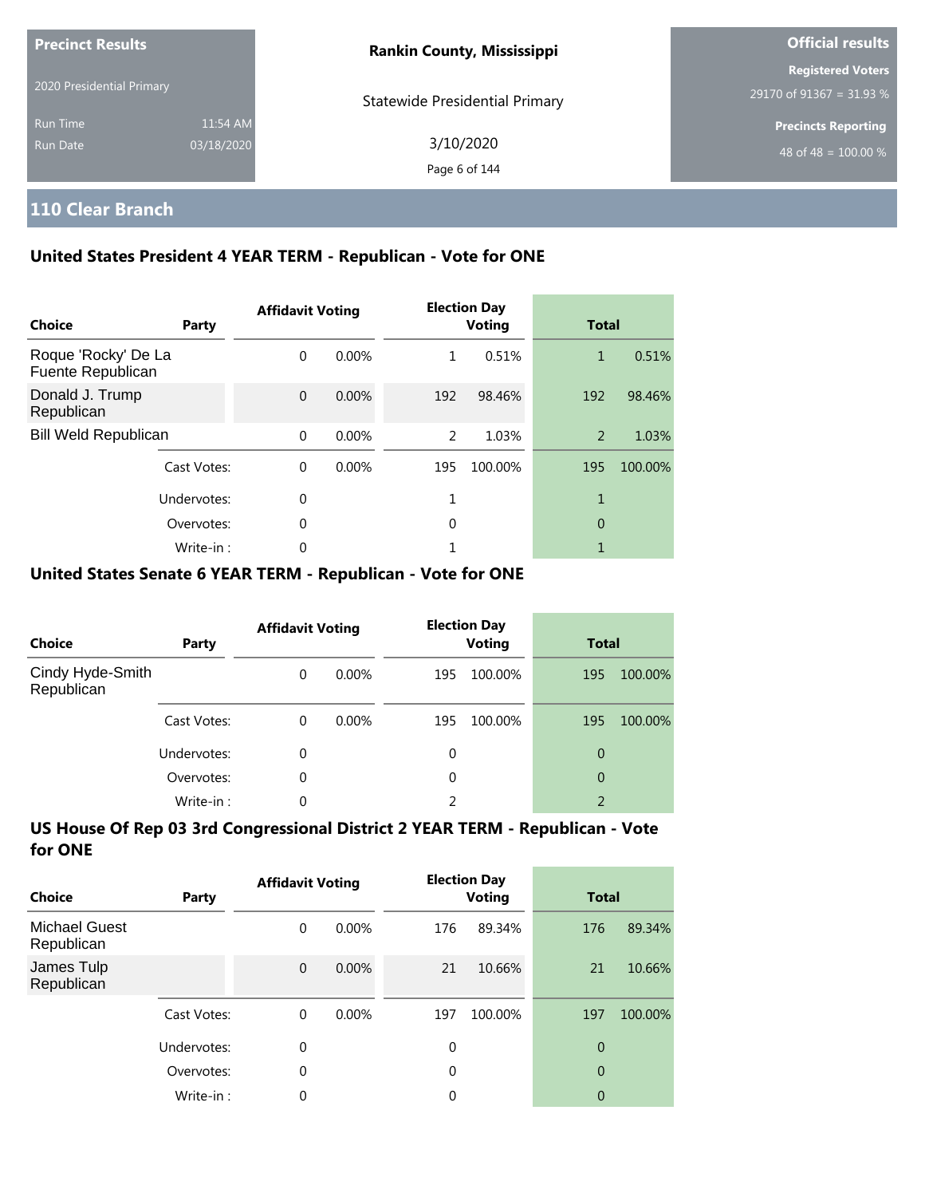**Precinct Results**

2020 Presidential Primary

Run Time 11:54 AM

Run Date 03/18/2020

**Rankin County, Mississippi**

Statewide Presidential Primary

3/10/2020

**Official results**

**Registered Voters**

29170 of 91367 = 31.93 %

**Precincts Reporting**

48 of 48 = 100.00 %

## 110 Clear Branch

### United States President 4 YEAR TERM - Republican - Vote for ONE

| Choice | Party | Affidavit Voting | | Election Day Voting | | Total | |
|---|---|---|---|---|---|---|---|
| Roque 'Rocky' De La Fuente Republican | | 0 | 0.00% | 1 | 0.51% | 1 | 0.51% |
| Donald J. Trump Republican | | 0 | 0.00% | 192 | 98.46% | 192 | 98.46% |
| Bill Weld Republican | | 0 | 0.00% | 2 | 1.03% | 2 | 1.03% |
| | Cast Votes: | 0 | 0.00% | 195 | 100.00% | 195 | 100.00% |
| | Undervotes: | 0 | | 1 | | 1 | |
| | Overvotes: | 0 | | 0 | | 0 | |
| | Write-in : | 0 | | 1 | | 1 | |

### United States Senate 6 YEAR TERM - Republican - Vote for ONE

| Choice | Party | Affidavit Voting | | Election Day Voting | | Total | |
|---|---|---|---|---|---|---|---|
| Cindy Hyde-Smith Republican | | 0 | 0.00% | 195 | 100.00% | 195 | 100.00% |
| | Cast Votes: | 0 | 0.00% | 195 | 100.00% | 195 | 100.00% |
| | Undervotes: | 0 | | 0 | | 0 | |
| | Overvotes: | 0 | | 0 | | 0 | |
| | Write-in : | 0 | | 2 | | 2 | |

### US House Of Rep 03 3rd Congressional District 2 YEAR TERM - Republican - Vote for ONE

| Choice | Party | Affidavit Voting | | Election Day Voting | | Total | |
|---|---|---|---|---|---|---|---|
| Michael Guest Republican | | 0 | 0.00% | 176 | 89.34% | 176 | 89.34% |
| James Tulp Republican | | 0 | 0.00% | 21 | 10.66% | 21 | 10.66% |
| | Cast Votes: | 0 | 0.00% | 197 | 100.00% | 197 | 100.00% |
| | Undervotes: | 0 | | 0 | | 0 | |
| | Overvotes: | 0 | | 0 | | 0 | |
| | Write-in : | 0 | | 0 | | 0 | |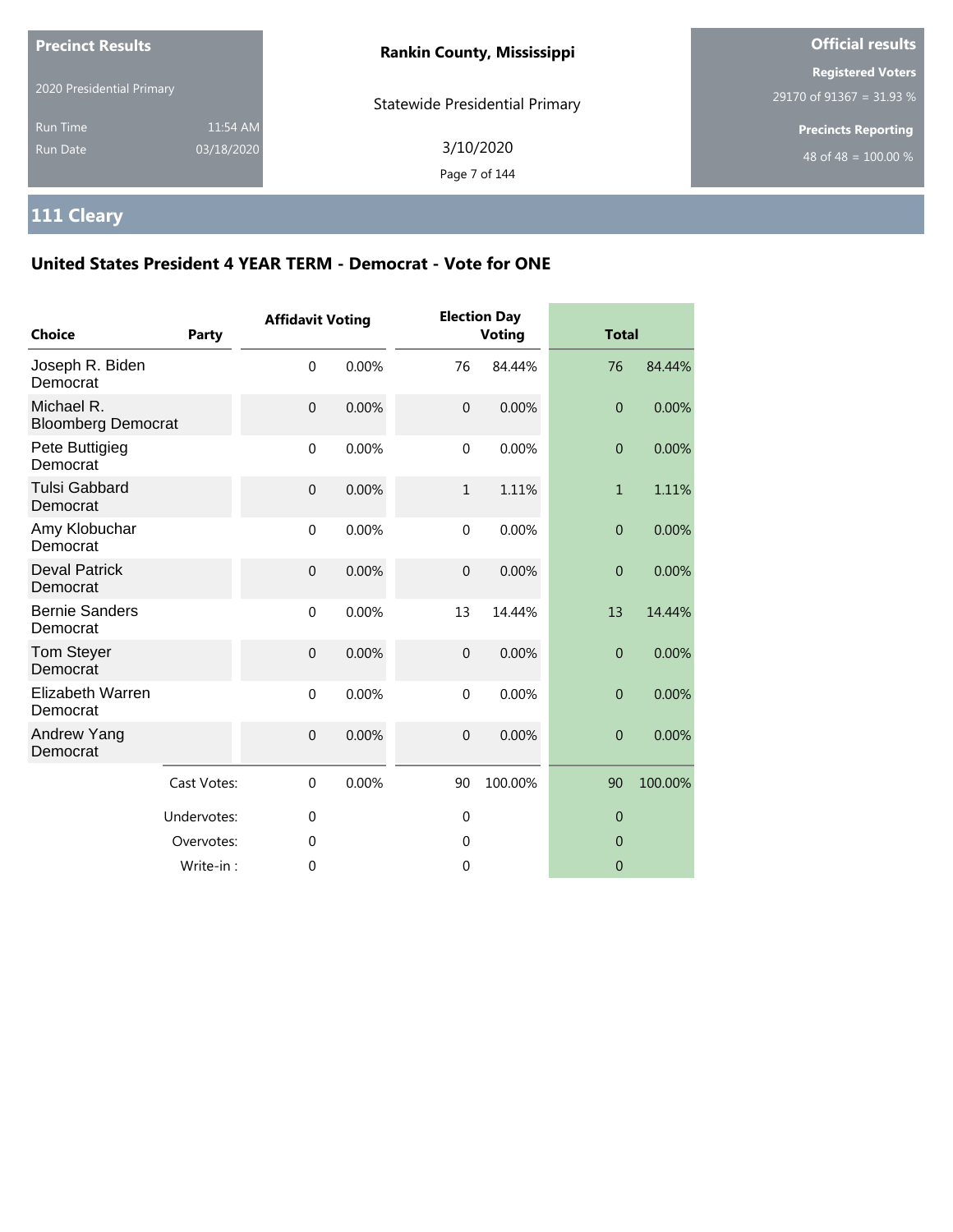**Precinct Results**

2020 Presidential Primary

Run Time 11:54 AM
Run Date 03/18/2020

**Rankin County, Mississippi**

Statewide Presidential Primary

3/10/2020

**Official results**

**Registered Voters**
29170 of 91367 = 31.93 %

**Precincts Reporting**
48 of 48 = 100.00 %

# 111 Cleary

## United States President 4 YEAR TERM - Democrat - Vote for ONE

| Choice | Party | Affidavit Voting | | Election Day Voting | | Total | |
|---|---|---|---|---|---|---|---|
| Joseph R. Biden Democrat | | 0 | 0.00% | 76 | 84.44% | 76 | 84.44% |
| Michael R. Bloomberg Democrat | | 0 | 0.00% | 0 | 0.00% | 0 | 0.00% |
| Pete Buttigieg Democrat | | 0 | 0.00% | 0 | 0.00% | 0 | 0.00% |
| Tulsi Gabbard Democrat | | 0 | 0.00% | 1 | 1.11% | 1 | 1.11% |
| Amy Klobuchar Democrat | | 0 | 0.00% | 0 | 0.00% | 0 | 0.00% |
| Deval Patrick Democrat | | 0 | 0.00% | 0 | 0.00% | 0 | 0.00% |
| Bernie Sanders Democrat | | 0 | 0.00% | 13 | 14.44% | 13 | 14.44% |
| Tom Steyer Democrat | | 0 | 0.00% | 0 | 0.00% | 0 | 0.00% |
| Elizabeth Warren Democrat | | 0 | 0.00% | 0 | 0.00% | 0 | 0.00% |
| Andrew Yang Democrat | | 0 | 0.00% | 0 | 0.00% | 0 | 0.00% |
| | Cast Votes: | 0 | 0.00% | 90 | 100.00% | 90 | 100.00% |
| | Undervotes: | 0 | | 0 | | 0 | |
| | Overvotes: | 0 | | 0 | | 0 | |
| | Write-in : | 0 | | 0 | | 0 | |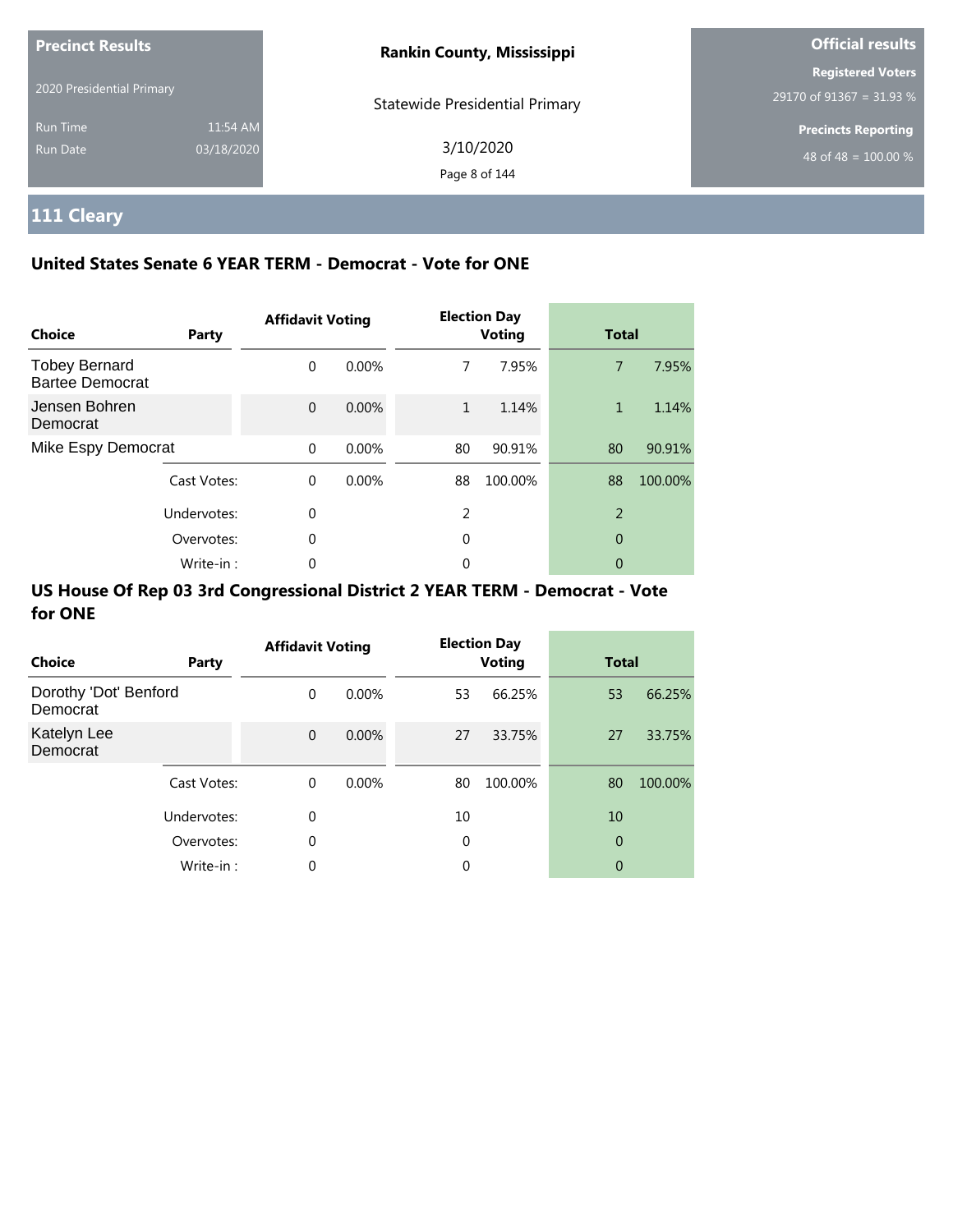**Precinct Results**

2020 Presidential Primary

Run Time 11:54 AM
Run Date 03/18/2020

**Rankin County, Mississippi**

Statewide Presidential Primary

3/10/2020

**Official results**

**Registered Voters**
29170 of 91367 = 31.93 %

**Precincts Reporting**
48 of 48 = 100.00 %

# 111 Cleary

## United States Senate 6 YEAR TERM - Democrat - Vote for ONE

| Choice | Party | Affidavit Voting | | Election Day Voting | | Total | |
|---|---|---|---|---|---|---|---|
| Tobey Bernard Bartee Democrat | | 0 | 0.00% | 7 | 7.95% | 7 | 7.95% |
| Jensen Bohren Democrat | | 0 | 0.00% | 1 | 1.14% | 1 | 1.14% |
| Mike Espy Democrat | | 0 | 0.00% | 80 | 90.91% | 80 | 90.91% |
| | Cast Votes: | 0 | 0.00% | 88 | 100.00% | 88 | 100.00% |
| | Undervotes: | 0 | | 2 | | 2 | |
| | Overvotes: | 0 | | 0 | | 0 | |
| | Write-in : | 0 | | 0 | | 0 | |

## US House Of Rep 03 3rd Congressional District 2 YEAR TERM - Democrat - Vote for ONE

| Choice | Party | Affidavit Voting | | Election Day Voting | | Total | |
|---|---|---|---|---|---|---|---|
| Dorothy 'Dot' Benford Democrat | | 0 | 0.00% | 53 | 66.25% | 53 | 66.25% |
| Katelyn Lee Democrat | | 0 | 0.00% | 27 | 33.75% | 27 | 33.75% |
| | Cast Votes: | 0 | 0.00% | 80 | 100.00% | 80 | 100.00% |
| | Undervotes: | 0 | | 10 | | 10 | |
| | Overvotes: | 0 | | 0 | | 0 | |
| | Write-in : | 0 | | 0 | | 0 | |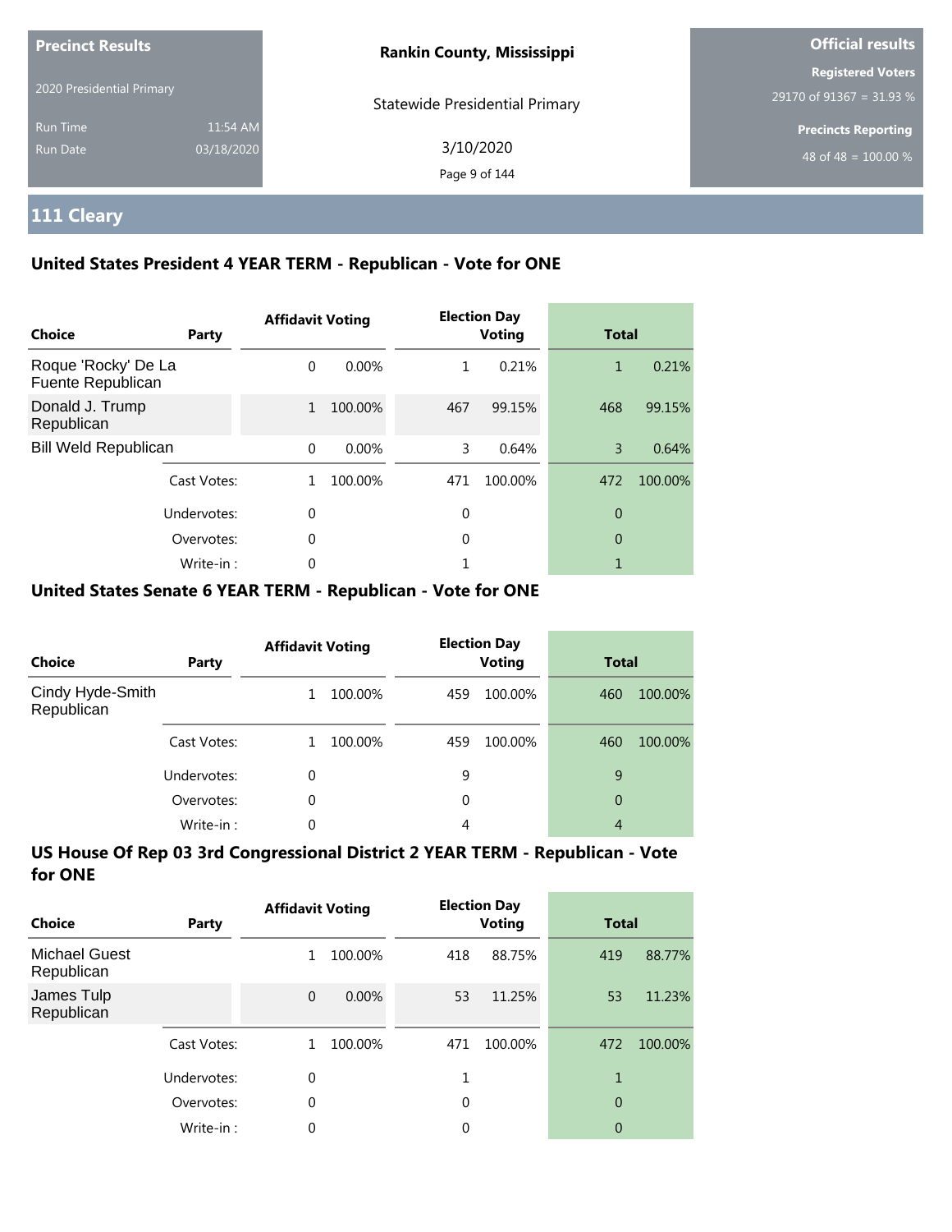**Precinct Results**

2020 Presidential Primary

Run Time 11:54 AM

Run Date 03/18/2020

**Rankin County, Mississippi**

Statewide Presidential Primary

3/10/2020

**Official results**

**Registered Voters**

29170 of 91367 = 31.93 %

**Precincts Reporting**

48 of 48 = 100.00 %

## 111 Cleary

### United States President 4 YEAR TERM - Republican - Vote for ONE

| Choice | Party | Affidavit Voting | | Election Day Voting | | Total | |
|---|---|---|---|---|---|---|---|
| Roque 'Rocky' De La Fuente Republican | | 0 | 0.00% | 1 | 0.21% | 1 | 0.21% |
| Donald J. Trump Republican | | 1 | 100.00% | 467 | 99.15% | 468 | 99.15% |
| Bill Weld Republican | | 0 | 0.00% | 3 | 0.64% | 3 | 0.64% |
| | Cast Votes: | 1 | 100.00% | 471 | 100.00% | 472 | 100.00% |
| | Undervotes: | 0 | | 0 | | 0 | |
| | Overvotes: | 0 | | 0 | | 0 | |
| | Write-in : | 0 | | 1 | | 1 | |

### United States Senate 6 YEAR TERM - Republican - Vote for ONE

| Choice | Party | Affidavit Voting | | Election Day Voting | | Total | |
|---|---|---|---|---|---|---|---|
| Cindy Hyde-Smith Republican | | 1 | 100.00% | 459 | 100.00% | 460 | 100.00% |
| | Cast Votes: | 1 | 100.00% | 459 | 100.00% | 460 | 100.00% |
| | Undervotes: | 0 | | 9 | | 9 | |
| | Overvotes: | 0 | | 0 | | 0 | |
| | Write-in : | 0 | | 4 | | 4 | |

### US House Of Rep 03 3rd Congressional District 2 YEAR TERM - Republican - Vote for ONE

| Choice | Party | Affidavit Voting | | Election Day Voting | | Total | |
|---|---|---|---|---|---|---|---|
| Michael Guest Republican | | 1 | 100.00% | 418 | 88.75% | 419 | 88.77% |
| James Tulp Republican | | 0 | 0.00% | 53 | 11.25% | 53 | 11.23% |
| | Cast Votes: | 1 | 100.00% | 471 | 100.00% | 472 | 100.00% |
| | Undervotes: | 0 | | 1 | | 1 | |
| | Overvotes: | 0 | | 0 | | 0 | |
| | Write-in : | 0 | | 0 | | 0 | |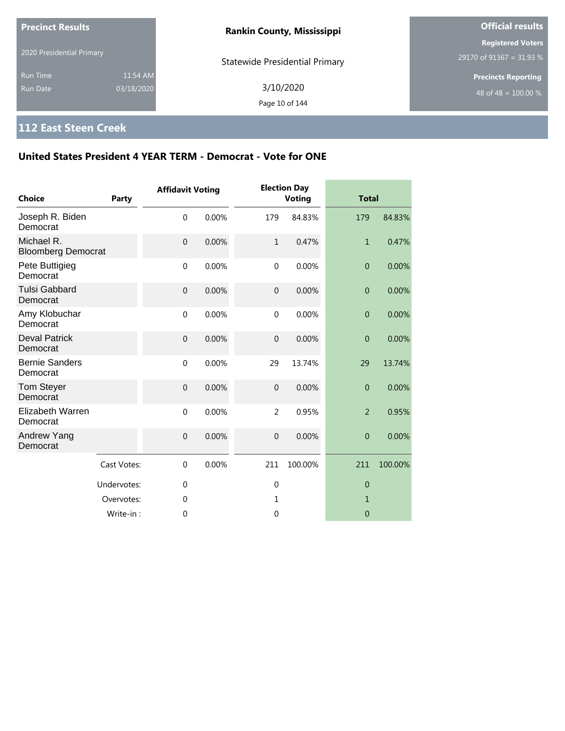**Precinct Results**

2020 Presidential Primary

Run Time 11:54 AM
Run Date 03/18/2020

**Rankin County, Mississippi**

Statewide Presidential Primary

3/10/2020

**Official results**

**Registered Voters**
29170 of 91367 = 31.93 %

**Precincts Reporting**
48 of 48 = 100.00 %

## 112 East Steen Creek

### United States President 4 YEAR TERM - Democrat - Vote for ONE

| Choice | Party | Affidavit Voting | | Election Day Voting | | Total | |
|---|---|---|---|---|---|---|---|
| Joseph R. Biden | Democrat | 0 | 0.00% | 179 | 84.83% | 179 | 84.83% |
| Michael R. Bloomberg | Democrat | 0 | 0.00% | 1 | 0.47% | 1 | 0.47% |
| Pete Buttigieg | Democrat | 0 | 0.00% | 0 | 0.00% | 0 | 0.00% |
| Tulsi Gabbard | Democrat | 0 | 0.00% | 0 | 0.00% | 0 | 0.00% |
| Amy Klobuchar | Democrat | 0 | 0.00% | 0 | 0.00% | 0 | 0.00% |
| Deval Patrick | Democrat | 0 | 0.00% | 0 | 0.00% | 0 | 0.00% |
| Bernie Sanders | Democrat | 0 | 0.00% | 29 | 13.74% | 29 | 13.74% |
| Tom Steyer | Democrat | 0 | 0.00% | 0 | 0.00% | 0 | 0.00% |
| Elizabeth Warren | Democrat | 0 | 0.00% | 2 | 0.95% | 2 | 0.95% |
| Andrew Yang | Democrat | 0 | 0.00% | 0 | 0.00% | 0 | 0.00% |
| | Cast Votes: | 0 | 0.00% | 211 | 100.00% | 211 | 100.00% |
| | Undervotes: | 0 | | 0 | | 0 | |
| | Overvotes: | 0 | | 1 | | 1 | |
| | Write-in : | 0 | | 0 | | 0 | |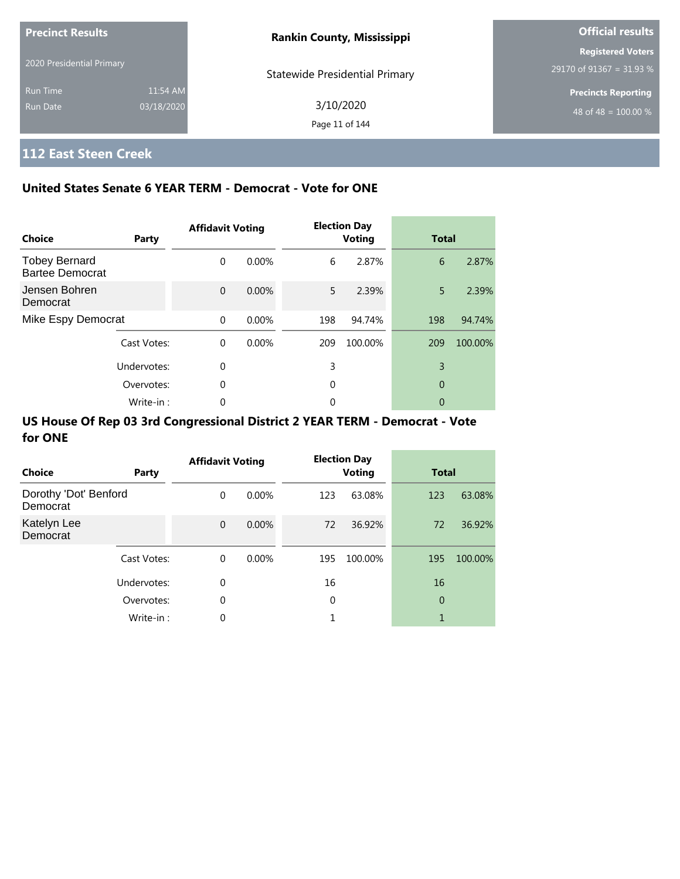**Precinct Results**

2020 Presidential Primary

Run Time 11:54 AM

Run Date 03/18/2020

**Rankin County, Mississippi**

Statewide Presidential Primary

3/10/2020

**Official results**

**Registered Voters**

29170 of 91367 = 31.93 %

**Precincts Reporting**

48 of 48 = 100.00 %

## 112 East Steen Creek

### United States Senate 6 YEAR TERM - Democrat - Vote for ONE

| Choice | Party | Affidavit Voting | | Election Day Voting | | Total | |
|---|---|---|---|---|---|---|---|
| Tobey Bernard Bartee Democrat | | 0 | 0.00% | 6 | 2.87% | 6 | 2.87% |
| Jensen Bohren Democrat | | 0 | 0.00% | 5 | 2.39% | 5 | 2.39% |
| Mike Espy Democrat | | 0 | 0.00% | 198 | 94.74% | 198 | 94.74% |
| | Cast Votes: | 0 | 0.00% | 209 | 100.00% | 209 | 100.00% |
| | Undervotes: | 0 | | 3 | | 3 | |
| | Overvotes: | 0 | | 0 | | 0 | |
| | Write-in : | 0 | | 0 | | 0 | |

### US House Of Rep 03 3rd Congressional District 2 YEAR TERM - Democrat - Vote for ONE

| Choice | Party | Affidavit Voting | | Election Day Voting | | Total | |
|---|---|---|---|---|---|---|---|
| Dorothy 'Dot' Benford Democrat | | 0 | 0.00% | 123 | 63.08% | 123 | 63.08% |
| Katelyn Lee Democrat | | 0 | 0.00% | 72 | 36.92% | 72 | 36.92% |
| | Cast Votes: | 0 | 0.00% | 195 | 100.00% | 195 | 100.00% |
| | Undervotes: | 0 | | 16 | | 16 | |
| | Overvotes: | 0 | | 0 | | 0 | |
| | Write-in : | 0 | | 1 | | 1 | |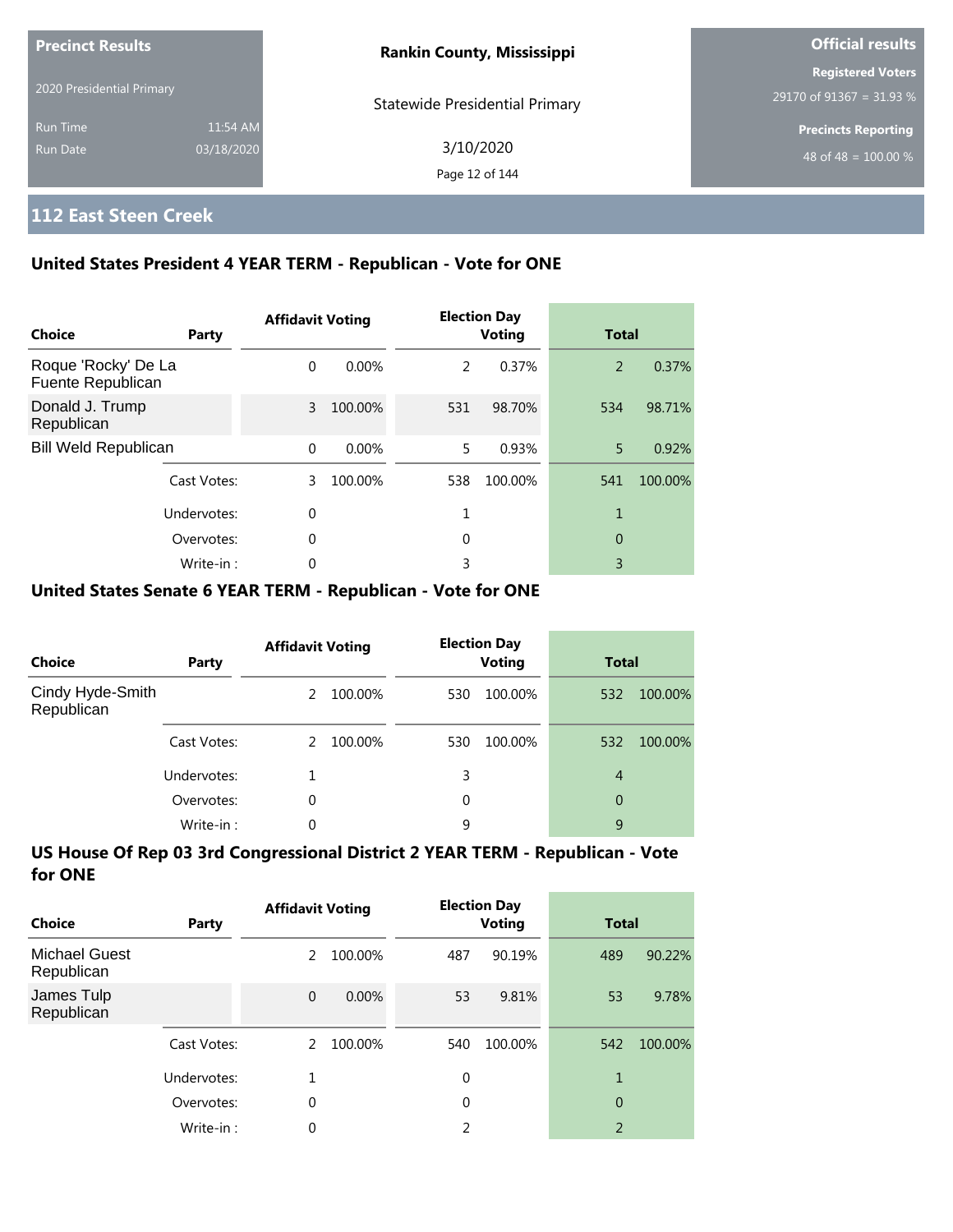| Precinct Results | | Rankin County, Mississippi | Official results |
|---|---|---|---|
| 2020 Presidential Primary | | Statewide Presidential Primary | Registered Voters 29170 of 91367 = 31.93 % |
| Run Time | 11:54 AM | 3/10/2020 | Precincts Reporting |
| Run Date | 03/18/2020 | | 48 of 48 = 100.00 % |

## 112 East Steen Creek

### United States President 4 YEAR TERM - Republican - Vote for ONE

| Choice | Party | Affidavit Voting | | Election Day Voting | | Total | |
|---|---|---|---|---|---|---|---|
| Roque 'Rocky' De La Fuente Republican | | 0 | 0.00% | 2 | 0.37% | 2 | 0.37% |
| Donald J. Trump Republican | | 3 | 100.00% | 531 | 98.70% | 534 | 98.71% |
| Bill Weld Republican | | 0 | 0.00% | 5 | 0.93% | 5 | 0.92% |
| | Cast Votes: | 3 | 100.00% | 538 | 100.00% | 541 | 100.00% |
| | Undervotes: | 0 | | 1 | | 1 | |
| | Overvotes: | 0 | | 0 | | 0 | |
| | Write-in : | 0 | | 3 | | 3 | |

### United States Senate 6 YEAR TERM - Republican - Vote for ONE

| Choice | Party | Affidavit Voting | | Election Day Voting | | Total | |
|---|---|---|---|---|---|---|---|
| Cindy Hyde-Smith Republican | | 2 | 100.00% | 530 | 100.00% | 532 | 100.00% |
| | Cast Votes: | 2 | 100.00% | 530 | 100.00% | 532 | 100.00% |
| | Undervotes: | 1 | | 3 | | 4 | |
| | Overvotes: | 0 | | 0 | | 0 | |
| | Write-in : | 0 | | 9 | | 9 | |

### US House Of Rep 03 3rd Congressional District 2 YEAR TERM - Republican - Vote for ONE

| Choice | Party | Affidavit Voting | | Election Day Voting | | Total | |
|---|---|---|---|---|---|---|---|
| Michael Guest Republican | | 2 | 100.00% | 487 | 90.19% | 489 | 90.22% |
| James Tulp Republican | | 0 | 0.00% | 53 | 9.81% | 53 | 9.78% |
| | Cast Votes: | 2 | 100.00% | 540 | 100.00% | 542 | 100.00% |
| | Undervotes: | 1 | | 0 | | 1 | |
| | Overvotes: | 0 | | 0 | | 0 | |
| | Write-in : | 0 | | 2 | | 2 | |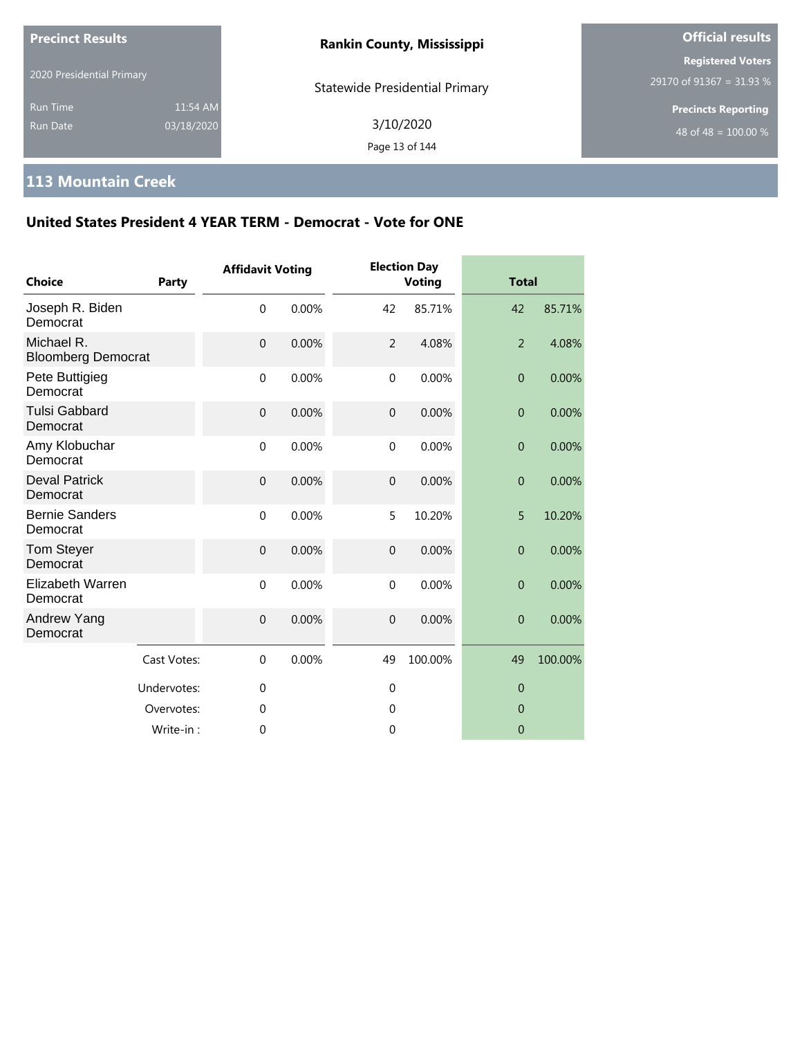**Precinct Results**

2020 Presidential Primary

Run Time 11:54 AM

Run Date 03/18/2020

**Rankin County, Mississippi**

Statewide Presidential Primary

3/10/2020

**Official results**

**Registered Voters**

29170 of 91367 = 31.93 %

**Precincts Reporting**

48 of 48 = 100.00 %

## 113 Mountain Creek

### United States President 4 YEAR TERM - Democrat - Vote for ONE

| Choice | Party | Affidavit Voting | | Election Day Voting | | Total | |
|---|---|---|---|---|---|---|---|
| Joseph R. Biden | Democrat | 0 | 0.00% | 42 | 85.71% | 42 | 85.71% |
| Michael R. Bloomberg | Democrat | 0 | 0.00% | 2 | 4.08% | 2 | 4.08% |
| Pete Buttigieg | Democrat | 0 | 0.00% | 0 | 0.00% | 0 | 0.00% |
| Tulsi Gabbard | Democrat | 0 | 0.00% | 0 | 0.00% | 0 | 0.00% |
| Amy Klobuchar | Democrat | 0 | 0.00% | 0 | 0.00% | 0 | 0.00% |
| Deval Patrick | Democrat | 0 | 0.00% | 0 | 0.00% | 0 | 0.00% |
| Bernie Sanders | Democrat | 0 | 0.00% | 5 | 10.20% | 5 | 10.20% |
| Tom Steyer | Democrat | 0 | 0.00% | 0 | 0.00% | 0 | 0.00% |
| Elizabeth Warren | Democrat | 0 | 0.00% | 0 | 0.00% | 0 | 0.00% |
| Andrew Yang | Democrat | 0 | 0.00% | 0 | 0.00% | 0 | 0.00% |
| | Cast Votes: | 0 | 0.00% | 49 | 100.00% | 49 | 100.00% |
| | Undervotes: | 0 | | 0 | | 0 | |
| | Overvotes: | 0 | | 0 | | 0 | |
| | Write-in : | 0 | | 0 | | 0 | |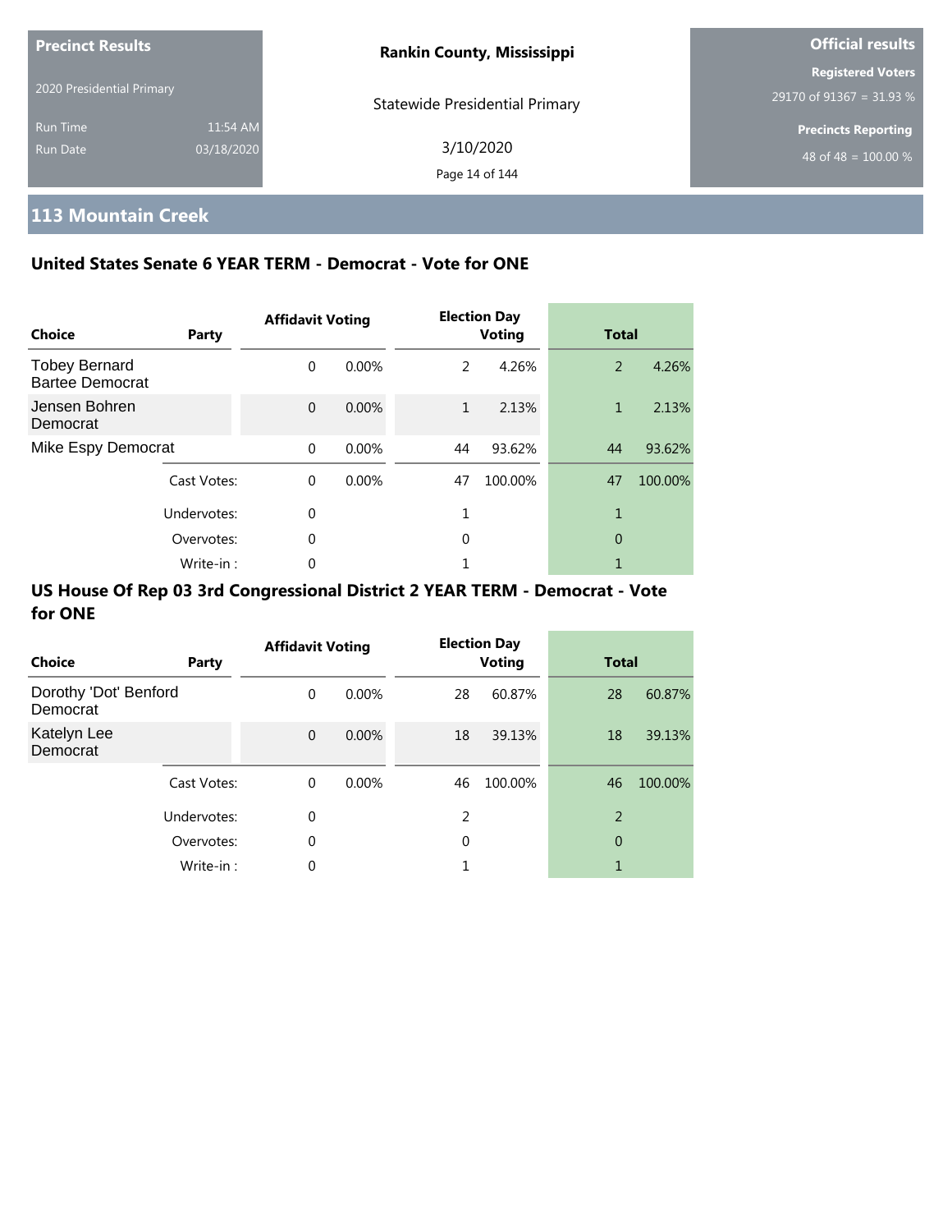Precinct Results

2020 Presidential Primary

Run Time 11:54 AM

Run Date 03/18/2020

**Rankin County, Mississippi**

Statewide Presidential Primary

3/10/2020

**Official results**

**Registered Voters**

29170 of 91367 = 31.93 %

**Precincts Reporting**

48 of 48 = 100.00 %

## 113 Mountain Creek

### United States Senate 6 YEAR TERM - Democrat - Vote for ONE

| Choice | Party | Affidavit Voting | | Election Day Voting | | Total | |
|---|---|---|---|---|---|---|---|
| Tobey Bernard Bartee Democrat | | 0 | 0.00% | 2 | 4.26% | 2 | 4.26% |
| Jensen Bohren Democrat | | 0 | 0.00% | 1 | 2.13% | 1 | 2.13% |
| Mike Espy Democrat | | 0 | 0.00% | 44 | 93.62% | 44 | 93.62% |
| | Cast Votes: | 0 | 0.00% | 47 | 100.00% | 47 | 100.00% |
| | Undervotes: | 0 | | 1 | | 1 | |
| | Overvotes: | 0 | | 0 | | 0 | |
| | Write-in : | 0 | | 1 | | 1 | |

### US House Of Rep 03 3rd Congressional District 2 YEAR TERM - Democrat - Vote for ONE

| Choice | Party | Affidavit Voting | | Election Day Voting | | Total | |
|---|---|---|---|---|---|---|---|
| Dorothy 'Dot' Benford Democrat | | 0 | 0.00% | 28 | 60.87% | 28 | 60.87% |
| Katelyn Lee Democrat | | 0 | 0.00% | 18 | 39.13% | 18 | 39.13% |
| | Cast Votes: | 0 | 0.00% | 46 | 100.00% | 46 | 100.00% |
| | Undervotes: | 0 | | 2 | | 2 | |
| | Overvotes: | 0 | | 0 | | 0 | |
| | Write-in : | 0 | | 1 | | 1 | |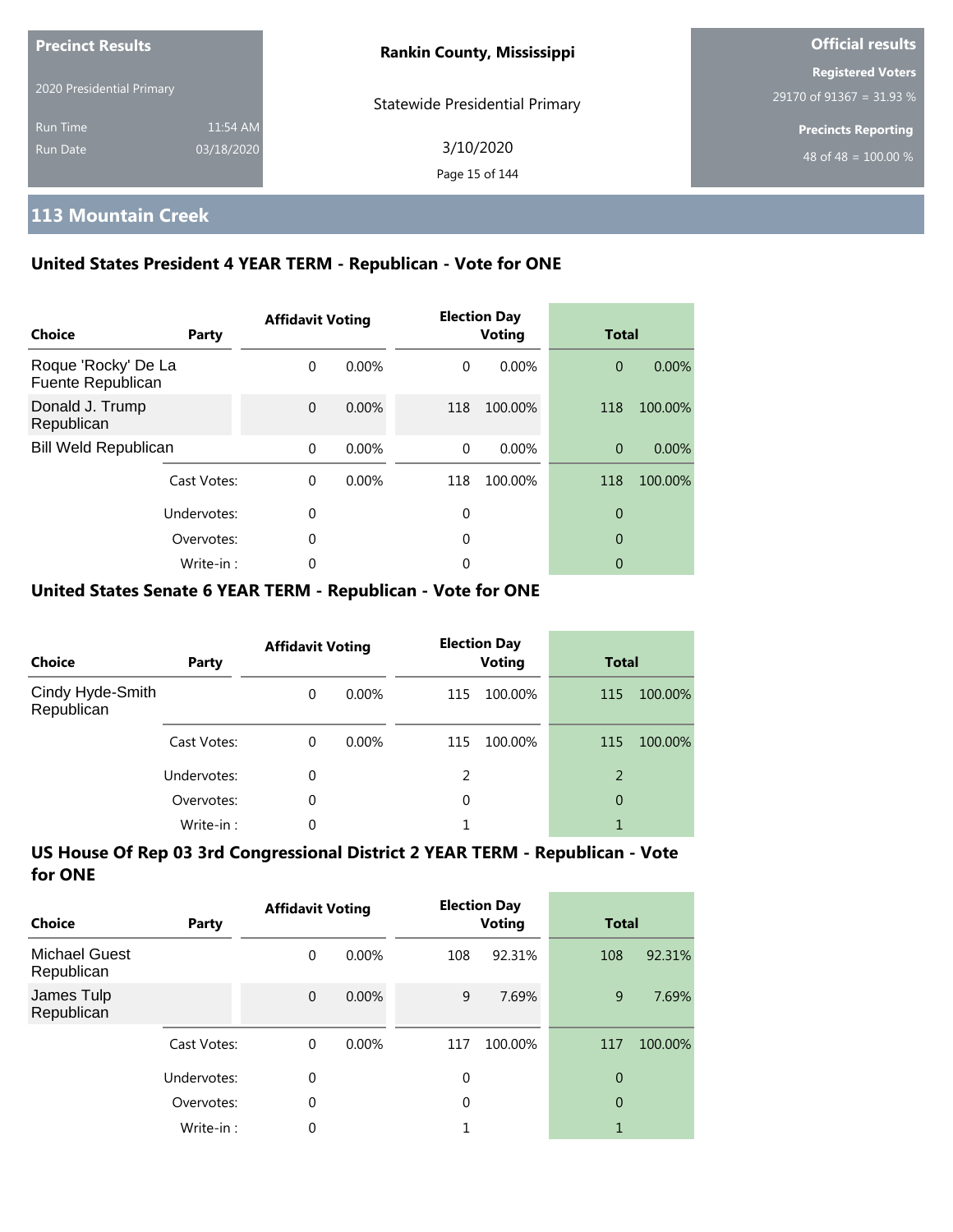| Precinct Results | | Rankin County, Mississippi | Official results |
|---|---|---|---|
| 2020 Presidential Primary | | Statewide Presidential Primary | Registered Voters |
| Run Time | 11:54 AM | 3/10/2020 | 29170 of 91367 = 31.93 % |
| Run Date | 03/18/2020 | | Precincts Reporting |
| | | | 48 of 48 = 100.00 % |

## 113 Mountain Creek

### United States President 4 YEAR TERM - Republican - Vote for ONE

| Choice | Party | Affidavit Voting | | Election Day Voting | | Total | |
|---|---|---|---|---|---|---|---|
| Roque 'Rocky' De La Fuente Republican | | 0 | 0.00% | 0 | 0.00% | 0 | 0.00% |
| Donald J. Trump Republican | | 0 | 0.00% | 118 | 100.00% | 118 | 100.00% |
| Bill Weld Republican | | 0 | 0.00% | 0 | 0.00% | 0 | 0.00% |
| | Cast Votes: | 0 | 0.00% | 118 | 100.00% | 118 | 100.00% |
| | Undervotes: | 0 | | 0 | | 0 | |
| | Overvotes: | 0 | | 0 | | 0 | |
| | Write-in : | 0 | | 0 | | 0 | |

### United States Senate 6 YEAR TERM - Republican - Vote for ONE

| Choice | Party | Affidavit Voting | | Election Day Voting | | Total | |
|---|---|---|---|---|---|---|---|
| Cindy Hyde-Smith Republican | | 0 | 0.00% | 115 | 100.00% | 115 | 100.00% |
| | Cast Votes: | 0 | 0.00% | 115 | 100.00% | 115 | 100.00% |
| | Undervotes: | 0 | | 2 | | 2 | |
| | Overvotes: | 0 | | 0 | | 0 | |
| | Write-in : | 0 | | 1 | | 1 | |

### US House Of Rep 03 3rd Congressional District 2 YEAR TERM - Republican - Vote for ONE

| Choice | Party | Affidavit Voting | | Election Day Voting | | Total | |
|---|---|---|---|---|---|---|---|
| Michael Guest Republican | | 0 | 0.00% | 108 | 92.31% | 108 | 92.31% |
| James Tulp Republican | | 0 | 0.00% | 9 | 7.69% | 9 | 7.69% |
| | Cast Votes: | 0 | 0.00% | 117 | 100.00% | 117 | 100.00% |
| | Undervotes: | 0 | | 0 | | 0 | |
| | Overvotes: | 0 | | 0 | | 0 | |
| | Write-in : | 0 | | 1 | | 1 | |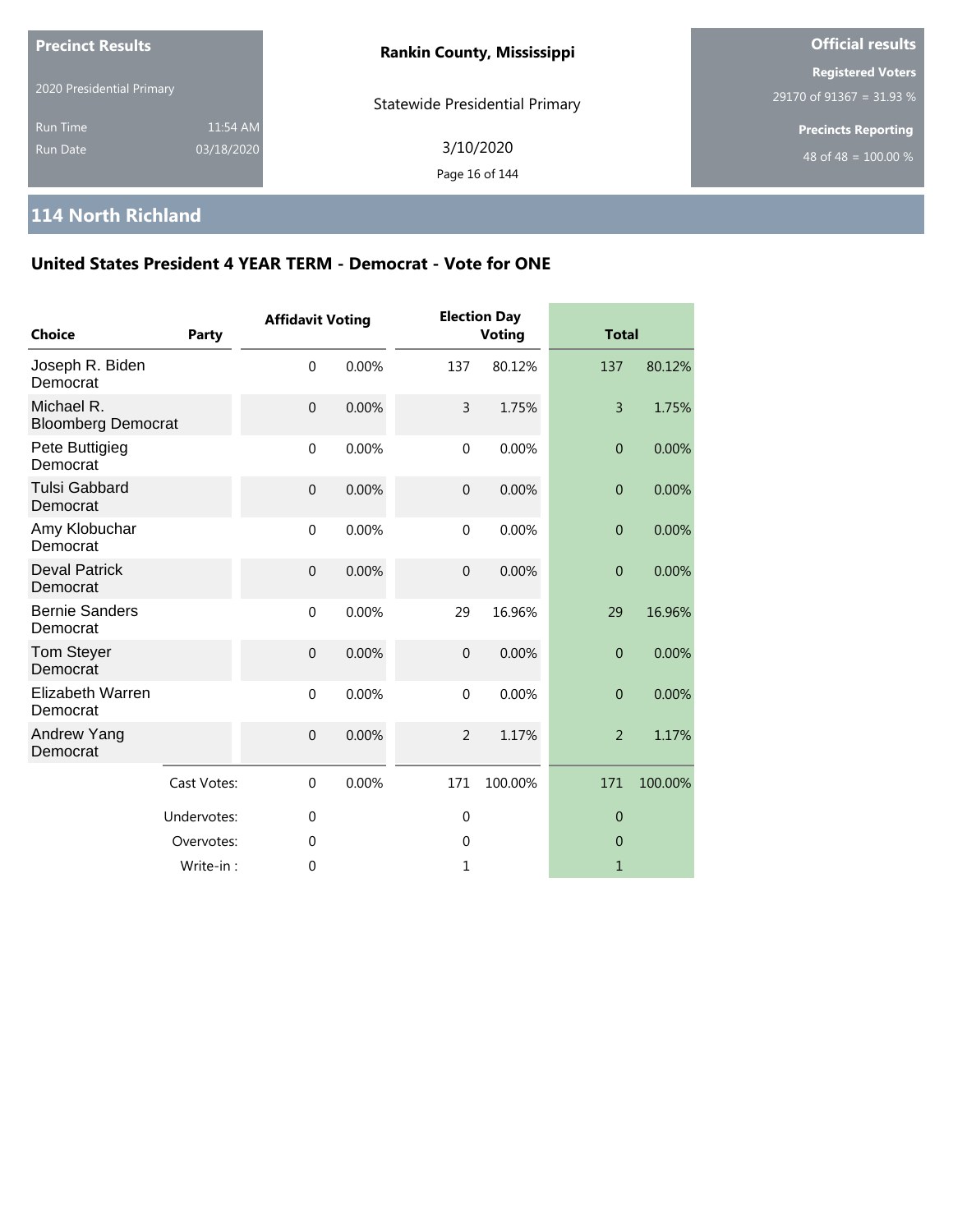**Precinct Results**

2020 Presidential Primary

Run Time 11:54 AM
Run Date 03/18/2020

**Rankin County, Mississippi**

Statewide Presidential Primary

3/10/2020

**Official results**

**Registered Voters**
29170 of 91367 = 31.93 %

**Precincts Reporting**
48 of 48 = 100.00 %

## 114 North Richland

### United States President 4 YEAR TERM - Democrat - Vote for ONE

| Choice | Party | Affidavit Voting | | Election Day Voting | | Total | |
|---|---|---|---|---|---|---|---|
| Joseph R. Biden Democrat | | 0 | 0.00% | 137 | 80.12% | 137 | 80.12% |
| Michael R. Bloomberg Democrat | | 0 | 0.00% | 3 | 1.75% | 3 | 1.75% |
| Pete Buttigieg Democrat | | 0 | 0.00% | 0 | 0.00% | 0 | 0.00% |
| Tulsi Gabbard Democrat | | 0 | 0.00% | 0 | 0.00% | 0 | 0.00% |
| Amy Klobuchar Democrat | | 0 | 0.00% | 0 | 0.00% | 0 | 0.00% |
| Deval Patrick Democrat | | 0 | 0.00% | 0 | 0.00% | 0 | 0.00% |
| Bernie Sanders Democrat | | 0 | 0.00% | 29 | 16.96% | 29 | 16.96% |
| Tom Steyer Democrat | | 0 | 0.00% | 0 | 0.00% | 0 | 0.00% |
| Elizabeth Warren Democrat | | 0 | 0.00% | 0 | 0.00% | 0 | 0.00% |
| Andrew Yang Democrat | | 0 | 0.00% | 2 | 1.17% | 2 | 1.17% |
| | Cast Votes: | 0 | 0.00% | 171 | 100.00% | 171 | 100.00% |
| | Undervotes: | 0 | | 0 | | 0 | |
| | Overvotes: | 0 | | 0 | | 0 | |
| | Write-in : | 0 | | 1 | | 1 | |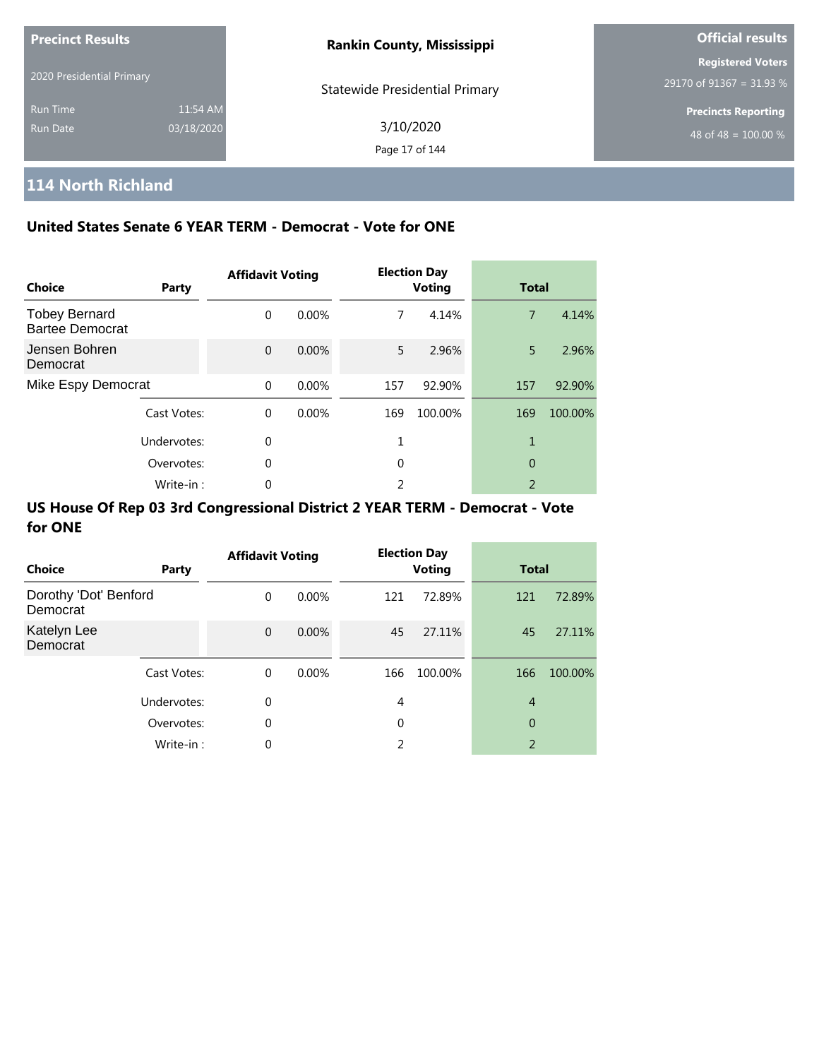**Precinct Results**

2020 Presidential Primary

Run Time 11:54 AM
Run Date 03/18/2020

**Rankin County, Mississippi**

Statewide Presidential Primary

3/10/2020

**Official results**

**Registered Voters**
29170 of 91367 = 31.93 %

**Precincts Reporting**
48 of 48 = 100.00 %

## 114 North Richland

### United States Senate 6 YEAR TERM - Democrat - Vote for ONE

| Choice | Party | Affidavit Voting | | Election Day Voting | | Total | |
|---|---|---|---|---|---|---|---|
| Tobey Bernard Bartee Democrat | | 0 | 0.00% | 7 | 4.14% | 7 | 4.14% |
| Jensen Bohren Democrat | | 0 | 0.00% | 5 | 2.96% | 5 | 2.96% |
| Mike Espy Democrat | | 0 | 0.00% | 157 | 92.90% | 157 | 92.90% |
| | Cast Votes: | 0 | 0.00% | 169 | 100.00% | 169 | 100.00% |
| | Undervotes: | 0 | | 1 | | 1 | |
| | Overvotes: | 0 | | 0 | | 0 | |
| | Write-in : | 0 | | 2 | | 2 | |

### US House Of Rep 03 3rd Congressional District 2 YEAR TERM - Democrat - Vote for ONE

| Choice | Party | Affidavit Voting | | Election Day Voting | | Total | |
|---|---|---|---|---|---|---|---|
| Dorothy 'Dot' Benford Democrat | | 0 | 0.00% | 121 | 72.89% | 121 | 72.89% |
| Katelyn Lee Democrat | | 0 | 0.00% | 45 | 27.11% | 45 | 27.11% |
| | Cast Votes: | 0 | 0.00% | 166 | 100.00% | 166 | 100.00% |
| | Undervotes: | 0 | | 4 | | 4 | |
| | Overvotes: | 0 | | 0 | | 0 | |
| | Write-in : | 0 | | 2 | | 2 | |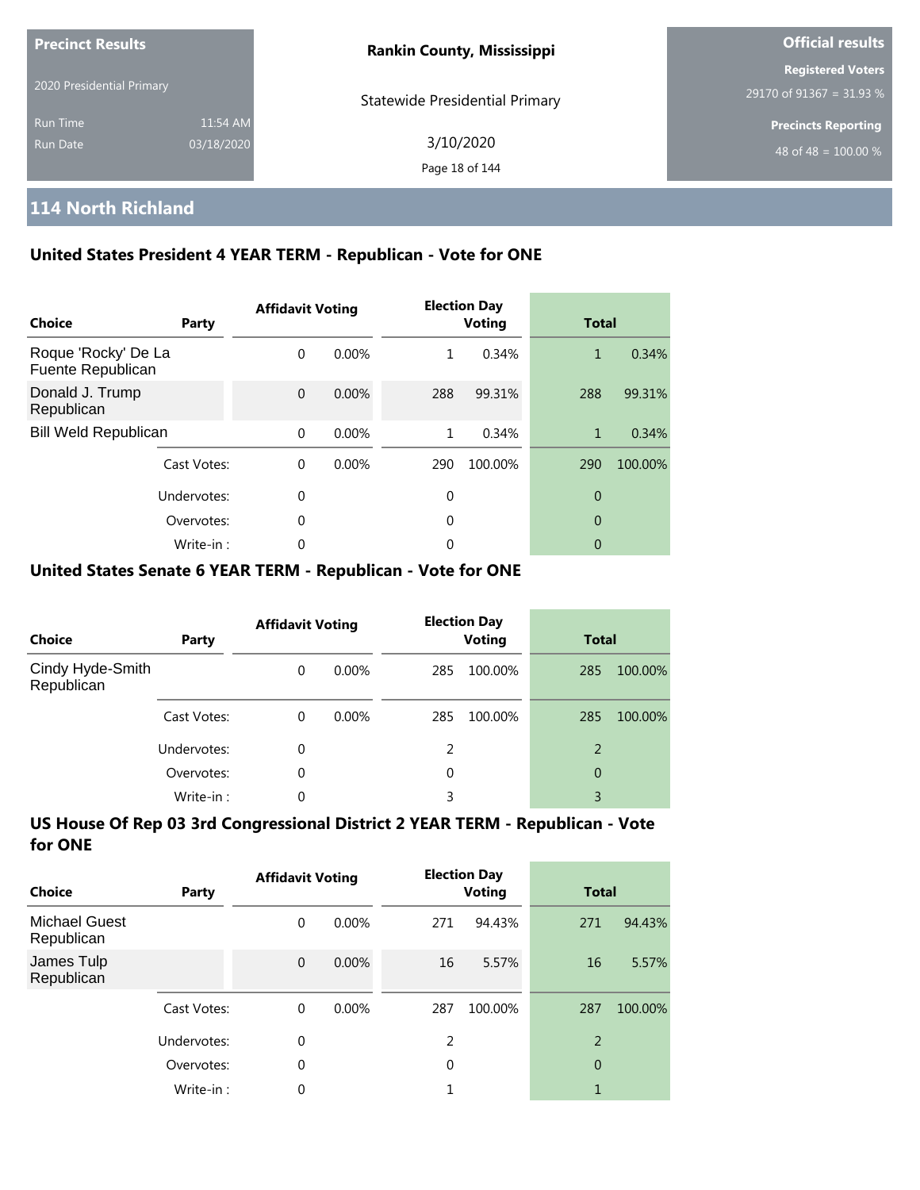**Precinct Results**

2020 Presidential Primary

Run Time 11:54 AM

Run Date 03/18/2020

**Rankin County, Mississippi**

Statewide Presidential Primary

3/10/2020

**Official results**

**Registered Voters**

29170 of 91367 = 31.93 %

**Precincts Reporting**

48 of 48 = 100.00 %

## 114 North Richland

### United States President 4 YEAR TERM - Republican - Vote for ONE

| Choice | Party | Affidavit Voting | | Election Day Voting | | Total | |
|---|---|---|---|---|---|---|---|
| Roque 'Rocky' De La Fuente Republican | | 0 | 0.00% | 1 | 0.34% | 1 | 0.34% |
| Donald J. Trump Republican | | 0 | 0.00% | 288 | 99.31% | 288 | 99.31% |
| Bill Weld Republican | | 0 | 0.00% | 1 | 0.34% | 1 | 0.34% |
| | Cast Votes: | 0 | 0.00% | 290 | 100.00% | 290 | 100.00% |
| | Undervotes: | 0 | | 0 | | 0 | |
| | Overvotes: | 0 | | 0 | | 0 | |
| | Write-in : | 0 | | 0 | | 0 | |

### United States Senate 6 YEAR TERM - Republican - Vote for ONE

| Choice | Party | Affidavit Voting | | Election Day Voting | | Total | |
|---|---|---|---|---|---|---|---|
| Cindy Hyde-Smith Republican | | 0 | 0.00% | 285 | 100.00% | 285 | 100.00% |
| | Cast Votes: | 0 | 0.00% | 285 | 100.00% | 285 | 100.00% |
| | Undervotes: | 0 | | 2 | | 2 | |
| | Overvotes: | 0 | | 0 | | 0 | |
| | Write-in : | 0 | | 3 | | 3 | |

### US House Of Rep 03 3rd Congressional District 2 YEAR TERM - Republican - Vote for ONE

| Choice | Party | Affidavit Voting | | Election Day Voting | | Total | |
|---|---|---|---|---|---|---|---|
| Michael Guest Republican | | 0 | 0.00% | 271 | 94.43% | 271 | 94.43% |
| James Tulp Republican | | 0 | 0.00% | 16 | 5.57% | 16 | 5.57% |
| | Cast Votes: | 0 | 0.00% | 287 | 100.00% | 287 | 100.00% |
| | Undervotes: | 0 | | 2 | | 2 | |
| | Overvotes: | 0 | | 0 | | 0 | |
| | Write-in : | 0 | | 1 | | 1 | |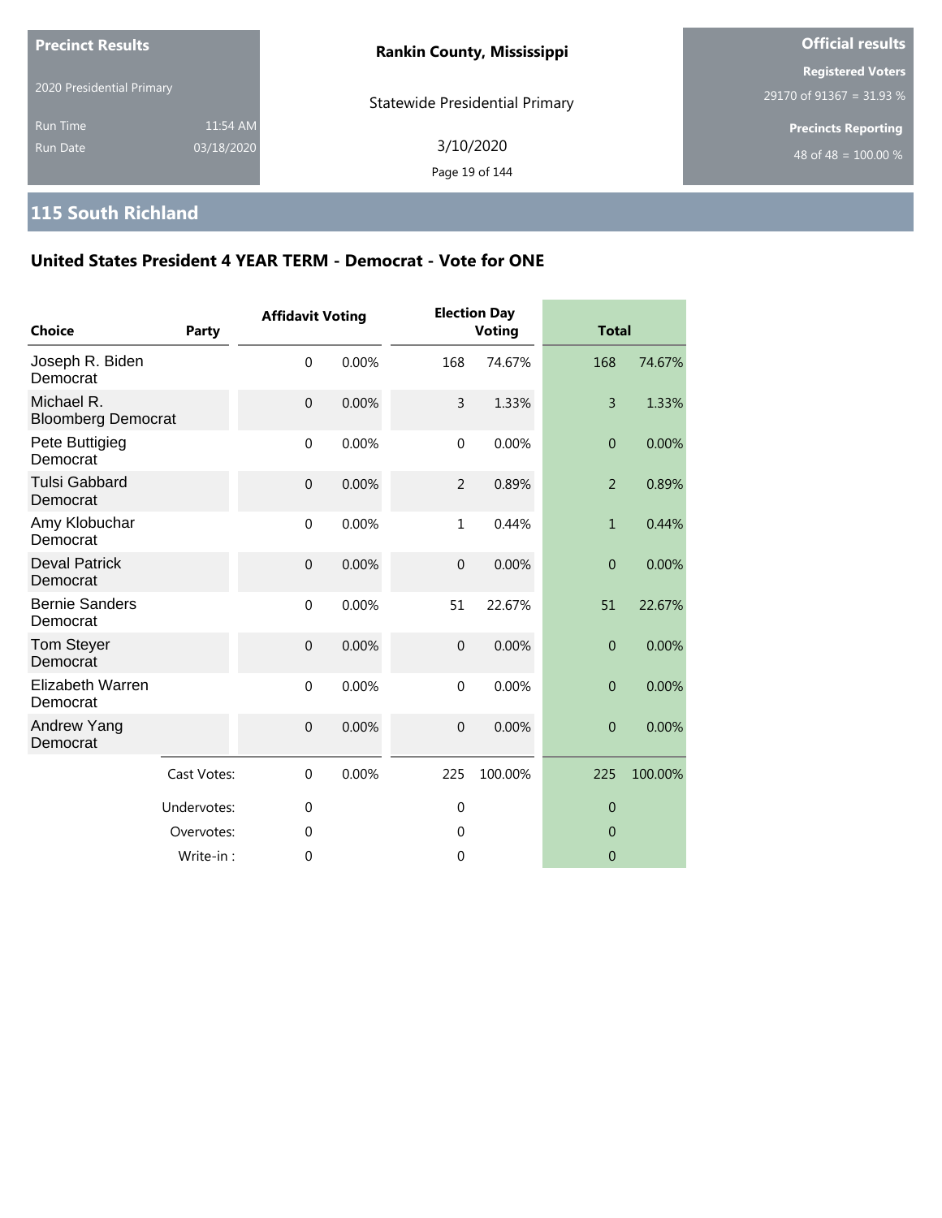**Precinct Results**

2020 Presidential Primary

Run Time 11:54 AM
Run Date 03/18/2020

**Rankin County, Mississippi**

Statewide Presidential Primary

3/10/2020

**Official results**

**Registered Voters**
29170 of 91367 = 31.93 %

**Precincts Reporting**
48 of 48 = 100.00 %

## 115 South Richland

### United States President 4 YEAR TERM - Democrat - Vote for ONE

| Choice | Party | Affidavit Voting | | Election Day Voting | | Total | |
|---|---|---|---|---|---|---|---|
| Joseph R. Biden | Democrat | 0 | 0.00% | 168 | 74.67% | 168 | 74.67% |
| Michael R. Bloomberg | Democrat | 0 | 0.00% | 3 | 1.33% | 3 | 1.33% |
| Pete Buttigieg | Democrat | 0 | 0.00% | 0 | 0.00% | 0 | 0.00% |
| Tulsi Gabbard | Democrat | 0 | 0.00% | 2 | 0.89% | 2 | 0.89% |
| Amy Klobuchar | Democrat | 0 | 0.00% | 1 | 0.44% | 1 | 0.44% |
| Deval Patrick | Democrat | 0 | 0.00% | 0 | 0.00% | 0 | 0.00% |
| Bernie Sanders | Democrat | 0 | 0.00% | 51 | 22.67% | 51 | 22.67% |
| Tom Steyer | Democrat | 0 | 0.00% | 0 | 0.00% | 0 | 0.00% |
| Elizabeth Warren | Democrat | 0 | 0.00% | 0 | 0.00% | 0 | 0.00% |
| Andrew Yang | Democrat | 0 | 0.00% | 0 | 0.00% | 0 | 0.00% |
| | Cast Votes: | 0 | 0.00% | 225 | 100.00% | 225 | 100.00% |
| | Undervotes: | 0 | | 0 | | 0 | |
| | Overvotes: | 0 | | 0 | | 0 | |
| | Write-in : | 0 | | 0 | | 0 | |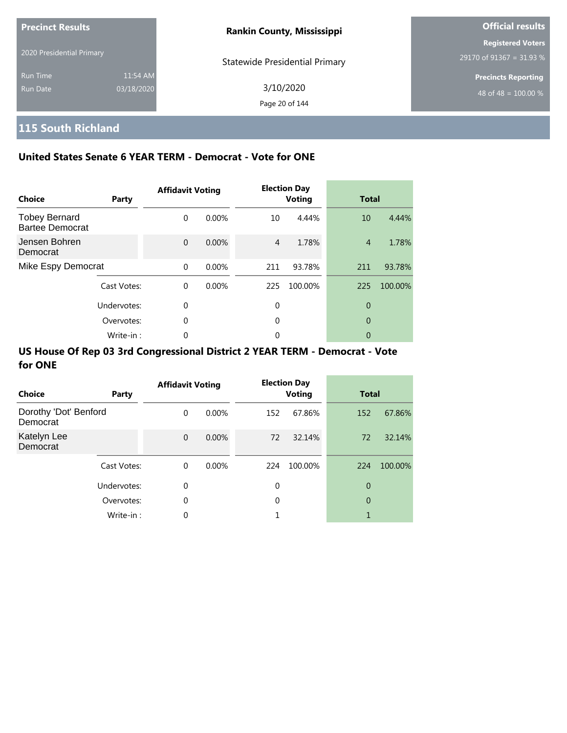Precinct Results

2020 Presidential Primary

Run Time 11:54 AM

Run Date 03/18/2020

**Rankin County, Mississippi**

Statewide Presidential Primary

3/10/2020

**Official results**

**Registered Voters**

29170 of 91367 = 31.93 %

**Precincts Reporting**

48 of 48 = 100.00 %

# 115 South Richland

## United States Senate 6 YEAR TERM - Democrat - Vote for ONE

| Choice | Party | Affidavit Voting | | Election Day Voting | | Total | |
|---|---|---|---|---|---|---|---|
| Tobey Bernard Bartee Democrat | | 0 | 0.00% | 10 | 4.44% | 10 | 4.44% |
| Jensen Bohren Democrat | | 0 | 0.00% | 4 | 1.78% | 4 | 1.78% |
| Mike Espy Democrat | | 0 | 0.00% | 211 | 93.78% | 211 | 93.78% |
| | Cast Votes: | 0 | 0.00% | 225 | 100.00% | 225 | 100.00% |
| | Undervotes: | 0 | | 0 | | 0 | |
| | Overvotes: | 0 | | 0 | | 0 | |
| | Write-in : | 0 | | 0 | | 0 | |

## US House Of Rep 03 3rd Congressional District 2 YEAR TERM - Democrat - Vote for ONE

| Choice | Party | Affidavit Voting | | Election Day Voting | | Total | |
|---|---|---|---|---|---|---|---|
| Dorothy 'Dot' Benford Democrat | | 0 | 0.00% | 152 | 67.86% | 152 | 67.86% |
| Katelyn Lee Democrat | | 0 | 0.00% | 72 | 32.14% | 72 | 32.14% |
| | Cast Votes: | 0 | 0.00% | 224 | 100.00% | 224 | 100.00% |
| | Undervotes: | 0 | | 0 | | 0 | |
| | Overvotes: | 0 | | 0 | | 0 | |
| | Write-in : | 0 | | 1 | | 1 | |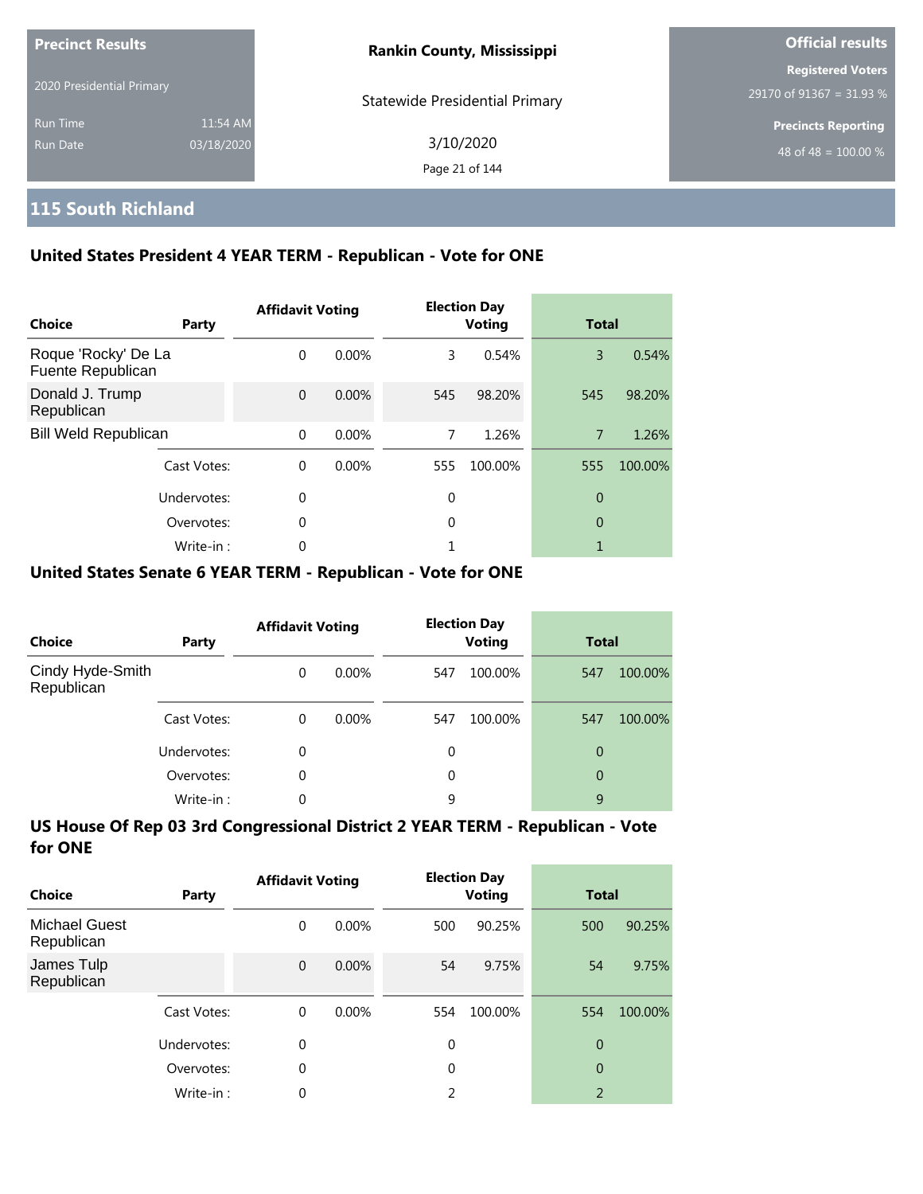| Precinct Results | |
|---|---|
| 2020 Presidential Primary | |
| Run Time | 11:54 AM |
| Run Date | 03/18/2020 |

**Rankin County, Mississippi**

Statewide Presidential Primary

3/10/2020

| Official results |
|---|
| Registered Voters |
| 29170 of 91367 = 31.93 % |
| Precincts Reporting |
| 48 of 48 = 100.00 % |

## 115 South Richland

### United States President 4 YEAR TERM - Republican - Vote for ONE

| Choice | Party | Affidavit Voting | | Election Day Voting | | Total | |
|---|---|---|---|---|---|---|---|
| Roque 'Rocky' De La Fuente Republican | | 0 | 0.00% | 3 | 0.54% | 3 | 0.54% |
| Donald J. Trump Republican | | 0 | 0.00% | 545 | 98.20% | 545 | 98.20% |
| Bill Weld Republican | | 0 | 0.00% | 7 | 1.26% | 7 | 1.26% |
| | Cast Votes: | 0 | 0.00% | 555 | 100.00% | 555 | 100.00% |
| | Undervotes: | 0 | | 0 | | 0 | |
| | Overvotes: | 0 | | 0 | | 0 | |
| | Write-in : | 0 | | 1 | | 1 | |

### United States Senate 6 YEAR TERM - Republican - Vote for ONE

| Choice | Party | Affidavit Voting | | Election Day Voting | | Total | |
|---|---|---|---|---|---|---|---|
| Cindy Hyde-Smith Republican | | 0 | 0.00% | 547 | 100.00% | 547 | 100.00% |
| | Cast Votes: | 0 | 0.00% | 547 | 100.00% | 547 | 100.00% |
| | Undervotes: | 0 | | 0 | | 0 | |
| | Overvotes: | 0 | | 0 | | 0 | |
| | Write-in : | 0 | | 9 | | 9 | |

### US House Of Rep 03 3rd Congressional District 2 YEAR TERM - Republican - Vote for ONE

| Choice | Party | Affidavit Voting | | Election Day Voting | | Total | |
|---|---|---|---|---|---|---|---|
| Michael Guest Republican | | 0 | 0.00% | 500 | 90.25% | 500 | 90.25% |
| James Tulp Republican | | 0 | 0.00% | 54 | 9.75% | 54 | 9.75% |
| | Cast Votes: | 0 | 0.00% | 554 | 100.00% | 554 | 100.00% |
| | Undervotes: | 0 | | 0 | | 0 | |
| | Overvotes: | 0 | | 0 | | 0 | |
| | Write-in : | 0 | | 2 | | 2 | |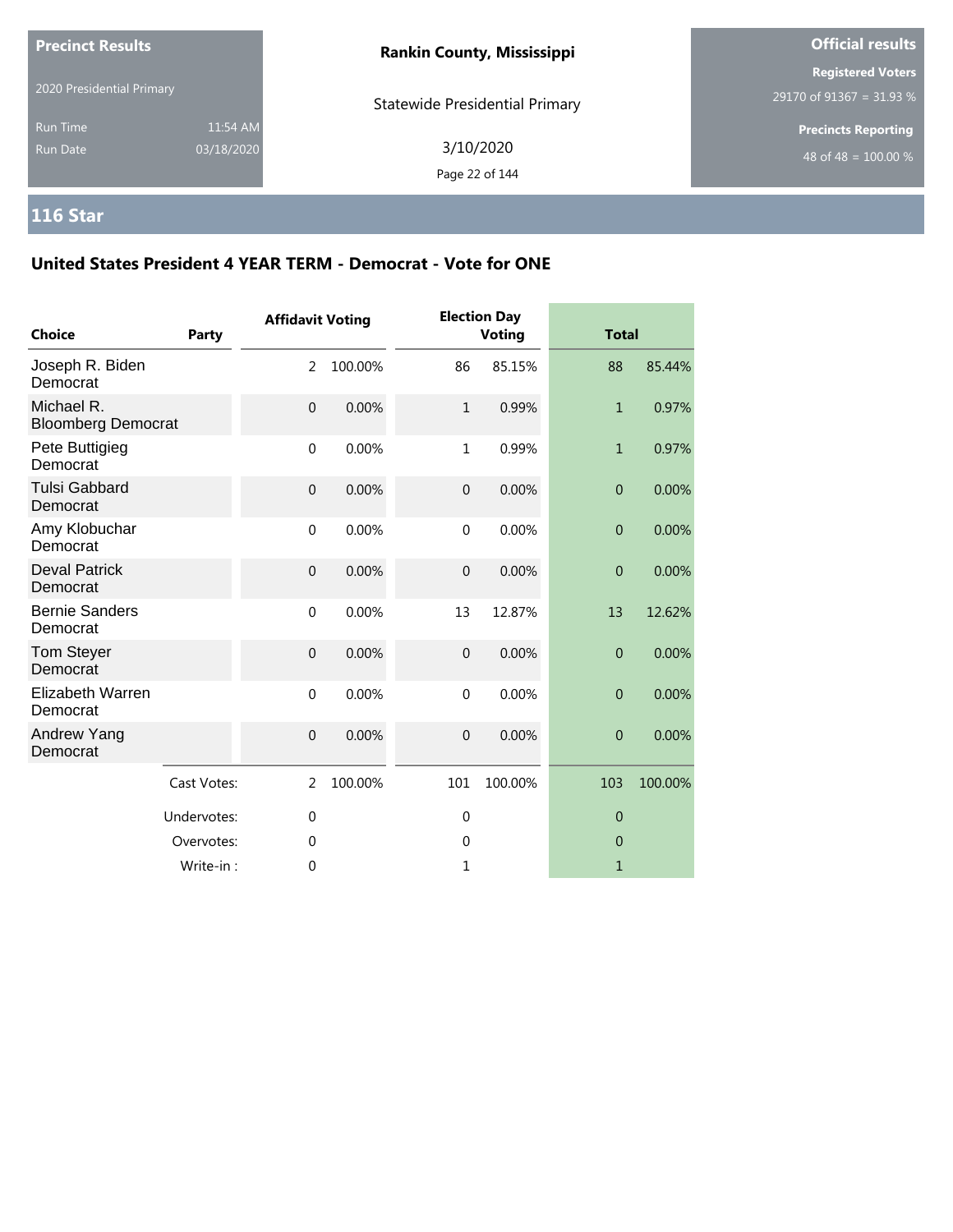**Precinct Results**

2020 Presidential Primary

Run Time 11:54 AM
Run Date 03/18/2020

**Rankin County, Mississippi**

Statewide Presidential Primary

3/10/2020

**Official results**

**Registered Voters**
29170 of 91367 = 31.93 %

**Precincts Reporting**
48 of 48 = 100.00 %

## 116 Star

### United States President 4 YEAR TERM - Democrat - Vote for ONE

| Choice | Party | Affidavit Voting | | Election Day Voting | | Total | |
|---|---|---|---|---|---|---|---|
| Joseph R. Biden | Democrat | 2 | 100.00% | 86 | 85.15% | 88 | 85.44% |
| Michael R. Bloomberg | Democrat | 0 | 0.00% | 1 | 0.99% | 1 | 0.97% |
| Pete Buttigieg | Democrat | 0 | 0.00% | 1 | 0.99% | 1 | 0.97% |
| Tulsi Gabbard | Democrat | 0 | 0.00% | 0 | 0.00% | 0 | 0.00% |
| Amy Klobuchar | Democrat | 0 | 0.00% | 0 | 0.00% | 0 | 0.00% |
| Deval Patrick | Democrat | 0 | 0.00% | 0 | 0.00% | 0 | 0.00% |
| Bernie Sanders | Democrat | 0 | 0.00% | 13 | 12.87% | 13 | 12.62% |
| Tom Steyer | Democrat | 0 | 0.00% | 0 | 0.00% | 0 | 0.00% |
| Elizabeth Warren | Democrat | 0 | 0.00% | 0 | 0.00% | 0 | 0.00% |
| Andrew Yang | Democrat | 0 | 0.00% | 0 | 0.00% | 0 | 0.00% |
| | Cast Votes: | 2 | 100.00% | 101 | 100.00% | 103 | 100.00% |
| | Undervotes: | 0 | | 0 | | 0 | |
| | Overvotes: | 0 | | 0 | | 0 | |
| | Write-in : | 0 | | 1 | | 1 | |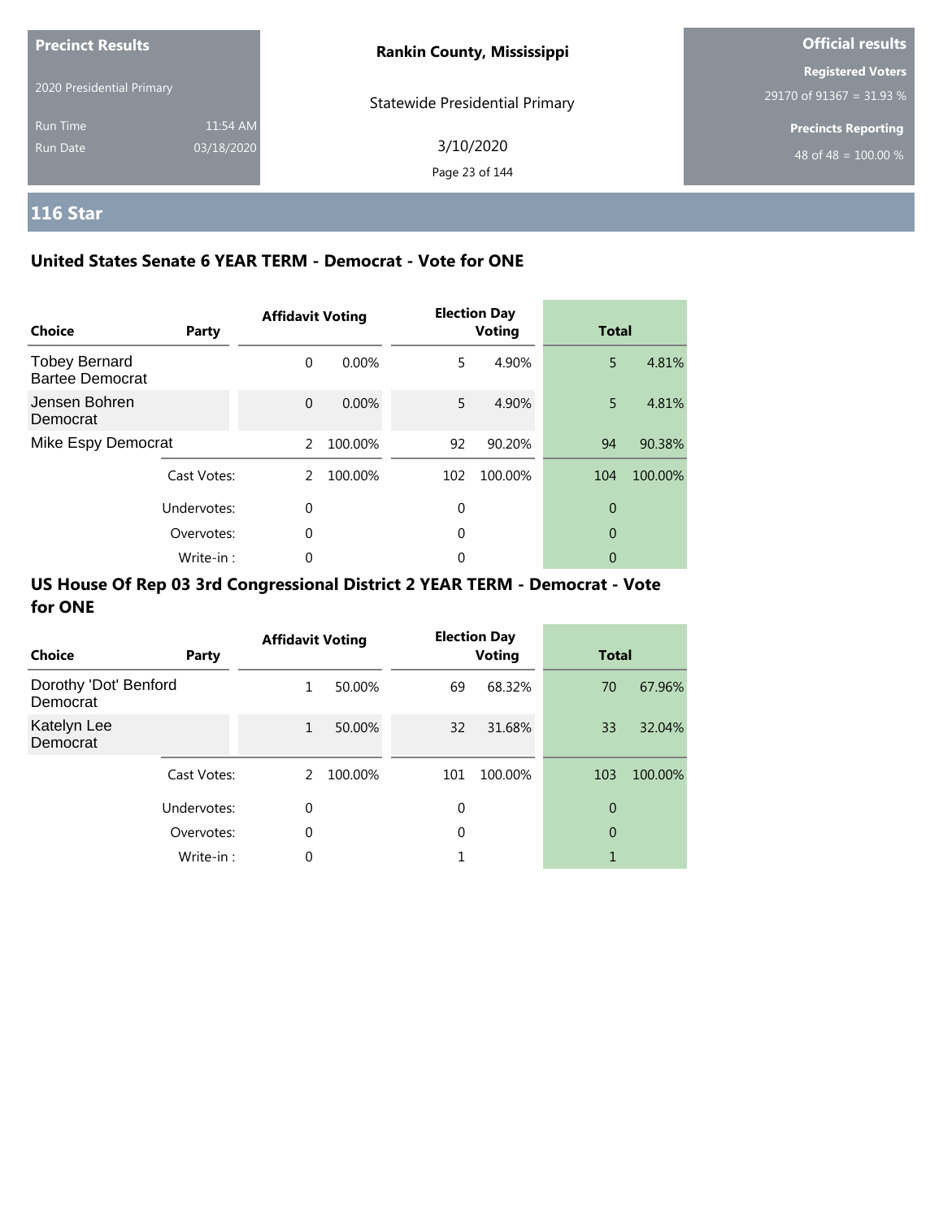**Precinct Results**

2020 Presidential Primary

Run Time 11:54 AM

Run Date 03/18/2020

**Rankin County, Mississippi**

Statewide Presidential Primary

3/10/2020

**Official results**

**Registered Voters**

29170 of 91367 = 31.93 %

**Precincts Reporting**

48 of 48 = 100.00 %

## 116 Star

### United States Senate 6 YEAR TERM - Democrat - Vote for ONE

| Choice | Party | Affidavit Voting | | Election Day Voting | | Total | |
|---|---|---|---|---|---|---|---|
| Tobey Bernard Bartee Democrat | | 0 | 0.00% | 5 | 4.90% | 5 | 4.81% |
| Jensen Bohren Democrat | | 0 | 0.00% | 5 | 4.90% | 5 | 4.81% |
| Mike Espy Democrat | | 2 | 100.00% | 92 | 90.20% | 94 | 90.38% |
| | Cast Votes: | 2 | 100.00% | 102 | 100.00% | 104 | 100.00% |
| | Undervotes: | 0 | | 0 | | 0 | |
| | Overvotes: | 0 | | 0 | | 0 | |
| | Write-in : | 0 | | 0 | | 0 | |

### US House Of Rep 03 3rd Congressional District 2 YEAR TERM - Democrat - Vote for ONE

| Choice | Party | Affidavit Voting | | Election Day Voting | | Total | |
|---|---|---|---|---|---|---|---|
| Dorothy 'Dot' Benford Democrat | | 1 | 50.00% | 69 | 68.32% | 70 | 67.96% |
| Katelyn Lee Democrat | | 1 | 50.00% | 32 | 31.68% | 33 | 32.04% |
| | Cast Votes: | 2 | 100.00% | 101 | 100.00% | 103 | 100.00% |
| | Undervotes: | 0 | | 0 | | 0 | |
| | Overvotes: | 0 | | 0 | | 0 | |
| | Write-in : | 0 | | 1 | | 1 | |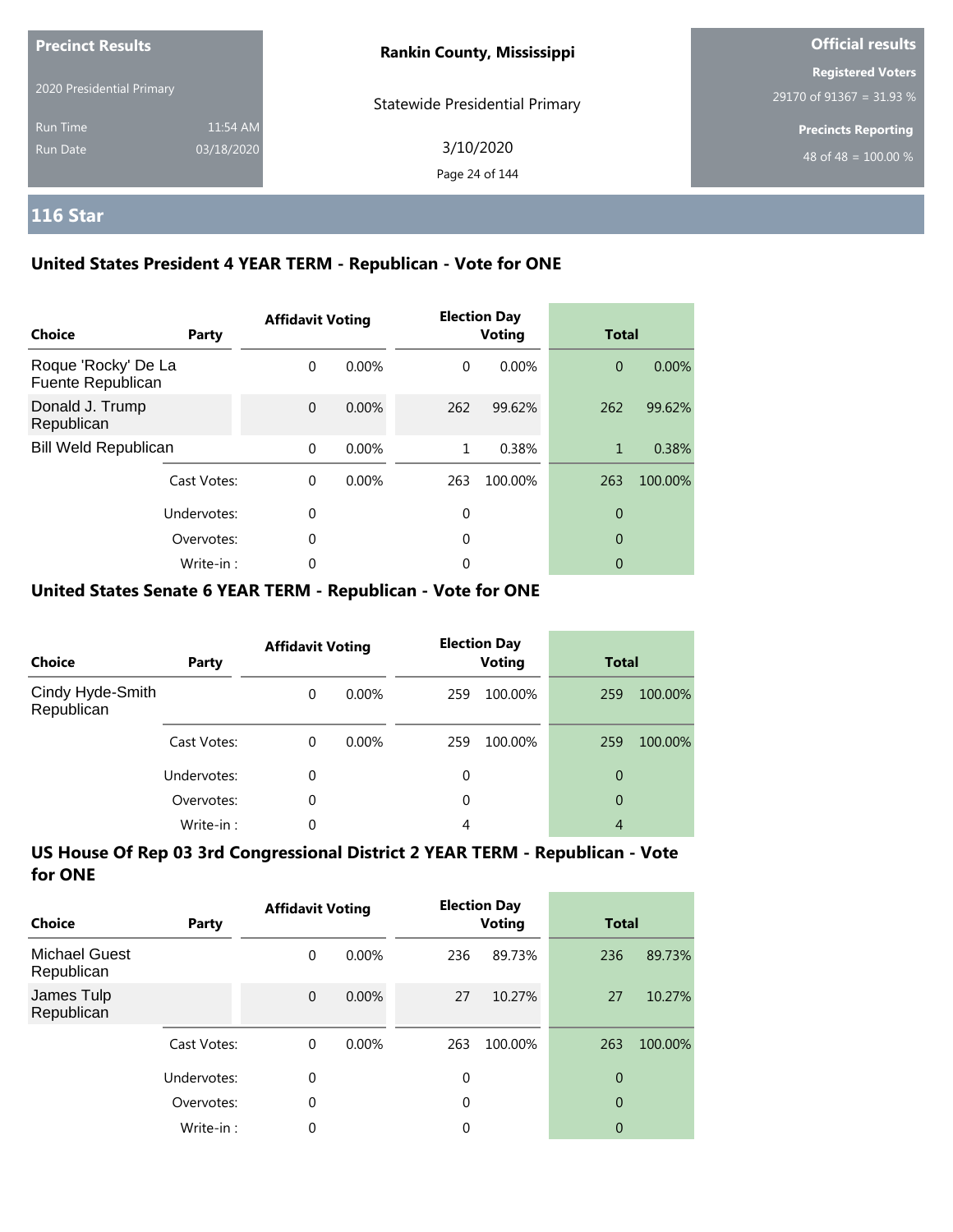Precinct Results

2020 Presidential Primary

Run Time 11:54 AM

Run Date 03/18/2020

**Rankin County, Mississippi**

Statewide Presidential Primary

3/10/2020

**Official results**

**Registered Voters**

29170 of 91367 = 31.93 %

**Precincts Reporting**

48 of 48 = 100.00 %

## 116 Star

### United States President 4 YEAR TERM - Republican - Vote for ONE

| Choice | Party | Affidavit Voting | | Election Day Voting | | Total | |
|---|---|---|---|---|---|---|---|
| Roque 'Rocky' De La Fuente Republican | | 0 | 0.00% | 0 | 0.00% | 0 | 0.00% |
| Donald J. Trump Republican | | 0 | 0.00% | 262 | 99.62% | 262 | 99.62% |
| Bill Weld Republican | | 0 | 0.00% | 1 | 0.38% | 1 | 0.38% |
| | Cast Votes: | 0 | 0.00% | 263 | 100.00% | 263 | 100.00% |
| | Undervotes: | 0 | | 0 | | 0 | |
| | Overvotes: | 0 | | 0 | | 0 | |
| | Write-in : | 0 | | 0 | | 0 | |

### United States Senate 6 YEAR TERM - Republican - Vote for ONE

| Choice | Party | Affidavit Voting | | Election Day Voting | | Total | |
|---|---|---|---|---|---|---|---|
| Cindy Hyde-Smith Republican | | 0 | 0.00% | 259 | 100.00% | 259 | 100.00% |
| | Cast Votes: | 0 | 0.00% | 259 | 100.00% | 259 | 100.00% |
| | Undervotes: | 0 | | 0 | | 0 | |
| | Overvotes: | 0 | | 0 | | 0 | |
| | Write-in : | 0 | | 4 | | 4 | |

### US House Of Rep 03 3rd Congressional District 2 YEAR TERM - Republican - Vote for ONE

| Choice | Party | Affidavit Voting | | Election Day Voting | | Total | |
|---|---|---|---|---|---|---|---|
| Michael Guest Republican | | 0 | 0.00% | 236 | 89.73% | 236 | 89.73% |
| James Tulp Republican | | 0 | 0.00% | 27 | 10.27% | 27 | 10.27% |
| | Cast Votes: | 0 | 0.00% | 263 | 100.00% | 263 | 100.00% |
| | Undervotes: | 0 | | 0 | | 0 | |
| | Overvotes: | 0 | | 0 | | 0 | |
| | Write-in : | 0 | | 0 | | 0 | |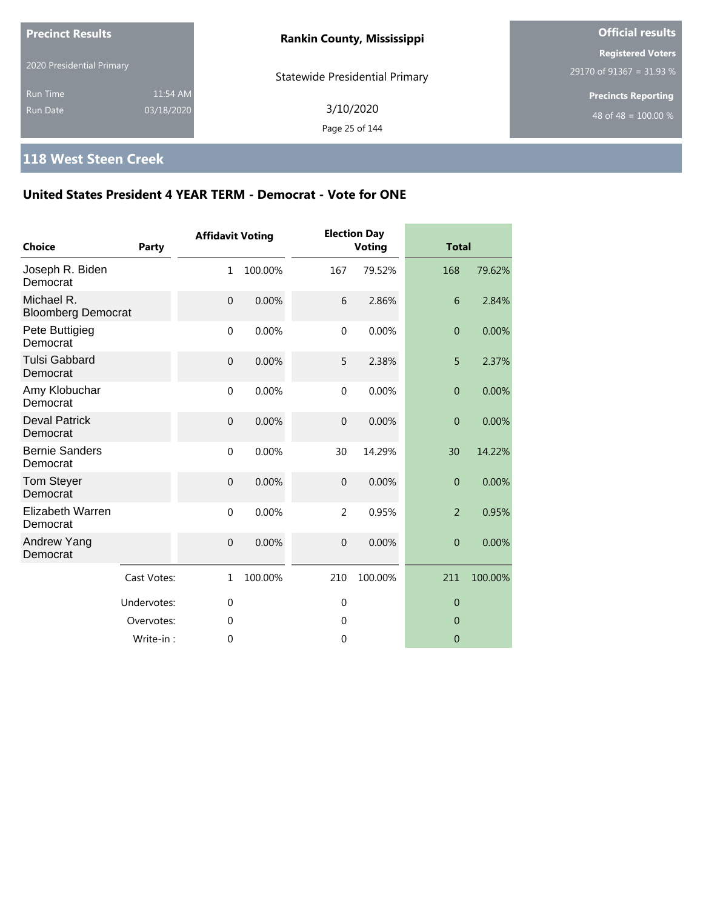**Precinct Results**

2020 Presidential Primary

Run Time 11:54 AM
Run Date 03/18/2020

**Rankin County, Mississippi**

Statewide Presidential Primary

3/10/2020

**Official results**

**Registered Voters**
29170 of 91367 = 31.93 %

**Precincts Reporting**
48 of 48 = 100.00 %

## 118 West Steen Creek

### United States President 4 YEAR TERM - Democrat - Vote for ONE

| Choice | Party | Affidavit Voting | | Election Day Voting | | Total | |
|---|---|---|---|---|---|---|---|
| Joseph R. Biden Democrat | | 1 | 100.00% | 167 | 79.52% | 168 | 79.62% |
| Michael R. Bloomberg Democrat | | 0 | 0.00% | 6 | 2.86% | 6 | 2.84% |
| Pete Buttigieg Democrat | | 0 | 0.00% | 0 | 0.00% | 0 | 0.00% |
| Tulsi Gabbard Democrat | | 0 | 0.00% | 5 | 2.38% | 5 | 2.37% |
| Amy Klobuchar Democrat | | 0 | 0.00% | 0 | 0.00% | 0 | 0.00% |
| Deval Patrick Democrat | | 0 | 0.00% | 0 | 0.00% | 0 | 0.00% |
| Bernie Sanders Democrat | | 0 | 0.00% | 30 | 14.29% | 30 | 14.22% |
| Tom Steyer Democrat | | 0 | 0.00% | 0 | 0.00% | 0 | 0.00% |
| Elizabeth Warren Democrat | | 0 | 0.00% | 2 | 0.95% | 2 | 0.95% |
| Andrew Yang Democrat | | 0 | 0.00% | 0 | 0.00% | 0 | 0.00% |
| | Cast Votes: | 1 | 100.00% | 210 | 100.00% | 211 | 100.00% |
| | Undervotes: | 0 | | 0 | | 0 | |
| | Overvotes: | 0 | | 0 | | 0 | |
| | Write-in : | 0 | | 0 | | 0 | |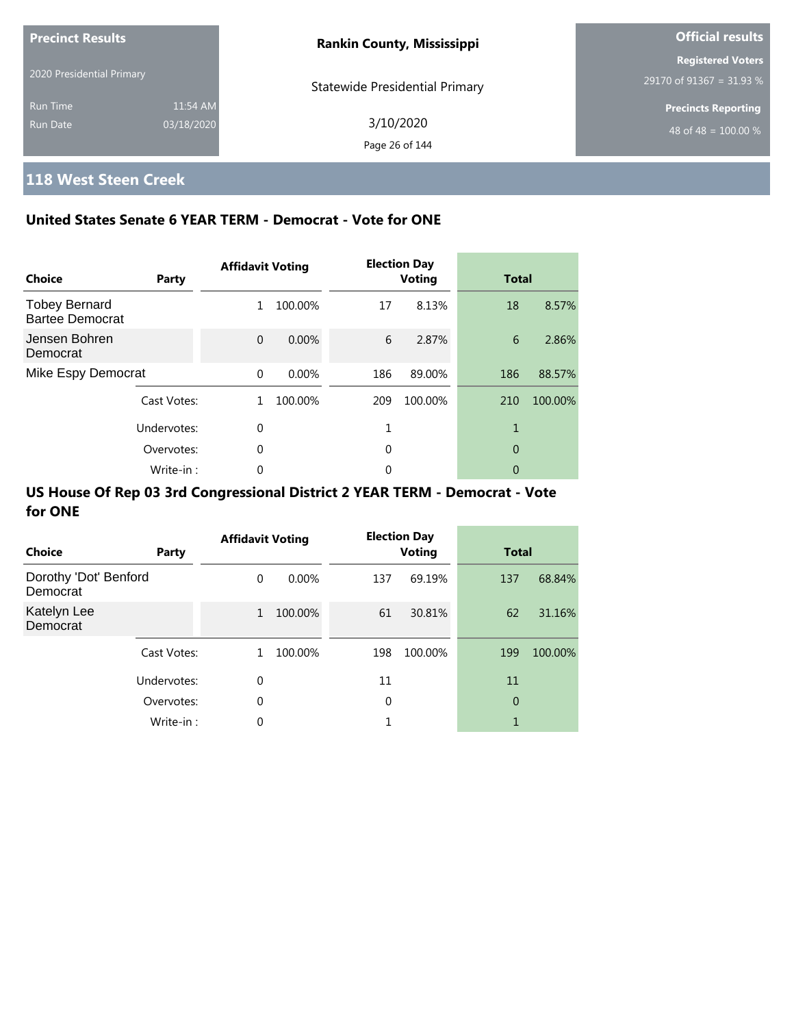**Precinct Results**

2020 Presidential Primary

Run Time 11:54 AM
Run Date 03/18/2020

**Rankin County, Mississippi**

Statewide Presidential Primary

3/10/2020

**Official results**

**Registered Voters**
29170 of 91367 = 31.93 %

**Precincts Reporting**
48 of 48 = 100.00 %

## 118 West Steen Creek

### United States Senate 6 YEAR TERM - Democrat - Vote for ONE

| Choice | Party | Affidavit Voting | | Election Day Voting | | Total | |
|---|---|---|---|---|---|---|---|
| Tobey Bernard Bartee Democrat | | 1 | 100.00% | 17 | 8.13% | 18 | 8.57% |
| Jensen Bohren Democrat | | 0 | 0.00% | 6 | 2.87% | 6 | 2.86% |
| Mike Espy Democrat | | 0 | 0.00% | 186 | 89.00% | 186 | 88.57% |
| | Cast Votes: | 1 | 100.00% | 209 | 100.00% | 210 | 100.00% |
| | Undervotes: | 0 | | 1 | | 1 | |
| | Overvotes: | 0 | | 0 | | 0 | |
| | Write-in : | 0 | | 0 | | 0 | |

### US House Of Rep 03 3rd Congressional District 2 YEAR TERM - Democrat - Vote for ONE

| Choice | Party | Affidavit Voting | | Election Day Voting | | Total | |
|---|---|---|---|---|---|---|---|
| Dorothy 'Dot' Benford Democrat | | 0 | 0.00% | 137 | 69.19% | 137 | 68.84% |
| Katelyn Lee Democrat | | 1 | 100.00% | 61 | 30.81% | 62 | 31.16% |
| | Cast Votes: | 1 | 100.00% | 198 | 100.00% | 199 | 100.00% |
| | Undervotes: | 0 | | 11 | | 11 | |
| | Overvotes: | 0 | | 0 | | 0 | |
| | Write-in : | 0 | | 1 | | 1 | |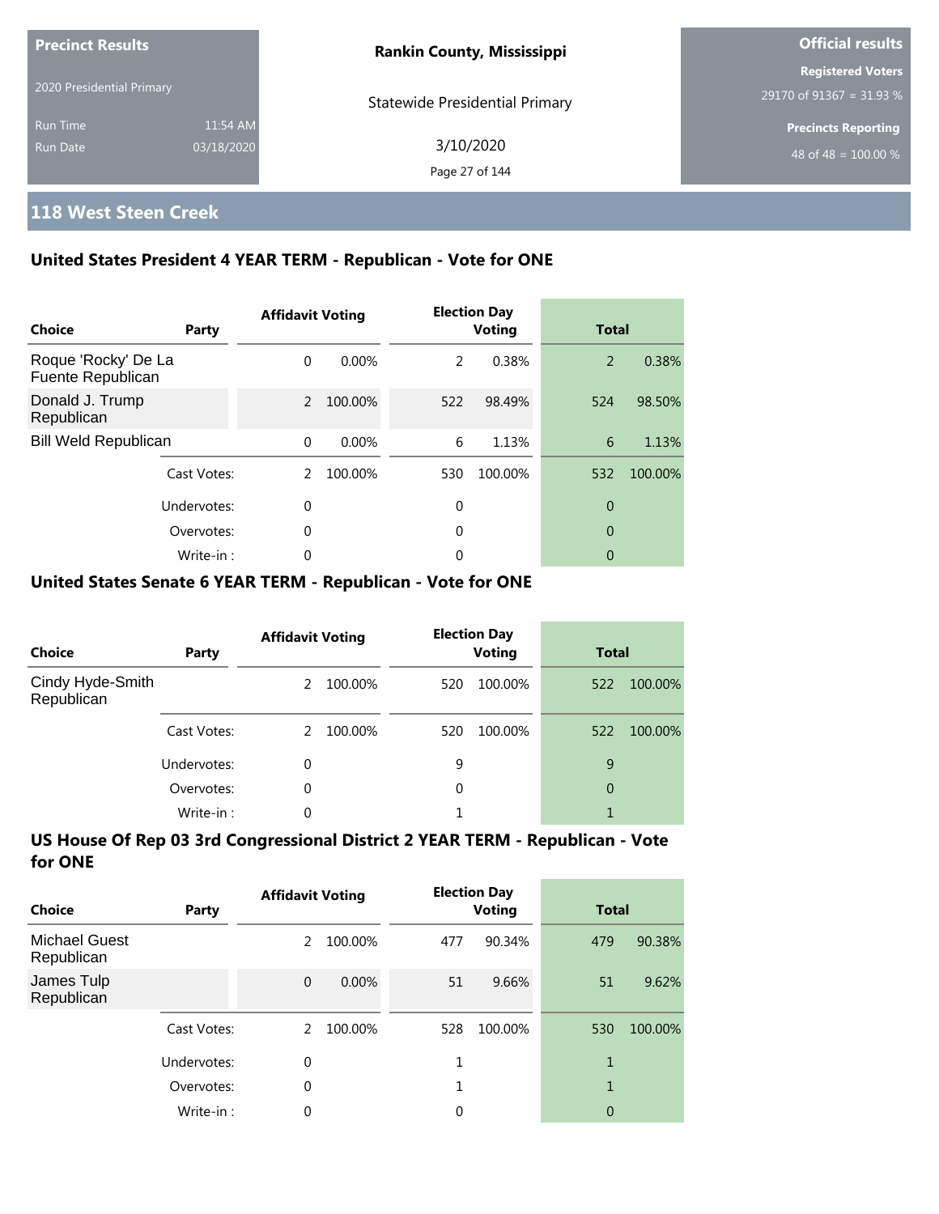**Precinct Results**

2020 Presidential Primary

Run Time 11:54 AM

Run Date 03/18/2020

**Rankin County, Mississippi**

Statewide Presidential Primary

3/10/2020

**Official results**

**Registered Voters**

29170 of 91367 = 31.93 %

**Precincts Reporting**

48 of 48 = 100.00 %

## 118 West Steen Creek

### United States President 4 YEAR TERM - Republican - Vote for ONE

| Choice | Party | Affidavit Voting | | Election Day Voting | | Total | |
|---|---|---|---|---|---|---|---|
| Roque 'Rocky' De La Fuente Republican | | 0 | 0.00% | 2 | 0.38% | 2 | 0.38% |
| Donald J. Trump Republican | | 2 | 100.00% | 522 | 98.49% | 524 | 98.50% |
| Bill Weld Republican | | 0 | 0.00% | 6 | 1.13% | 6 | 1.13% |
| | Cast Votes: | 2 | 100.00% | 530 | 100.00% | 532 | 100.00% |
| | Undervotes: | 0 | | 0 | | 0 | |
| | Overvotes: | 0 | | 0 | | 0 | |
| | Write-in : | 0 | | 0 | | 0 | |

### United States Senate 6 YEAR TERM - Republican - Vote for ONE

| Choice | Party | Affidavit Voting | | Election Day Voting | | Total | |
|---|---|---|---|---|---|---|---|
| Cindy Hyde-Smith Republican | | 2 | 100.00% | 520 | 100.00% | 522 | 100.00% |
| | Cast Votes: | 2 | 100.00% | 520 | 100.00% | 522 | 100.00% |
| | Undervotes: | 0 | | 9 | | 9 | |
| | Overvotes: | 0 | | 0 | | 0 | |
| | Write-in : | 0 | | 1 | | 1 | |

### US House Of Rep 03 3rd Congressional District 2 YEAR TERM - Republican - Vote for ONE

| Choice | Party | Affidavit Voting | | Election Day Voting | | Total | |
|---|---|---|---|---|---|---|---|
| Michael Guest Republican | | 2 | 100.00% | 477 | 90.34% | 479 | 90.38% |
| James Tulp Republican | | 0 | 0.00% | 51 | 9.66% | 51 | 9.62% |
| | Cast Votes: | 2 | 100.00% | 528 | 100.00% | 530 | 100.00% |
| | Undervotes: | 0 | | 1 | | 1 | |
| | Overvotes: | 0 | | 1 | | 1 | |
| | Write-in : | 0 | | 0 | | 0 | |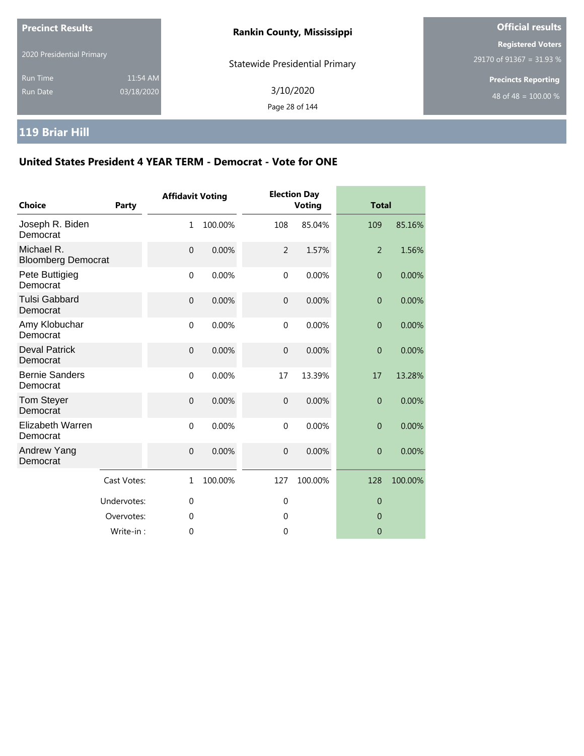**Precinct Results**

2020 Presidential Primary

Run Time 11:54 AM
Run Date 03/18/2020

**Rankin County, Mississippi**

Statewide Presidential Primary

3/10/2020

**Official results**

**Registered Voters**
29170 of 91367 = 31.93 %

**Precincts Reporting**
48 of 48 = 100.00 %

## 119 Briar Hill

### United States President 4 YEAR TERM - Democrat - Vote for ONE

| Choice | Party | Affidavit Voting | | Election Day Voting | | Total | |
|---|---|---|---|---|---|---|---|
| Joseph R. Biden | Democrat | 1 | 100.00% | 108 | 85.04% | 109 | 85.16% |
| Michael R. Bloomberg | Democrat | 0 | 0.00% | 2 | 1.57% | 2 | 1.56% |
| Pete Buttigieg | Democrat | 0 | 0.00% | 0 | 0.00% | 0 | 0.00% |
| Tulsi Gabbard | Democrat | 0 | 0.00% | 0 | 0.00% | 0 | 0.00% |
| Amy Klobuchar | Democrat | 0 | 0.00% | 0 | 0.00% | 0 | 0.00% |
| Deval Patrick | Democrat | 0 | 0.00% | 0 | 0.00% | 0 | 0.00% |
| Bernie Sanders | Democrat | 0 | 0.00% | 17 | 13.39% | 17 | 13.28% |
| Tom Steyer | Democrat | 0 | 0.00% | 0 | 0.00% | 0 | 0.00% |
| Elizabeth Warren | Democrat | 0 | 0.00% | 0 | 0.00% | 0 | 0.00% |
| Andrew Yang | Democrat | 0 | 0.00% | 0 | 0.00% | 0 | 0.00% |
| | Cast Votes: | 1 | 100.00% | 127 | 100.00% | 128 | 100.00% |
| | Undervotes: | 0 | | 0 | | 0 | |
| | Overvotes: | 0 | | 0 | | 0 | |
| | Write-in : | 0 | | 0 | | 0 | |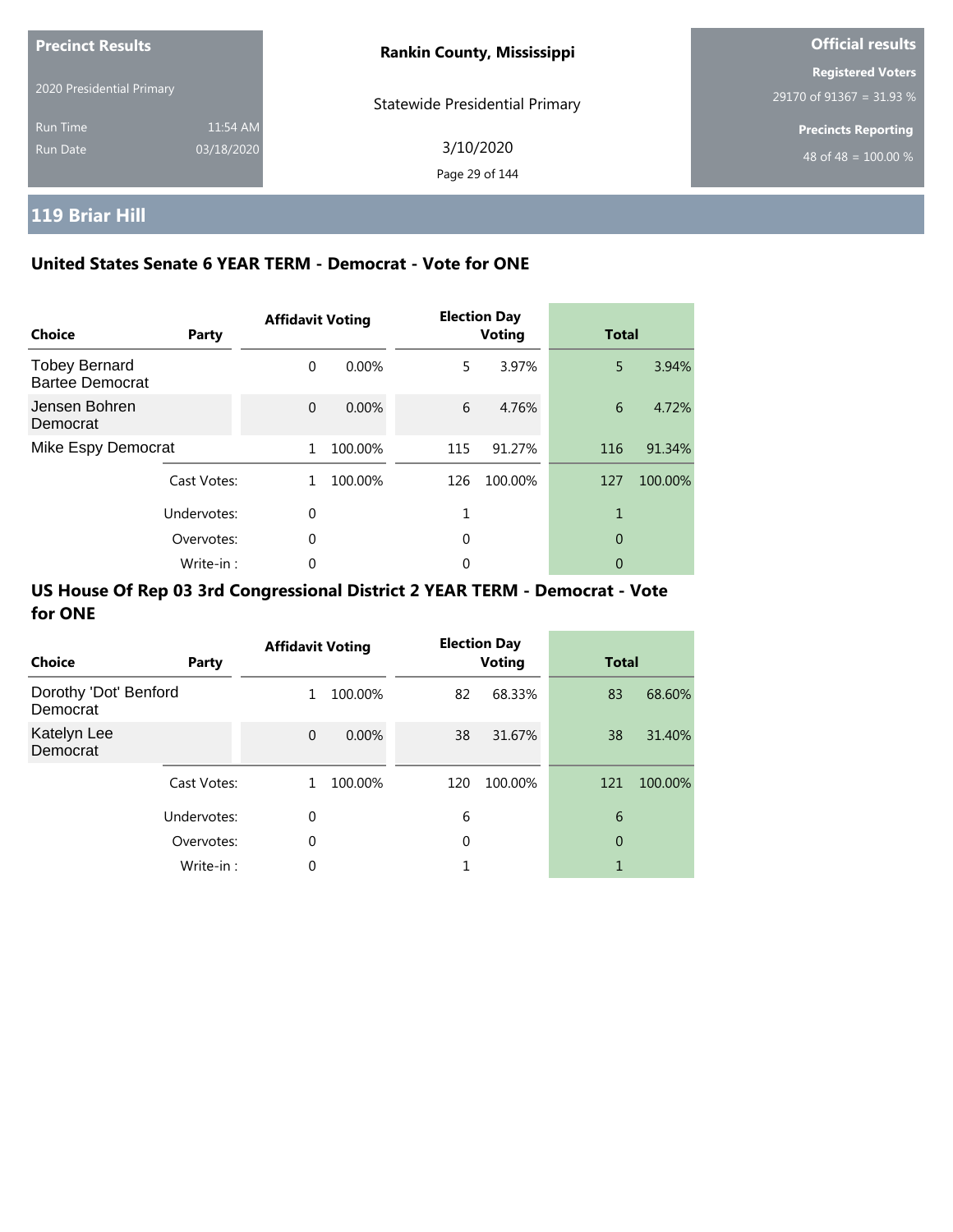Precinct Results

2020 Presidential Primary

Run Time 11:54 AM

Run Date 03/18/2020

**Rankin County, Mississippi**

Statewide Presidential Primary

3/10/2020

**Official results**

**Registered Voters**

29170 of 91367 = 31.93 %

**Precincts Reporting**

48 of 48 = 100.00 %

## 119 Briar Hill

### United States Senate 6 YEAR TERM - Democrat - Vote for ONE

| Choice | Party | Affidavit Voting | | Election Day Voting | | Total | |
|---|---|---|---|---|---|---|---|
| Tobey Bernard Bartee Democrat | | 0 | 0.00% | 5 | 3.97% | 5 | 3.94% |
| Jensen Bohren Democrat | | 0 | 0.00% | 6 | 4.76% | 6 | 4.72% |
| Mike Espy Democrat | | 1 | 100.00% | 115 | 91.27% | 116 | 91.34% |
| | Cast Votes: | 1 | 100.00% | 126 | 100.00% | 127 | 100.00% |
| | Undervotes: | 0 | | 1 | | 1 | |
| | Overvotes: | 0 | | 0 | | 0 | |
| | Write-in : | 0 | | 0 | | 0 | |

### US House Of Rep 03 3rd Congressional District 2 YEAR TERM - Democrat - Vote for ONE

| Choice | Party | Affidavit Voting | | Election Day Voting | | Total | |
|---|---|---|---|---|---|---|---|
| Dorothy 'Dot' Benford Democrat | | 1 | 100.00% | 82 | 68.33% | 83 | 68.60% |
| Katelyn Lee Democrat | | 0 | 0.00% | 38 | 31.67% | 38 | 31.40% |
| | Cast Votes: | 1 | 100.00% | 120 | 100.00% | 121 | 100.00% |
| | Undervotes: | 0 | | 6 | | 6 | |
| | Overvotes: | 0 | | 0 | | 0 | |
| | Write-in : | 0 | | 1 | | 1 | |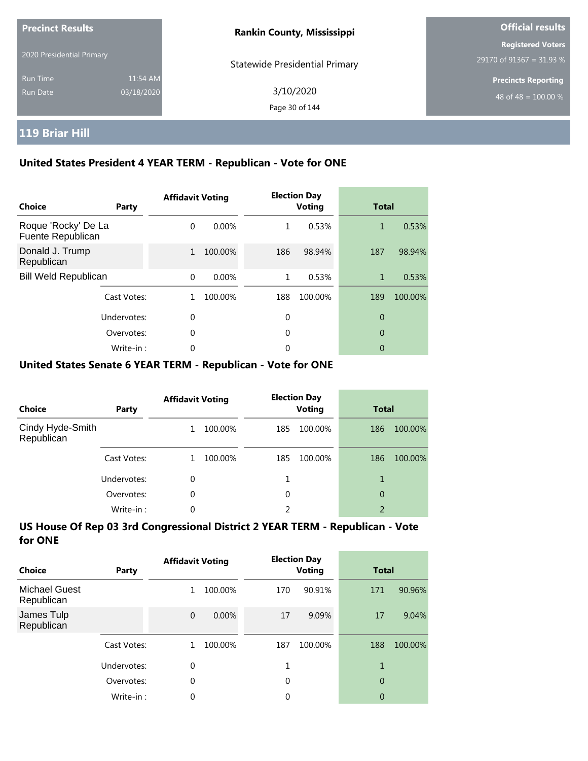**Precinct Results**

2020 Presidential Primary

Run Time 11:54 AM

Run Date 03/18/2020

**Rankin County, Mississippi**

Statewide Presidential Primary

3/10/2020

**Official results**

**Registered Voters**

29170 of 91367 = 31.93 %

**Precincts Reporting**

48 of 48 = 100.00 %

## 119 Briar Hill

### United States President 4 YEAR TERM - Republican - Vote for ONE

| Choice | Party | Affidavit Voting | | Election Day Voting | | Total | |
|---|---|---|---|---|---|---|---|
| Roque 'Rocky' De La Fuente Republican | | 0 | 0.00% | 1 | 0.53% | 1 | 0.53% |
| Donald J. Trump Republican | | 1 | 100.00% | 186 | 98.94% | 187 | 98.94% |
| Bill Weld Republican | | 0 | 0.00% | 1 | 0.53% | 1 | 0.53% |
| | Cast Votes: | 1 | 100.00% | 188 | 100.00% | 189 | 100.00% |
| | Undervotes: | 0 | | 0 | | 0 | |
| | Overvotes: | 0 | | 0 | | 0 | |
| | Write-in : | 0 | | 0 | | 0 | |

### United States Senate 6 YEAR TERM - Republican - Vote for ONE

| Choice | Party | Affidavit Voting | | Election Day Voting | | Total | |
|---|---|---|---|---|---|---|---|
| Cindy Hyde-Smith Republican | | 1 | 100.00% | 185 | 100.00% | 186 | 100.00% |
| | Cast Votes: | 1 | 100.00% | 185 | 100.00% | 186 | 100.00% |
| | Undervotes: | 0 | | 1 | | 1 | |
| | Overvotes: | 0 | | 0 | | 0 | |
| | Write-in : | 0 | | 2 | | 2 | |

### US House Of Rep 03 3rd Congressional District 2 YEAR TERM - Republican - Vote for ONE

| Choice | Party | Affidavit Voting | | Election Day Voting | | Total | |
|---|---|---|---|---|---|---|---|
| Michael Guest Republican | | 1 | 100.00% | 170 | 90.91% | 171 | 90.96% |
| James Tulp Republican | | 0 | 0.00% | 17 | 9.09% | 17 | 9.04% |
| | Cast Votes: | 1 | 100.00% | 187 | 100.00% | 188 | 100.00% |
| | Undervotes: | 0 | | 1 | | 1 | |
| | Overvotes: | 0 | | 0 | | 0 | |
| | Write-in : | 0 | | 0 | | 0 | |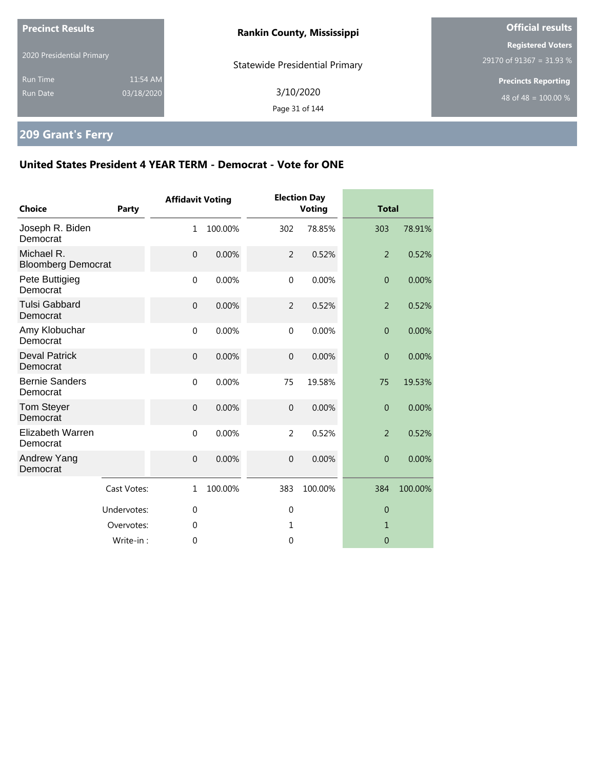**Precinct Results**

2020 Presidential Primary

Run Time 11:54 AM
Run Date 03/18/2020

**Rankin County, Mississippi**

Statewide Presidential Primary

3/10/2020

**Official results**

**Registered Voters**
29170 of 91367 = 31.93 %

**Precincts Reporting**
48 of 48 = 100.00 %

## 209 Grant's Ferry

### United States President 4 YEAR TERM - Democrat - Vote for ONE

| Choice | Party | Affidavit Voting | | Election Day Voting | | Total | |
|---|---|---|---|---|---|---|---|
| Joseph R. Biden | Democrat | 1 | 100.00% | 302 | 78.85% | 303 | 78.91% |
| Michael R. Bloomberg | Democrat | 0 | 0.00% | 2 | 0.52% | 2 | 0.52% |
| Pete Buttigieg | Democrat | 0 | 0.00% | 0 | 0.00% | 0 | 0.00% |
| Tulsi Gabbard | Democrat | 0 | 0.00% | 2 | 0.52% | 2 | 0.52% |
| Amy Klobuchar | Democrat | 0 | 0.00% | 0 | 0.00% | 0 | 0.00% |
| Deval Patrick | Democrat | 0 | 0.00% | 0 | 0.00% | 0 | 0.00% |
| Bernie Sanders | Democrat | 0 | 0.00% | 75 | 19.58% | 75 | 19.53% |
| Tom Steyer | Democrat | 0 | 0.00% | 0 | 0.00% | 0 | 0.00% |
| Elizabeth Warren | Democrat | 0 | 0.00% | 2 | 0.52% | 2 | 0.52% |
| Andrew Yang | Democrat | 0 | 0.00% | 0 | 0.00% | 0 | 0.00% |
| | Cast Votes: | 1 | 100.00% | 383 | 100.00% | 384 | 100.00% |
| | Undervotes: | 0 | | 0 | | 0 | |
| | Overvotes: | 0 | | 1 | | 1 | |
| | Write-in : | 0 | | 0 | | 0 | |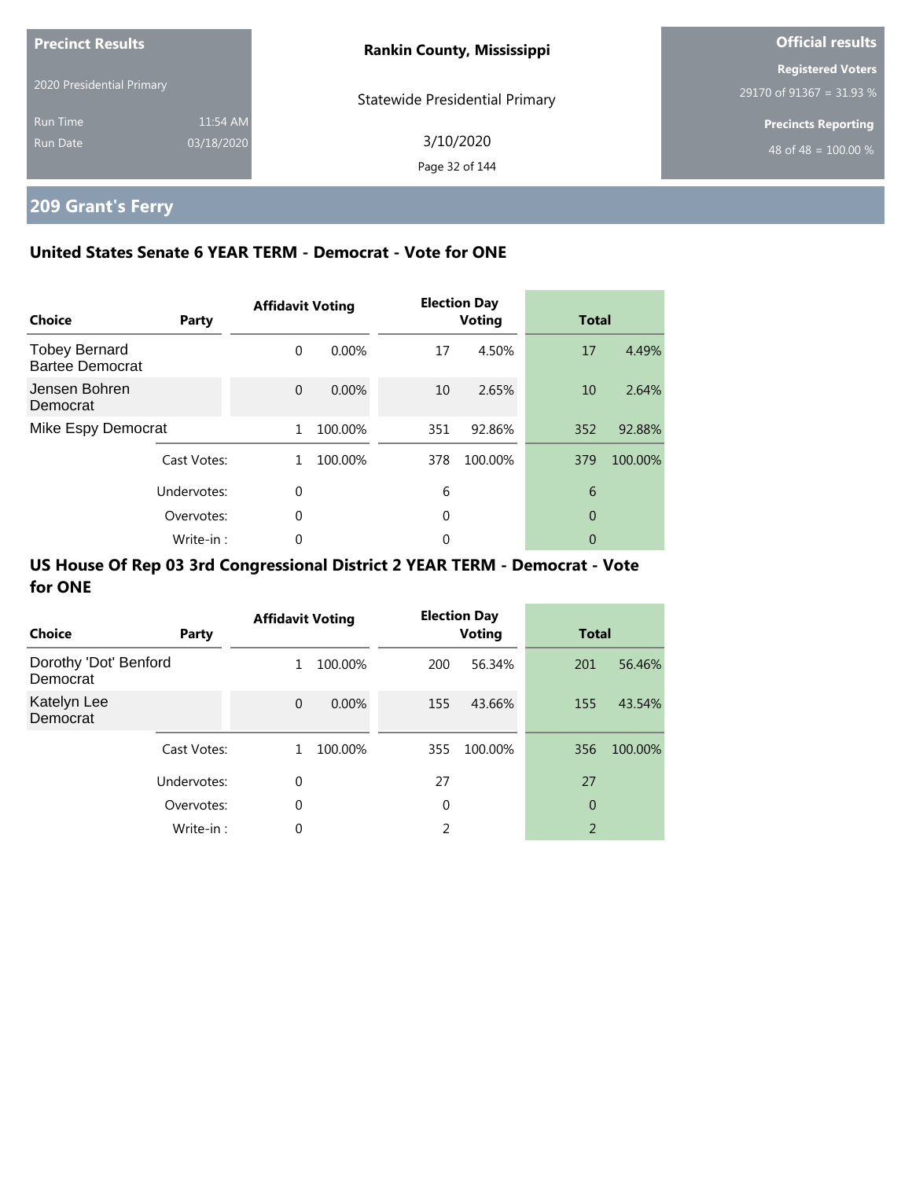**Precinct Results**

2020 Presidential Primary

Run Time 11:54 AM

Run Date 03/18/2020

**Rankin County, Mississippi**

Statewide Presidential Primary

3/10/2020

**Official results**

**Registered Voters**

29170 of 91367 = 31.93 %

**Precincts Reporting**

48 of 48 = 100.00 %

## 209 Grant's Ferry

### United States Senate 6 YEAR TERM - Democrat - Vote for ONE

| Choice | Party | Affidavit Voting | | Election Day Voting | | Total | |
|---|---|---|---|---|---|---|---|
| Tobey Bernard Bartee Democrat | | 0 | 0.00% | 17 | 4.50% | 17 | 4.49% |
| Jensen Bohren Democrat | | 0 | 0.00% | 10 | 2.65% | 10 | 2.64% |
| Mike Espy Democrat | | 1 | 100.00% | 351 | 92.86% | 352 | 92.88% |
| | Cast Votes: | 1 | 100.00% | 378 | 100.00% | 379 | 100.00% |
| | Undervotes: | 0 | | 6 | | 6 | |
| | Overvotes: | 0 | | 0 | | 0 | |
| | Write-in : | 0 | | 0 | | 0 | |

### US House Of Rep 03 3rd Congressional District 2 YEAR TERM - Democrat - Vote for ONE

| Choice | Party | Affidavit Voting | | Election Day Voting | | Total | |
|---|---|---|---|---|---|---|---|
| Dorothy 'Dot' Benford Democrat | | 1 | 100.00% | 200 | 56.34% | 201 | 56.46% |
| Katelyn Lee Democrat | | 0 | 0.00% | 155 | 43.66% | 155 | 43.54% |
| | Cast Votes: | 1 | 100.00% | 355 | 100.00% | 356 | 100.00% |
| | Undervotes: | 0 | | 27 | | 27 | |
| | Overvotes: | 0 | | 0 | | 0 | |
| | Write-in : | 0 | | 2 | | 2 | |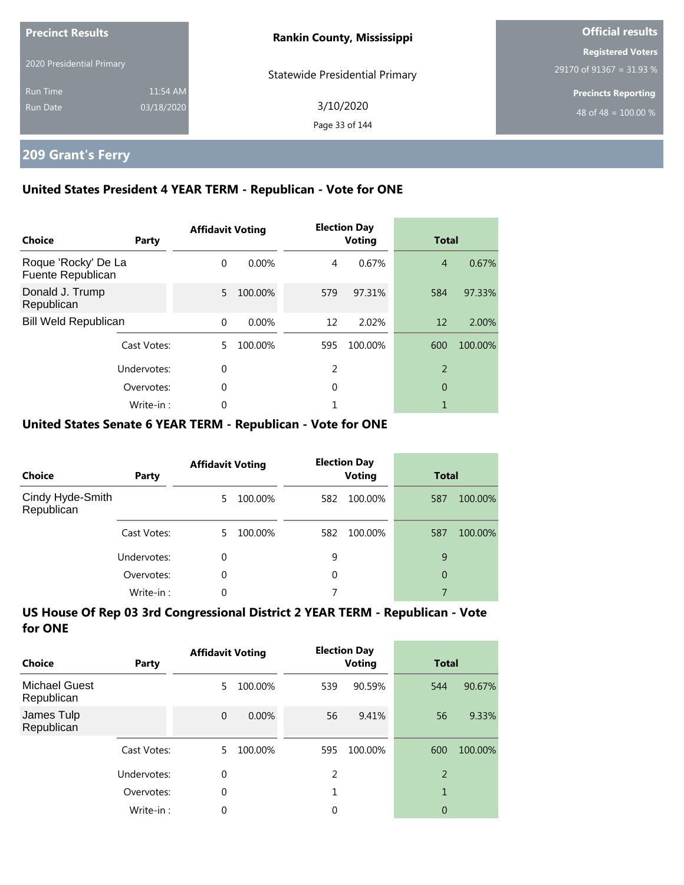**Precinct Results**

2020 Presidential Primary

Run Time 11:54 AM

Run Date 03/18/2020

**Rankin County, Mississippi**

Statewide Presidential Primary

3/10/2020

**Official results**

**Registered Voters**

29170 of 91367 = 31.93 %

**Precincts Reporting**

48 of 48 = 100.00 %

## 209 Grant's Ferry

### United States President 4 YEAR TERM - Republican - Vote for ONE

| Choice | Party | Affidavit Voting | | Election Day Voting | | Total | |
|---|---|---|---|---|---|---|---|
| Roque 'Rocky' De La Fuente Republican | | 0 | 0.00% | 4 | 0.67% | 4 | 0.67% |
| Donald J. Trump Republican | | 5 | 100.00% | 579 | 97.31% | 584 | 97.33% |
| Bill Weld Republican | | 0 | 0.00% | 12 | 2.02% | 12 | 2.00% |
| | Cast Votes: | 5 | 100.00% | 595 | 100.00% | 600 | 100.00% |
| | Undervotes: | 0 | | 2 | | 2 | |
| | Overvotes: | 0 | | 0 | | 0 | |
| | Write-in : | 0 | | 1 | | 1 | |

### United States Senate 6 YEAR TERM - Republican - Vote for ONE

| Choice | Party | Affidavit Voting | | Election Day Voting | | Total | |
|---|---|---|---|---|---|---|---|
| Cindy Hyde-Smith Republican | | 5 | 100.00% | 582 | 100.00% | 587 | 100.00% |
| | Cast Votes: | 5 | 100.00% | 582 | 100.00% | 587 | 100.00% |
| | Undervotes: | 0 | | 9 | | 9 | |
| | Overvotes: | 0 | | 0 | | 0 | |
| | Write-in : | 0 | | 7 | | 7 | |

### US House Of Rep 03 3rd Congressional District 2 YEAR TERM - Republican - Vote for ONE

| Choice | Party | Affidavit Voting | | Election Day Voting | | Total | |
|---|---|---|---|---|---|---|---|
| Michael Guest Republican | | 5 | 100.00% | 539 | 90.59% | 544 | 90.67% |
| James Tulp Republican | | 0 | 0.00% | 56 | 9.41% | 56 | 9.33% |
| | Cast Votes: | 5 | 100.00% | 595 | 100.00% | 600 | 100.00% |
| | Undervotes: | 0 | | 2 | | 2 | |
| | Overvotes: | 0 | | 1 | | 1 | |
| | Write-in : | 0 | | 0 | | 0 | |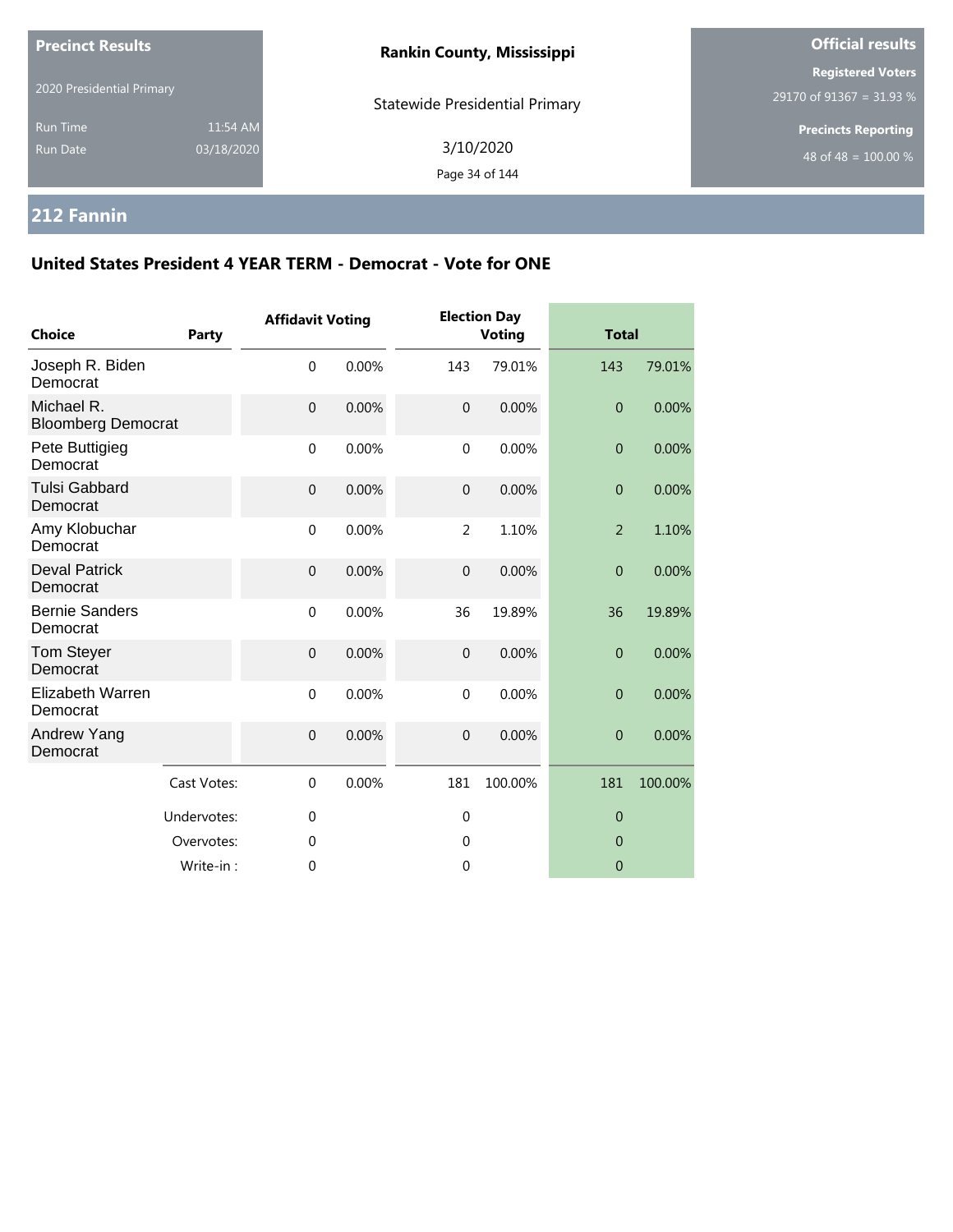**Precinct Results**

2020 Presidential Primary

Run Time 11:54 AM
Run Date 03/18/2020

**Rankin County, Mississippi**

Statewide Presidential Primary

3/10/2020

**Official results**

**Registered Voters**
29170 of 91367 = 31.93 %

**Precincts Reporting**
48 of 48 = 100.00 %

## 212 Fannin

### United States President 4 YEAR TERM - Democrat - Vote for ONE

| Choice | Party | Affidavit Voting | | Election Day Voting | | Total | |
|---|---|---|---|---|---|---|---|
| Joseph R. Biden Democrat | | 0 | 0.00% | 143 | 79.01% | 143 | 79.01% |
| Michael R. Bloomberg Democrat | | 0 | 0.00% | 0 | 0.00% | 0 | 0.00% |
| Pete Buttigieg Democrat | | 0 | 0.00% | 0 | 0.00% | 0 | 0.00% |
| Tulsi Gabbard Democrat | | 0 | 0.00% | 0 | 0.00% | 0 | 0.00% |
| Amy Klobuchar Democrat | | 0 | 0.00% | 2 | 1.10% | 2 | 1.10% |
| Deval Patrick Democrat | | 0 | 0.00% | 0 | 0.00% | 0 | 0.00% |
| Bernie Sanders Democrat | | 0 | 0.00% | 36 | 19.89% | 36 | 19.89% |
| Tom Steyer Democrat | | 0 | 0.00% | 0 | 0.00% | 0 | 0.00% |
| Elizabeth Warren Democrat | | 0 | 0.00% | 0 | 0.00% | 0 | 0.00% |
| Andrew Yang Democrat | | 0 | 0.00% | 0 | 0.00% | 0 | 0.00% |
| | Cast Votes: | 0 | 0.00% | 181 | 100.00% | 181 | 100.00% |
| | Undervotes: | 0 | | 0 | | 0 | |
| | Overvotes: | 0 | | 0 | | 0 | |
| | Write-in : | 0 | | 0 | | 0 | |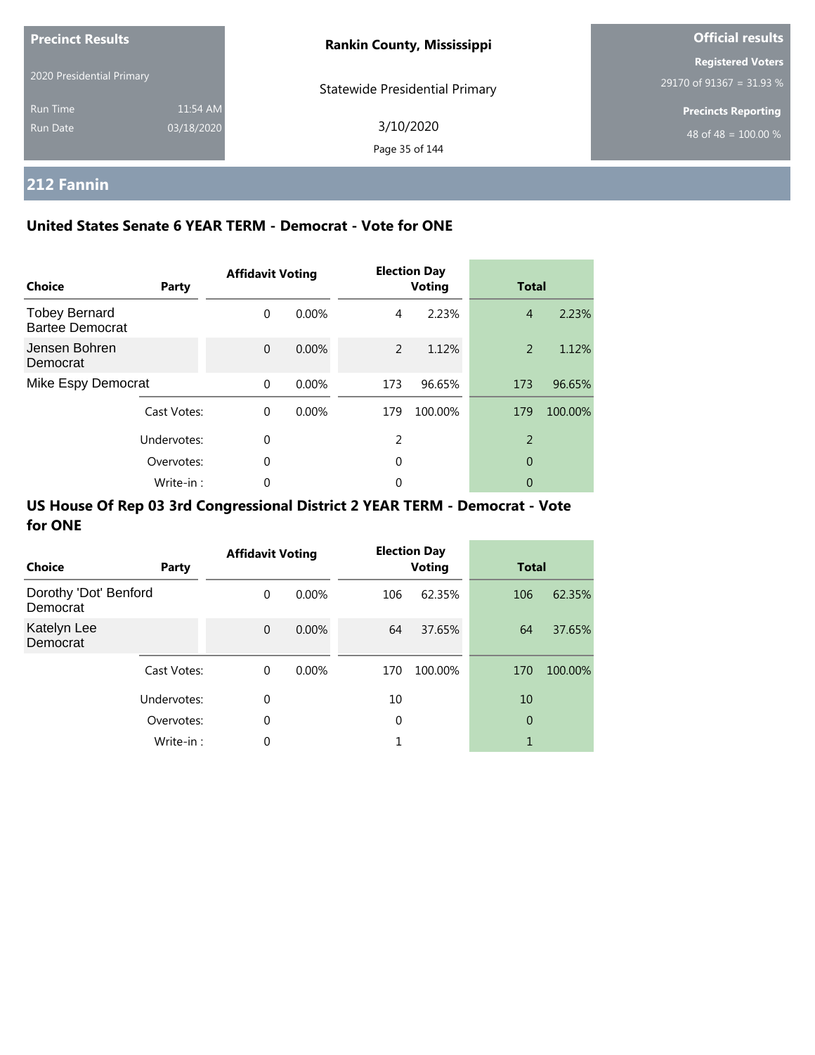**Precinct Results**

2020 Presidential Primary

Run Time 11:54 AM
Run Date 03/18/2020

**Rankin County, Mississippi**

Statewide Presidential Primary

3/10/2020

**Official results**

**Registered Voters**
29170 of 91367 = 31.93 %

**Precincts Reporting**
48 of 48 = 100.00 %

## 212 Fannin

### United States Senate 6 YEAR TERM - Democrat - Vote for ONE

| Choice | Party | Affidavit Voting | | Election Day Voting | | Total | |
|---|---|---|---|---|---|---|---|
| Tobey Bernard Bartee Democrat | | 0 | 0.00% | 4 | 2.23% | 4 | 2.23% |
| Jensen Bohren Democrat | | 0 | 0.00% | 2 | 1.12% | 2 | 1.12% |
| Mike Espy Democrat | | 0 | 0.00% | 173 | 96.65% | 173 | 96.65% |
| | Cast Votes: | 0 | 0.00% | 179 | 100.00% | 179 | 100.00% |
| | Undervotes: | 0 | | 2 | | 2 | |
| | Overvotes: | 0 | | 0 | | 0 | |
| | Write-in : | 0 | | 0 | | 0 | |

### US House Of Rep 03 3rd Congressional District 2 YEAR TERM - Democrat - Vote for ONE

| Choice | Party | Affidavit Voting | | Election Day Voting | | Total | |
|---|---|---|---|---|---|---|---|
| Dorothy 'Dot' Benford Democrat | | 0 | 0.00% | 106 | 62.35% | 106 | 62.35% |
| Katelyn Lee Democrat | | 0 | 0.00% | 64 | 37.65% | 64 | 37.65% |
| | Cast Votes: | 0 | 0.00% | 170 | 100.00% | 170 | 100.00% |
| | Undervotes: | 0 | | 10 | | 10 | |
| | Overvotes: | 0 | | 0 | | 0 | |
| | Write-in : | 0 | | 1 | | 1 | |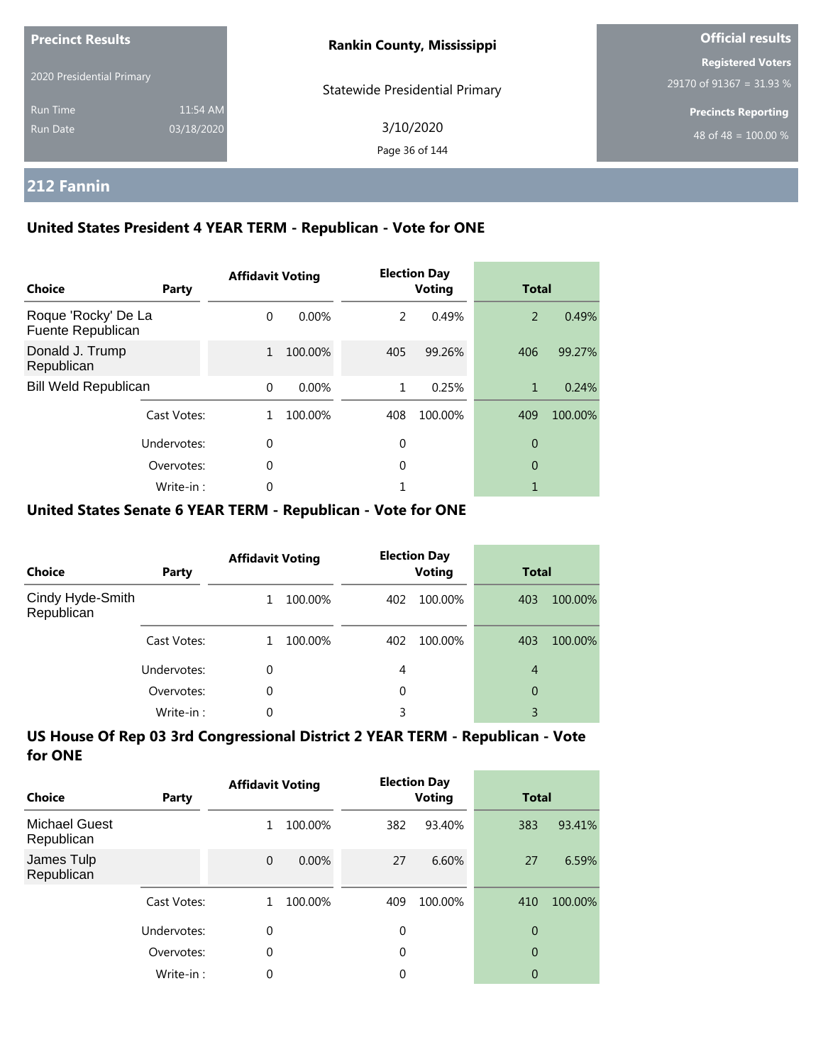**Precinct Results**

2020 Presidential Primary

Run Time 11:54 AM

Run Date 03/18/2020

**Rankin County, Mississippi**

Statewide Presidential Primary

3/10/2020

**Official results**

**Registered Voters**

29170 of 91367 = 31.93 %

**Precincts Reporting**

48 of 48 = 100.00 %

## 212 Fannin

### United States President 4 YEAR TERM - Republican - Vote for ONE

| Choice | Party | Affidavit Voting | | Election Day Voting | | Total | |
|---|---|---|---|---|---|---|---|
| Roque 'Rocky' De La Fuente Republican | | 0 | 0.00% | 2 | 0.49% | 2 | 0.49% |
| Donald J. Trump Republican | | 1 | 100.00% | 405 | 99.26% | 406 | 99.27% |
| Bill Weld Republican | | 0 | 0.00% | 1 | 0.25% | 1 | 0.24% |
| | Cast Votes: | 1 | 100.00% | 408 | 100.00% | 409 | 100.00% |
| | Undervotes: | 0 | | 0 | | 0 | |
| | Overvotes: | 0 | | 0 | | 0 | |
| | Write-in : | 0 | | 1 | | 1 | |

### United States Senate 6 YEAR TERM - Republican - Vote for ONE

| Choice | Party | Affidavit Voting | | Election Day Voting | | Total | |
|---|---|---|---|---|---|---|---|
| Cindy Hyde-Smith Republican | | 1 | 100.00% | 402 | 100.00% | 403 | 100.00% |
| | Cast Votes: | 1 | 100.00% | 402 | 100.00% | 403 | 100.00% |
| | Undervotes: | 0 | | 4 | | 4 | |
| | Overvotes: | 0 | | 0 | | 0 | |
| | Write-in : | 0 | | 3 | | 3 | |

### US House Of Rep 03 3rd Congressional District 2 YEAR TERM - Republican - Vote for ONE

| Choice | Party | Affidavit Voting | | Election Day Voting | | Total | |
|---|---|---|---|---|---|---|---|
| Michael Guest Republican | | 1 | 100.00% | 382 | 93.40% | 383 | 93.41% |
| James Tulp Republican | | 0 | 0.00% | 27 | 6.60% | 27 | 6.59% |
| | Cast Votes: | 1 | 100.00% | 409 | 100.00% | 410 | 100.00% |
| | Undervotes: | 0 | | 0 | | 0 | |
| | Overvotes: | 0 | | 0 | | 0 | |
| | Write-in : | 0 | | 0 | | 0 | |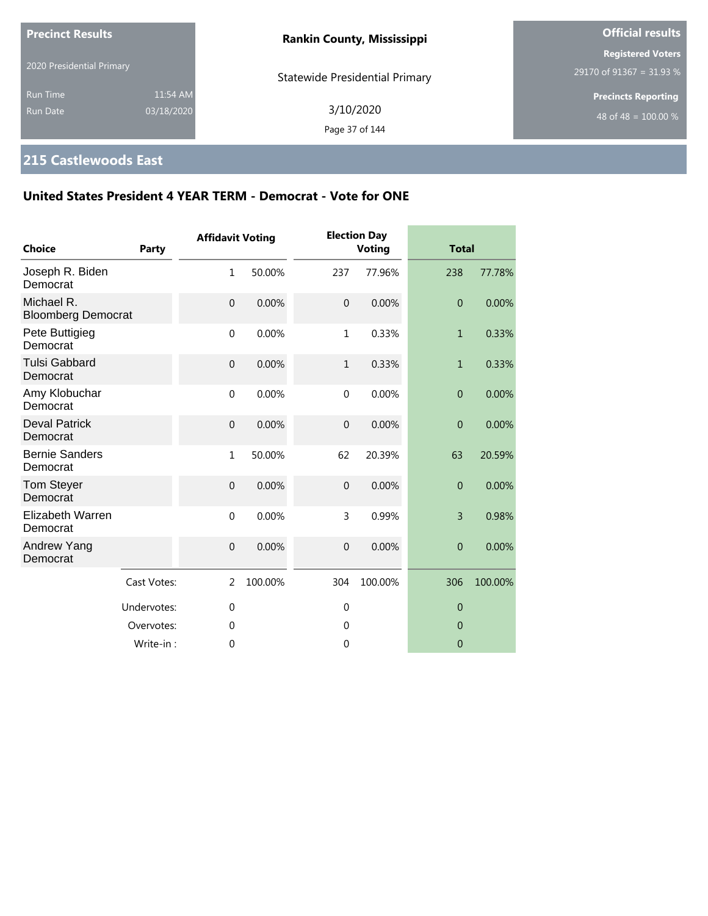**Precinct Results**

2020 Presidential Primary

Run Time 11:54 AM

Run Date 03/18/2020

**Rankin County, Mississippi**

Statewide Presidential Primary

3/10/2020

**Official results**

**Registered Voters**

29170 of 91367 = 31.93 %

**Precincts Reporting**

48 of 48 = 100.00 %

## 215 Castlewoods East

### United States President 4 YEAR TERM - Democrat - Vote for ONE

| Choice | Party | Affidavit Voting | | Election Day Voting | | Total | |
|---|---|---|---|---|---|---|---|
| Joseph R. Biden Democrat | | 1 | 50.00% | 237 | 77.96% | 238 | 77.78% |
| Michael R. Bloomberg Democrat | | 0 | 0.00% | 0 | 0.00% | 0 | 0.00% |
| Pete Buttigieg Democrat | | 0 | 0.00% | 1 | 0.33% | 1 | 0.33% |
| Tulsi Gabbard Democrat | | 0 | 0.00% | 1 | 0.33% | 1 | 0.33% |
| Amy Klobuchar Democrat | | 0 | 0.00% | 0 | 0.00% | 0 | 0.00% |
| Deval Patrick Democrat | | 0 | 0.00% | 0 | 0.00% | 0 | 0.00% |
| Bernie Sanders Democrat | | 1 | 50.00% | 62 | 20.39% | 63 | 20.59% |
| Tom Steyer Democrat | | 0 | 0.00% | 0 | 0.00% | 0 | 0.00% |
| Elizabeth Warren Democrat | | 0 | 0.00% | 3 | 0.99% | 3 | 0.98% |
| Andrew Yang Democrat | | 0 | 0.00% | 0 | 0.00% | 0 | 0.00% |
| | Cast Votes: | 2 | 100.00% | 304 | 100.00% | 306 | 100.00% |
| | Undervotes: | 0 | | 0 | | 0 | |
| | Overvotes: | 0 | | 0 | | 0 | |
| | Write-in : | 0 | | 0 | | 0 | |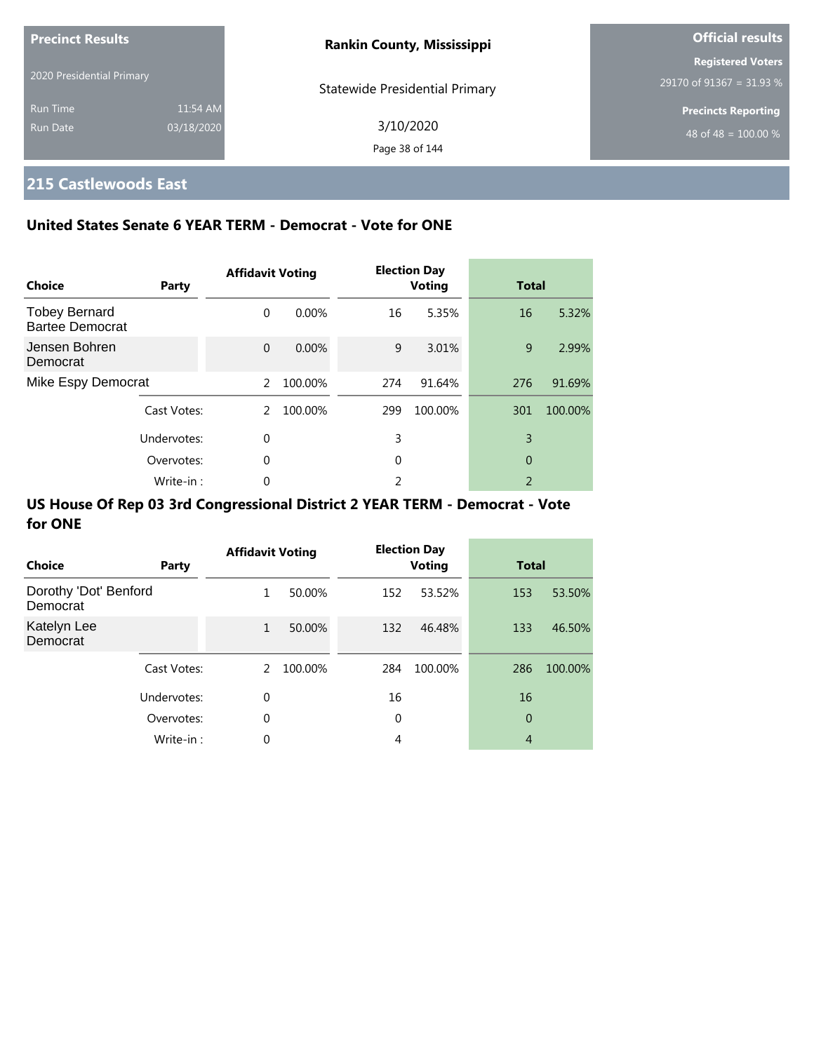Precinct Results

2020 Presidential Primary

Run Time 11:54 AM

Run Date 03/18/2020

**Rankin County, Mississippi**

Statewide Presidential Primary

3/10/2020

**Official results**

**Registered Voters**

29170 of 91367 = 31.93 %

**Precincts Reporting**

48 of 48 = 100.00 %

## 215 Castlewoods East

### United States Senate 6 YEAR TERM - Democrat - Vote for ONE

| Choice | Party | Affidavit Voting | | Election Day Voting | | Total | |
|---|---|---|---|---|---|---|---|
| Tobey Bernard Bartee Democrat | | 0 | 0.00% | 16 | 5.35% | 16 | 5.32% |
| Jensen Bohren Democrat | | 0 | 0.00% | 9 | 3.01% | 9 | 2.99% |
| Mike Espy Democrat | | 2 | 100.00% | 274 | 91.64% | 276 | 91.69% |
| | Cast Votes: | 2 | 100.00% | 299 | 100.00% | 301 | 100.00% |
| | Undervotes: | 0 | | 3 | | 3 | |
| | Overvotes: | 0 | | 0 | | 0 | |
| | Write-in : | 0 | | 2 | | 2 | |

### US House Of Rep 03 3rd Congressional District 2 YEAR TERM - Democrat - Vote for ONE

| Choice | Party | Affidavit Voting | | Election Day Voting | | Total | |
|---|---|---|---|---|---|---|---|
| Dorothy 'Dot' Benford Democrat | | 1 | 50.00% | 152 | 53.52% | 153 | 53.50% |
| Katelyn Lee Democrat | | 1 | 50.00% | 132 | 46.48% | 133 | 46.50% |
| | Cast Votes: | 2 | 100.00% | 284 | 100.00% | 286 | 100.00% |
| | Undervotes: | 0 | | 16 | | 16 | |
| | Overvotes: | 0 | | 0 | | 0 | |
| | Write-in : | 0 | | 4 | | 4 | |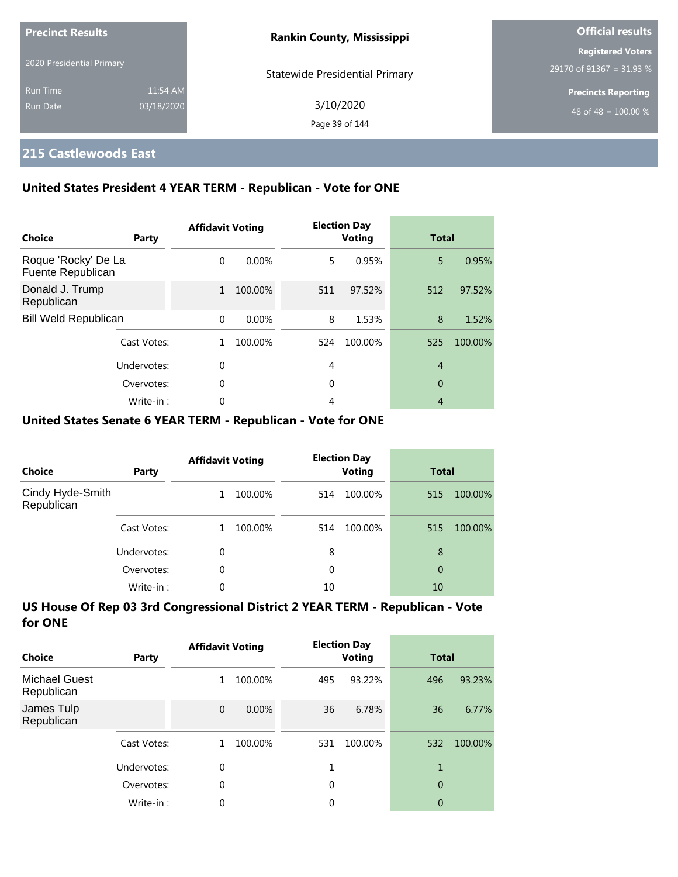**Precinct Results**

2020 Presidential Primary

Run Time 11:54 AM

Run Date 03/18/2020

**Rankin County, Mississippi**

Statewide Presidential Primary

3/10/2020

**Official results**

**Registered Voters**

29170 of 91367 = 31.93 %

**Precincts Reporting**

48 of 48 = 100.00 %

## 215 Castlewoods East

### United States President 4 YEAR TERM - Republican - Vote for ONE

| Choice | Party | Affidavit Voting | | Election Day Voting | | Total | |
|---|---|---|---|---|---|---|---|
| Roque 'Rocky' De La Fuente Republican | | 0 | 0.00% | 5 | 0.95% | 5 | 0.95% |
| Donald J. Trump Republican | | 1 | 100.00% | 511 | 97.52% | 512 | 97.52% |
| Bill Weld Republican | | 0 | 0.00% | 8 | 1.53% | 8 | 1.52% |
| | Cast Votes: | 1 | 100.00% | 524 | 100.00% | 525 | 100.00% |
| | Undervotes: | 0 | | 4 | | 4 | |
| | Overvotes: | 0 | | 0 | | 0 | |
| | Write-in : | 0 | | 4 | | 4 | |

### United States Senate 6 YEAR TERM - Republican - Vote for ONE

| Choice | Party | Affidavit Voting | | Election Day Voting | | Total | |
|---|---|---|---|---|---|---|---|
| Cindy Hyde-Smith Republican | | 1 | 100.00% | 514 | 100.00% | 515 | 100.00% |
| | Cast Votes: | 1 | 100.00% | 514 | 100.00% | 515 | 100.00% |
| | Undervotes: | 0 | | 8 | | 8 | |
| | Overvotes: | 0 | | 0 | | 0 | |
| | Write-in : | 0 | | 10 | | 10 | |

### US House Of Rep 03 3rd Congressional District 2 YEAR TERM - Republican - Vote for ONE

| Choice | Party | Affidavit Voting | | Election Day Voting | | Total | |
|---|---|---|---|---|---|---|---|
| Michael Guest Republican | | 1 | 100.00% | 495 | 93.22% | 496 | 93.23% |
| James Tulp Republican | | 0 | 0.00% | 36 | 6.78% | 36 | 6.77% |
| | Cast Votes: | 1 | 100.00% | 531 | 100.00% | 532 | 100.00% |
| | Undervotes: | 0 | | 1 | | 1 | |
| | Overvotes: | 0 | | 0 | | 0 | |
| | Write-in : | 0 | | 0 | | 0 | |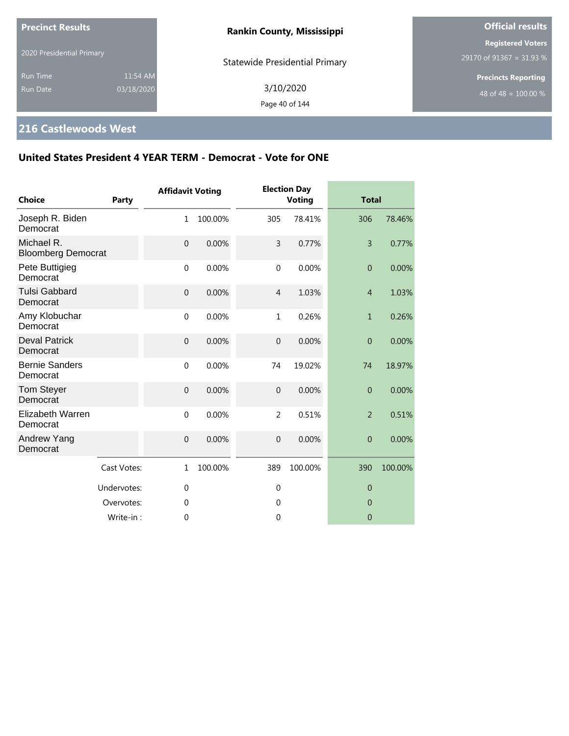Precinct Results

2020 Presidential Primary

Run Time 11:54 AM
Run Date 03/18/2020

**Rankin County, Mississippi**

Statewide Presidential Primary

3/10/2020

**Official results**

**Registered Voters**
29170 of 91367 = 31.93 %

**Precincts Reporting**
48 of 48 = 100.00 %

## 216 Castlewoods West

### United States President 4 YEAR TERM - Democrat - Vote for ONE

| Choice | Party | Affidavit Voting | | Election Day Voting | | Total | |
|---|---|---|---|---|---|---|---|
| Joseph R. Biden Democrat | | 1 | 100.00% | 305 | 78.41% | 306 | 78.46% |
| Michael R. Bloomberg Democrat | | 0 | 0.00% | 3 | 0.77% | 3 | 0.77% |
| Pete Buttigieg Democrat | | 0 | 0.00% | 0 | 0.00% | 0 | 0.00% |
| Tulsi Gabbard Democrat | | 0 | 0.00% | 4 | 1.03% | 4 | 1.03% |
| Amy Klobuchar Democrat | | 0 | 0.00% | 1 | 0.26% | 1 | 0.26% |
| Deval Patrick Democrat | | 0 | 0.00% | 0 | 0.00% | 0 | 0.00% |
| Bernie Sanders Democrat | | 0 | 0.00% | 74 | 19.02% | 74 | 18.97% |
| Tom Steyer Democrat | | 0 | 0.00% | 0 | 0.00% | 0 | 0.00% |
| Elizabeth Warren Democrat | | 0 | 0.00% | 2 | 0.51% | 2 | 0.51% |
| Andrew Yang Democrat | | 0 | 0.00% | 0 | 0.00% | 0 | 0.00% |
| | Cast Votes: | 1 | 100.00% | 389 | 100.00% | 390 | 100.00% |
| | Undervotes: | 0 | | 0 | | 0 | |
| | Overvotes: | 0 | | 0 | | 0 | |
| | Write-in : | 0 | | 0 | | 0 | |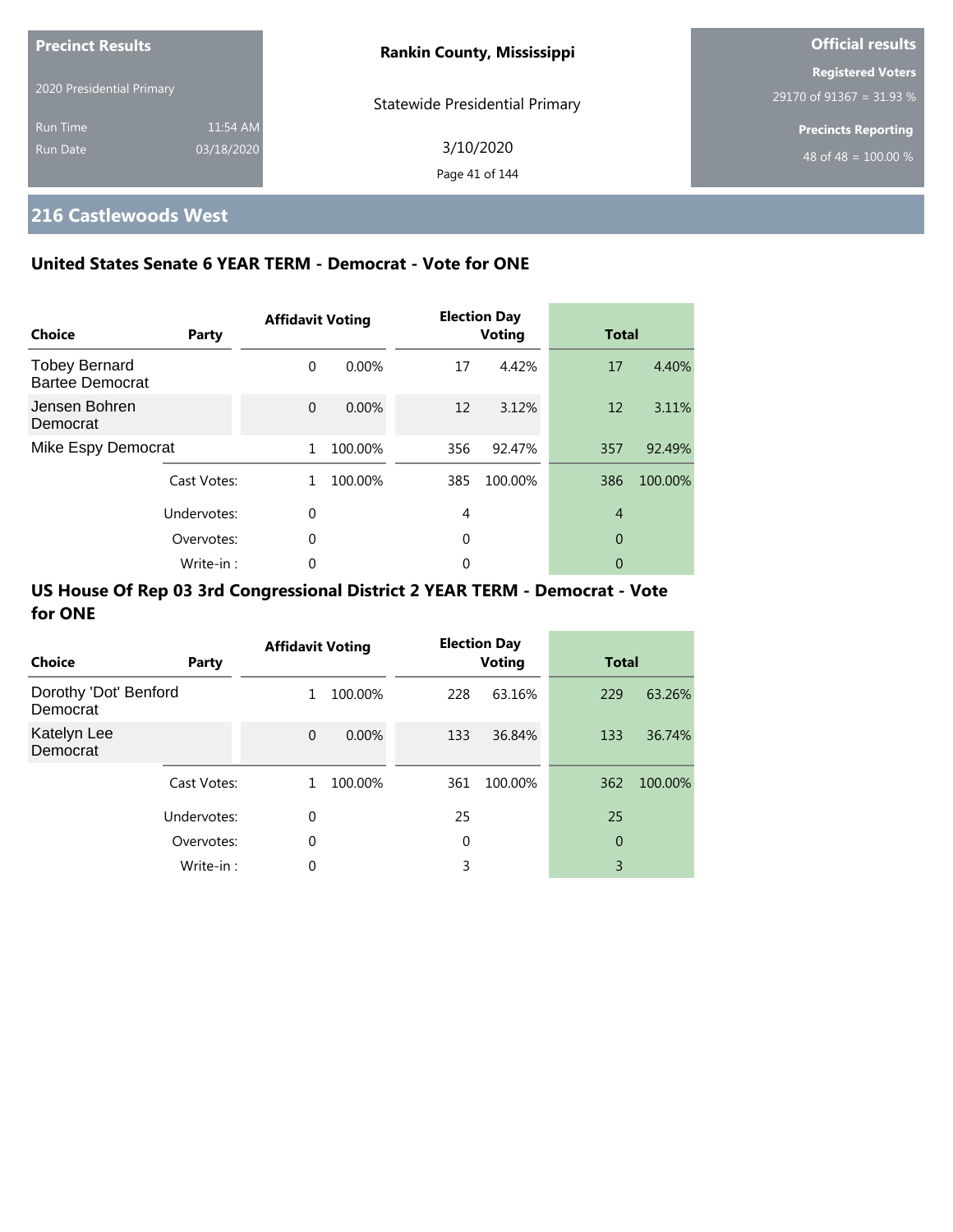**Precinct Results**

2020 Presidential Primary

Run Time 11:54 AM
Run Date 03/18/2020

**Rankin County, Mississippi**

Statewide Presidential Primary

3/10/2020

**Official results**

**Registered Voters**
29170 of 91367 = 31.93 %

**Precincts Reporting**
48 of 48 = 100.00 %

## 216 Castlewoods West

### United States Senate 6 YEAR TERM - Democrat - Vote for ONE

| Choice | Party | Affidavit Voting | | Election Day Voting | | Total | |
|---|---|---|---|---|---|---|---|
| Tobey Bernard Bartee Democrat | | 0 | 0.00% | 17 | 4.42% | 17 | 4.40% |
| Jensen Bohren Democrat | | 0 | 0.00% | 12 | 3.12% | 12 | 3.11% |
| Mike Espy Democrat | | 1 | 100.00% | 356 | 92.47% | 357 | 92.49% |
| | Cast Votes: | 1 | 100.00% | 385 | 100.00% | 386 | 100.00% |
| | Undervotes: | 0 | | 4 | | 4 | |
| | Overvotes: | 0 | | 0 | | 0 | |
| | Write-in : | 0 | | 0 | | 0 | |

### US House Of Rep 03 3rd Congressional District 2 YEAR TERM - Democrat - Vote for ONE

| Choice | Party | Affidavit Voting | | Election Day Voting | | Total | |
|---|---|---|---|---|---|---|---|
| Dorothy 'Dot' Benford Democrat | | 1 | 100.00% | 228 | 63.16% | 229 | 63.26% |
| Katelyn Lee Democrat | | 0 | 0.00% | 133 | 36.84% | 133 | 36.74% |
| | Cast Votes: | 1 | 100.00% | 361 | 100.00% | 362 | 100.00% |
| | Undervotes: | 0 | | 25 | | 25 | |
| | Overvotes: | 0 | | 0 | | 0 | |
| | Write-in : | 0 | | 3 | | 3 | |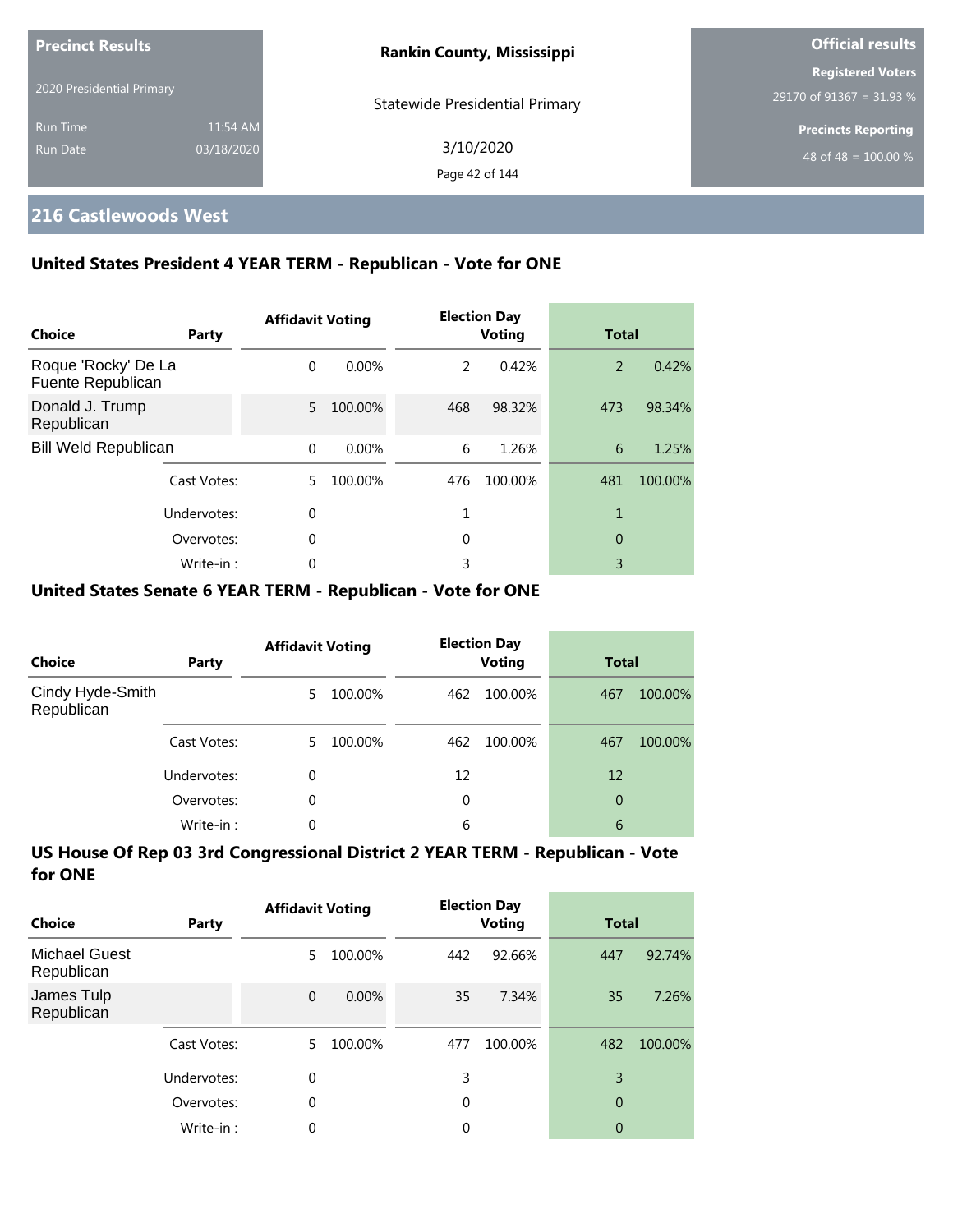Precinct Results

2020 Presidential Primary

Run Time 11:54 AM

Run Date 03/18/2020

**Rankin County, Mississippi**

Statewide Presidential Primary

3/10/2020

**Official results**

**Registered Voters**

29170 of 91367 = 31.93 %

**Precincts Reporting**

48 of 48 = 100.00 %

## 216 Castlewoods West

### United States President 4 YEAR TERM - Republican - Vote for ONE

| Choice | Party | Affidavit Voting | | Election Day Voting | | Total | |
|---|---|---|---|---|---|---|---|
| Roque 'Rocky' De La Fuente Republican | | 0 | 0.00% | 2 | 0.42% | 2 | 0.42% |
| Donald J. Trump Republican | | 5 | 100.00% | 468 | 98.32% | 473 | 98.34% |
| Bill Weld Republican | | 0 | 0.00% | 6 | 1.26% | 6 | 1.25% |
| | Cast Votes: | 5 | 100.00% | 476 | 100.00% | 481 | 100.00% |
| | Undervotes: | 0 | | 1 | | 1 | |
| | Overvotes: | 0 | | 0 | | 0 | |
| | Write-in : | 0 | | 3 | | 3 | |

### United States Senate 6 YEAR TERM - Republican - Vote for ONE

| Choice | Party | Affidavit Voting | | Election Day Voting | | Total | |
|---|---|---|---|---|---|---|---|
| Cindy Hyde-Smith Republican | | 5 | 100.00% | 462 | 100.00% | 467 | 100.00% |
| | Cast Votes: | 5 | 100.00% | 462 | 100.00% | 467 | 100.00% |
| | Undervotes: | 0 | | 12 | | 12 | |
| | Overvotes: | 0 | | 0 | | 0 | |
| | Write-in : | 0 | | 6 | | 6 | |

### US House Of Rep 03 3rd Congressional District 2 YEAR TERM - Republican - Vote for ONE

| Choice | Party | Affidavit Voting | | Election Day Voting | | Total | |
|---|---|---|---|---|---|---|---|
| Michael Guest Republican | | 5 | 100.00% | 442 | 92.66% | 447 | 92.74% |
| James Tulp Republican | | 0 | 0.00% | 35 | 7.34% | 35 | 7.26% |
| | Cast Votes: | 5 | 100.00% | 477 | 100.00% | 482 | 100.00% |
| | Undervotes: | 0 | | 3 | | 3 | |
| | Overvotes: | 0 | | 0 | | 0 | |
| | Write-in : | 0 | | 0 | | 0 | |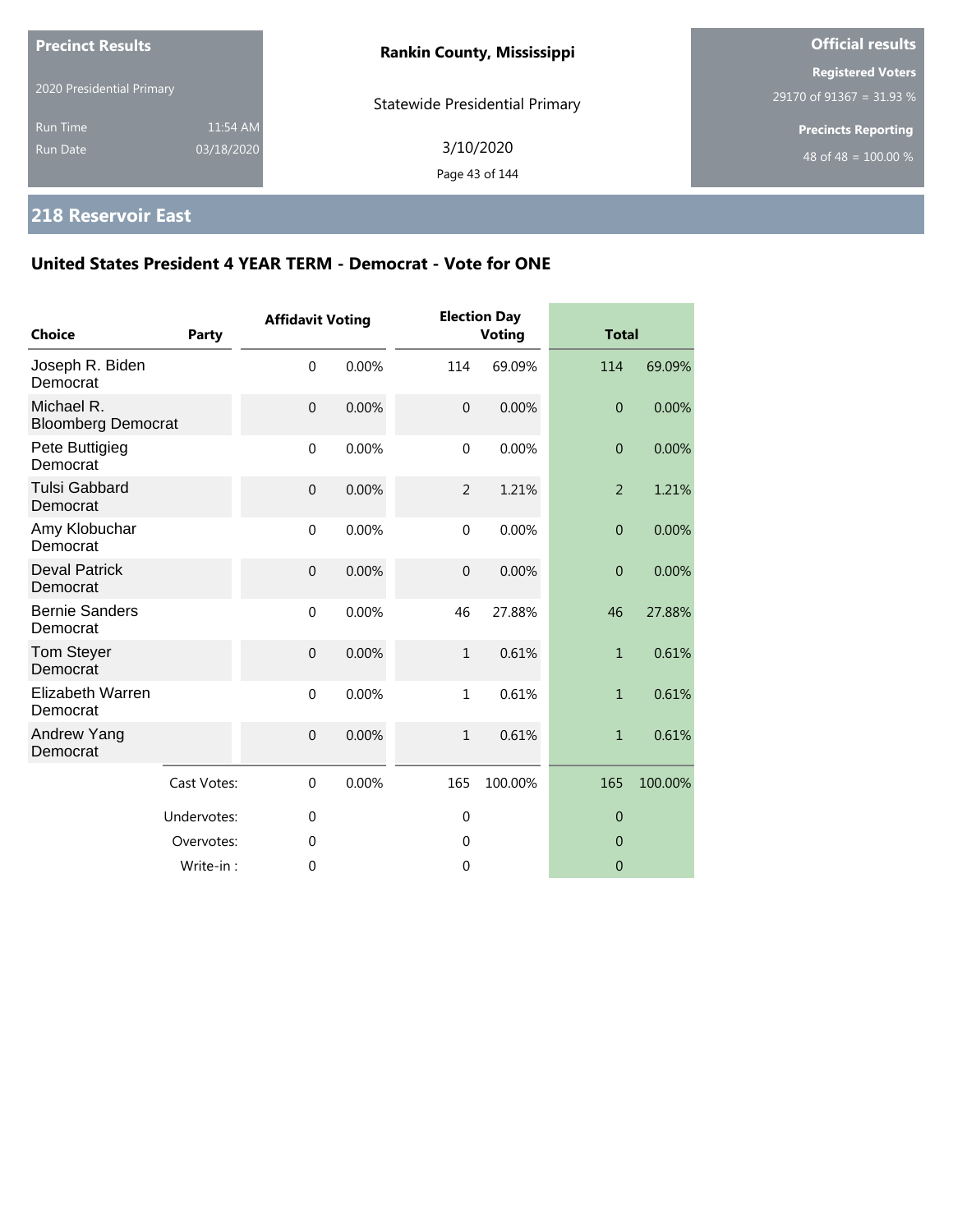**Precinct Results**

2020 Presidential Primary

Run Time 11:54 AM
Run Date 03/18/2020

**Rankin County, Mississippi**

Statewide Presidential Primary

3/10/2020

**Official results**

**Registered Voters**
29170 of 91367 = 31.93 %

**Precincts Reporting**
48 of 48 = 100.00 %

## 218 Reservoir East

### United States President 4 YEAR TERM - Democrat - Vote for ONE

| Choice | Party | Affidavit Voting | | Election Day Voting | | Total | |
|---|---|---|---|---|---|---|---|
| Joseph R. Biden | Democrat | 0 | 0.00% | 114 | 69.09% | 114 | 69.09% |
| Michael R. Bloomberg | Democrat | 0 | 0.00% | 0 | 0.00% | 0 | 0.00% |
| Pete Buttigieg | Democrat | 0 | 0.00% | 0 | 0.00% | 0 | 0.00% |
| Tulsi Gabbard | Democrat | 0 | 0.00% | 2 | 1.21% | 2 | 1.21% |
| Amy Klobuchar | Democrat | 0 | 0.00% | 0 | 0.00% | 0 | 0.00% |
| Deval Patrick | Democrat | 0 | 0.00% | 0 | 0.00% | 0 | 0.00% |
| Bernie Sanders | Democrat | 0 | 0.00% | 46 | 27.88% | 46 | 27.88% |
| Tom Steyer | Democrat | 0 | 0.00% | 1 | 0.61% | 1 | 0.61% |
| Elizabeth Warren | Democrat | 0 | 0.00% | 1 | 0.61% | 1 | 0.61% |
| Andrew Yang | Democrat | 0 | 0.00% | 1 | 0.61% | 1 | 0.61% |
| | Cast Votes: | 0 | 0.00% | 165 | 100.00% | 165 | 100.00% |
| | Undervotes: | 0 | | 0 | | 0 | |
| | Overvotes: | 0 | | 0 | | 0 | |
| | Write-in : | 0 | | 0 | | 0 | |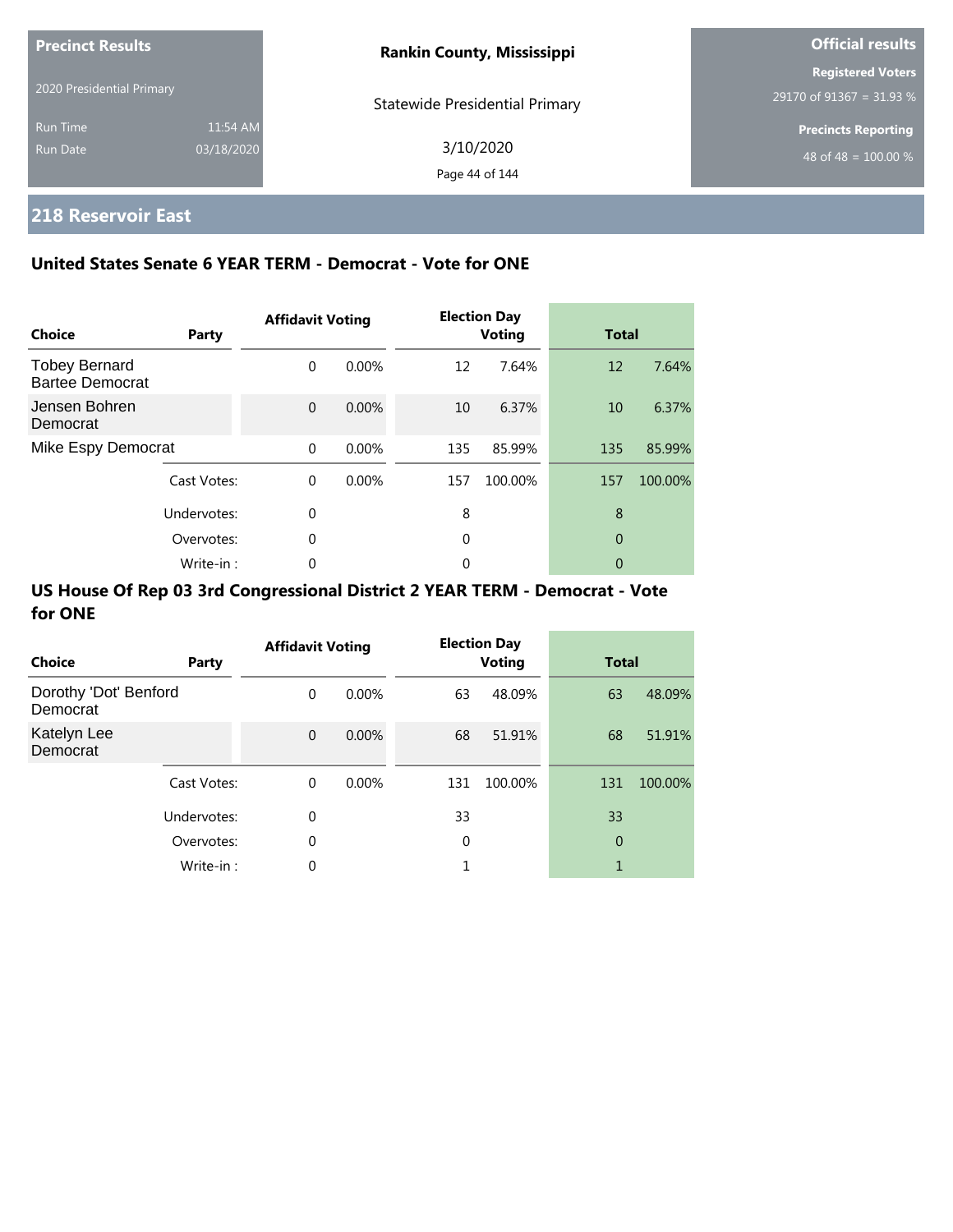**Precinct Results**

2020 Presidential Primary

Run Time 11:54 AM

Run Date 03/18/2020

**Rankin County, Mississippi**

Statewide Presidential Primary

3/10/2020

**Official results**

**Registered Voters**

29170 of 91367 = 31.93 %

**Precincts Reporting**

48 of 48 = 100.00 %

## 218 Reservoir East

### United States Senate 6 YEAR TERM - Democrat - Vote for ONE

| Choice | Party | Affidavit Voting | | Election Day Voting | | Total | |
|---|---|---|---|---|---|---|---|
| Tobey Bernard Bartee Democrat | | 0 | 0.00% | 12 | 7.64% | 12 | 7.64% |
| Jensen Bohren Democrat | | 0 | 0.00% | 10 | 6.37% | 10 | 6.37% |
| Mike Espy Democrat | | 0 | 0.00% | 135 | 85.99% | 135 | 85.99% |
| | Cast Votes: | 0 | 0.00% | 157 | 100.00% | 157 | 100.00% |
| | Undervotes: | 0 | | 8 | | 8 | |
| | Overvotes: | 0 | | 0 | | 0 | |
| | Write-in : | 0 | | 0 | | 0 | |

### US House Of Rep 03 3rd Congressional District 2 YEAR TERM - Democrat - Vote for ONE

| Choice | Party | Affidavit Voting | | Election Day Voting | | Total | |
|---|---|---|---|---|---|---|---|
| Dorothy 'Dot' Benford Democrat | | 0 | 0.00% | 63 | 48.09% | 63 | 48.09% |
| Katelyn Lee Democrat | | 0 | 0.00% | 68 | 51.91% | 68 | 51.91% |
| | Cast Votes: | 0 | 0.00% | 131 | 100.00% | 131 | 100.00% |
| | Undervotes: | 0 | | 33 | | 33 | |
| | Overvotes: | 0 | | 0 | | 0 | |
| | Write-in : | 0 | | 1 | | 1 | |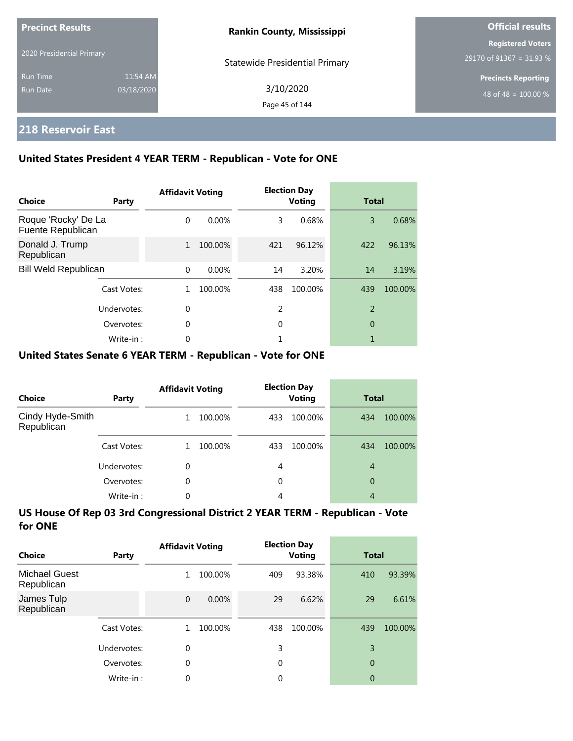**Precinct Results**

2020 Presidential Primary

Run Time 11:54 AM
Run Date 03/18/2020

**Rankin County, Mississippi**

Statewide Presidential Primary

3/10/2020

**Official results**

**Registered Voters**
29170 of 91367 = 31.93 %

**Precincts Reporting**
48 of 48 = 100.00 %

## 218 Reservoir East

### United States President 4 YEAR TERM - Republican - Vote for ONE

| Choice | Party | Affidavit Voting | | Election Day Voting | | Total | |
|---|---|---|---|---|---|---|---|
| Roque 'Rocky' De La Fuente Republican | | 0 | 0.00% | 3 | 0.68% | 3 | 0.68% |
| Donald J. Trump Republican | | 1 | 100.00% | 421 | 96.12% | 422 | 96.13% |
| Bill Weld Republican | | 0 | 0.00% | 14 | 3.20% | 14 | 3.19% |
| | Cast Votes: | 1 | 100.00% | 438 | 100.00% | 439 | 100.00% |
| | Undervotes: | 0 | | 2 | | 2 | |
| | Overvotes: | 0 | | 0 | | 0 | |
| | Write-in : | 0 | | 1 | | 1 | |

### United States Senate 6 YEAR TERM - Republican - Vote for ONE

| Choice | Party | Affidavit Voting | | Election Day Voting | | Total | |
|---|---|---|---|---|---|---|---|
| Cindy Hyde-Smith Republican | | 1 | 100.00% | 433 | 100.00% | 434 | 100.00% |
| | Cast Votes: | 1 | 100.00% | 433 | 100.00% | 434 | 100.00% |
| | Undervotes: | 0 | | 4 | | 4 | |
| | Overvotes: | 0 | | 0 | | 0 | |
| | Write-in : | 0 | | 4 | | 4 | |

### US House Of Rep 03 3rd Congressional District 2 YEAR TERM - Republican - Vote for ONE

| Choice | Party | Affidavit Voting | | Election Day Voting | | Total | |
|---|---|---|---|---|---|---|---|
| Michael Guest Republican | | 1 | 100.00% | 409 | 93.38% | 410 | 93.39% |
| James Tulp Republican | | 0 | 0.00% | 29 | 6.62% | 29 | 6.61% |
| | Cast Votes: | 1 | 100.00% | 438 | 100.00% | 439 | 100.00% |
| | Undervotes: | 0 | | 3 | | 3 | |
| | Overvotes: | 0 | | 0 | | 0 | |
| | Write-in : | 0 | | 0 | | 0 | |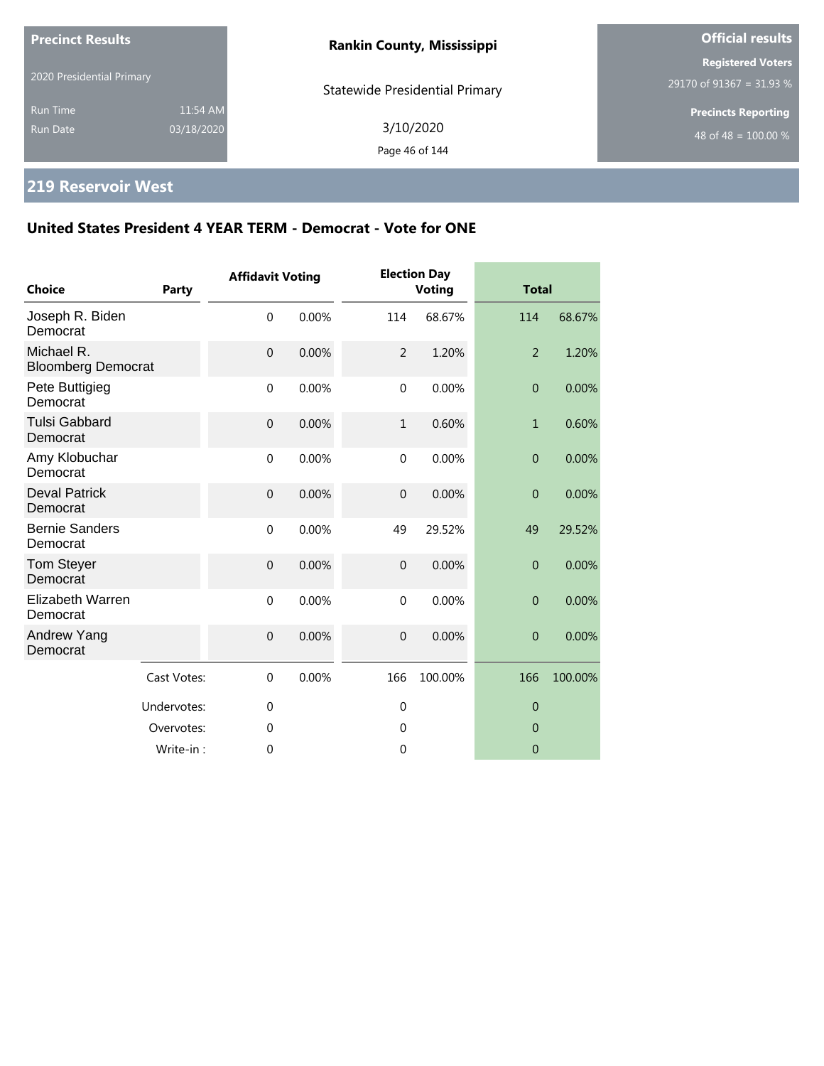**Precinct Results**

2020 Presidential Primary

Run Time 11:54 AM

Run Date 03/18/2020

**Rankin County, Mississippi**

Statewide Presidential Primary

3/10/2020

**Official results**

**Registered Voters**

29170 of 91367 = 31.93 %

**Precincts Reporting**

48 of 48 = 100.00 %

## 219 Reservoir West

### United States President 4 YEAR TERM - Democrat - Vote for ONE

| Choice | Party | Affidavit Voting | | Election Day Voting | | Total | |
|---|---|---|---|---|---|---|---|
| Joseph R. Biden | Democrat | 0 | 0.00% | 114 | 68.67% | 114 | 68.67% |
| Michael R. Bloomberg | Democrat | 0 | 0.00% | 2 | 1.20% | 2 | 1.20% |
| Pete Buttigieg | Democrat | 0 | 0.00% | 0 | 0.00% | 0 | 0.00% |
| Tulsi Gabbard | Democrat | 0 | 0.00% | 1 | 0.60% | 1 | 0.60% |
| Amy Klobuchar | Democrat | 0 | 0.00% | 0 | 0.00% | 0 | 0.00% |
| Deval Patrick | Democrat | 0 | 0.00% | 0 | 0.00% | 0 | 0.00% |
| Bernie Sanders | Democrat | 0 | 0.00% | 49 | 29.52% | 49 | 29.52% |
| Tom Steyer | Democrat | 0 | 0.00% | 0 | 0.00% | 0 | 0.00% |
| Elizabeth Warren | Democrat | 0 | 0.00% | 0 | 0.00% | 0 | 0.00% |
| Andrew Yang | Democrat | 0 | 0.00% | 0 | 0.00% | 0 | 0.00% |
| | Cast Votes: | 0 | 0.00% | 166 | 100.00% | 166 | 100.00% |
| | Undervotes: | 0 | | 0 | | 0 | |
| | Overvotes: | 0 | | 0 | | 0 | |
| | Write-in : | 0 | | 0 | | 0 | |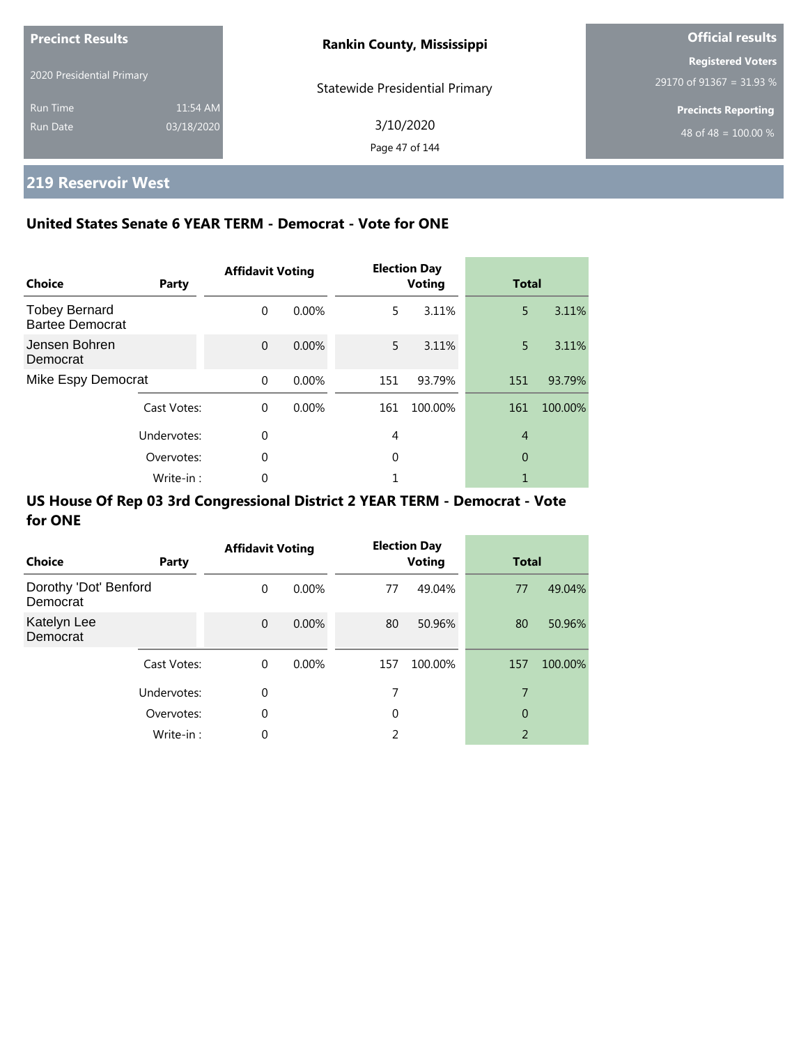**Precinct Results**

2020 Presidential Primary

Run Time 11:54 AM

Run Date 03/18/2020

**Rankin County, Mississippi**

Statewide Presidential Primary

3/10/2020

**Official results**

**Registered Voters**

29170 of 91367 = 31.93 %

**Precincts Reporting**

48 of 48 = 100.00 %

## 219 Reservoir West

### United States Senate 6 YEAR TERM - Democrat - Vote for ONE

| Choice | Party | Affidavit Voting | | Election Day Voting | | Total | |
|---|---|---|---|---|---|---|---|
| Tobey Bernard Bartee Democrat | | 0 | 0.00% | 5 | 3.11% | 5 | 3.11% |
| Jensen Bohren Democrat | | 0 | 0.00% | 5 | 3.11% | 5 | 3.11% |
| Mike Espy Democrat | | 0 | 0.00% | 151 | 93.79% | 151 | 93.79% |
| | Cast Votes: | 0 | 0.00% | 161 | 100.00% | 161 | 100.00% |
| | Undervotes: | 0 | | 4 | | 4 | |
| | Overvotes: | 0 | | 0 | | 0 | |
| | Write-in : | 0 | | 1 | | 1 | |

### US House Of Rep 03 3rd Congressional District 2 YEAR TERM - Democrat - Vote for ONE

| Choice | Party | Affidavit Voting | | Election Day Voting | | Total | |
|---|---|---|---|---|---|---|---|
| Dorothy 'Dot' Benford Democrat | | 0 | 0.00% | 77 | 49.04% | 77 | 49.04% |
| Katelyn Lee Democrat | | 0 | 0.00% | 80 | 50.96% | 80 | 50.96% |
| | Cast Votes: | 0 | 0.00% | 157 | 100.00% | 157 | 100.00% |
| | Undervotes: | 0 | | 7 | | 7 | |
| | Overvotes: | 0 | | 0 | | 0 | |
| | Write-in : | 0 | | 2 | | 2 | |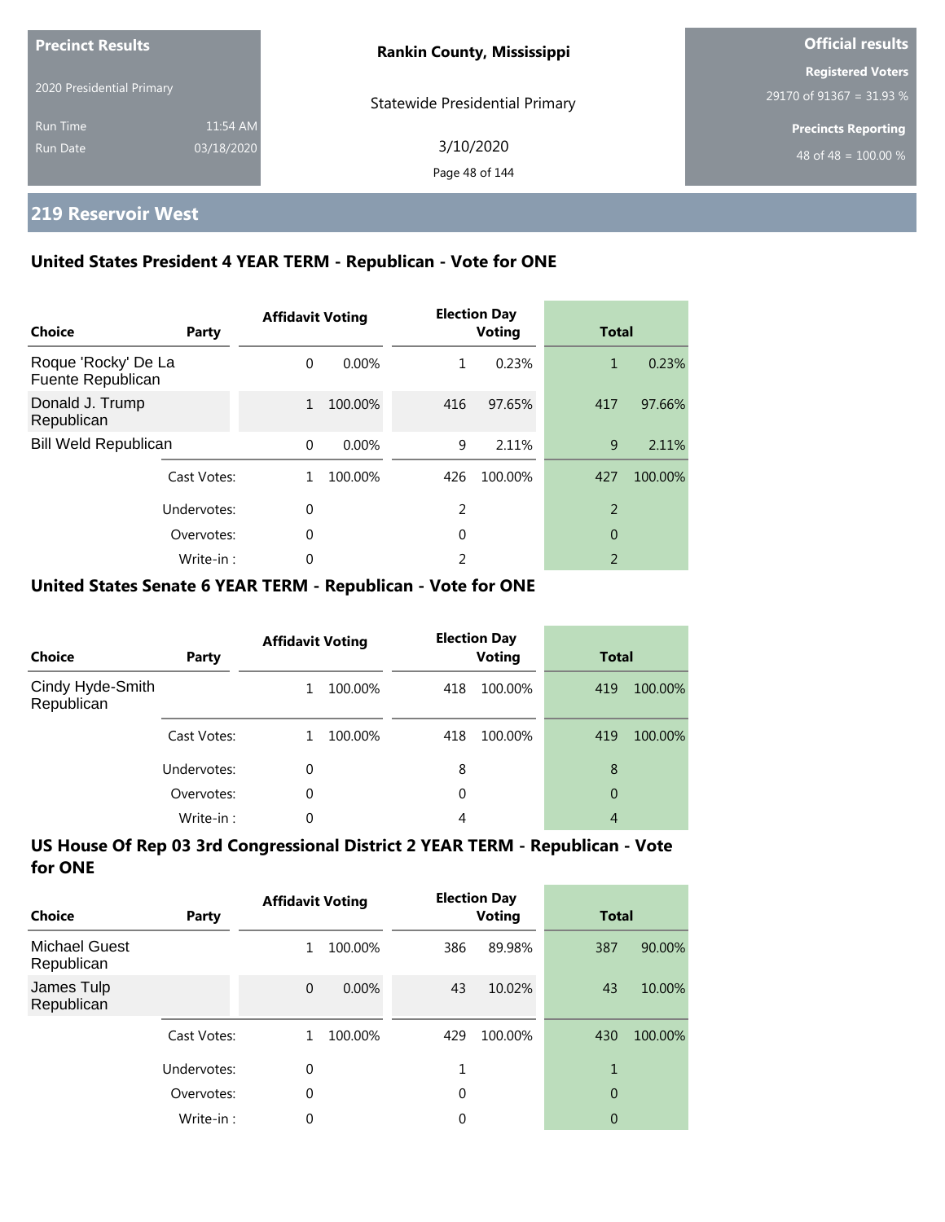Precinct Results

2020 Presidential Primary

Run Time 11:54 AM
Run Date 03/18/2020

**Rankin County, Mississippi**

Statewide Presidential Primary

3/10/2020

Official results

Registered Voters
29170 of 91367 = 31.93 %

Precincts Reporting
48 of 48 = 100.00 %

## 219 Reservoir West

### United States President 4 YEAR TERM - Republican - Vote for ONE

| Choice | Party | Affidavit Voting | | Election Day Voting | | Total | |
|---|---|---|---|---|---|---|---|
| Roque 'Rocky' De La Fuente Republican | | 0 | 0.00% | 1 | 0.23% | 1 | 0.23% |
| Donald J. Trump Republican | | 1 | 100.00% | 416 | 97.65% | 417 | 97.66% |
| Bill Weld Republican | | 0 | 0.00% | 9 | 2.11% | 9 | 2.11% |
| | Cast Votes: | 1 | 100.00% | 426 | 100.00% | 427 | 100.00% |
| | Undervotes: | 0 | | 2 | | 2 | |
| | Overvotes: | 0 | | 0 | | 0 | |
| | Write-in : | 0 | | 2 | | 2 | |

### United States Senate 6 YEAR TERM - Republican - Vote for ONE

| Choice | Party | Affidavit Voting | | Election Day Voting | | Total | |
|---|---|---|---|---|---|---|---|
| Cindy Hyde-Smith Republican | | 1 | 100.00% | 418 | 100.00% | 419 | 100.00% |
| | Cast Votes: | 1 | 100.00% | 418 | 100.00% | 419 | 100.00% |
| | Undervotes: | 0 | | 8 | | 8 | |
| | Overvotes: | 0 | | 0 | | 0 | |
| | Write-in : | 0 | | 4 | | 4 | |

### US House Of Rep 03 3rd Congressional District 2 YEAR TERM - Republican - Vote for ONE

| Choice | Party | Affidavit Voting | | Election Day Voting | | Total | |
|---|---|---|---|---|---|---|---|
| Michael Guest Republican | | 1 | 100.00% | 386 | 89.98% | 387 | 90.00% |
| James Tulp Republican | | 0 | 0.00% | 43 | 10.02% | 43 | 10.00% |
| | Cast Votes: | 1 | 100.00% | 429 | 100.00% | 430 | 100.00% |
| | Undervotes: | 0 | | 1 | | 1 | |
| | Overvotes: | 0 | | 0 | | 0 | |
| | Write-in : | 0 | | 0 | | 0 | |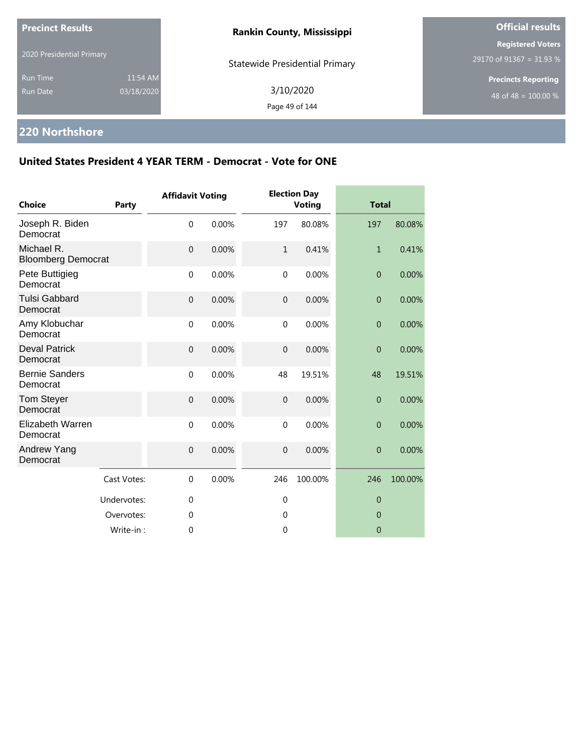**Precinct Results**

2020 Presidential Primary

Run Time 11:54 AM

Run Date 03/18/2020

**Rankin County, Mississippi**

Statewide Presidential Primary

3/10/2020

**Official results**

**Registered Voters**

29170 of 91367 = 31.93 %

**Precincts Reporting**

48 of 48 = 100.00 %

## 220 Northshore

### United States President 4 YEAR TERM - Democrat - Vote for ONE

| Choice | Party | Affidavit Voting | | Election Day Voting | | Total | |
|---|---|---|---|---|---|---|---|
| Joseph R. Biden Democrat | | 0 | 0.00% | 197 | 80.08% | 197 | 80.08% |
| Michael R. Bloomberg Democrat | | 0 | 0.00% | 1 | 0.41% | 1 | 0.41% |
| Pete Buttigieg Democrat | | 0 | 0.00% | 0 | 0.00% | 0 | 0.00% |
| Tulsi Gabbard Democrat | | 0 | 0.00% | 0 | 0.00% | 0 | 0.00% |
| Amy Klobuchar Democrat | | 0 | 0.00% | 0 | 0.00% | 0 | 0.00% |
| Deval Patrick Democrat | | 0 | 0.00% | 0 | 0.00% | 0 | 0.00% |
| Bernie Sanders Democrat | | 0 | 0.00% | 48 | 19.51% | 48 | 19.51% |
| Tom Steyer Democrat | | 0 | 0.00% | 0 | 0.00% | 0 | 0.00% |
| Elizabeth Warren Democrat | | 0 | 0.00% | 0 | 0.00% | 0 | 0.00% |
| Andrew Yang Democrat | | 0 | 0.00% | 0 | 0.00% | 0 | 0.00% |
| | Cast Votes: | 0 | 0.00% | 246 | 100.00% | 246 | 100.00% |
| | Undervotes: | 0 | | 0 | | 0 | |
| | Overvotes: | 0 | | 0 | | 0 | |
| | Write-in : | 0 | | 0 | | 0 | |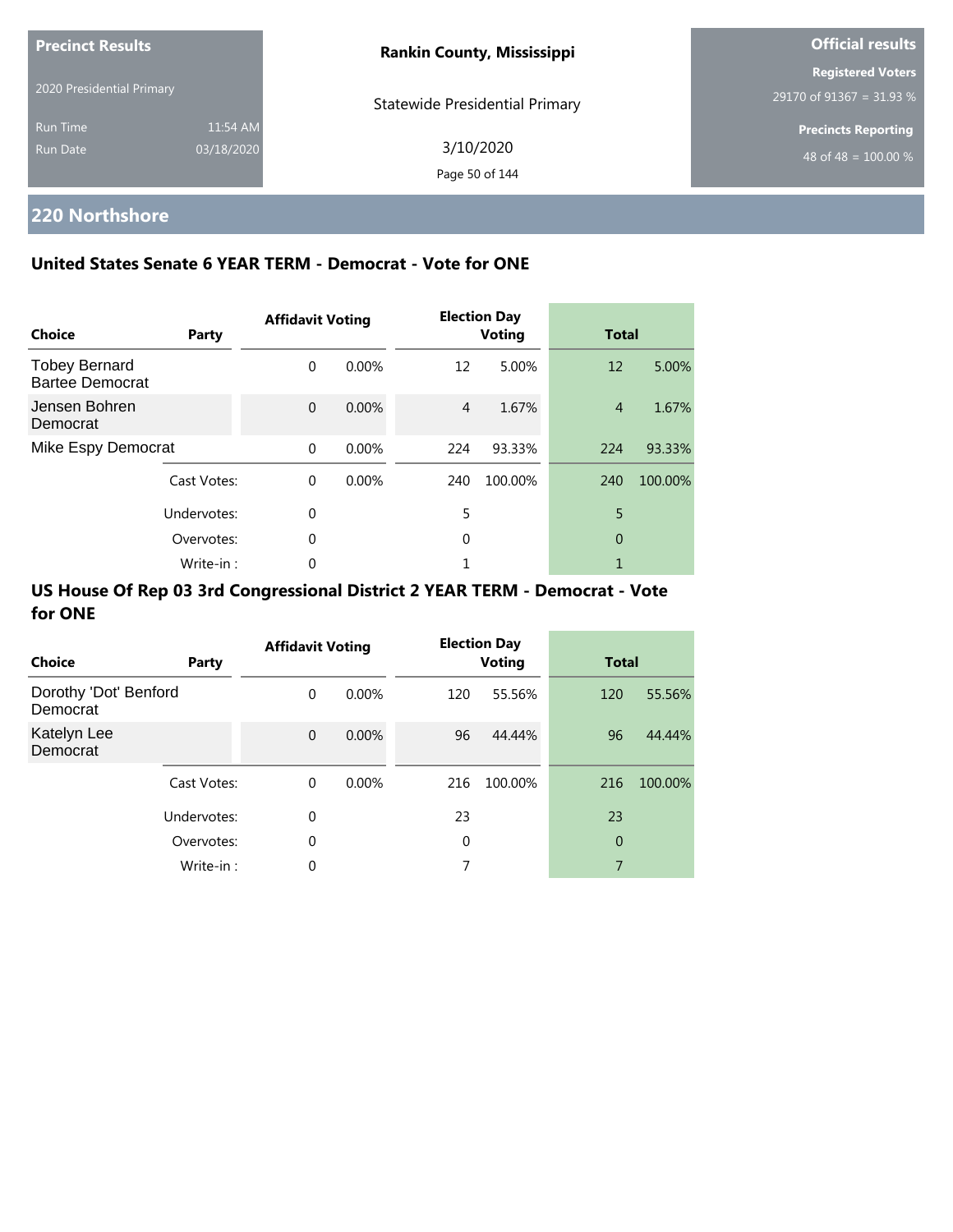| Precinct Results | | Rankin County, Mississippi | Official results |
|---|---|---|---|
| 2020 Presidential Primary | | Statewide Presidential Primary | Registered Voters |
| Run Time | 11:54 AM | 3/10/2020 | 29170 of 91367 = 31.93 % |
| Run Date | 03/18/2020 | | Precincts Reporting |
| | | | 48 of 48 = 100.00 % |

## 220 Northshore

### United States Senate 6 YEAR TERM - Democrat - Vote for ONE

| Choice | Party | Affidavit Voting | | Election Day Voting | | Total | |
|---|---|---|---|---|---|---|---|
| Tobey Bernard Bartee Democrat | | 0 | 0.00% | 12 | 5.00% | 12 | 5.00% |
| Jensen Bohren Democrat | | 0 | 0.00% | 4 | 1.67% | 4 | 1.67% |
| Mike Espy Democrat | | 0 | 0.00% | 224 | 93.33% | 224 | 93.33% |
| | Cast Votes: | 0 | 0.00% | 240 | 100.00% | 240 | 100.00% |
| | Undervotes: | 0 | | 5 | | 5 | |
| | Overvotes: | 0 | | 0 | | 0 | |
| | Write-in : | 0 | | 1 | | 1 | |

### US House Of Rep 03 3rd Congressional District 2 YEAR TERM - Democrat - Vote for ONE

| Choice | Party | Affidavit Voting | | Election Day Voting | | Total | |
|---|---|---|---|---|---|---|---|
| Dorothy 'Dot' Benford Democrat | | 0 | 0.00% | 120 | 55.56% | 120 | 55.56% |
| Katelyn Lee Democrat | | 0 | 0.00% | 96 | 44.44% | 96 | 44.44% |
| | Cast Votes: | 0 | 0.00% | 216 | 100.00% | 216 | 100.00% |
| | Undervotes: | 0 | | 23 | | 23 | |
| | Overvotes: | 0 | | 0 | | 0 | |
| | Write-in : | 0 | | 7 | | 7 | |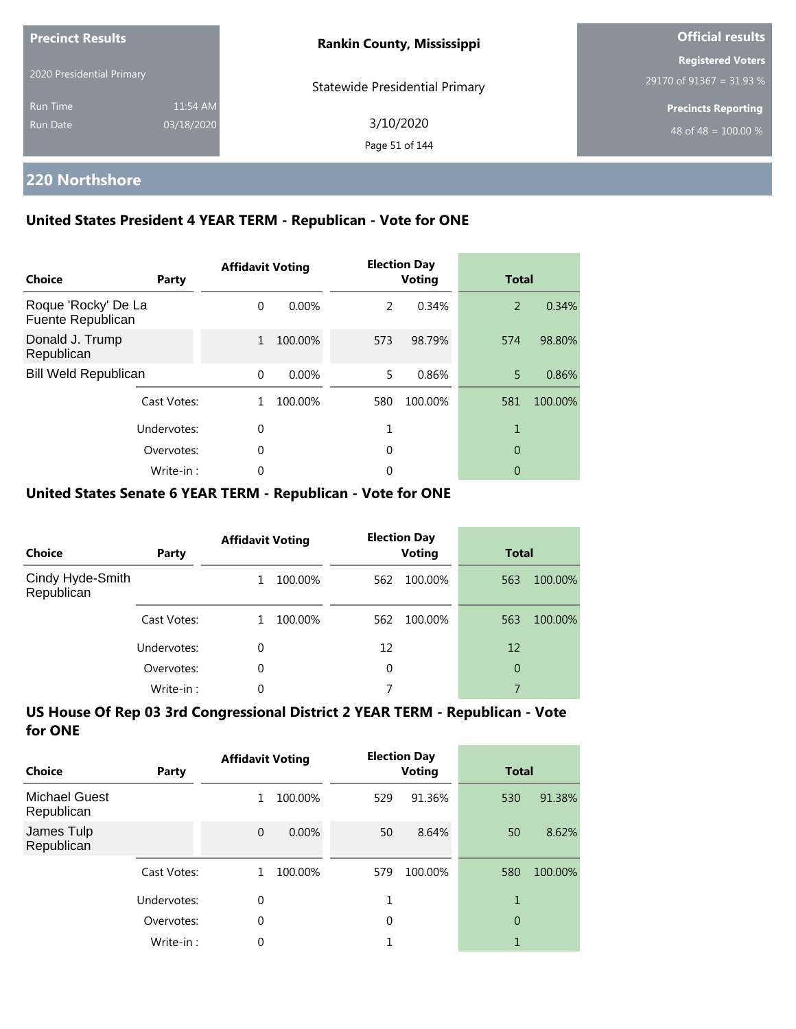**Precinct Results**

2020 Presidential Primary

Run Time 11:54 AM

Run Date 03/18/2020

**Rankin County, Mississippi**

Statewide Presidential Primary

3/10/2020

**Official results**

**Registered Voters**

29170 of 91367 = 31.93 %

**Precincts Reporting**

48 of 48 = 100.00 %

## 220 Northshore

### United States President 4 YEAR TERM - Republican - Vote for ONE

| Choice | Party | Affidavit Voting | | Election Day Voting | | Total | |
|---|---|---|---|---|---|---|---|
| Roque 'Rocky' De La Fuente Republican | | 0 | 0.00% | 2 | 0.34% | 2 | 0.34% |
| Donald J. Trump Republican | | 1 | 100.00% | 573 | 98.79% | 574 | 98.80% |
| Bill Weld Republican | | 0 | 0.00% | 5 | 0.86% | 5 | 0.86% |
| | Cast Votes: | 1 | 100.00% | 580 | 100.00% | 581 | 100.00% |
| | Undervotes: | 0 | | 1 | | 1 | |
| | Overvotes: | 0 | | 0 | | 0 | |
| | Write-in : | 0 | | 0 | | 0 | |

### United States Senate 6 YEAR TERM - Republican - Vote for ONE

| Choice | Party | Affidavit Voting | | Election Day Voting | | Total | |
|---|---|---|---|---|---|---|---|
| Cindy Hyde-Smith Republican | | 1 | 100.00% | 562 | 100.00% | 563 | 100.00% |
| | Cast Votes: | 1 | 100.00% | 562 | 100.00% | 563 | 100.00% |
| | Undervotes: | 0 | | 12 | | 12 | |
| | Overvotes: | 0 | | 0 | | 0 | |
| | Write-in : | 0 | | 7 | | 7 | |

### US House Of Rep 03 3rd Congressional District 2 YEAR TERM - Republican - Vote for ONE

| Choice | Party | Affidavit Voting | | Election Day Voting | | Total | |
|---|---|---|---|---|---|---|---|
| Michael Guest Republican | | 1 | 100.00% | 529 | 91.36% | 530 | 91.38% |
| James Tulp Republican | | 0 | 0.00% | 50 | 8.64% | 50 | 8.62% |
| | Cast Votes: | 1 | 100.00% | 579 | 100.00% | 580 | 100.00% |
| | Undervotes: | 0 | | 1 | | 1 | |
| | Overvotes: | 0 | | 0 | | 0 | |
| | Write-in : | 0 | | 1 | | 1 | |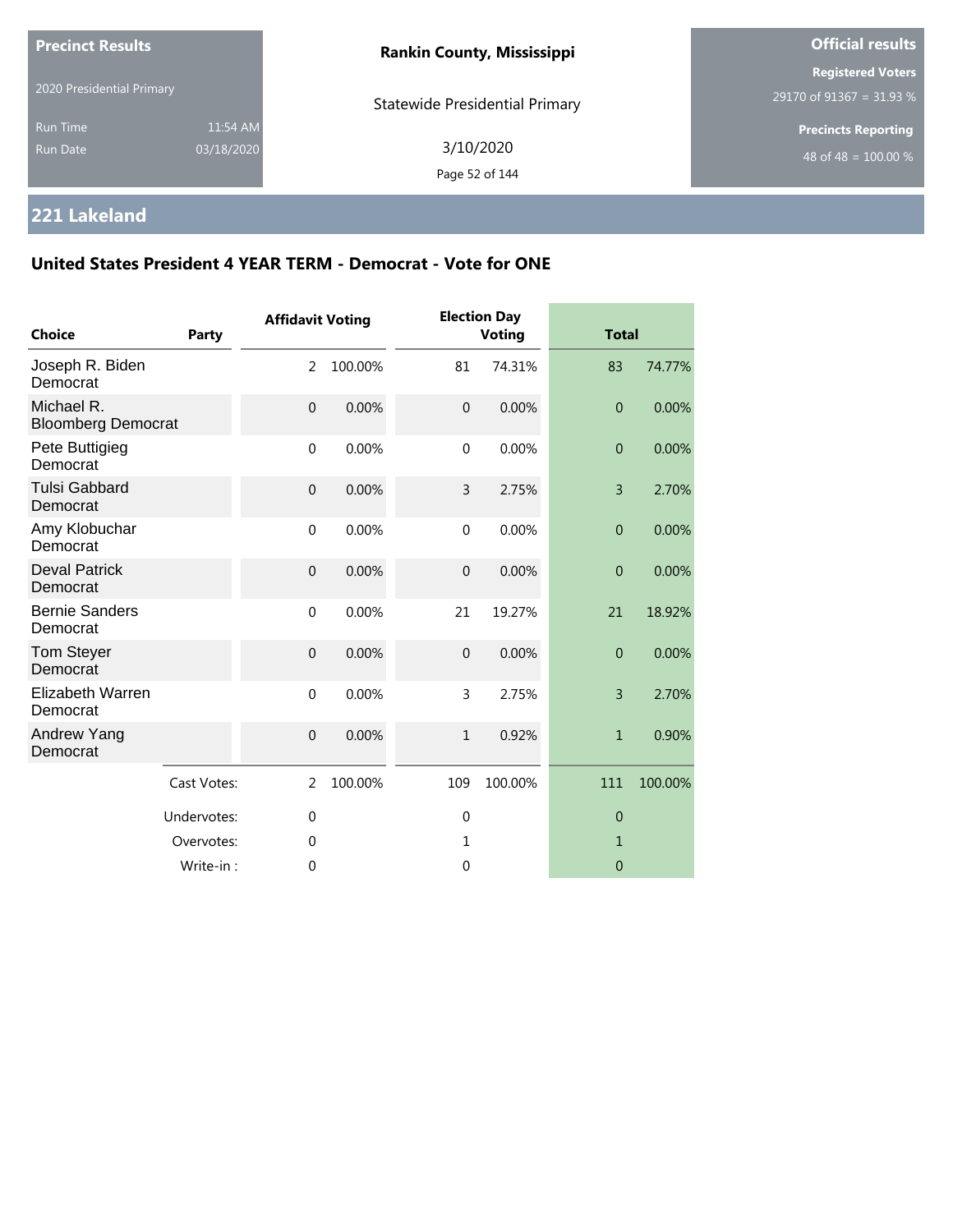**Precinct Results**

2020 Presidential Primary

Run Time 11:54 AM

Run Date 03/18/2020

**Rankin County, Mississippi**

Statewide Presidential Primary

3/10/2020

**Official results**

**Registered Voters**

29170 of 91367 = 31.93 %

**Precincts Reporting**

48 of 48 = 100.00 %

## 221 Lakeland

### United States President 4 YEAR TERM - Democrat - Vote for ONE

| Choice | Party | Affidavit Voting | | Election Day Voting | | Total | |
|---|---|---|---|---|---|---|---|
| Joseph R. Biden Democrat | | 2 | 100.00% | 81 | 74.31% | 83 | 74.77% |
| Michael R. Bloomberg Democrat | | 0 | 0.00% | 0 | 0.00% | 0 | 0.00% |
| Pete Buttigieg Democrat | | 0 | 0.00% | 0 | 0.00% | 0 | 0.00% |
| Tulsi Gabbard Democrat | | 0 | 0.00% | 3 | 2.75% | 3 | 2.70% |
| Amy Klobuchar Democrat | | 0 | 0.00% | 0 | 0.00% | 0 | 0.00% |
| Deval Patrick Democrat | | 0 | 0.00% | 0 | 0.00% | 0 | 0.00% |
| Bernie Sanders Democrat | | 0 | 0.00% | 21 | 19.27% | 21 | 18.92% |
| Tom Steyer Democrat | | 0 | 0.00% | 0 | 0.00% | 0 | 0.00% |
| Elizabeth Warren Democrat | | 0 | 0.00% | 3 | 2.75% | 3 | 2.70% |
| Andrew Yang Democrat | | 0 | 0.00% | 1 | 0.92% | 1 | 0.90% |
| | Cast Votes: | 2 | 100.00% | 109 | 100.00% | 111 | 100.00% |
| | Undervotes: | 0 | | 0 | | 0 | |
| | Overvotes: | 0 | | 1 | | 1 | |
| | Write-in : | 0 | | 0 | | 0 | |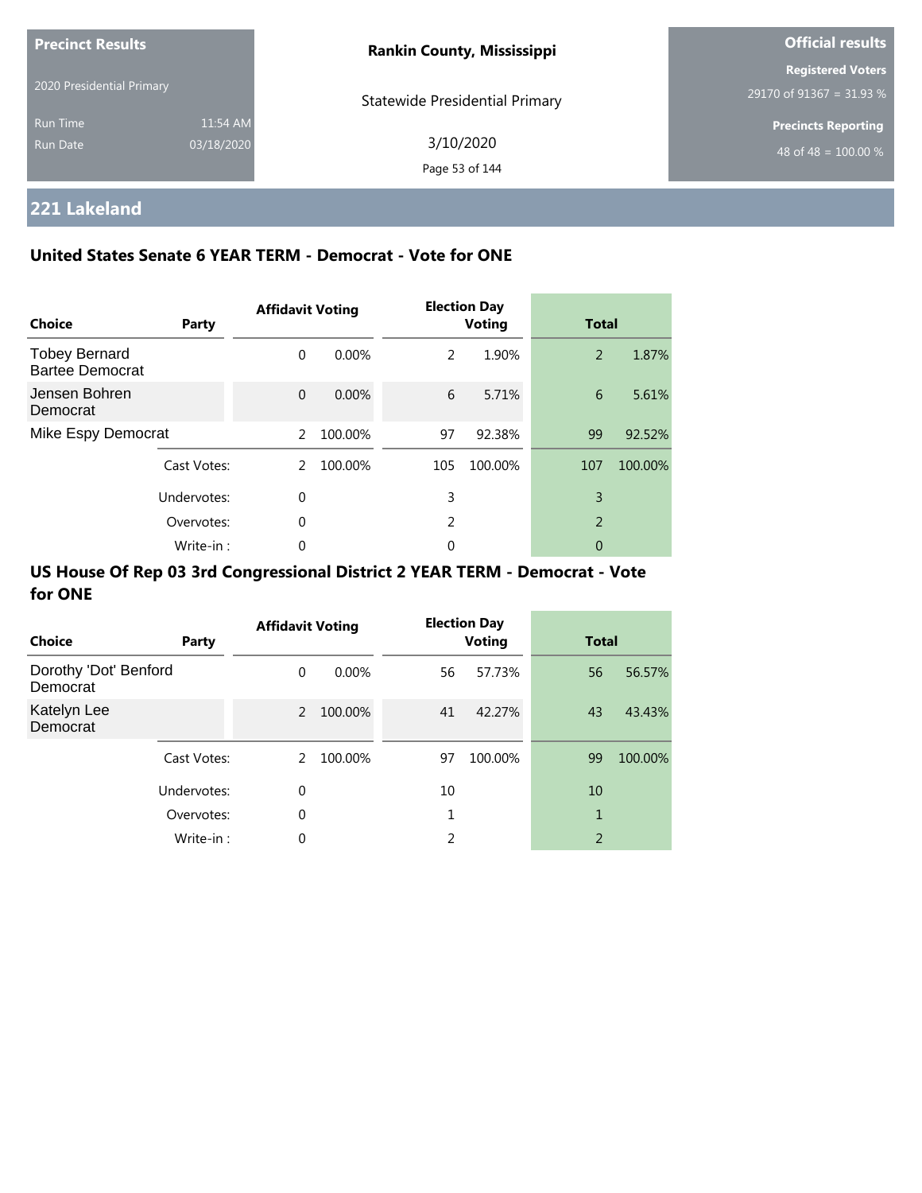**Precinct Results**

2020 Presidential Primary

Run Time 11:54 AM

Run Date 03/18/2020

**Rankin County, Mississippi**

Statewide Presidential Primary

3/10/2020

**Official results**

**Registered Voters**

29170 of 91367 = 31.93 %

**Precincts Reporting**

48 of 48 = 100.00 %

## 221 Lakeland

### United States Senate 6 YEAR TERM - Democrat - Vote for ONE

| Choice | Party | Affidavit Voting | | Election Day Voting | | Total | |
|---|---|---|---|---|---|---|---|
| Tobey Bernard Bartee Democrat | | 0 | 0.00% | 2 | 1.90% | 2 | 1.87% |
| Jensen Bohren Democrat | | 0 | 0.00% | 6 | 5.71% | 6 | 5.61% |
| Mike Espy Democrat | | 2 | 100.00% | 97 | 92.38% | 99 | 92.52% |
| | Cast Votes: | 2 | 100.00% | 105 | 100.00% | 107 | 100.00% |
| | Undervotes: | 0 | | 3 | | 3 | |
| | Overvotes: | 0 | | 2 | | 2 | |
| | Write-in : | 0 | | 0 | | 0 | |

### US House Of Rep 03 3rd Congressional District 2 YEAR TERM - Democrat - Vote for ONE

| Choice | Party | Affidavit Voting | | Election Day Voting | | Total | |
|---|---|---|---|---|---|---|---|
| Dorothy 'Dot' Benford Democrat | | 0 | 0.00% | 56 | 57.73% | 56 | 56.57% |
| Katelyn Lee Democrat | | 2 | 100.00% | 41 | 42.27% | 43 | 43.43% |
| | Cast Votes: | 2 | 100.00% | 97 | 100.00% | 99 | 100.00% |
| | Undervotes: | 0 | | 10 | | 10 | |
| | Overvotes: | 0 | | 1 | | 1 | |
| | Write-in : | 0 | | 2 | | 2 | |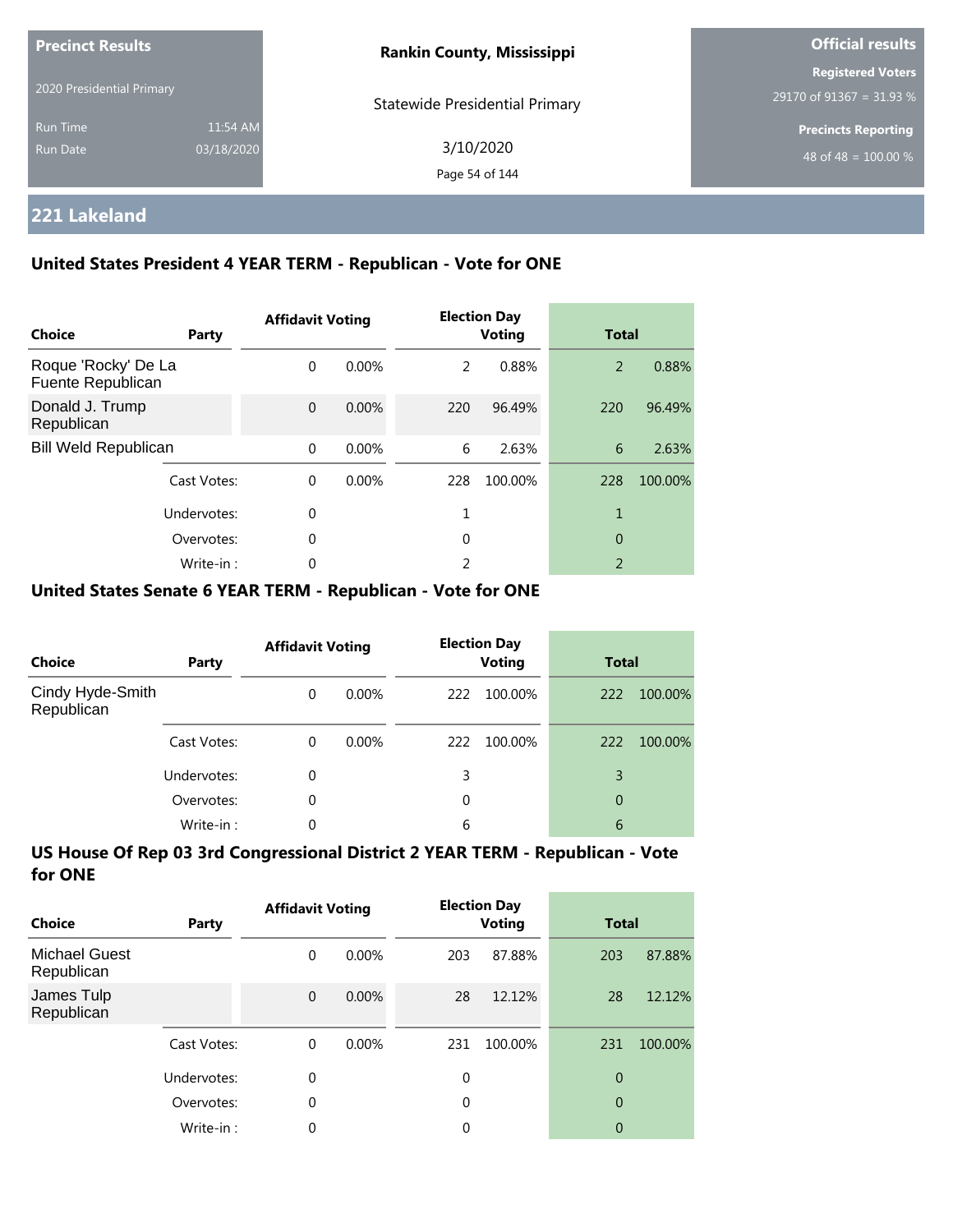Precinct Results

2020 Presidential Primary

Run Time 11:54 AM
Run Date 03/18/2020

**Rankin County, Mississippi**

Statewide Presidential Primary

3/10/2020

**Official results**

**Registered Voters**
29170 of 91367 = 31.93 %

**Precincts Reporting**
48 of 48 = 100.00 %

## 221 Lakeland

### United States President 4 YEAR TERM - Republican - Vote for ONE

| Choice | Party | Affidavit Voting | | Election Day Voting | | Total | |
|---|---|---|---|---|---|---|---|
| Roque 'Rocky' De La Fuente Republican | | 0 | 0.00% | 2 | 0.88% | 2 | 0.88% |
| Donald J. Trump Republican | | 0 | 0.00% | 220 | 96.49% | 220 | 96.49% |
| Bill Weld Republican | | 0 | 0.00% | 6 | 2.63% | 6 | 2.63% |
| | Cast Votes: | 0 | 0.00% | 228 | 100.00% | 228 | 100.00% |
| | Undervotes: | 0 | | 1 | | 1 | |
| | Overvotes: | 0 | | 0 | | 0 | |
| | Write-in : | 0 | | 2 | | 2 | |

### United States Senate 6 YEAR TERM - Republican - Vote for ONE

| Choice | Party | Affidavit Voting | | Election Day Voting | | Total | |
|---|---|---|---|---|---|---|---|
| Cindy Hyde-Smith Republican | | 0 | 0.00% | 222 | 100.00% | 222 | 100.00% |
| | Cast Votes: | 0 | 0.00% | 222 | 100.00% | 222 | 100.00% |
| | Undervotes: | 0 | | 3 | | 3 | |
| | Overvotes: | 0 | | 0 | | 0 | |
| | Write-in : | 0 | | 6 | | 6 | |

### US House Of Rep 03 3rd Congressional District 2 YEAR TERM - Republican - Vote for ONE

| Choice | Party | Affidavit Voting | | Election Day Voting | | Total | |
|---|---|---|---|---|---|---|---|
| Michael Guest Republican | | 0 | 0.00% | 203 | 87.88% | 203 | 87.88% |
| James Tulp Republican | | 0 | 0.00% | 28 | 12.12% | 28 | 12.12% |
| | Cast Votes: | 0 | 0.00% | 231 | 100.00% | 231 | 100.00% |
| | Undervotes: | 0 | | 0 | | 0 | |
| | Overvotes: | 0 | | 0 | | 0 | |
| | Write-in : | 0 | | 0 | | 0 | |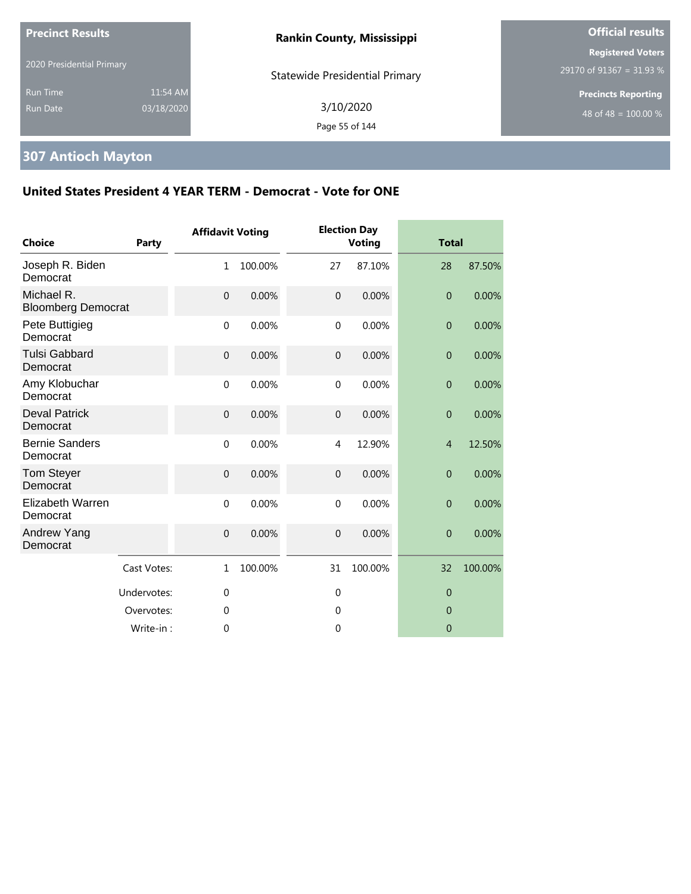**Precinct Results**

2020 Presidential Primary

Run Time 11:54 AM
Run Date 03/18/2020

**Rankin County, Mississippi**

Statewide Presidential Primary

3/10/2020

**Official results**

**Registered Voters**
29170 of 91367 = 31.93 %

**Precincts Reporting**
48 of 48 = 100.00 %

## 307 Antioch Mayton

### United States President 4 YEAR TERM - Democrat - Vote for ONE

| Choice | Party | Affidavit Voting | | Election Day Voting | | Total | |
|---|---|---|---|---|---|---|---|
| Joseph R. Biden | Democrat | 1 | 100.00% | 27 | 87.10% | 28 | 87.50% |
| Michael R. Bloomberg | Democrat | 0 | 0.00% | 0 | 0.00% | 0 | 0.00% |
| Pete Buttigieg | Democrat | 0 | 0.00% | 0 | 0.00% | 0 | 0.00% |
| Tulsi Gabbard | Democrat | 0 | 0.00% | 0 | 0.00% | 0 | 0.00% |
| Amy Klobuchar | Democrat | 0 | 0.00% | 0 | 0.00% | 0 | 0.00% |
| Deval Patrick | Democrat | 0 | 0.00% | 0 | 0.00% | 0 | 0.00% |
| Bernie Sanders | Democrat | 0 | 0.00% | 4 | 12.90% | 4 | 12.50% |
| Tom Steyer | Democrat | 0 | 0.00% | 0 | 0.00% | 0 | 0.00% |
| Elizabeth Warren | Democrat | 0 | 0.00% | 0 | 0.00% | 0 | 0.00% |
| Andrew Yang | Democrat | 0 | 0.00% | 0 | 0.00% | 0 | 0.00% |
| | Cast Votes: | 1 | 100.00% | 31 | 100.00% | 32 | 100.00% |
| | Undervotes: | 0 | | 0 | | 0 | |
| | Overvotes: | 0 | | 0 | | 0 | |
| | Write-in : | 0 | | 0 | | 0 | |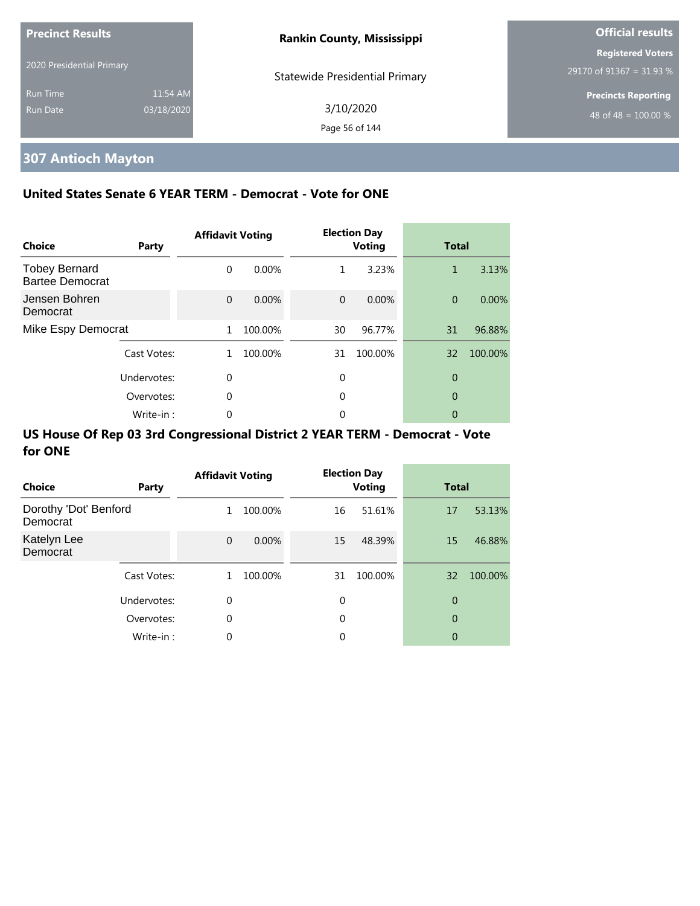**Precinct Results**

2020 Presidential Primary

Run Time 11:54 AM

Run Date 03/18/2020

**Rankin County, Mississippi**

Statewide Presidential Primary

3/10/2020

**Official results**

**Registered Voters**

29170 of 91367 = 31.93 %

**Precincts Reporting**

48 of 48 = 100.00 %

# 307 Antioch Mayton

## United States Senate 6 YEAR TERM - Democrat - Vote for ONE

| Choice | Party | Affidavit Voting | | Election Day Voting | | Total | |
|---|---|---|---|---|---|---|---|
| Tobey Bernard Bartee Democrat | | 0 | 0.00% | 1 | 3.23% | 1 | 3.13% |
| Jensen Bohren Democrat | | 0 | 0.00% | 0 | 0.00% | 0 | 0.00% |
| Mike Espy Democrat | | 1 | 100.00% | 30 | 96.77% | 31 | 96.88% |
| | Cast Votes: | 1 | 100.00% | 31 | 100.00% | 32 | 100.00% |
| | Undervotes: | 0 | | 0 | | 0 | |
| | Overvotes: | 0 | | 0 | | 0 | |
| | Write-in : | 0 | | 0 | | 0 | |

## US House Of Rep 03 3rd Congressional District 2 YEAR TERM - Democrat - Vote for ONE

| Choice | Party | Affidavit Voting | | Election Day Voting | | Total | |
|---|---|---|---|---|---|---|---|
| Dorothy 'Dot' Benford Democrat | | 1 | 100.00% | 16 | 51.61% | 17 | 53.13% |
| Katelyn Lee Democrat | | 0 | 0.00% | 15 | 48.39% | 15 | 46.88% |
| | Cast Votes: | 1 | 100.00% | 31 | 100.00% | 32 | 100.00% |
| | Undervotes: | 0 | | 0 | | 0 | |
| | Overvotes: | 0 | | 0 | | 0 | |
| | Write-in : | 0 | | 0 | | 0 | |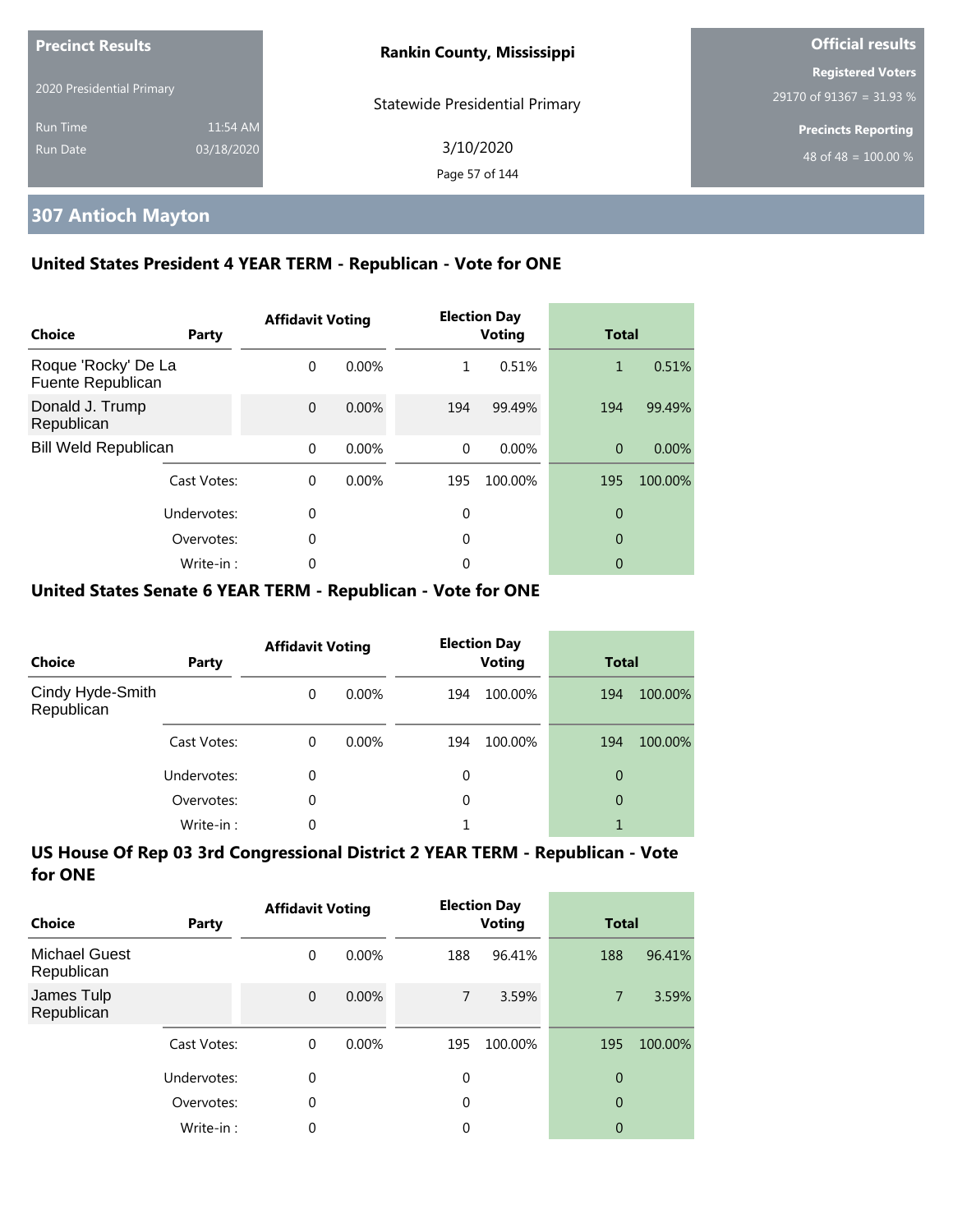**Precinct Results**

2020 Presidential Primary

Run Time 11:54 AM
Run Date 03/18/2020

**Rankin County, Mississippi**

Statewide Presidential Primary

3/10/2020

**Official results**

**Registered Voters**
29170 of 91367 = 31.93 %

**Precincts Reporting**
48 of 48 = 100.00 %

## 307 Antioch Mayton

### United States President 4 YEAR TERM - Republican - Vote for ONE

| Choice | Party | Affidavit Voting | | Election Day Voting | | Total | |
|---|---|---|---|---|---|---|---|
| Roque 'Rocky' De La Fuente Republican | | 0 | 0.00% | 1 | 0.51% | 1 | 0.51% |
| Donald J. Trump Republican | | 0 | 0.00% | 194 | 99.49% | 194 | 99.49% |
| Bill Weld Republican | | 0 | 0.00% | 0 | 0.00% | 0 | 0.00% |
| | Cast Votes: | 0 | 0.00% | 195 | 100.00% | 195 | 100.00% |
| | Undervotes: | 0 | | 0 | | 0 | |
| | Overvotes: | 0 | | 0 | | 0 | |
| | Write-in : | 0 | | 0 | | 0 | |

### United States Senate 6 YEAR TERM - Republican - Vote for ONE

| Choice | Party | Affidavit Voting | | Election Day Voting | | Total | |
|---|---|---|---|---|---|---|---|
| Cindy Hyde-Smith Republican | | 0 | 0.00% | 194 | 100.00% | 194 | 100.00% |
| | Cast Votes: | 0 | 0.00% | 194 | 100.00% | 194 | 100.00% |
| | Undervotes: | 0 | | 0 | | 0 | |
| | Overvotes: | 0 | | 0 | | 0 | |
| | Write-in : | 0 | | 1 | | 1 | |

### US House Of Rep 03 3rd Congressional District 2 YEAR TERM - Republican - Vote for ONE

| Choice | Party | Affidavit Voting | | Election Day Voting | | Total | |
|---|---|---|---|---|---|---|---|
| Michael Guest Republican | | 0 | 0.00% | 188 | 96.41% | 188 | 96.41% |
| James Tulp Republican | | 0 | 0.00% | 7 | 3.59% | 7 | 3.59% |
| | Cast Votes: | 0 | 0.00% | 195 | 100.00% | 195 | 100.00% |
| | Undervotes: | 0 | | 0 | | 0 | |
| | Overvotes: | 0 | | 0 | | 0 | |
| | Write-in : | 0 | | 0 | | 0 | |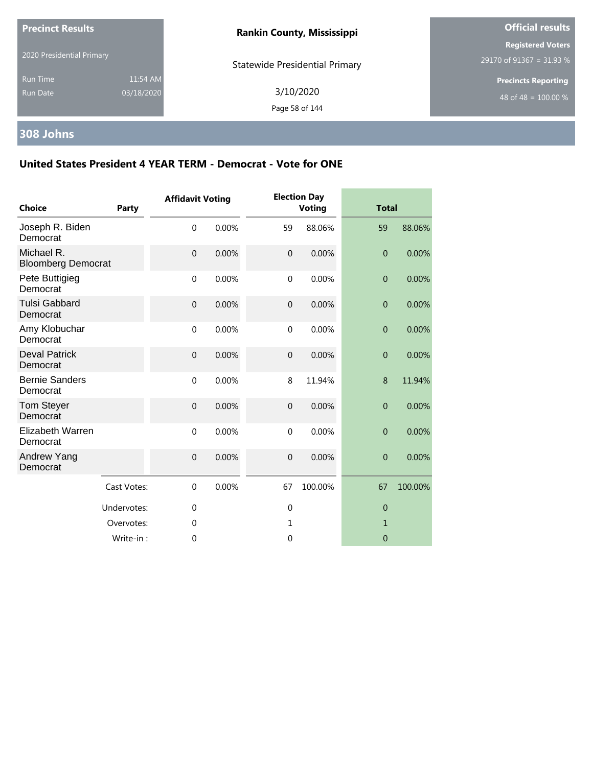**Precinct Results**

2020 Presidential Primary

Run Time 11:54 AM
Run Date 03/18/2020

**Rankin County, Mississippi**

Statewide Presidential Primary

3/10/2020

**Official results**

**Registered Voters**
29170 of 91367 = 31.93 %

**Precincts Reporting**
48 of 48 = 100.00 %

## 308 Johns

### United States President 4 YEAR TERM - Democrat - Vote for ONE

| Choice | Party | Affidavit Voting | | Election Day Voting | | Total | |
|---|---|---|---|---|---|---|---|
| Joseph R. Biden Democrat | | 0 | 0.00% | 59 | 88.06% | 59 | 88.06% |
| Michael R. Bloomberg Democrat | | 0 | 0.00% | 0 | 0.00% | 0 | 0.00% |
| Pete Buttigieg Democrat | | 0 | 0.00% | 0 | 0.00% | 0 | 0.00% |
| Tulsi Gabbard Democrat | | 0 | 0.00% | 0 | 0.00% | 0 | 0.00% |
| Amy Klobuchar Democrat | | 0 | 0.00% | 0 | 0.00% | 0 | 0.00% |
| Deval Patrick Democrat | | 0 | 0.00% | 0 | 0.00% | 0 | 0.00% |
| Bernie Sanders Democrat | | 0 | 0.00% | 8 | 11.94% | 8 | 11.94% |
| Tom Steyer Democrat | | 0 | 0.00% | 0 | 0.00% | 0 | 0.00% |
| Elizabeth Warren Democrat | | 0 | 0.00% | 0 | 0.00% | 0 | 0.00% |
| Andrew Yang Democrat | | 0 | 0.00% | 0 | 0.00% | 0 | 0.00% |
| | Cast Votes: | 0 | 0.00% | 67 | 100.00% | 67 | 100.00% |
| | Undervotes: | 0 | | 0 | | 0 | |
| | Overvotes: | 0 | | 1 | | 1 | |
| | Write-in : | 0 | | 0 | | 0 | |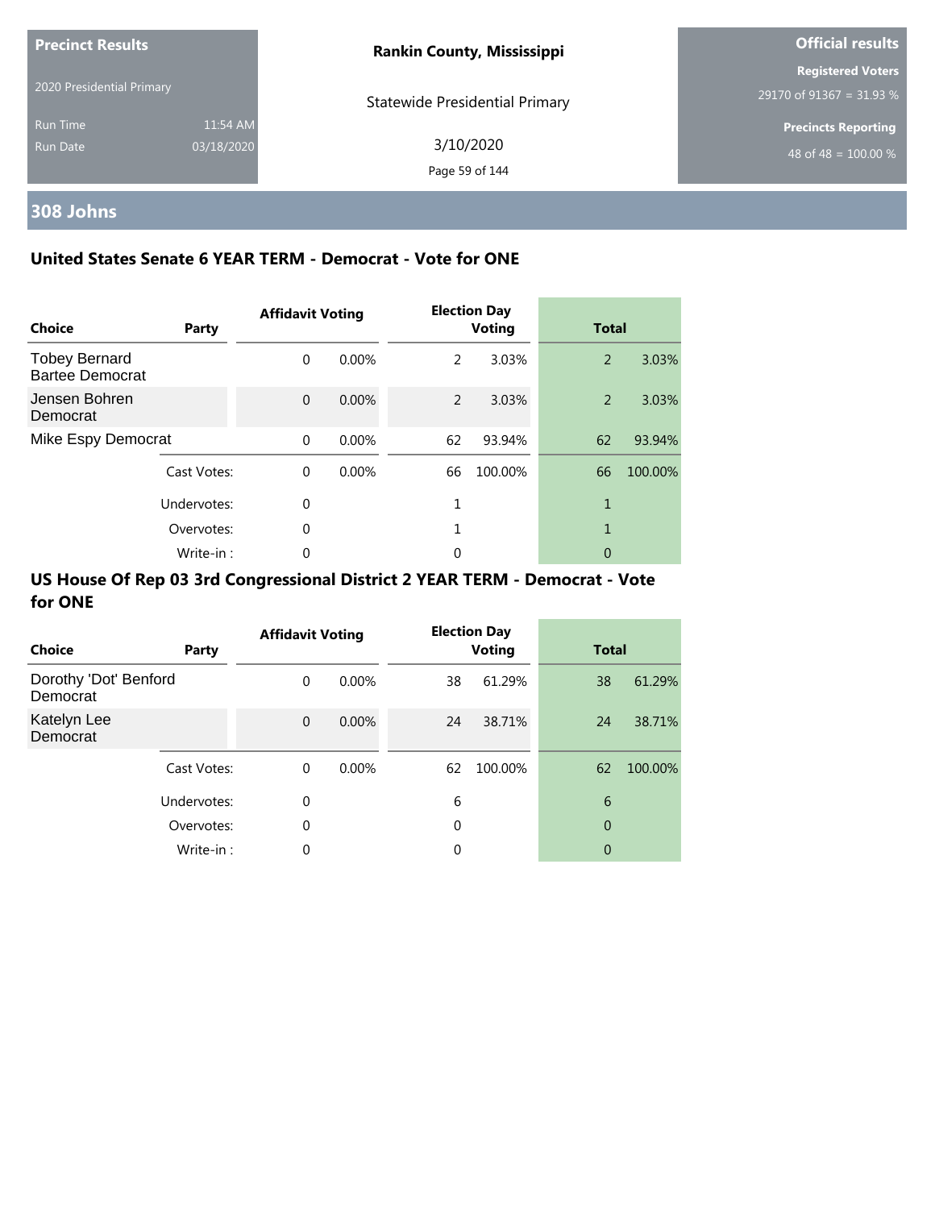**Precinct Results**

2020 Presidential Primary

Run Time 11:54 AM

Run Date 03/18/2020

**Rankin County, Mississippi**

Statewide Presidential Primary

3/10/2020

**Official results**

**Registered Voters**

29170 of 91367 = 31.93 %

**Precincts Reporting**

48 of 48 = 100.00 %

## 308 Johns

### United States Senate 6 YEAR TERM - Democrat - Vote for ONE

| Choice | Party | Affidavit Voting | | Election Day Voting | | Total | |
|---|---|---|---|---|---|---|---|
| Tobey Bernard Bartee Democrat | | 0 | 0.00% | 2 | 3.03% | 2 | 3.03% |
| Jensen Bohren Democrat | | 0 | 0.00% | 2 | 3.03% | 2 | 3.03% |
| Mike Espy Democrat | | 0 | 0.00% | 62 | 93.94% | 62 | 93.94% |
| | Cast Votes: | 0 | 0.00% | 66 | 100.00% | 66 | 100.00% |
| | Undervotes: | 0 | | 1 | | 1 | |
| | Overvotes: | 0 | | 1 | | 1 | |
| | Write-in : | 0 | | 0 | | 0 | |

### US House Of Rep 03 3rd Congressional District 2 YEAR TERM - Democrat - Vote for ONE

| Choice | Party | Affidavit Voting | | Election Day Voting | | Total | |
|---|---|---|---|---|---|---|---|
| Dorothy 'Dot' Benford Democrat | | 0 | 0.00% | 38 | 61.29% | 38 | 61.29% |
| Katelyn Lee Democrat | | 0 | 0.00% | 24 | 38.71% | 24 | 38.71% |
| | Cast Votes: | 0 | 0.00% | 62 | 100.00% | 62 | 100.00% |
| | Undervotes: | 0 | | 6 | | 6 | |
| | Overvotes: | 0 | | 0 | | 0 | |
| | Write-in : | 0 | | 0 | | 0 | |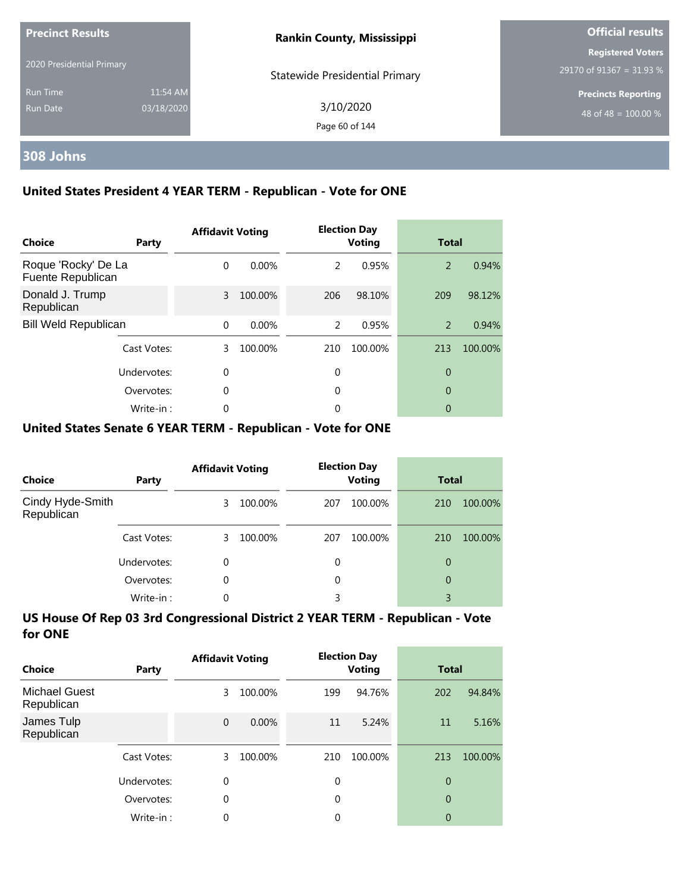**Precinct Results**

2020 Presidential Primary

Run Time 11:54 AM
Run Date 03/18/2020

**Rankin County, Mississippi**

Statewide Presidential Primary

3/10/2020

**Official results**

**Registered Voters**
29170 of 91367 = 31.93 %

**Precincts Reporting**
48 of 48 = 100.00 %

## 308 Johns

### United States President 4 YEAR TERM - Republican - Vote for ONE

| Choice | Party | Affidavit Voting | | Election Day Voting | | Total | |
|---|---|---|---|---|---|---|---|
| Roque 'Rocky' De La Fuente Republican | | 0 | 0.00% | 2 | 0.95% | 2 | 0.94% |
| Donald J. Trump Republican | | 3 | 100.00% | 206 | 98.10% | 209 | 98.12% |
| Bill Weld Republican | | 0 | 0.00% | 2 | 0.95% | 2 | 0.94% |
| | Cast Votes: | 3 | 100.00% | 210 | 100.00% | 213 | 100.00% |
| | Undervotes: | 0 | | 0 | | 0 | |
| | Overvotes: | 0 | | 0 | | 0 | |
| | Write-in : | 0 | | 0 | | 0 | |

### United States Senate 6 YEAR TERM - Republican - Vote for ONE

| Choice | Party | Affidavit Voting | | Election Day Voting | | Total | |
|---|---|---|---|---|---|---|---|
| Cindy Hyde-Smith Republican | | 3 | 100.00% | 207 | 100.00% | 210 | 100.00% |
| | Cast Votes: | 3 | 100.00% | 207 | 100.00% | 210 | 100.00% |
| | Undervotes: | 0 | | 0 | | 0 | |
| | Overvotes: | 0 | | 0 | | 0 | |
| | Write-in : | 0 | | 3 | | 3 | |

### US House Of Rep 03 3rd Congressional District 2 YEAR TERM - Republican - Vote for ONE

| Choice | Party | Affidavit Voting | | Election Day Voting | | Total | |
|---|---|---|---|---|---|---|---|
| Michael Guest Republican | | 3 | 100.00% | 199 | 94.76% | 202 | 94.84% |
| James Tulp Republican | | 0 | 0.00% | 11 | 5.24% | 11 | 5.16% |
| | Cast Votes: | 3 | 100.00% | 210 | 100.00% | 213 | 100.00% |
| | Undervotes: | 0 | | 0 | | 0 | |
| | Overvotes: | 0 | | 0 | | 0 | |
| | Write-in : | 0 | | 0 | | 0 | |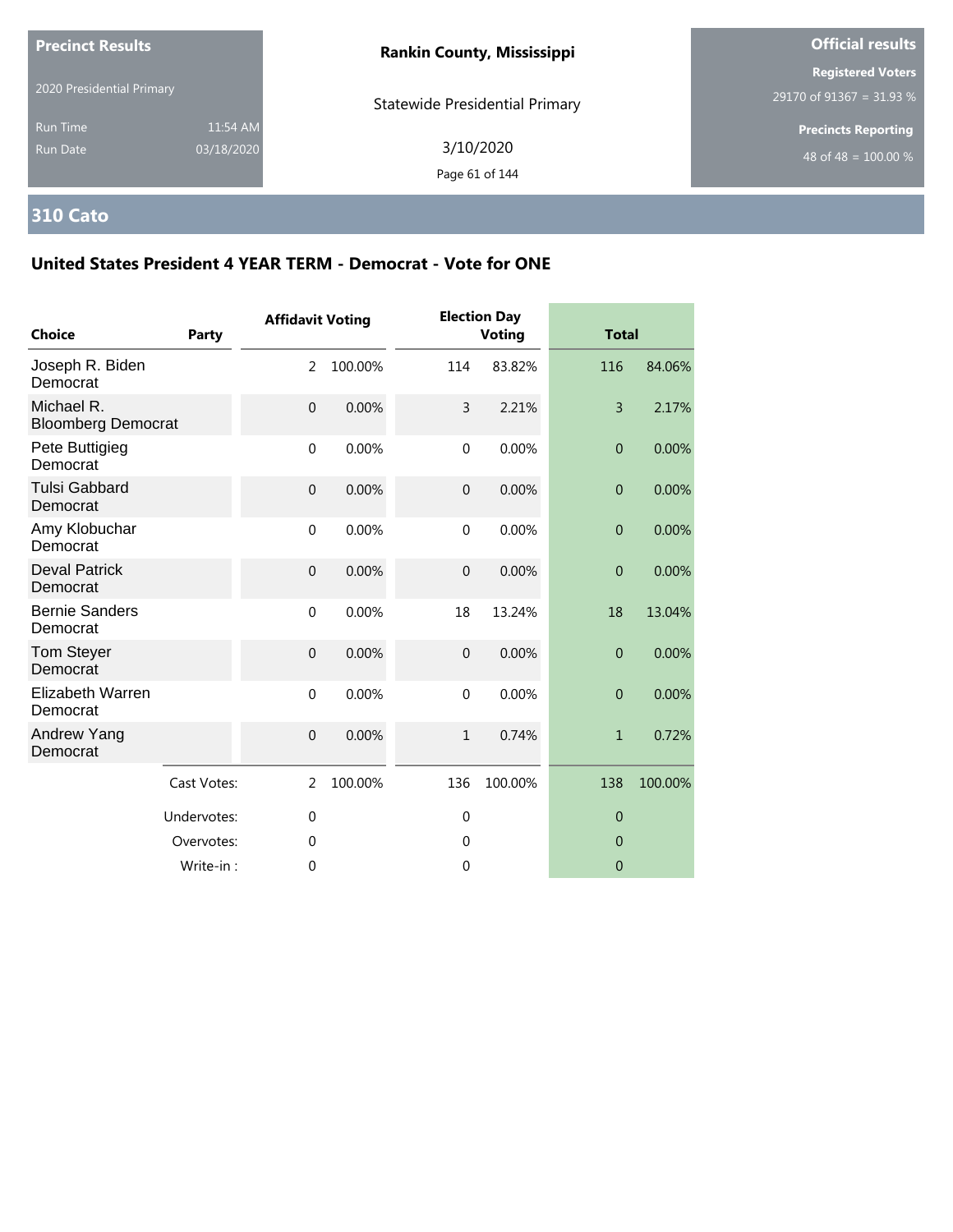**Precinct Results**

2020 Presidential Primary

Run Time 11:54 AM

Run Date 03/18/2020

**Rankin County, Mississippi**

Statewide Presidential Primary

3/10/2020

**Official results**

**Registered Voters**

29170 of 91367 = 31.93 %

**Precincts Reporting**

48 of 48 = 100.00 %

## 310 Cato

### United States President 4 YEAR TERM - Democrat - Vote for ONE

| Choice | Party | Affidavit Voting | | Election Day Voting | | Total | |
|---|---|---|---|---|---|---|---|
| Joseph R. Biden | Democrat | 2 | 100.00% | 114 | 83.82% | 116 | 84.06% |
| Michael R. Bloomberg | Democrat | 0 | 0.00% | 3 | 2.21% | 3 | 2.17% |
| Pete Buttigieg | Democrat | 0 | 0.00% | 0 | 0.00% | 0 | 0.00% |
| Tulsi Gabbard | Democrat | 0 | 0.00% | 0 | 0.00% | 0 | 0.00% |
| Amy Klobuchar | Democrat | 0 | 0.00% | 0 | 0.00% | 0 | 0.00% |
| Deval Patrick | Democrat | 0 | 0.00% | 0 | 0.00% | 0 | 0.00% |
| Bernie Sanders | Democrat | 0 | 0.00% | 18 | 13.24% | 18 | 13.04% |
| Tom Steyer | Democrat | 0 | 0.00% | 0 | 0.00% | 0 | 0.00% |
| Elizabeth Warren | Democrat | 0 | 0.00% | 0 | 0.00% | 0 | 0.00% |
| Andrew Yang | Democrat | 0 | 0.00% | 1 | 0.74% | 1 | 0.72% |
| | Cast Votes: | 2 | 100.00% | 136 | 100.00% | 138 | 100.00% |
| | Undervotes: | 0 | | 0 | | 0 | |
| | Overvotes: | 0 | | 0 | | 0 | |
| | Write-in : | 0 | | 0 | | 0 | |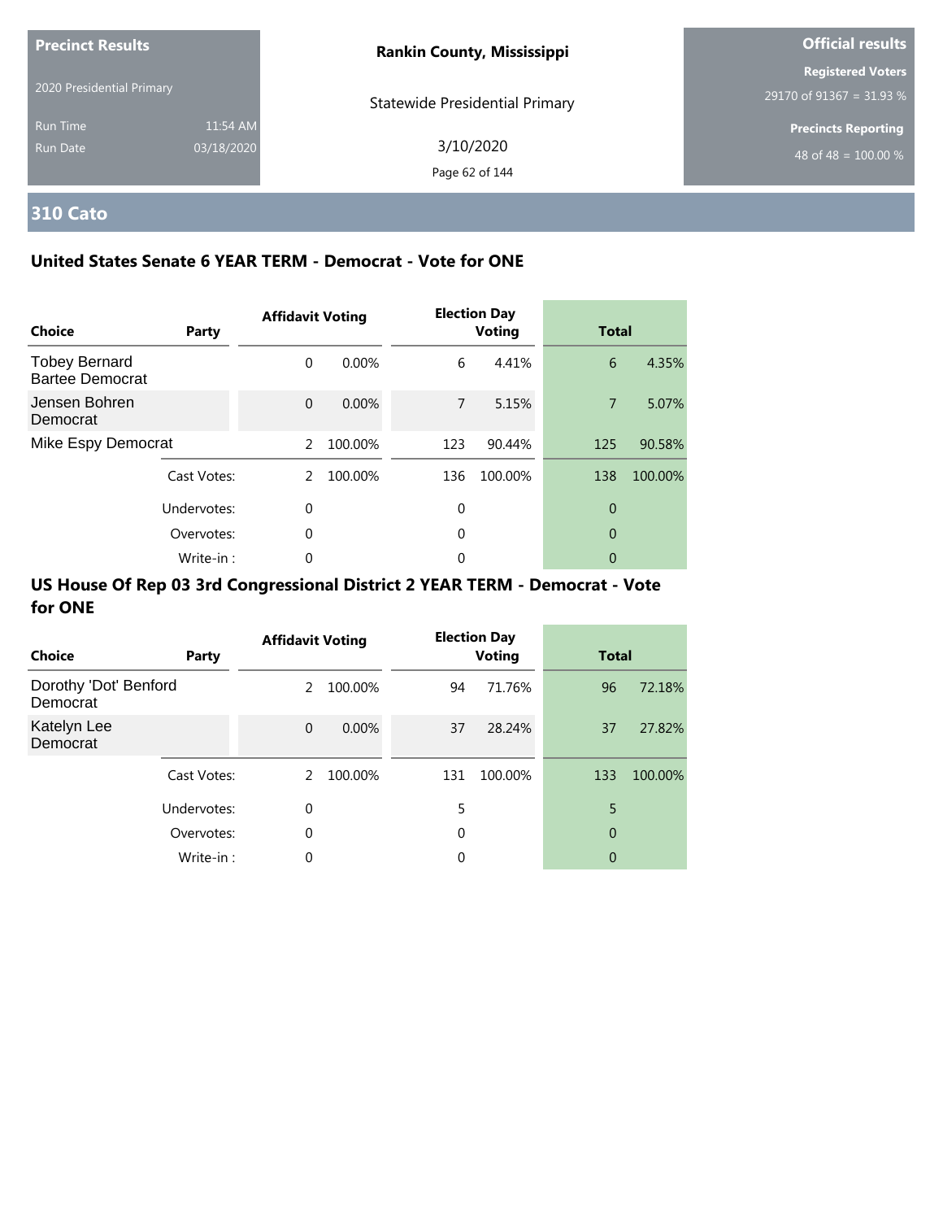**Precinct Results**

2020 Presidential Primary

Run Time 11:54 AM

Run Date 03/18/2020

**Rankin County, Mississippi**

Statewide Presidential Primary

3/10/2020

**Official results**

**Registered Voters**

29170 of 91367 = 31.93 %

**Precincts Reporting**

48 of 48 = 100.00 %

## 310 Cato

### United States Senate 6 YEAR TERM - Democrat - Vote for ONE

| Choice | Party | Affidavit Voting | | Election Day Voting | | Total | |
|---|---|---|---|---|---|---|---|
| Tobey Bernard Bartee Democrat | | 0 | 0.00% | 6 | 4.41% | 6 | 4.35% |
| Jensen Bohren Democrat | | 0 | 0.00% | 7 | 5.15% | 7 | 5.07% |
| Mike Espy Democrat | | 2 | 100.00% | 123 | 90.44% | 125 | 90.58% |
| | Cast Votes: | 2 | 100.00% | 136 | 100.00% | 138 | 100.00% |
| | Undervotes: | 0 | | 0 | | 0 | |
| | Overvotes: | 0 | | 0 | | 0 | |
| | Write-in : | 0 | | 0 | | 0 | |

### US House Of Rep 03 3rd Congressional District 2 YEAR TERM - Democrat - Vote for ONE

| Choice | Party | Affidavit Voting | | Election Day Voting | | Total | |
|---|---|---|---|---|---|---|---|
| Dorothy 'Dot' Benford Democrat | | 2 | 100.00% | 94 | 71.76% | 96 | 72.18% |
| Katelyn Lee Democrat | | 0 | 0.00% | 37 | 28.24% | 37 | 27.82% |
| | Cast Votes: | 2 | 100.00% | 131 | 100.00% | 133 | 100.00% |
| | Undervotes: | 0 | | 5 | | 5 | |
| | Overvotes: | 0 | | 0 | | 0 | |
| | Write-in : | 0 | | 0 | | 0 | |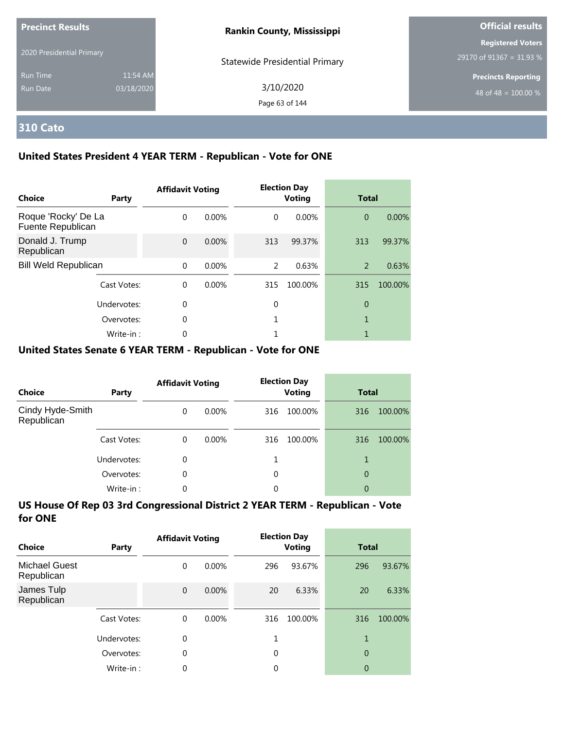**Precinct Results**

2020 Presidential Primary

Run Time 11:54 AM
Run Date 03/18/2020

**Rankin County, Mississippi**

Statewide Presidential Primary

3/10/2020

**Official results**

**Registered Voters**
29170 of 91367 = 31.93 %

**Precincts Reporting**
48 of 48 = 100.00 %

## 310 Cato

### United States President 4 YEAR TERM - Republican - Vote for ONE

| Choice | Party | Affidavit Voting | | Election Day Voting | | Total | |
|---|---|---|---|---|---|---|---|
| Roque 'Rocky' De La Fuente Republican | | 0 | 0.00% | 0 | 0.00% | 0 | 0.00% |
| Donald J. Trump Republican | | 0 | 0.00% | 313 | 99.37% | 313 | 99.37% |
| Bill Weld Republican | | 0 | 0.00% | 2 | 0.63% | 2 | 0.63% |
| | Cast Votes: | 0 | 0.00% | 315 | 100.00% | 315 | 100.00% |
| | Undervotes: | 0 | | 0 | | 0 | |
| | Overvotes: | 0 | | 1 | | 1 | |
| | Write-in : | 0 | | 1 | | 1 | |

### United States Senate 6 YEAR TERM - Republican - Vote for ONE

| Choice | Party | Affidavit Voting | | Election Day Voting | | Total | |
|---|---|---|---|---|---|---|---|
| Cindy Hyde-Smith Republican | | 0 | 0.00% | 316 | 100.00% | 316 | 100.00% |
| | Cast Votes: | 0 | 0.00% | 316 | 100.00% | 316 | 100.00% |
| | Undervotes: | 0 | | 1 | | 1 | |
| | Overvotes: | 0 | | 0 | | 0 | |
| | Write-in : | 0 | | 0 | | 0 | |

### US House Of Rep 03 3rd Congressional District 2 YEAR TERM - Republican - Vote for ONE

| Choice | Party | Affidavit Voting | | Election Day Voting | | Total | |
|---|---|---|---|---|---|---|---|
| Michael Guest Republican | | 0 | 0.00% | 296 | 93.67% | 296 | 93.67% |
| James Tulp Republican | | 0 | 0.00% | 20 | 6.33% | 20 | 6.33% |
| | Cast Votes: | 0 | 0.00% | 316 | 100.00% | 316 | 100.00% |
| | Undervotes: | 0 | | 1 | | 1 | |
| | Overvotes: | 0 | | 0 | | 0 | |
| | Write-in : | 0 | | 0 | | 0 | |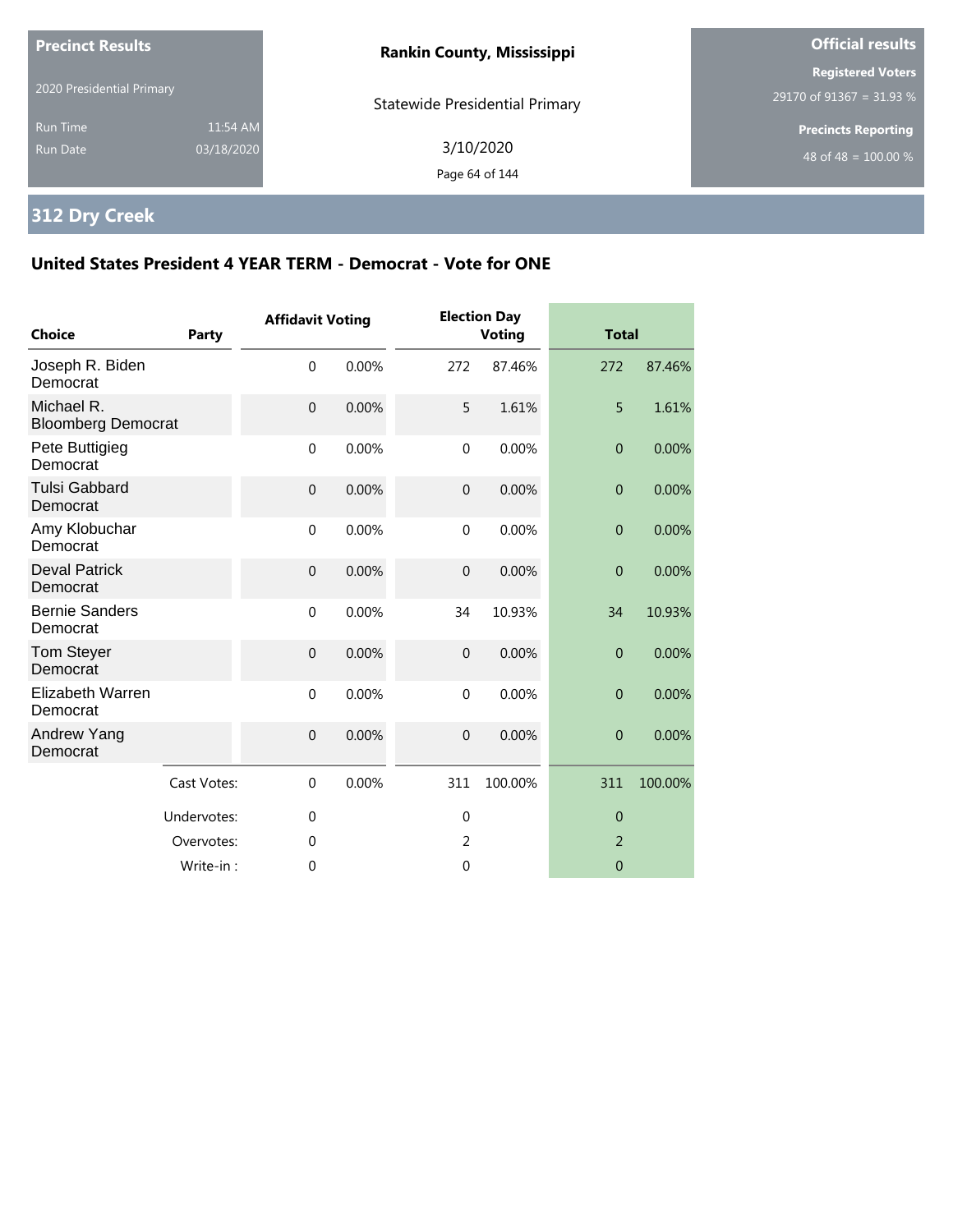**Precinct Results**

2020 Presidential Primary

Run Time 11:54 AM
Run Date 03/18/2020

**Rankin County, Mississippi**

Statewide Presidential Primary

3/10/2020

**Official results**

**Registered Voters**
29170 of 91367 = 31.93 %

**Precincts Reporting**
48 of 48 = 100.00 %

## 312 Dry Creek

### United States President 4 YEAR TERM - Democrat - Vote for ONE

| Choice | Party | Affidavit Voting | | Election Day Voting | | Total | |
|---|---|---|---|---|---|---|---|
| Joseph R. Biden | Democrat | 0 | 0.00% | 272 | 87.46% | 272 | 87.46% |
| Michael R. Bloomberg | Democrat | 0 | 0.00% | 5 | 1.61% | 5 | 1.61% |
| Pete Buttigieg | Democrat | 0 | 0.00% | 0 | 0.00% | 0 | 0.00% |
| Tulsi Gabbard | Democrat | 0 | 0.00% | 0 | 0.00% | 0 | 0.00% |
| Amy Klobuchar | Democrat | 0 | 0.00% | 0 | 0.00% | 0 | 0.00% |
| Deval Patrick | Democrat | 0 | 0.00% | 0 | 0.00% | 0 | 0.00% |
| Bernie Sanders | Democrat | 0 | 0.00% | 34 | 10.93% | 34 | 10.93% |
| Tom Steyer | Democrat | 0 | 0.00% | 0 | 0.00% | 0 | 0.00% |
| Elizabeth Warren | Democrat | 0 | 0.00% | 0 | 0.00% | 0 | 0.00% |
| Andrew Yang | Democrat | 0 | 0.00% | 0 | 0.00% | 0 | 0.00% |
| | Cast Votes: | 0 | 0.00% | 311 | 100.00% | 311 | 100.00% |
| | Undervotes: | 0 | | 0 | | 0 | |
| | Overvotes: | 0 | | 2 | | 2 | |
| | Write-in : | 0 | | 0 | | 0 | |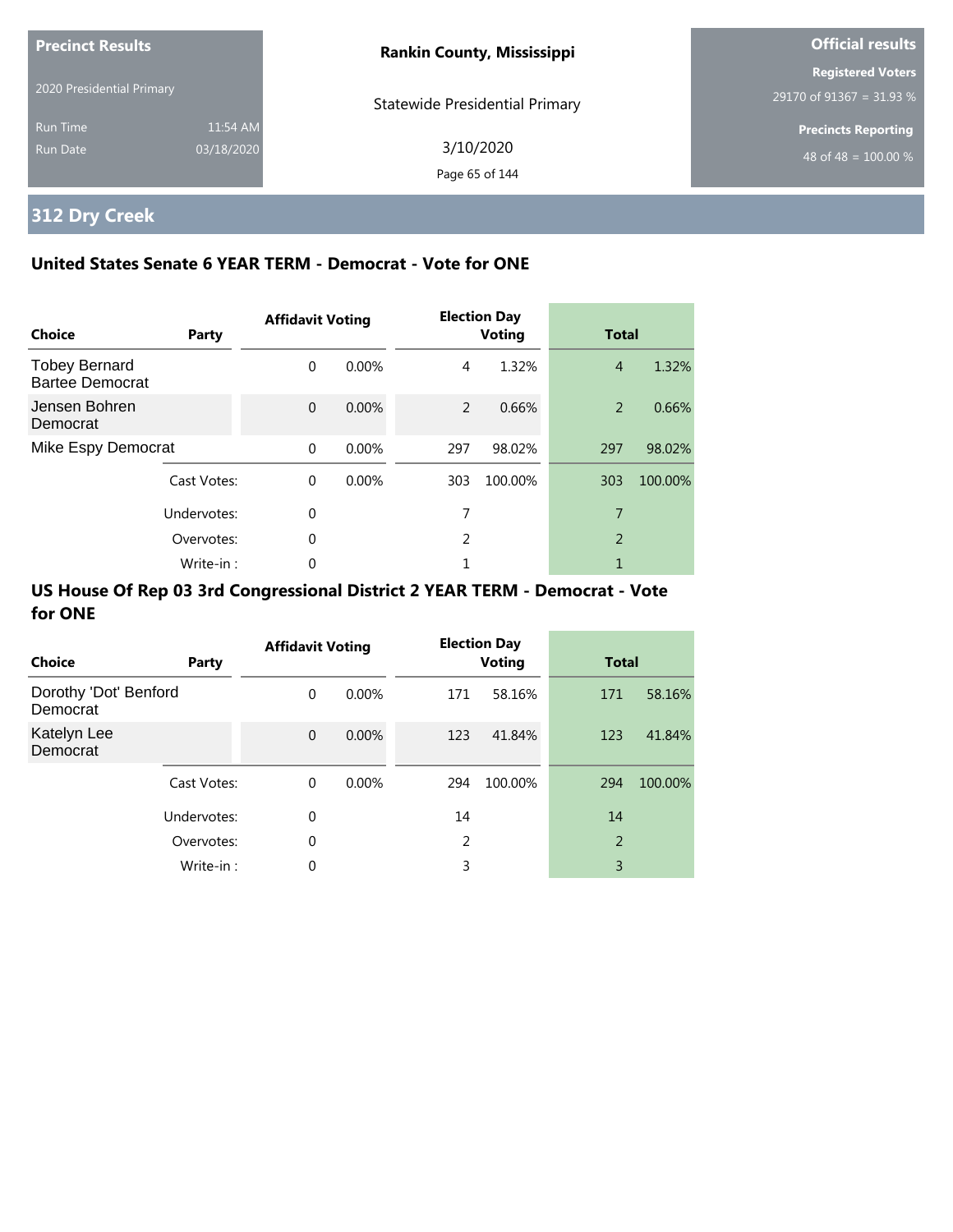**Precinct Results**

2020 Presidential Primary

Run Time 11:54 AM
Run Date 03/18/2020

**Rankin County, Mississippi**

Statewide Presidential Primary

3/10/2020

**Official results**

**Registered Voters**
29170 of 91367 = 31.93 %

**Precincts Reporting**
48 of 48 = 100.00 %

# 312 Dry Creek

## United States Senate 6 YEAR TERM - Democrat - Vote for ONE

| Choice | Party | Affidavit Voting | | Election Day Voting | | Total | |
|---|---|---|---|---|---|---|---|
| Tobey Bernard Bartee Democrat | | 0 | 0.00% | 4 | 1.32% | 4 | 1.32% |
| Jensen Bohren Democrat | | 0 | 0.00% | 2 | 0.66% | 2 | 0.66% |
| Mike Espy Democrat | | 0 | 0.00% | 297 | 98.02% | 297 | 98.02% |
| | Cast Votes: | 0 | 0.00% | 303 | 100.00% | 303 | 100.00% |
| | Undervotes: | 0 | | 7 | | 7 | |
| | Overvotes: | 0 | | 2 | | 2 | |
| | Write-in : | 0 | | 1 | | 1 | |

## US House Of Rep 03 3rd Congressional District 2 YEAR TERM - Democrat - Vote for ONE

| Choice | Party | Affidavit Voting | | Election Day Voting | | Total | |
|---|---|---|---|---|---|---|---|
| Dorothy 'Dot' Benford Democrat | | 0 | 0.00% | 171 | 58.16% | 171 | 58.16% |
| Katelyn Lee Democrat | | 0 | 0.00% | 123 | 41.84% | 123 | 41.84% |
| | Cast Votes: | 0 | 0.00% | 294 | 100.00% | 294 | 100.00% |
| | Undervotes: | 0 | | 14 | | 14 | |
| | Overvotes: | 0 | | 2 | | 2 | |
| | Write-in : | 0 | | 3 | | 3 | |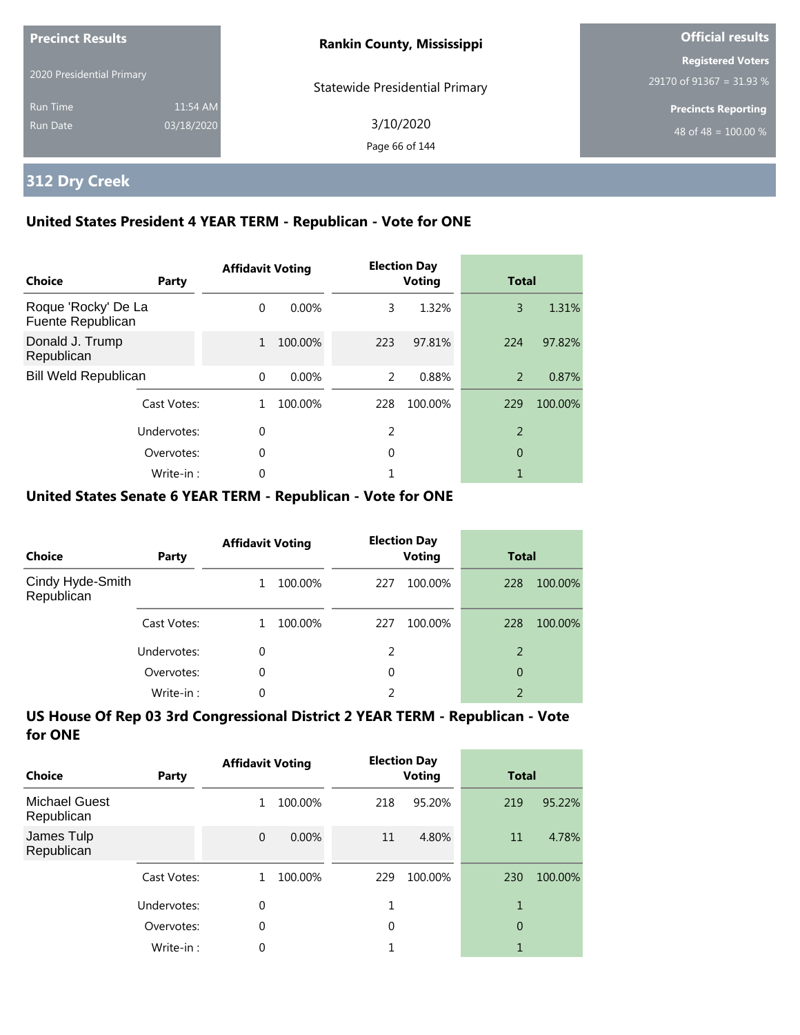**Precinct Results**

2020 Presidential Primary

Run Time 11:54 AM

Run Date 03/18/2020

**Rankin County, Mississippi**

Statewide Presidential Primary

3/10/2020

**Official results**

**Registered Voters**

29170 of 91367 = 31.93 %

**Precincts Reporting**

48 of 48 = 100.00 %

## 312 Dry Creek

### United States President 4 YEAR TERM - Republican - Vote for ONE

| Choice | Party | Affidavit Voting | | Election Day Voting | | Total | |
|---|---|---|---|---|---|---|---|
| Roque 'Rocky' De La Fuente Republican | | 0 | 0.00% | 3 | 1.32% | 3 | 1.31% |
| Donald J. Trump Republican | | 1 | 100.00% | 223 | 97.81% | 224 | 97.82% |
| Bill Weld Republican | | 0 | 0.00% | 2 | 0.88% | 2 | 0.87% |
| | Cast Votes: | 1 | 100.00% | 228 | 100.00% | 229 | 100.00% |
| | Undervotes: | 0 | | 2 | | 2 | |
| | Overvotes: | 0 | | 0 | | 0 | |
| | Write-in : | 0 | | 1 | | 1 | |

### United States Senate 6 YEAR TERM - Republican - Vote for ONE

| Choice | Party | Affidavit Voting | | Election Day Voting | | Total | |
|---|---|---|---|---|---|---|---|
| Cindy Hyde-Smith Republican | | 1 | 100.00% | 227 | 100.00% | 228 | 100.00% |
| | Cast Votes: | 1 | 100.00% | 227 | 100.00% | 228 | 100.00% |
| | Undervotes: | 0 | | 2 | | 2 | |
| | Overvotes: | 0 | | 0 | | 0 | |
| | Write-in : | 0 | | 2 | | 2 | |

### US House Of Rep 03 3rd Congressional District 2 YEAR TERM - Republican - Vote for ONE

| Choice | Party | Affidavit Voting | | Election Day Voting | | Total | |
|---|---|---|---|---|---|---|---|
| Michael Guest Republican | | 1 | 100.00% | 218 | 95.20% | 219 | 95.22% |
| James Tulp Republican | | 0 | 0.00% | 11 | 4.80% | 11 | 4.78% |
| | Cast Votes: | 1 | 100.00% | 229 | 100.00% | 230 | 100.00% |
| | Undervotes: | 0 | | 1 | | 1 | |
| | Overvotes: | 0 | | 0 | | 0 | |
| | Write-in : | 0 | | 1 | | 1 | |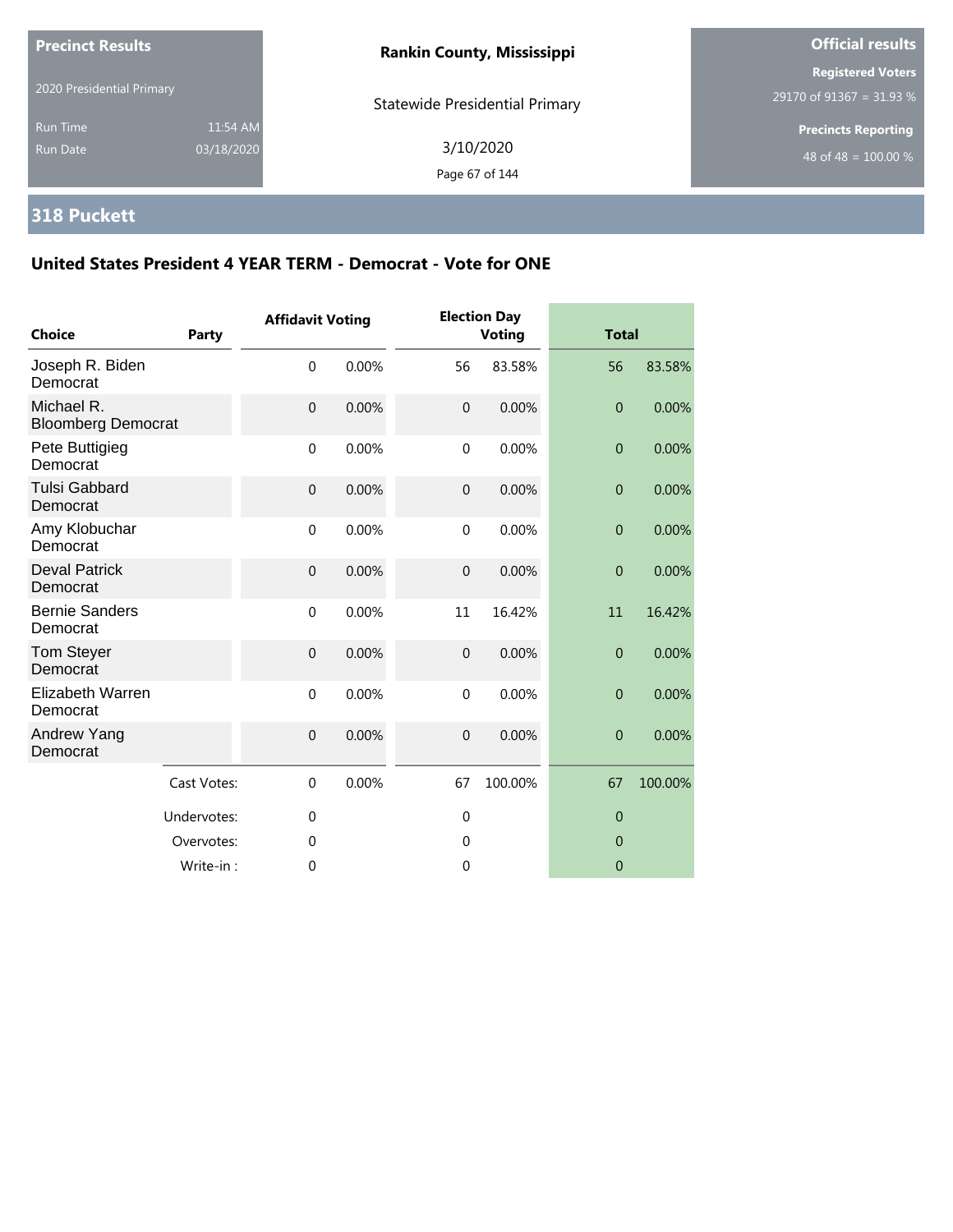**Precinct Results**

2020 Presidential Primary

Run Time 11:54 AM

Run Date 03/18/2020

**Rankin County, Mississippi**

Statewide Presidential Primary

3/10/2020

**Official results**

**Registered Voters**

29170 of 91367 = 31.93 %

**Precincts Reporting**

48 of 48 = 100.00 %

## 318 Puckett

### United States President 4 YEAR TERM - Democrat - Vote for ONE

| Choice | Party | Affidavit Voting | | Election Day Voting | | Total | |
|---|---|---|---|---|---|---|---|
| Joseph R. Biden | Democrat | 0 | 0.00% | 56 | 83.58% | 56 | 83.58% |
| Michael R. Bloomberg | Democrat | 0 | 0.00% | 0 | 0.00% | 0 | 0.00% |
| Pete Buttigieg | Democrat | 0 | 0.00% | 0 | 0.00% | 0 | 0.00% |
| Tulsi Gabbard | Democrat | 0 | 0.00% | 0 | 0.00% | 0 | 0.00% |
| Amy Klobuchar | Democrat | 0 | 0.00% | 0 | 0.00% | 0 | 0.00% |
| Deval Patrick | Democrat | 0 | 0.00% | 0 | 0.00% | 0 | 0.00% |
| Bernie Sanders | Democrat | 0 | 0.00% | 11 | 16.42% | 11 | 16.42% |
| Tom Steyer | Democrat | 0 | 0.00% | 0 | 0.00% | 0 | 0.00% |
| Elizabeth Warren | Democrat | 0 | 0.00% | 0 | 0.00% | 0 | 0.00% |
| Andrew Yang | Democrat | 0 | 0.00% | 0 | 0.00% | 0 | 0.00% |
| | Cast Votes: | 0 | 0.00% | 67 | 100.00% | 67 | 100.00% |
| | Undervotes: | 0 | | 0 | | 0 | |
| | Overvotes: | 0 | | 0 | | 0 | |
| | Write-in : | 0 | | 0 | | 0 | |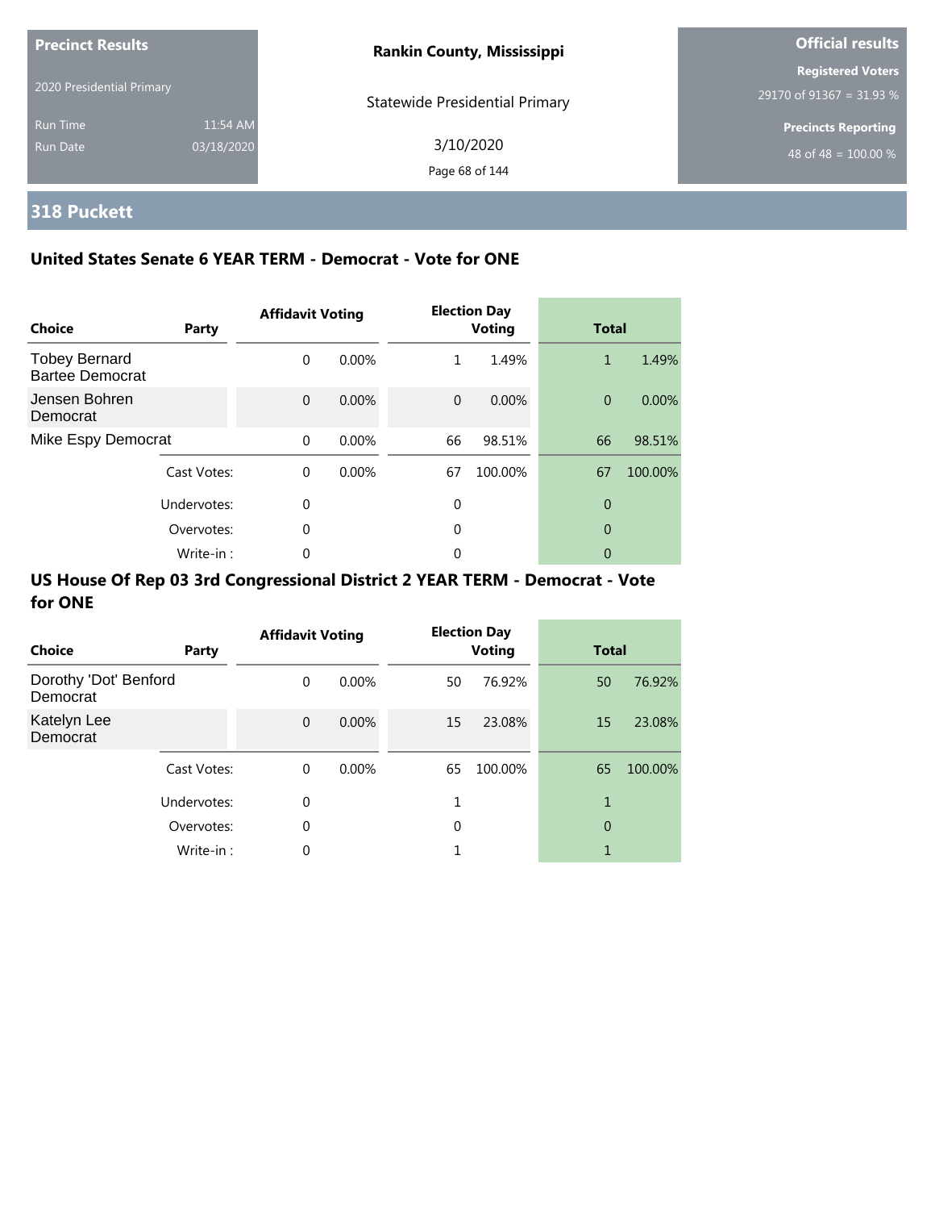Precinct Results

2020 Presidential Primary

Run Time 11:54 AM

Run Date 03/18/2020

**Rankin County, Mississippi**

Statewide Presidential Primary

3/10/2020

**Official results**

**Registered Voters**

29170 of 91367 = 31.93 %

**Precincts Reporting**

48 of 48 = 100.00 %

## 318 Puckett

### United States Senate 6 YEAR TERM - Democrat - Vote for ONE

| Choice | Party | Affidavit Voting | | Election Day Voting | | Total | |
|---|---|---|---|---|---|---|---|
| Tobey Bernard Bartee Democrat | | 0 | 0.00% | 1 | 1.49% | 1 | 1.49% |
| Jensen Bohren Democrat | | 0 | 0.00% | 0 | 0.00% | 0 | 0.00% |
| Mike Espy Democrat | | 0 | 0.00% | 66 | 98.51% | 66 | 98.51% |
| | Cast Votes: | 0 | 0.00% | 67 | 100.00% | 67 | 100.00% |
| | Undervotes: | 0 | | 0 | | 0 | |
| | Overvotes: | 0 | | 0 | | 0 | |
| | Write-in : | 0 | | 0 | | 0 | |

### US House Of Rep 03 3rd Congressional District 2 YEAR TERM - Democrat - Vote for ONE

| Choice | Party | Affidavit Voting | | Election Day Voting | | Total | |
|---|---|---|---|---|---|---|---|
| Dorothy 'Dot' Benford Democrat | | 0 | 0.00% | 50 | 76.92% | 50 | 76.92% |
| Katelyn Lee Democrat | | 0 | 0.00% | 15 | 23.08% | 15 | 23.08% |
| | Cast Votes: | 0 | 0.00% | 65 | 100.00% | 65 | 100.00% |
| | Undervotes: | 0 | | 1 | | 1 | |
| | Overvotes: | 0 | | 0 | | 0 | |
| | Write-in : | 0 | | 1 | | 1 | |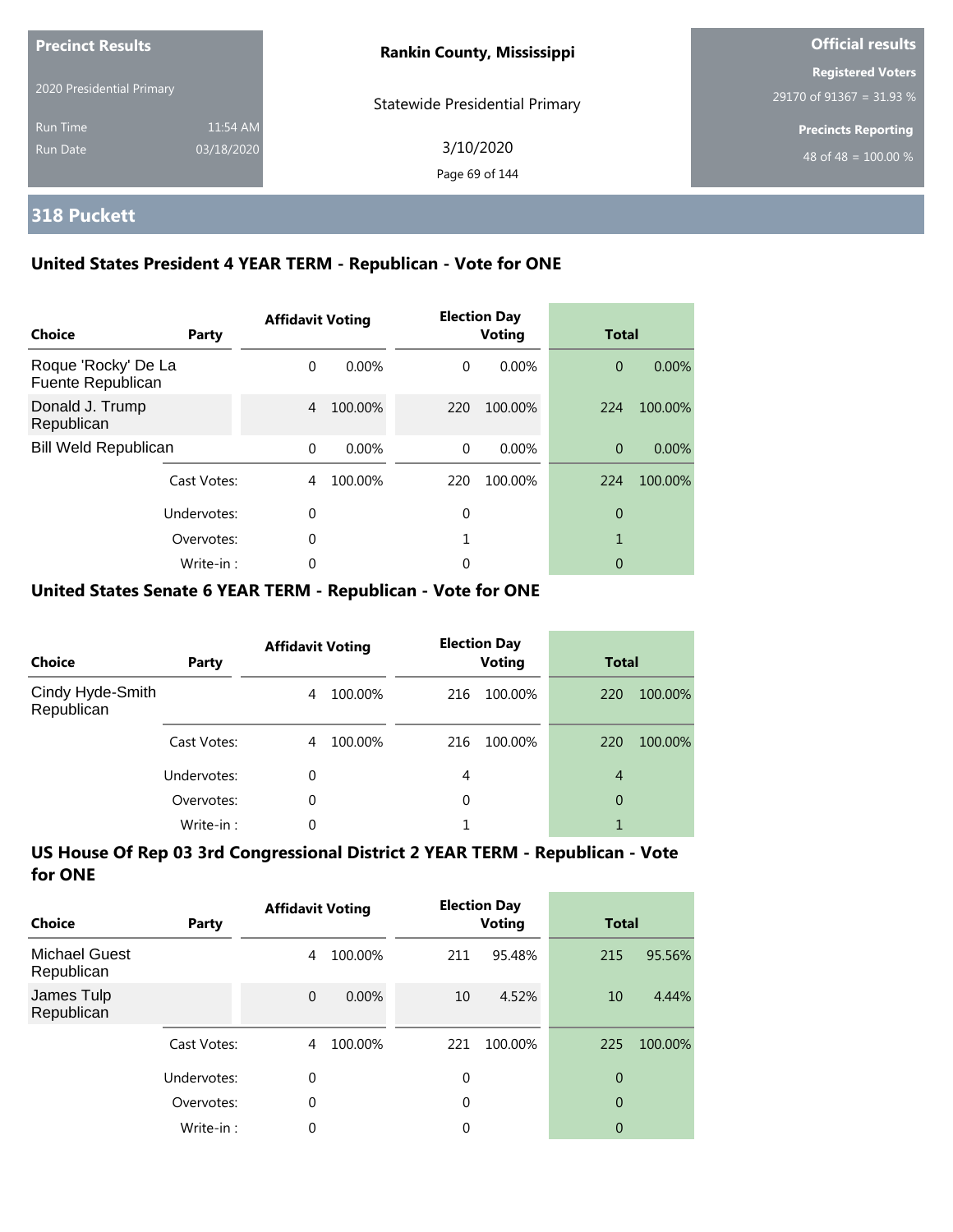Precinct Results

2020 Presidential Primary

Run Time 11:54 AM

Run Date 03/18/2020

**Rankin County, Mississippi**

Statewide Presidential Primary

3/10/2020

**Official results**

**Registered Voters**

29170 of 91367 = 31.93 %

**Precincts Reporting**

48 of 48 = 100.00 %

## 318 Puckett

### United States President 4 YEAR TERM - Republican - Vote for ONE

| Choice | Party | Affidavit Voting | | Election Day Voting | | Total | |
|---|---|---|---|---|---|---|---|
| Roque 'Rocky' De La Fuente Republican | | 0 | 0.00% | 0 | 0.00% | 0 | 0.00% |
| Donald J. Trump Republican | | 4 | 100.00% | 220 | 100.00% | 224 | 100.00% |
| Bill Weld Republican | | 0 | 0.00% | 0 | 0.00% | 0 | 0.00% |
| | Cast Votes: | 4 | 100.00% | 220 | 100.00% | 224 | 100.00% |
| | Undervotes: | 0 | | 0 | | 0 | |
| | Overvotes: | 0 | | 1 | | 1 | |
| | Write-in : | 0 | | 0 | | 0 | |

### United States Senate 6 YEAR TERM - Republican - Vote for ONE

| Choice | Party | Affidavit Voting | | Election Day Voting | | Total | |
|---|---|---|---|---|---|---|---|
| Cindy Hyde-Smith Republican | | 4 | 100.00% | 216 | 100.00% | 220 | 100.00% |
| | Cast Votes: | 4 | 100.00% | 216 | 100.00% | 220 | 100.00% |
| | Undervotes: | 0 | | 4 | | 4 | |
| | Overvotes: | 0 | | 0 | | 0 | |
| | Write-in : | 0 | | 1 | | 1 | |

### US House Of Rep 03 3rd Congressional District 2 YEAR TERM - Republican - Vote for ONE

| Choice | Party | Affidavit Voting | | Election Day Voting | | Total | |
|---|---|---|---|---|---|---|---|
| Michael Guest Republican | | 4 | 100.00% | 211 | 95.48% | 215 | 95.56% |
| James Tulp Republican | | 0 | 0.00% | 10 | 4.52% | 10 | 4.44% |
| | Cast Votes: | 4 | 100.00% | 221 | 100.00% | 225 | 100.00% |
| | Undervotes: | 0 | | 0 | | 0 | |
| | Overvotes: | 0 | | 0 | | 0 | |
| | Write-in : | 0 | | 0 | | 0 | |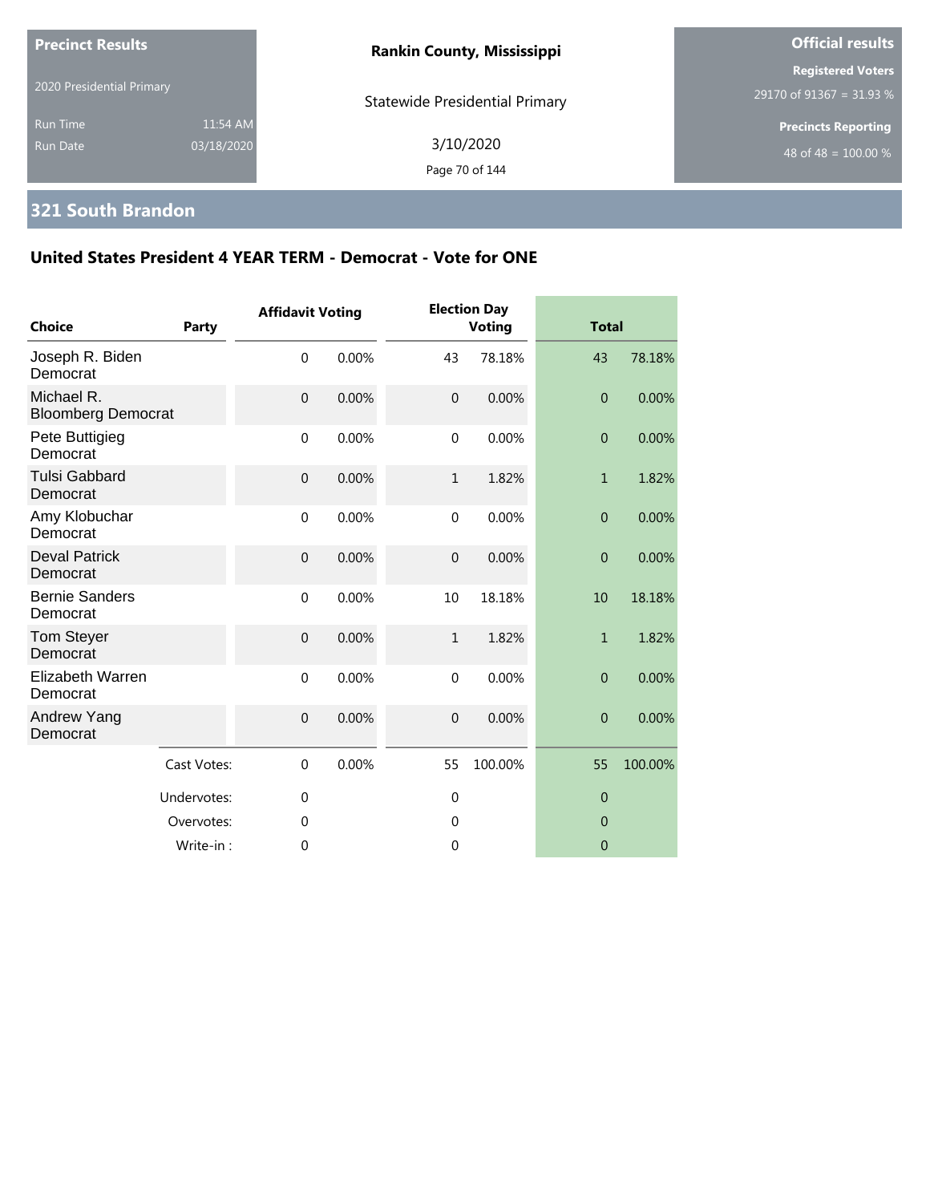**Precinct Results**

2020 Presidential Primary

Run Time 11:54 AM
Run Date 03/18/2020

**Rankin County, Mississippi**

Statewide Presidential Primary

3/10/2020

**Official results**

**Registered Voters**
29170 of 91367 = 31.93 %

**Precincts Reporting**
48 of 48 = 100.00 %

## 321 South Brandon

### United States President 4 YEAR TERM - Democrat - Vote for ONE

| Choice | Party | Affidavit Voting | | Election Day Voting | | Total | |
|---|---|---|---|---|---|---|---|
| Joseph R. Biden Democrat | | 0 | 0.00% | 43 | 78.18% | 43 | 78.18% |
| Michael R. Bloomberg Democrat | | 0 | 0.00% | 0 | 0.00% | 0 | 0.00% |
| Pete Buttigieg Democrat | | 0 | 0.00% | 0 | 0.00% | 0 | 0.00% |
| Tulsi Gabbard Democrat | | 0 | 0.00% | 1 | 1.82% | 1 | 1.82% |
| Amy Klobuchar Democrat | | 0 | 0.00% | 0 | 0.00% | 0 | 0.00% |
| Deval Patrick Democrat | | 0 | 0.00% | 0 | 0.00% | 0 | 0.00% |
| Bernie Sanders Democrat | | 0 | 0.00% | 10 | 18.18% | 10 | 18.18% |
| Tom Steyer Democrat | | 0 | 0.00% | 1 | 1.82% | 1 | 1.82% |
| Elizabeth Warren Democrat | | 0 | 0.00% | 0 | 0.00% | 0 | 0.00% |
| Andrew Yang Democrat | | 0 | 0.00% | 0 | 0.00% | 0 | 0.00% |
| | Cast Votes: | 0 | 0.00% | 55 | 100.00% | 55 | 100.00% |
| | Undervotes: | 0 | | 0 | | 0 | |
| | Overvotes: | 0 | | 0 | | 0 | |
| | Write-in : | 0 | | 0 | | 0 | |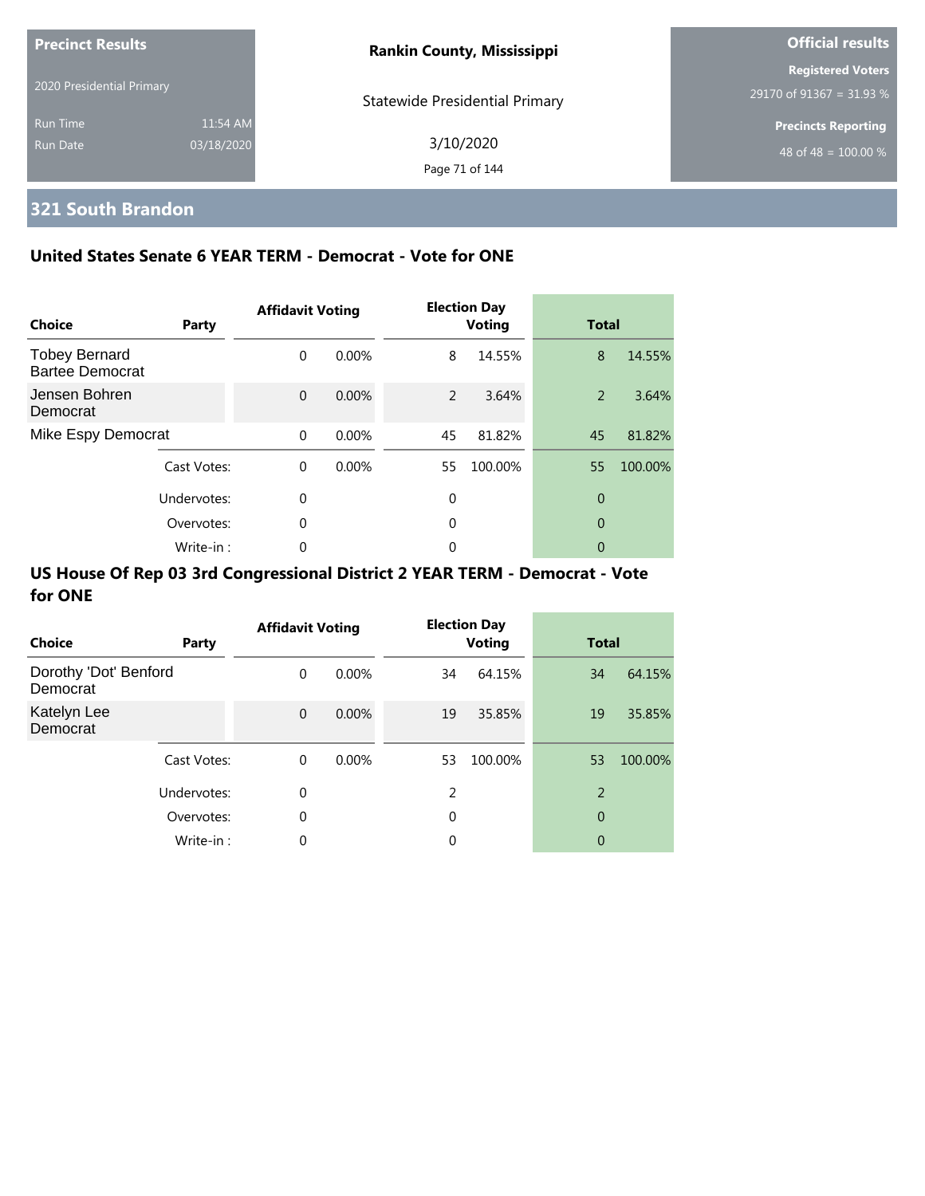**Precinct Results**

2020 Presidential Primary

Run Time 11:54 AM

Run Date 03/18/2020

**Rankin County, Mississippi**

Statewide Presidential Primary

3/10/2020

**Official results**

**Registered Voters**

29170 of 91367 = 31.93 %

**Precincts Reporting**

48 of 48 = 100.00 %

## 321 South Brandon

### United States Senate 6 YEAR TERM - Democrat - Vote for ONE

| Choice | Party | Affidavit Voting | | Election Day Voting | | Total | |
|---|---|---|---|---|---|---|---|
| Tobey Bernard Bartee Democrat | | 0 | 0.00% | 8 | 14.55% | 8 | 14.55% |
| Jensen Bohren Democrat | | 0 | 0.00% | 2 | 3.64% | 2 | 3.64% |
| Mike Espy Democrat | | 0 | 0.00% | 45 | 81.82% | 45 | 81.82% |
| | Cast Votes: | 0 | 0.00% | 55 | 100.00% | 55 | 100.00% |
| | Undervotes: | 0 | | 0 | | 0 | |
| | Overvotes: | 0 | | 0 | | 0 | |
| | Write-in : | 0 | | 0 | | 0 | |

### US House Of Rep 03 3rd Congressional District 2 YEAR TERM - Democrat - Vote for ONE

| Choice | Party | Affidavit Voting | | Election Day Voting | | Total | |
|---|---|---|---|---|---|---|---|
| Dorothy 'Dot' Benford Democrat | | 0 | 0.00% | 34 | 64.15% | 34 | 64.15% |
| Katelyn Lee Democrat | | 0 | 0.00% | 19 | 35.85% | 19 | 35.85% |
| | Cast Votes: | 0 | 0.00% | 53 | 100.00% | 53 | 100.00% |
| | Undervotes: | 0 | | 2 | | 2 | |
| | Overvotes: | 0 | | 0 | | 0 | |
| | Write-in : | 0 | | 0 | | 0 | |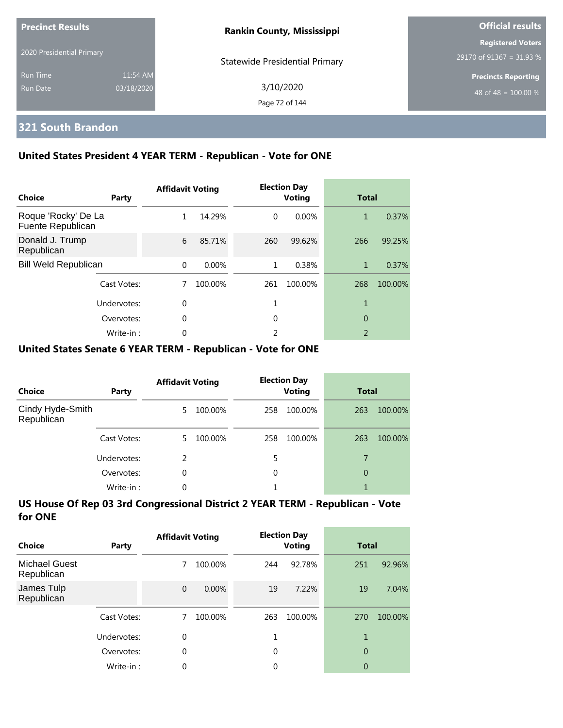**Precinct Results**

2020 Presidential Primary

Run Time 11:54 AM

Run Date 03/18/2020

**Rankin County, Mississippi**

Statewide Presidential Primary

3/10/2020

**Official results**

**Registered Voters**

29170 of 91367 = 31.93 %

**Precincts Reporting**

48 of 48 = 100.00 %

## 321 South Brandon

### United States President 4 YEAR TERM - Republican - Vote for ONE

| Choice | Party | Affidavit Voting | | Election Day Voting | | Total | |
|---|---|---|---|---|---|---|---|
| Roque 'Rocky' De La Fuente Republican | | 1 | 14.29% | 0 | 0.00% | 1 | 0.37% |
| Donald J. Trump Republican | | 6 | 85.71% | 260 | 99.62% | 266 | 99.25% |
| Bill Weld Republican | | 0 | 0.00% | 1 | 0.38% | 1 | 0.37% |
| | Cast Votes: | 7 | 100.00% | 261 | 100.00% | 268 | 100.00% |
| | Undervotes: | 0 | | 1 | | 1 | |
| | Overvotes: | 0 | | 0 | | 0 | |
| | Write-in : | 0 | | 2 | | 2 | |

### United States Senate 6 YEAR TERM - Republican - Vote for ONE

| Choice | Party | Affidavit Voting | | Election Day Voting | | Total | |
|---|---|---|---|---|---|---|---|
| Cindy Hyde-Smith Republican | | 5 | 100.00% | 258 | 100.00% | 263 | 100.00% |
| | Cast Votes: | 5 | 100.00% | 258 | 100.00% | 263 | 100.00% |
| | Undervotes: | 2 | | 5 | | 7 | |
| | Overvotes: | 0 | | 0 | | 0 | |
| | Write-in : | 0 | | 1 | | 1 | |

### US House Of Rep 03 3rd Congressional District 2 YEAR TERM - Republican - Vote for ONE

| Choice | Party | Affidavit Voting | | Election Day Voting | | Total | |
|---|---|---|---|---|---|---|---|
| Michael Guest Republican | | 7 | 100.00% | 244 | 92.78% | 251 | 92.96% |
| James Tulp Republican | | 0 | 0.00% | 19 | 7.22% | 19 | 7.04% |
| | Cast Votes: | 7 | 100.00% | 263 | 100.00% | 270 | 100.00% |
| | Undervotes: | 0 | | 1 | | 1 | |
| | Overvotes: | 0 | | 0 | | 0 | |
| | Write-in : | 0 | | 0 | | 0 | |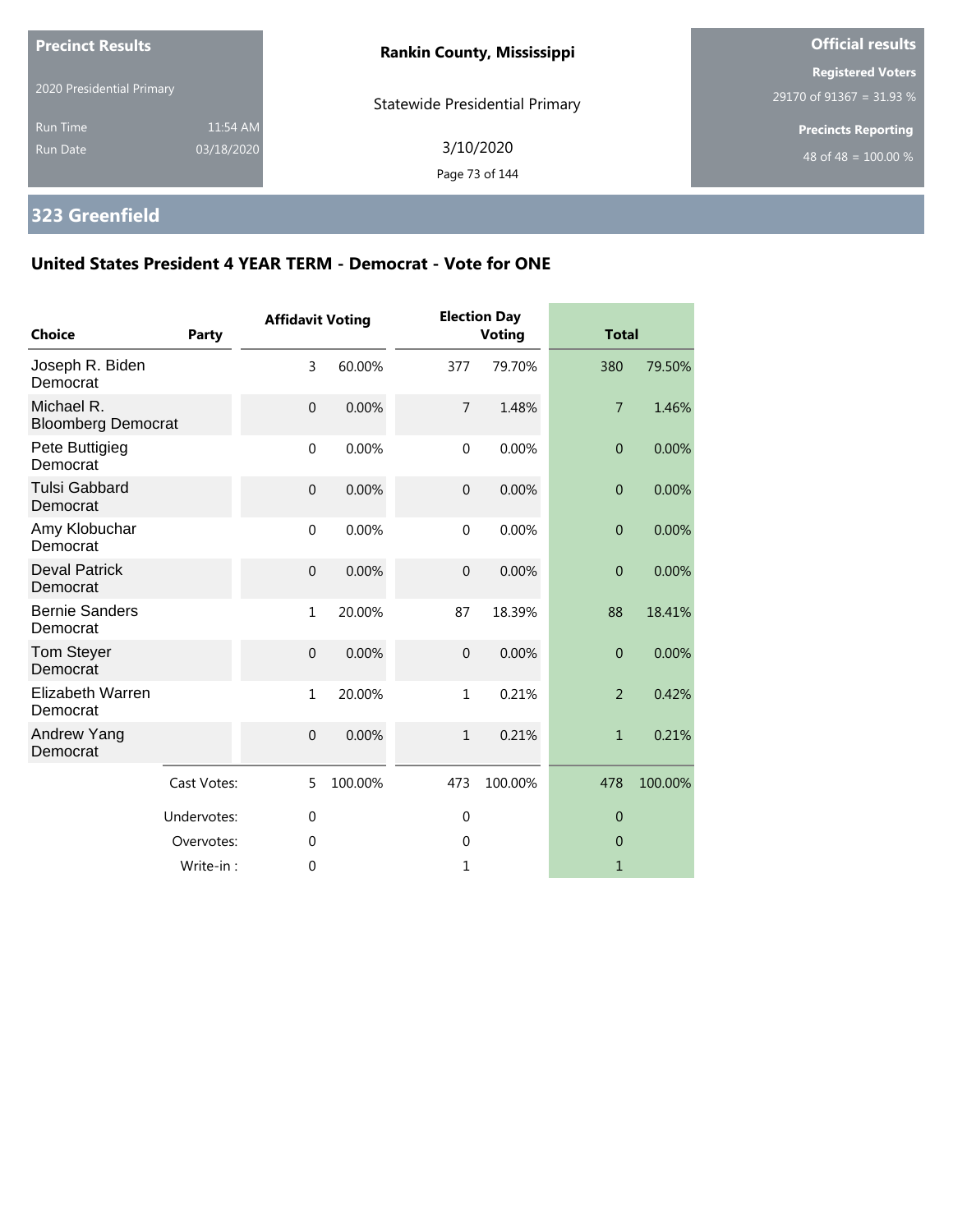**Precinct Results**

2020 Presidential Primary

Run Time 11:54 AM
Run Date 03/18/2020

**Rankin County, Mississippi**

Statewide Presidential Primary

3/10/2020

**Official results**

**Registered Voters**
29170 of 91367 = 31.93 %

**Precincts Reporting**
48 of 48 = 100.00 %

## 323 Greenfield

### United States President 4 YEAR TERM - Democrat - Vote for ONE

| Choice | Party | Affidavit Voting | | Election Day Voting | | Total | |
|---|---|---|---|---|---|---|---|
| Joseph R. Biden | Democrat | 3 | 60.00% | 377 | 79.70% | 380 | 79.50% |
| Michael R. Bloomberg | Democrat | 0 | 0.00% | 7 | 1.48% | 7 | 1.46% |
| Pete Buttigieg | Democrat | 0 | 0.00% | 0 | 0.00% | 0 | 0.00% |
| Tulsi Gabbard | Democrat | 0 | 0.00% | 0 | 0.00% | 0 | 0.00% |
| Amy Klobuchar | Democrat | 0 | 0.00% | 0 | 0.00% | 0 | 0.00% |
| Deval Patrick | Democrat | 0 | 0.00% | 0 | 0.00% | 0 | 0.00% |
| Bernie Sanders | Democrat | 1 | 20.00% | 87 | 18.39% | 88 | 18.41% |
| Tom Steyer | Democrat | 0 | 0.00% | 0 | 0.00% | 0 | 0.00% |
| Elizabeth Warren | Democrat | 1 | 20.00% | 1 | 0.21% | 2 | 0.42% |
| Andrew Yang | Democrat | 0 | 0.00% | 1 | 0.21% | 1 | 0.21% |
| | Cast Votes: | 5 | 100.00% | 473 | 100.00% | 478 | 100.00% |
| | Undervotes: | 0 | | 0 | | 0 | |
| | Overvotes: | 0 | | 0 | | 0 | |
| | Write-in : | 0 | | 1 | | 1 | |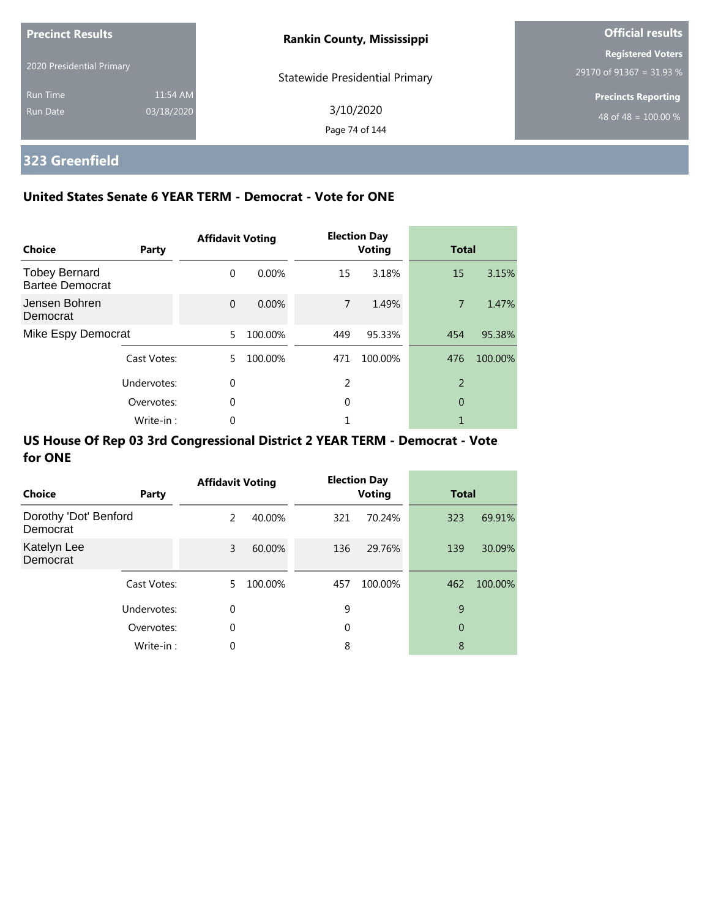**Precinct Results**

2020 Presidential Primary

Run Time 11:54 AM
Run Date 03/18/2020

**Rankin County, Mississippi**

Statewide Presidential Primary

3/10/2020

**Official results**

**Registered Voters**
29170 of 91367 = 31.93 %

**Precincts Reporting**
48 of 48 = 100.00 %

## 323 Greenfield

### United States Senate 6 YEAR TERM - Democrat - Vote for ONE

| Choice | Party | Affidavit Voting | | Election Day Voting | | Total | |
|---|---|---|---|---|---|---|---|
| Tobey Bernard Bartee Democrat | | 0 | 0.00% | 15 | 3.18% | 15 | 3.15% |
| Jensen Bohren Democrat | | 0 | 0.00% | 7 | 1.49% | 7 | 1.47% |
| Mike Espy Democrat | | 5 | 100.00% | 449 | 95.33% | 454 | 95.38% |
| | Cast Votes: | 5 | 100.00% | 471 | 100.00% | 476 | 100.00% |
| | Undervotes: | 0 | | 2 | | 2 | |
| | Overvotes: | 0 | | 0 | | 0 | |
| | Write-in : | 0 | | 1 | | 1 | |

### US House Of Rep 03 3rd Congressional District 2 YEAR TERM - Democrat - Vote for ONE

| Choice | Party | Affidavit Voting | | Election Day Voting | | Total | |
|---|---|---|---|---|---|---|---|
| Dorothy 'Dot' Benford Democrat | | 2 | 40.00% | 321 | 70.24% | 323 | 69.91% |
| Katelyn Lee Democrat | | 3 | 60.00% | 136 | 29.76% | 139 | 30.09% |
| | Cast Votes: | 5 | 100.00% | 457 | 100.00% | 462 | 100.00% |
| | Undervotes: | 0 | | 9 | | 9 | |
| | Overvotes: | 0 | | 0 | | 0 | |
| | Write-in : | 0 | | 8 | | 8 | |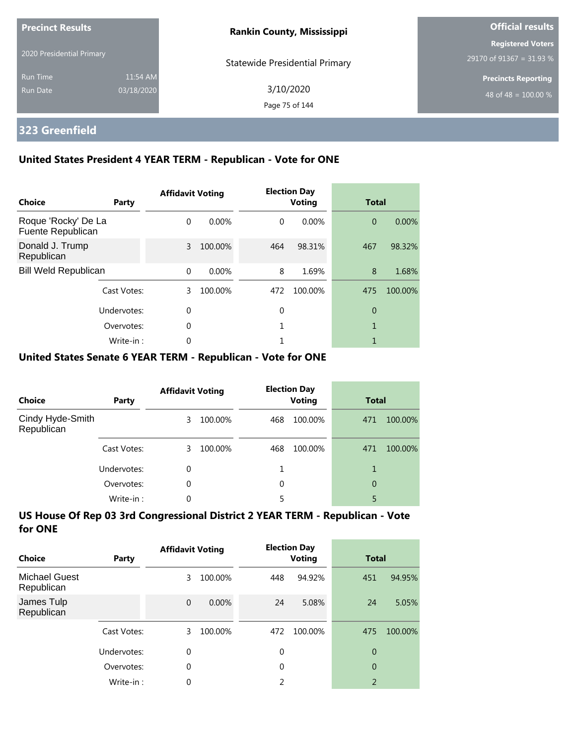| Precinct Results | |
|---|---|
| 2020 Presidential Primary | |
| Run Time | 11:54 AM |
| Run Date | 03/18/2020 |

**Rankin County, Mississippi**

Statewide Presidential Primary

3/10/2020

**Official results**

**Registered Voters**

29170 of 91367 = 31.93 %

**Precincts Reporting**

48 of 48 = 100.00 %

## 323 Greenfield

### United States President 4 YEAR TERM - Republican - Vote for ONE

| Choice | Party | Affidavit Voting | | Election Day Voting | | Total | |
|---|---|---|---|---|---|---|---|
| Roque 'Rocky' De La Fuente Republican | | 0 | 0.00% | 0 | 0.00% | 0 | 0.00% |
| Donald J. Trump Republican | | 3 | 100.00% | 464 | 98.31% | 467 | 98.32% |
| Bill Weld Republican | | 0 | 0.00% | 8 | 1.69% | 8 | 1.68% |
| | Cast Votes: | 3 | 100.00% | 472 | 100.00% | 475 | 100.00% |
| | Undervotes: | 0 | | 0 | | 0 | |
| | Overvotes: | 0 | | 1 | | 1 | |
| | Write-in : | 0 | | 1 | | 1 | |

### United States Senate 6 YEAR TERM - Republican - Vote for ONE

| Choice | Party | Affidavit Voting | | Election Day Voting | | Total | |
|---|---|---|---|---|---|---|---|
| Cindy Hyde-Smith Republican | | 3 | 100.00% | 468 | 100.00% | 471 | 100.00% |
| | Cast Votes: | 3 | 100.00% | 468 | 100.00% | 471 | 100.00% |
| | Undervotes: | 0 | | 1 | | 1 | |
| | Overvotes: | 0 | | 0 | | 0 | |
| | Write-in : | 0 | | 5 | | 5 | |

### US House Of Rep 03 3rd Congressional District 2 YEAR TERM - Republican - Vote for ONE

| Choice | Party | Affidavit Voting | | Election Day Voting | | Total | |
|---|---|---|---|---|---|---|---|
| Michael Guest Republican | | 3 | 100.00% | 448 | 94.92% | 451 | 94.95% |
| James Tulp Republican | | 0 | 0.00% | 24 | 5.08% | 24 | 5.05% |
| | Cast Votes: | 3 | 100.00% | 472 | 100.00% | 475 | 100.00% |
| | Undervotes: | 0 | | 0 | | 0 | |
| | Overvotes: | 0 | | 0 | | 0 | |
| | Write-in : | 0 | | 2 | | 2 | |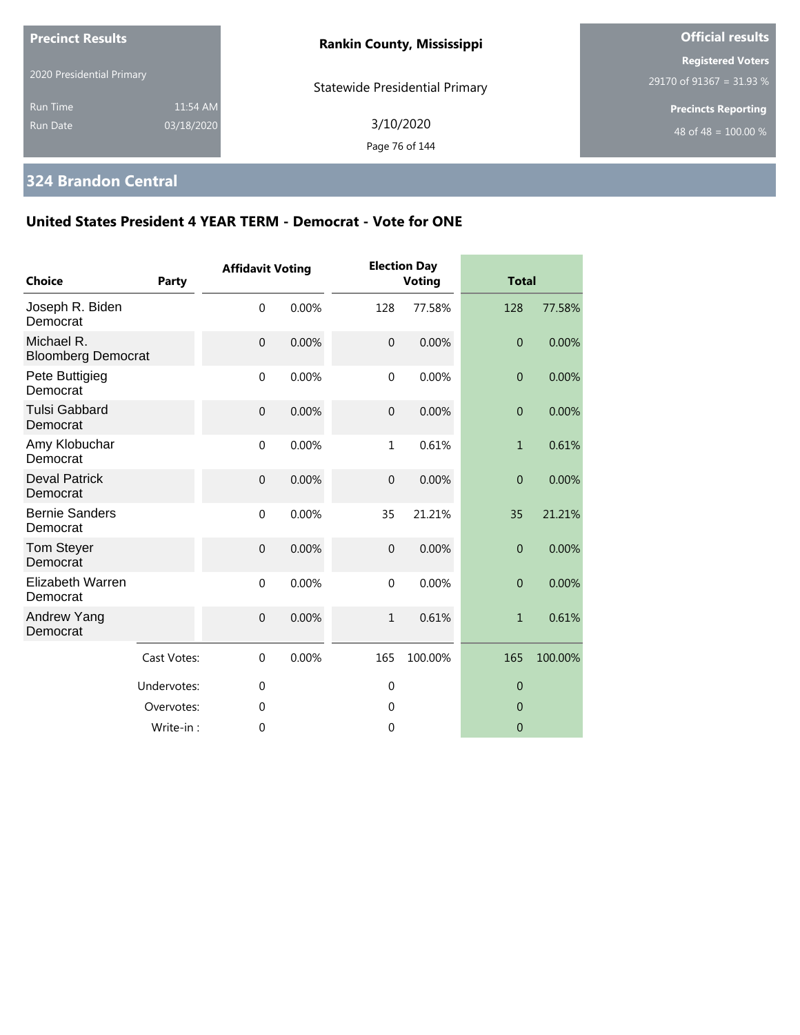**Precinct Results**

2020 Presidential Primary

Run Time 11:54 AM

Run Date 03/18/2020

**Rankin County, Mississippi**

Statewide Presidential Primary

3/10/2020

**Official results**

**Registered Voters**

29170 of 91367 = 31.93 %

**Precincts Reporting**

48 of 48 = 100.00 %

## 324 Brandon Central

### United States President 4 YEAR TERM - Democrat - Vote for ONE

| Choice | Party | Affidavit Voting | | Election Day Voting | | Total | |
|---|---|---|---|---|---|---|---|
| Joseph R. Biden | Democrat | 0 | 0.00% | 128 | 77.58% | 128 | 77.58% |
| Michael R. Bloomberg | Democrat | 0 | 0.00% | 0 | 0.00% | 0 | 0.00% |
| Pete Buttigieg | Democrat | 0 | 0.00% | 0 | 0.00% | 0 | 0.00% |
| Tulsi Gabbard | Democrat | 0 | 0.00% | 0 | 0.00% | 0 | 0.00% |
| Amy Klobuchar | Democrat | 0 | 0.00% | 1 | 0.61% | 1 | 0.61% |
| Deval Patrick | Democrat | 0 | 0.00% | 0 | 0.00% | 0 | 0.00% |
| Bernie Sanders | Democrat | 0 | 0.00% | 35 | 21.21% | 35 | 21.21% |
| Tom Steyer | Democrat | 0 | 0.00% | 0 | 0.00% | 0 | 0.00% |
| Elizabeth Warren | Democrat | 0 | 0.00% | 0 | 0.00% | 0 | 0.00% |
| Andrew Yang | Democrat | 0 | 0.00% | 1 | 0.61% | 1 | 0.61% |
| | Cast Votes: | 0 | 0.00% | 165 | 100.00% | 165 | 100.00% |
| | Undervotes: | 0 | | 0 | | 0 | |
| | Overvotes: | 0 | | 0 | | 0 | |
| | Write-in : | 0 | | 0 | | 0 | |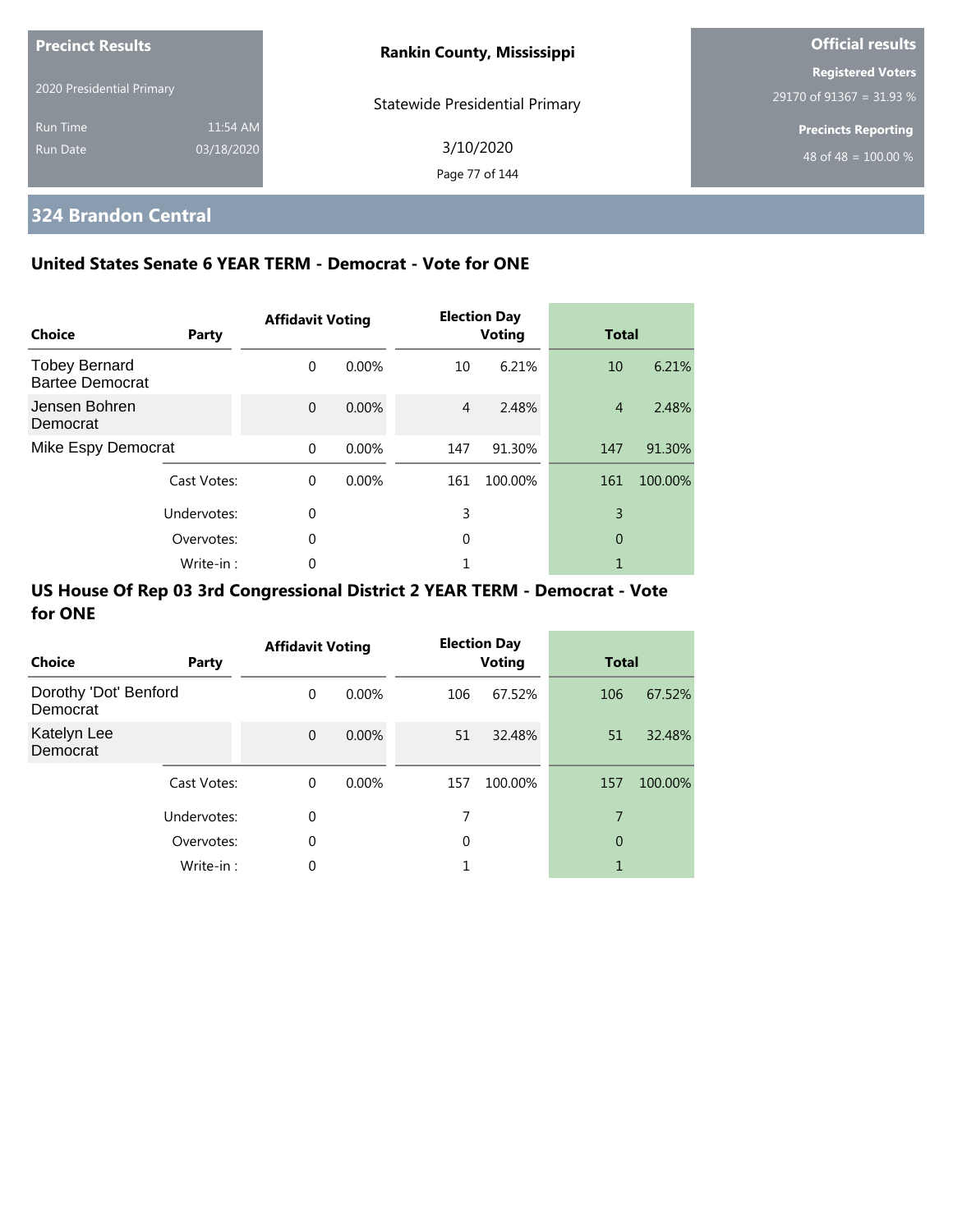**Precinct Results**

2020 Presidential Primary

Run Time 11:54 AM
Run Date 03/18/2020

**Rankin County, Mississippi**

Statewide Presidential Primary

3/10/2020

**Official results**

**Registered Voters**
29170 of 91367 = 31.93 %

**Precincts Reporting**
48 of 48 = 100.00 %

## 324 Brandon Central

### United States Senate 6 YEAR TERM - Democrat - Vote for ONE

| Choice | Party | Affidavit Voting | | Election Day Voting | | Total | |
|---|---|---|---|---|---|---|---|
| Tobey Bernard Bartee Democrat | | 0 | 0.00% | 10 | 6.21% | 10 | 6.21% |
| Jensen Bohren Democrat | | 0 | 0.00% | 4 | 2.48% | 4 | 2.48% |
| Mike Espy Democrat | | 0 | 0.00% | 147 | 91.30% | 147 | 91.30% |
| | Cast Votes: | 0 | 0.00% | 161 | 100.00% | 161 | 100.00% |
| | Undervotes: | 0 | | 3 | | 3 | |
| | Overvotes: | 0 | | 0 | | 0 | |
| | Write-in : | 0 | | 1 | | 1 | |

### US House Of Rep 03 3rd Congressional District 2 YEAR TERM - Democrat - Vote for ONE

| Choice | Party | Affidavit Voting | | Election Day Voting | | Total | |
|---|---|---|---|---|---|---|---|
| Dorothy 'Dot' Benford Democrat | | 0 | 0.00% | 106 | 67.52% | 106 | 67.52% |
| Katelyn Lee Democrat | | 0 | 0.00% | 51 | 32.48% | 51 | 32.48% |
| | Cast Votes: | 0 | 0.00% | 157 | 100.00% | 157 | 100.00% |
| | Undervotes: | 0 | | 7 | | 7 | |
| | Overvotes: | 0 | | 0 | | 0 | |
| | Write-in : | 0 | | 1 | | 1 | |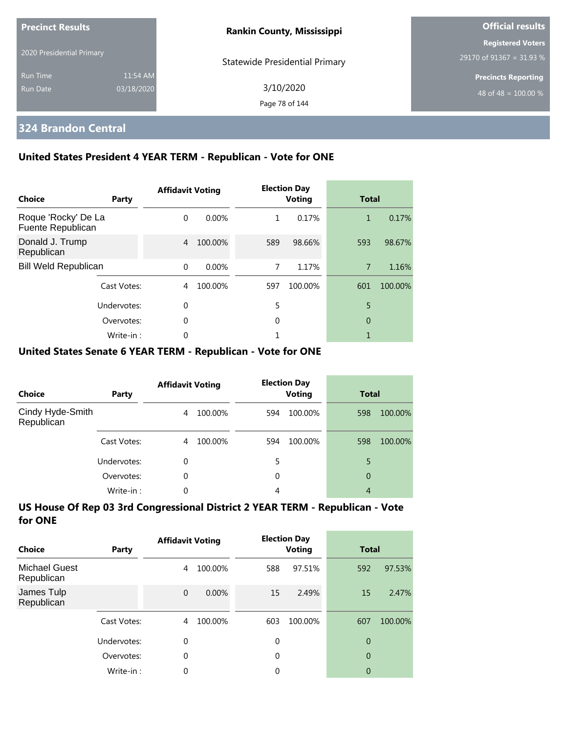**Precinct Results**

2020 Presidential Primary

Run Time 11:54 AM

Run Date 03/18/2020

**Rankin County, Mississippi**

Statewide Presidential Primary

3/10/2020

**Official results**

**Registered Voters**

29170 of 91367 = 31.93 %

**Precincts Reporting**

48 of 48 = 100.00 %

## 324 Brandon Central

### United States President 4 YEAR TERM - Republican - Vote for ONE

| Choice | Party | Affidavit Voting | | Election Day Voting | | Total | |
|---|---|---|---|---|---|---|---|
| Roque 'Rocky' De La Fuente Republican | | 0 | 0.00% | 1 | 0.17% | 1 | 0.17% |
| Donald J. Trump Republican | | 4 | 100.00% | 589 | 98.66% | 593 | 98.67% |
| Bill Weld Republican | | 0 | 0.00% | 7 | 1.17% | 7 | 1.16% |
| | Cast Votes: | 4 | 100.00% | 597 | 100.00% | 601 | 100.00% |
| | Undervotes: | 0 | | 5 | | 5 | |
| | Overvotes: | 0 | | 0 | | 0 | |
| | Write-in : | 0 | | 1 | | 1 | |

### United States Senate 6 YEAR TERM - Republican - Vote for ONE

| Choice | Party | Affidavit Voting | | Election Day Voting | | Total | |
|---|---|---|---|---|---|---|---|
| Cindy Hyde-Smith Republican | | 4 | 100.00% | 594 | 100.00% | 598 | 100.00% |
| | Cast Votes: | 4 | 100.00% | 594 | 100.00% | 598 | 100.00% |
| | Undervotes: | 0 | | 5 | | 5 | |
| | Overvotes: | 0 | | 0 | | 0 | |
| | Write-in : | 0 | | 4 | | 4 | |

### US House Of Rep 03 3rd Congressional District 2 YEAR TERM - Republican - Vote for ONE

| Choice | Party | Affidavit Voting | | Election Day Voting | | Total | |
|---|---|---|---|---|---|---|---|
| Michael Guest Republican | | 4 | 100.00% | 588 | 97.51% | 592 | 97.53% |
| James Tulp Republican | | 0 | 0.00% | 15 | 2.49% | 15 | 2.47% |
| | Cast Votes: | 4 | 100.00% | 603 | 100.00% | 607 | 100.00% |
| | Undervotes: | 0 | | 0 | | 0 | |
| | Overvotes: | 0 | | 0 | | 0 | |
| | Write-in : | 0 | | 0 | | 0 | |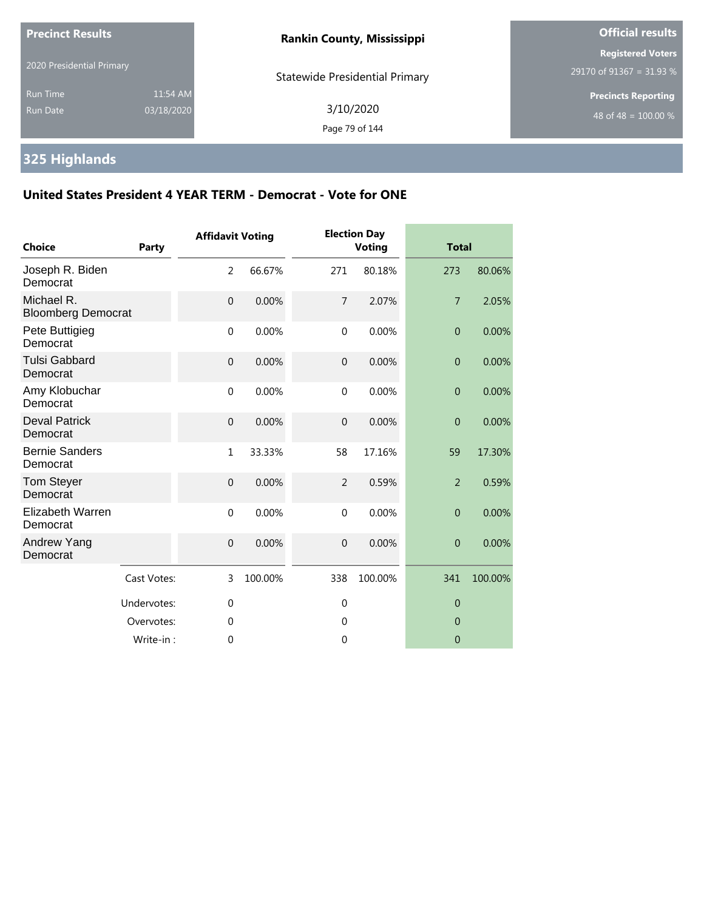**Precinct Results**

2020 Presidential Primary

Run Time 11:54 AM

Run Date 03/18/2020

**Rankin County, Mississippi**

Statewide Presidential Primary

3/10/2020

**Official results**

**Registered Voters**

29170 of 91367 = 31.93 %

**Precincts Reporting**

48 of 48 = 100.00 %

# 325 Highlands

## United States President 4 YEAR TERM - Democrat - Vote for ONE

| Choice | Party | Affidavit Voting | | Election Day Voting | | Total | |
|---|---|---|---|---|---|---|---|
| Joseph R. Biden | Democrat | 2 | 66.67% | 271 | 80.18% | 273 | 80.06% |
| Michael R. Bloomberg | Democrat | 0 | 0.00% | 7 | 2.07% | 7 | 2.05% |
| Pete Buttigieg | Democrat | 0 | 0.00% | 0 | 0.00% | 0 | 0.00% |
| Tulsi Gabbard | Democrat | 0 | 0.00% | 0 | 0.00% | 0 | 0.00% |
| Amy Klobuchar | Democrat | 0 | 0.00% | 0 | 0.00% | 0 | 0.00% |
| Deval Patrick | Democrat | 0 | 0.00% | 0 | 0.00% | 0 | 0.00% |
| Bernie Sanders | Democrat | 1 | 33.33% | 58 | 17.16% | 59 | 17.30% |
| Tom Steyer | Democrat | 0 | 0.00% | 2 | 0.59% | 2 | 0.59% |
| Elizabeth Warren | Democrat | 0 | 0.00% | 0 | 0.00% | 0 | 0.00% |
| Andrew Yang | Democrat | 0 | 0.00% | 0 | 0.00% | 0 | 0.00% |
| | Cast Votes: | 3 | 100.00% | 338 | 100.00% | 341 | 100.00% |
| | Undervotes: | 0 | | 0 | | 0 | |
| | Overvotes: | 0 | | 0 | | 0 | |
| | Write-in : | 0 | | 0 | | 0 | |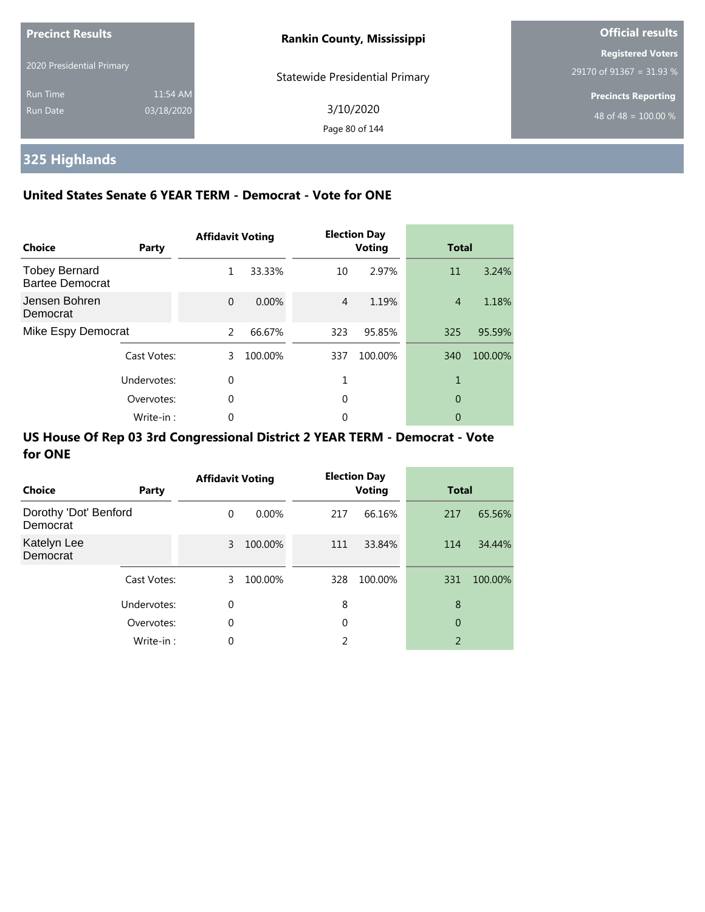**Precinct Results**

2020 Presidential Primary

Run Time 11:54 AM

Run Date 03/18/2020

**Rankin County, Mississippi**

Statewide Presidential Primary

3/10/2020

**Official results**

**Registered Voters**

29170 of 91367 = 31.93 %

**Precincts Reporting**

48 of 48 = 100.00 %

## 325 Highlands

### United States Senate 6 YEAR TERM - Democrat - Vote for ONE

| Choice | Party | Affidavit Voting | | Election Day Voting | | Total | |
|---|---|---|---|---|---|---|---|
| Tobey Bernard Bartee Democrat | | 1 | 33.33% | 10 | 2.97% | 11 | 3.24% |
| Jensen Bohren Democrat | | 0 | 0.00% | 4 | 1.19% | 4 | 1.18% |
| Mike Espy Democrat | | 2 | 66.67% | 323 | 95.85% | 325 | 95.59% |
| | Cast Votes: | 3 | 100.00% | 337 | 100.00% | 340 | 100.00% |
| | Undervotes: | 0 | | 1 | | 1 | |
| | Overvotes: | 0 | | 0 | | 0 | |
| | Write-in : | 0 | | 0 | | 0 | |

### US House Of Rep 03 3rd Congressional District 2 YEAR TERM - Democrat - Vote for ONE

| Choice | Party | Affidavit Voting | | Election Day Voting | | Total | |
|---|---|---|---|---|---|---|---|
| Dorothy 'Dot' Benford Democrat | | 0 | 0.00% | 217 | 66.16% | 217 | 65.56% |
| Katelyn Lee Democrat | | 3 | 100.00% | 111 | 33.84% | 114 | 34.44% |
| | Cast Votes: | 3 | 100.00% | 328 | 100.00% | 331 | 100.00% |
| | Undervotes: | 0 | | 8 | | 8 | |
| | Overvotes: | 0 | | 0 | | 0 | |
| | Write-in : | 0 | | 2 | | 2 | |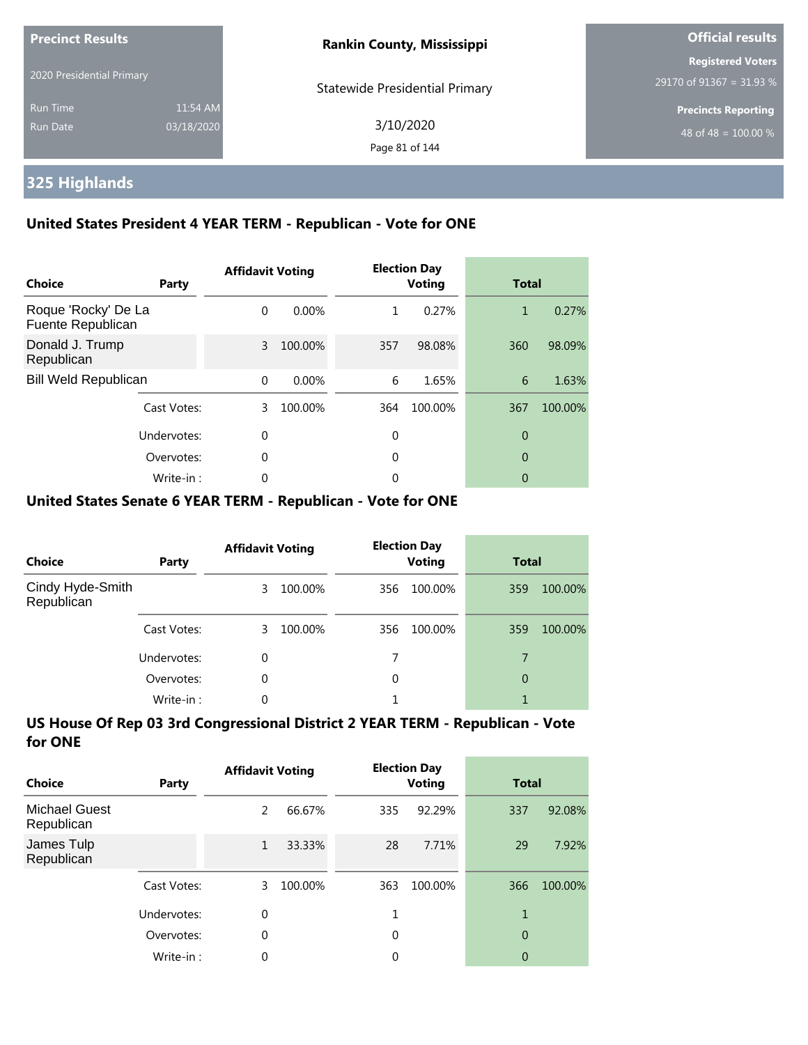**Precinct Results**

2020 Presidential Primary

Run Time 11:54 AM

Run Date 03/18/2020

**Rankin County, Mississippi**

Statewide Presidential Primary

3/10/2020

**Official results**

**Registered Voters**

29170 of 91367 = 31.93 %

**Precincts Reporting**

48 of 48 = 100.00 %

## 325 Highlands

### United States President 4 YEAR TERM - Republican - Vote for ONE

| Choice | Party | Affidavit Voting | | Election Day Voting | | Total | |
|---|---|---|---|---|---|---|---|
| Roque 'Rocky' De La Fuente Republican | | 0 | 0.00% | 1 | 0.27% | 1 | 0.27% |
| Donald J. Trump Republican | | 3 | 100.00% | 357 | 98.08% | 360 | 98.09% |
| Bill Weld Republican | | 0 | 0.00% | 6 | 1.65% | 6 | 1.63% |
| | Cast Votes: | 3 | 100.00% | 364 | 100.00% | 367 | 100.00% |
| | Undervotes: | 0 | | 0 | | 0 | |
| | Overvotes: | 0 | | 0 | | 0 | |
| | Write-in : | 0 | | 0 | | 0 | |

### United States Senate 6 YEAR TERM - Republican - Vote for ONE

| Choice | Party | Affidavit Voting | | Election Day Voting | | Total | |
|---|---|---|---|---|---|---|---|
| Cindy Hyde-Smith Republican | | 3 | 100.00% | 356 | 100.00% | 359 | 100.00% |
| | Cast Votes: | 3 | 100.00% | 356 | 100.00% | 359 | 100.00% |
| | Undervotes: | 0 | | 7 | | 7 | |
| | Overvotes: | 0 | | 0 | | 0 | |
| | Write-in : | 0 | | 1 | | 1 | |

### US House Of Rep 03 3rd Congressional District 2 YEAR TERM - Republican - Vote for ONE

| Choice | Party | Affidavit Voting | | Election Day Voting | | Total | |
|---|---|---|---|---|---|---|---|
| Michael Guest Republican | | 2 | 66.67% | 335 | 92.29% | 337 | 92.08% |
| James Tulp Republican | | 1 | 33.33% | 28 | 7.71% | 29 | 7.92% |
| | Cast Votes: | 3 | 100.00% | 363 | 100.00% | 366 | 100.00% |
| | Undervotes: | 0 | | 1 | | 1 | |
| | Overvotes: | 0 | | 0 | | 0 | |
| | Write-in : | 0 | | 0 | | 0 | |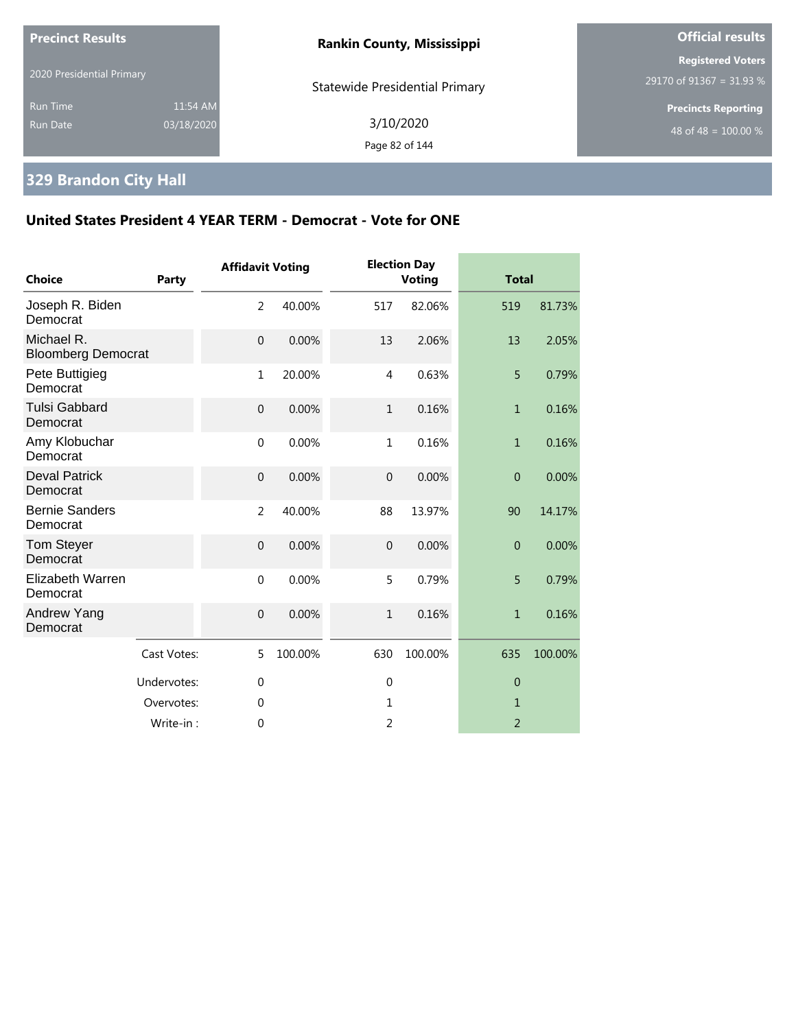**Precinct Results**

2020 Presidential Primary

Run Time 11:54 AM
Run Date 03/18/2020

**Rankin County, Mississippi**

Statewide Presidential Primary

3/10/2020

**Official results**

**Registered Voters**
29170 of 91367 = 31.93 %

**Precincts Reporting**
48 of 48 = 100.00 %

## 329 Brandon City Hall

### United States President 4 YEAR TERM - Democrat - Vote for ONE

| Choice | Party | Affidavit Voting | | Election Day Voting | | Total | |
|---|---|---|---|---|---|---|---|
| Joseph R. Biden | Democrat | 2 | 40.00% | 517 | 82.06% | 519 | 81.73% |
| Michael R. Bloomberg | Democrat | 0 | 0.00% | 13 | 2.06% | 13 | 2.05% |
| Pete Buttigieg | Democrat | 1 | 20.00% | 4 | 0.63% | 5 | 0.79% |
| Tulsi Gabbard | Democrat | 0 | 0.00% | 1 | 0.16% | 1 | 0.16% |
| Amy Klobuchar | Democrat | 0 | 0.00% | 1 | 0.16% | 1 | 0.16% |
| Deval Patrick | Democrat | 0 | 0.00% | 0 | 0.00% | 0 | 0.00% |
| Bernie Sanders | Democrat | 2 | 40.00% | 88 | 13.97% | 90 | 14.17% |
| Tom Steyer | Democrat | 0 | 0.00% | 0 | 0.00% | 0 | 0.00% |
| Elizabeth Warren | Democrat | 0 | 0.00% | 5 | 0.79% | 5 | 0.79% |
| Andrew Yang | Democrat | 0 | 0.00% | 1 | 0.16% | 1 | 0.16% |
| | Cast Votes: | 5 | 100.00% | 630 | 100.00% | 635 | 100.00% |
| | Undervotes: | 0 | | 0 | | 0 | |
| | Overvotes: | 0 | | 1 | | 1 | |
| | Write-in : | 0 | | 2 | | 2 | |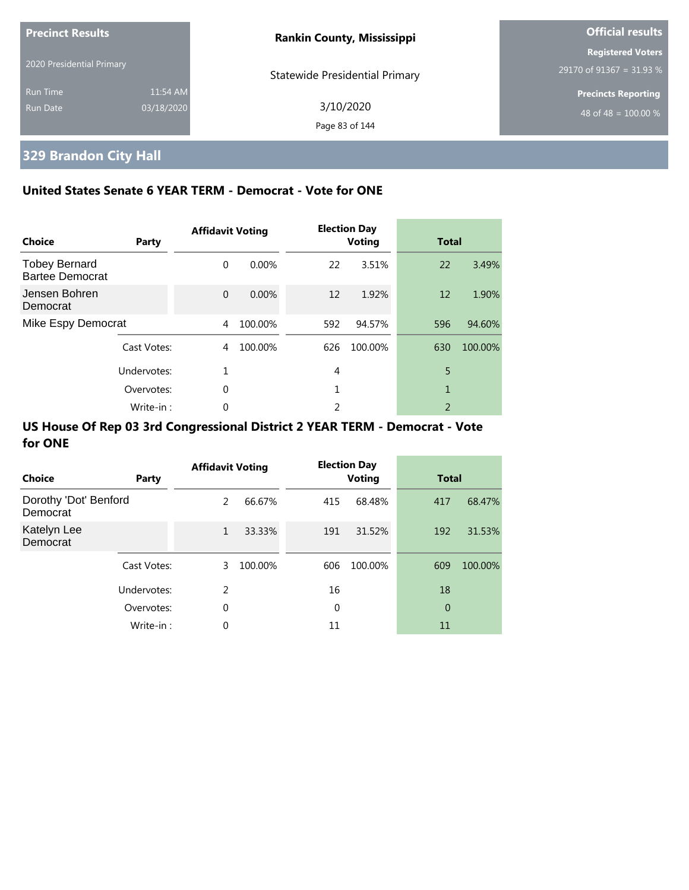# 329 Brandon City Hall

## United States Senate 6 YEAR TERM - Democrat - Vote for ONE

| Choice | Party | Affidavit Voting | | Election Day Voting | | Total | |
|---|---|---|---|---|---|---|---|
| Tobey Bernard Bartee Democrat | | 0 | 0.00% | 22 | 3.51% | 22 | 3.49% |
| Jensen Bohren Democrat | | 0 | 0.00% | 12 | 1.92% | 12 | 1.90% |
| Mike Espy Democrat | | 4 | 100.00% | 592 | 94.57% | 596 | 94.60% |
| | Cast Votes: | 4 | 100.00% | 626 | 100.00% | 630 | 100.00% |
| | Undervotes: | 1 | | 4 | | 5 | |
| | Overvotes: | 0 | | 1 | | 1 | |
| | Write-in : | 0 | | 2 | | 2 | |

## US House Of Rep 03 3rd Congressional District 2 YEAR TERM - Democrat - Vote for ONE

| Choice | Party | Affidavit Voting | | Election Day Voting | | Total | |
|---|---|---|---|---|---|---|---|
| Dorothy 'Dot' Benford Democrat | | 2 | 66.67% | 415 | 68.48% | 417 | 68.47% |
| Katelyn Lee Democrat | | 1 | 33.33% | 191 | 31.52% | 192 | 31.53% |
| | Cast Votes: | 3 | 100.00% | 606 | 100.00% | 609 | 100.00% |
| | Undervotes: | 2 | | 16 | | 18 | |
| | Overvotes: | 0 | | 0 | | 0 | |
| | Write-in : | 0 | | 11 | | 11 | |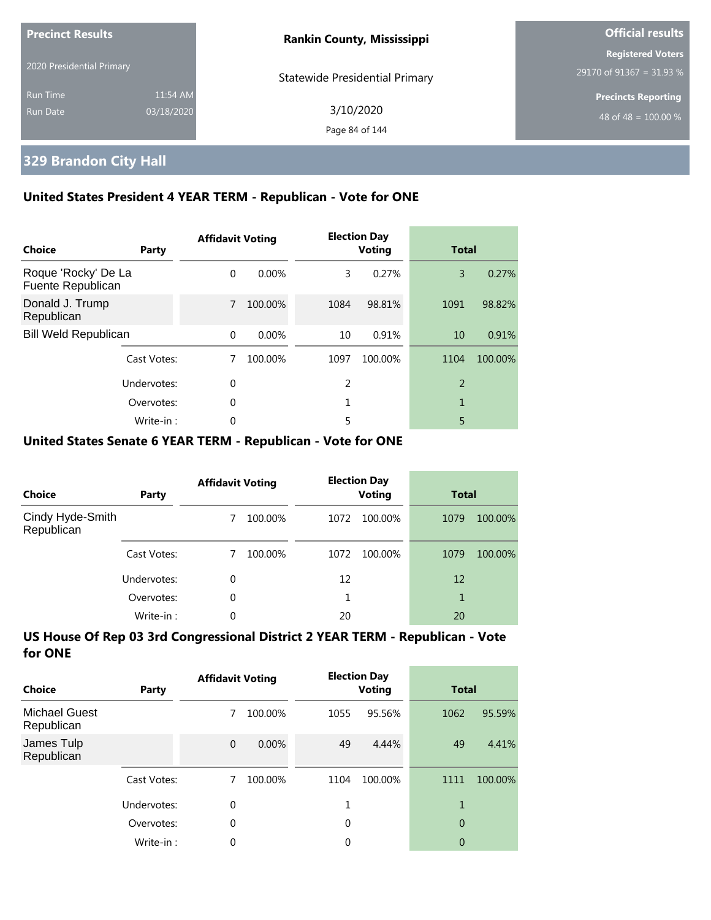**Precinct Results**

2020 Presidential Primary

Run Time 11:54 AM

Run Date 03/18/2020

**Rankin County, Mississippi**

Statewide Presidential Primary

3/10/2020

**Official results**

**Registered Voters**

29170 of 91367 = 31.93 %

**Precincts Reporting**

48 of 48 = 100.00 %

## 329 Brandon City Hall

### United States President 4 YEAR TERM - Republican - Vote for ONE

| Choice | Party | Affidavit Voting | | Election Day Voting | | Total | |
|---|---|---|---|---|---|---|---|
| Roque 'Rocky' De La Fuente Republican | | 0 | 0.00% | 3 | 0.27% | 3 | 0.27% |
| Donald J. Trump Republican | | 7 | 100.00% | 1084 | 98.81% | 1091 | 98.82% |
| Bill Weld Republican | | 0 | 0.00% | 10 | 0.91% | 10 | 0.91% |
| | Cast Votes: | 7 | 100.00% | 1097 | 100.00% | 1104 | 100.00% |
| | Undervotes: | 0 | | 2 | | 2 | |
| | Overvotes: | 0 | | 1 | | 1 | |
| | Write-in : | 0 | | 5 | | 5 | |

### United States Senate 6 YEAR TERM - Republican - Vote for ONE

| Choice | Party | Affidavit Voting | | Election Day Voting | | Total | |
|---|---|---|---|---|---|---|---|
| Cindy Hyde-Smith Republican | | 7 | 100.00% | 1072 | 100.00% | 1079 | 100.00% |
| | Cast Votes: | 7 | 100.00% | 1072 | 100.00% | 1079 | 100.00% |
| | Undervotes: | 0 | | 12 | | 12 | |
| | Overvotes: | 0 | | 1 | | 1 | |
| | Write-in : | 0 | | 20 | | 20 | |

### US House Of Rep 03 3rd Congressional District 2 YEAR TERM - Republican - Vote for ONE

| Choice | Party | Affidavit Voting | | Election Day Voting | | Total | |
|---|---|---|---|---|---|---|---|
| Michael Guest Republican | | 7 | 100.00% | 1055 | 95.56% | 1062 | 95.59% |
| James Tulp Republican | | 0 | 0.00% | 49 | 4.44% | 49 | 4.41% |
| | Cast Votes: | 7 | 100.00% | 1104 | 100.00% | 1111 | 100.00% |
| | Undervotes: | 0 | | 1 | | 1 | |
| | Overvotes: | 0 | | 0 | | 0 | |
| | Write-in : | 0 | | 0 | | 0 | |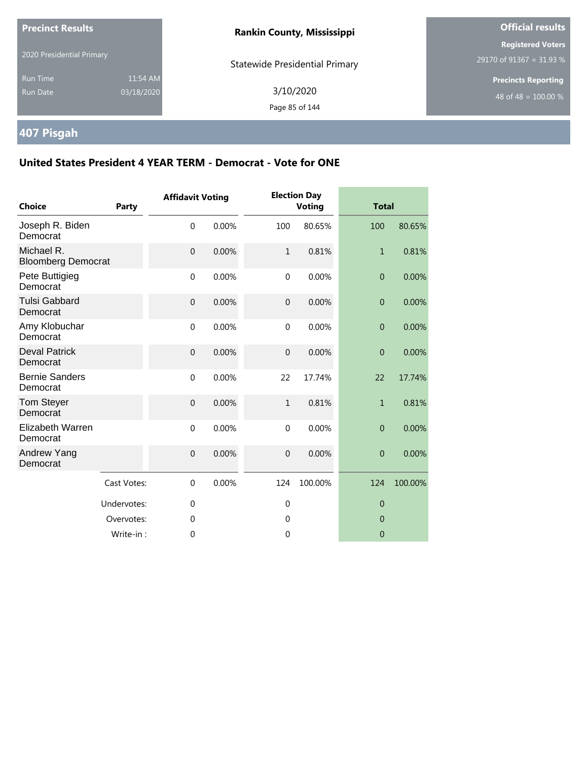**Precinct Results**

2020 Presidential Primary

Run Time 11:54 AM

Run Date 03/18/2020

**Rankin County, Mississippi**

Statewide Presidential Primary

3/10/2020

**Official results**

**Registered Voters**

29170 of 91367 = 31.93 %

**Precincts Reporting**

48 of 48 = 100.00 %

## 407 Pisgah

### United States President 4 YEAR TERM - Democrat - Vote for ONE

| Choice | Party | Affidavit Voting | | Election Day Voting | | Total | |
|---|---|---|---|---|---|---|---|
| Joseph R. Biden Democrat | | 0 | 0.00% | 100 | 80.65% | 100 | 80.65% |
| Michael R. Bloomberg Democrat | | 0 | 0.00% | 1 | 0.81% | 1 | 0.81% |
| Pete Buttigieg Democrat | | 0 | 0.00% | 0 | 0.00% | 0 | 0.00% |
| Tulsi Gabbard Democrat | | 0 | 0.00% | 0 | 0.00% | 0 | 0.00% |
| Amy Klobuchar Democrat | | 0 | 0.00% | 0 | 0.00% | 0 | 0.00% |
| Deval Patrick Democrat | | 0 | 0.00% | 0 | 0.00% | 0 | 0.00% |
| Bernie Sanders Democrat | | 0 | 0.00% | 22 | 17.74% | 22 | 17.74% |
| Tom Steyer Democrat | | 0 | 0.00% | 1 | 0.81% | 1 | 0.81% |
| Elizabeth Warren Democrat | | 0 | 0.00% | 0 | 0.00% | 0 | 0.00% |
| Andrew Yang Democrat | | 0 | 0.00% | 0 | 0.00% | 0 | 0.00% |
| | Cast Votes: | 0 | 0.00% | 124 | 100.00% | 124 | 100.00% |
| | Undervotes: | 0 | | 0 | | 0 | |
| | Overvotes: | 0 | | 0 | | 0 | |
| | Write-in : | 0 | | 0 | | 0 | |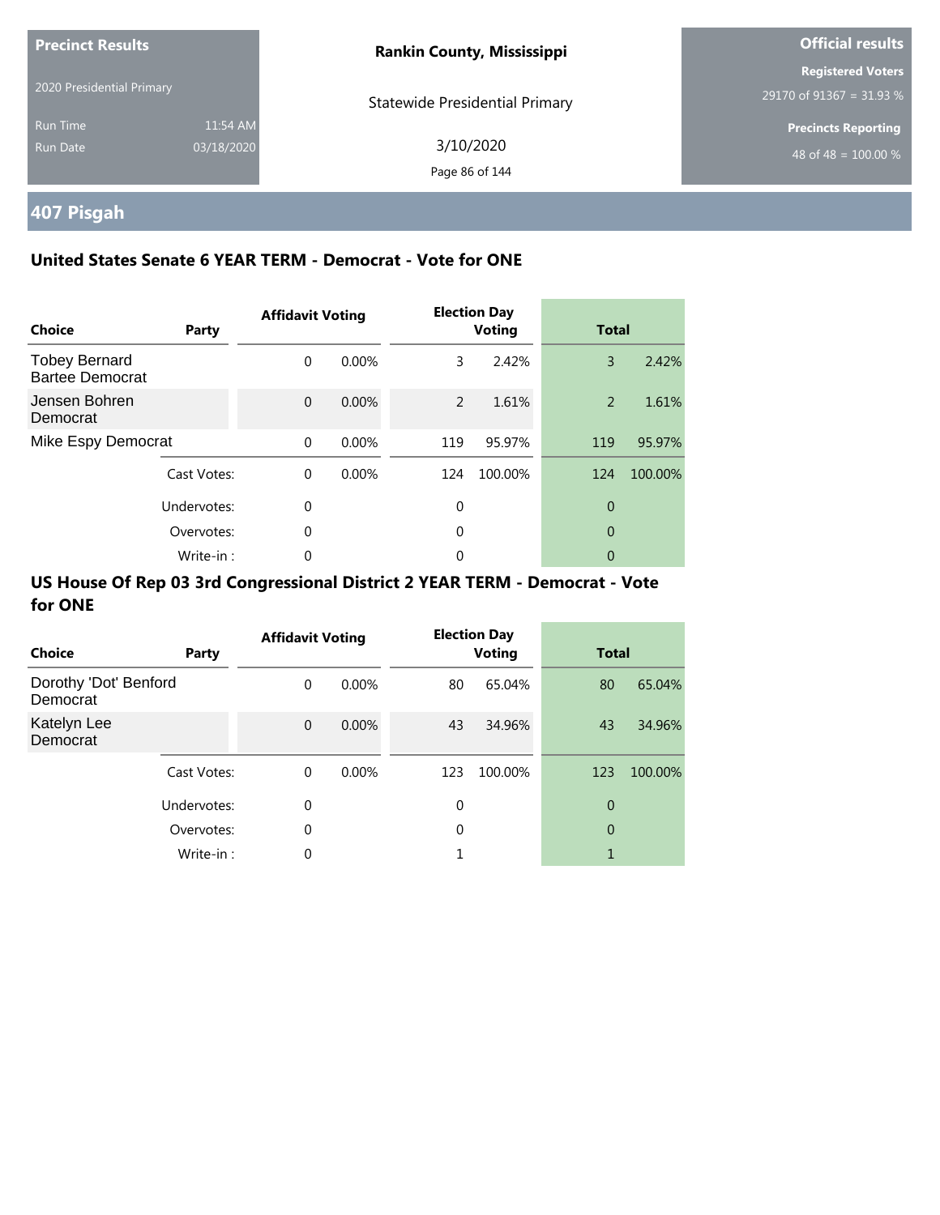**Precinct Results**

2020 Presidential Primary

Run Time 11:54 AM
Run Date 03/18/2020

**Rankin County, Mississippi**

Statewide Presidential Primary

3/10/2020

**Official results**

**Registered Voters**
29170 of 91367 = 31.93 %

**Precincts Reporting**
48 of 48 = 100.00 %

## 407 Pisgah

### United States Senate 6 YEAR TERM - Democrat - Vote for ONE

| Choice | Party | Affidavit Voting | | Election Day Voting | | Total | |
|---|---|---|---|---|---|---|---|
| Tobey Bernard Bartee Democrat | | 0 | 0.00% | 3 | 2.42% | 3 | 2.42% |
| Jensen Bohren Democrat | | 0 | 0.00% | 2 | 1.61% | 2 | 1.61% |
| Mike Espy Democrat | | 0 | 0.00% | 119 | 95.97% | 119 | 95.97% |
| | Cast Votes: | 0 | 0.00% | 124 | 100.00% | 124 | 100.00% |
| | Undervotes: | 0 | | 0 | | 0 | |
| | Overvotes: | 0 | | 0 | | 0 | |
| | Write-in : | 0 | | 0 | | 0 | |

### US House Of Rep 03 3rd Congressional District 2 YEAR TERM - Democrat - Vote for ONE

| Choice | Party | Affidavit Voting | | Election Day Voting | | Total | |
|---|---|---|---|---|---|---|---|
| Dorothy 'Dot' Benford Democrat | | 0 | 0.00% | 80 | 65.04% | 80 | 65.04% |
| Katelyn Lee Democrat | | 0 | 0.00% | 43 | 34.96% | 43 | 34.96% |
| | Cast Votes: | 0 | 0.00% | 123 | 100.00% | 123 | 100.00% |
| | Undervotes: | 0 | | 0 | | 0 | |
| | Overvotes: | 0 | | 0 | | 0 | |
| | Write-in : | 0 | | 1 | | 1 | |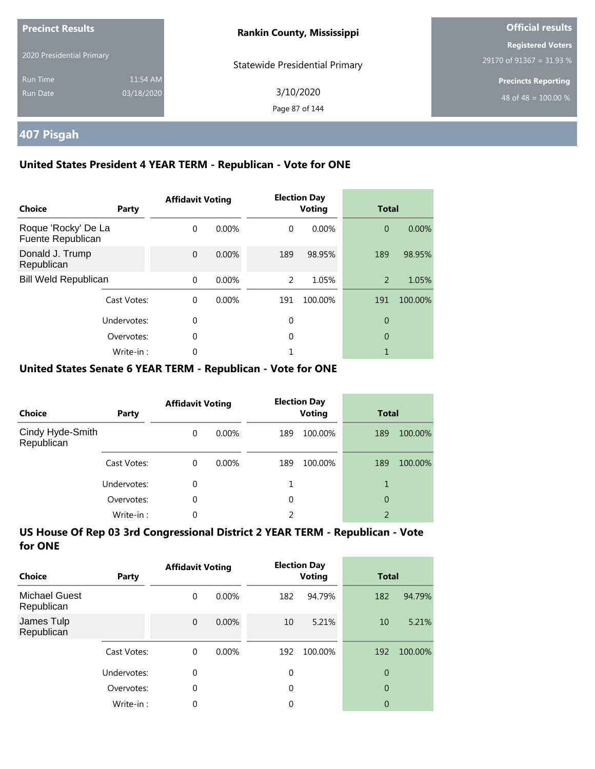**Precinct Results**

2020 Presidential Primary

Run Time 11:54 AM
Run Date 03/18/2020

**Rankin County, Mississippi**

Statewide Presidential Primary

3/10/2020

**Official results**

**Registered Voters**
29170 of 91367 = 31.93 %

**Precincts Reporting**
48 of 48 = 100.00 %

## 407 Pisgah

### United States President 4 YEAR TERM - Republican - Vote for ONE

| Choice | Party | Affidavit Voting | | Election Day Voting | | Total | |
|---|---|---|---|---|---|---|---|
| Roque 'Rocky' De La Fuente Republican | | 0 | 0.00% | 0 | 0.00% | 0 | 0.00% |
| Donald J. Trump Republican | | 0 | 0.00% | 189 | 98.95% | 189 | 98.95% |
| Bill Weld Republican | | 0 | 0.00% | 2 | 1.05% | 2 | 1.05% |
| | Cast Votes: | 0 | 0.00% | 191 | 100.00% | 191 | 100.00% |
| | Undervotes: | 0 | | 0 | | 0 | |
| | Overvotes: | 0 | | 0 | | 0 | |
| | Write-in : | 0 | | 1 | | 1 | |

### United States Senate 6 YEAR TERM - Republican - Vote for ONE

| Choice | Party | Affidavit Voting | | Election Day Voting | | Total | |
|---|---|---|---|---|---|---|---|
| Cindy Hyde-Smith Republican | | 0 | 0.00% | 189 | 100.00% | 189 | 100.00% |
| | Cast Votes: | 0 | 0.00% | 189 | 100.00% | 189 | 100.00% |
| | Undervotes: | 0 | | 1 | | 1 | |
| | Overvotes: | 0 | | 0 | | 0 | |
| | Write-in : | 0 | | 2 | | 2 | |

### US House Of Rep 03 3rd Congressional District 2 YEAR TERM - Republican - Vote for ONE

| Choice | Party | Affidavit Voting | | Election Day Voting | | Total | |
|---|---|---|---|---|---|---|---|
| Michael Guest Republican | | 0 | 0.00% | 182 | 94.79% | 182 | 94.79% |
| James Tulp Republican | | 0 | 0.00% | 10 | 5.21% | 10 | 5.21% |
| | Cast Votes: | 0 | 0.00% | 192 | 100.00% | 192 | 100.00% |
| | Undervotes: | 0 | | 0 | | 0 | |
| | Overvotes: | 0 | | 0 | | 0 | |
| | Write-in : | 0 | | 0 | | 0 | |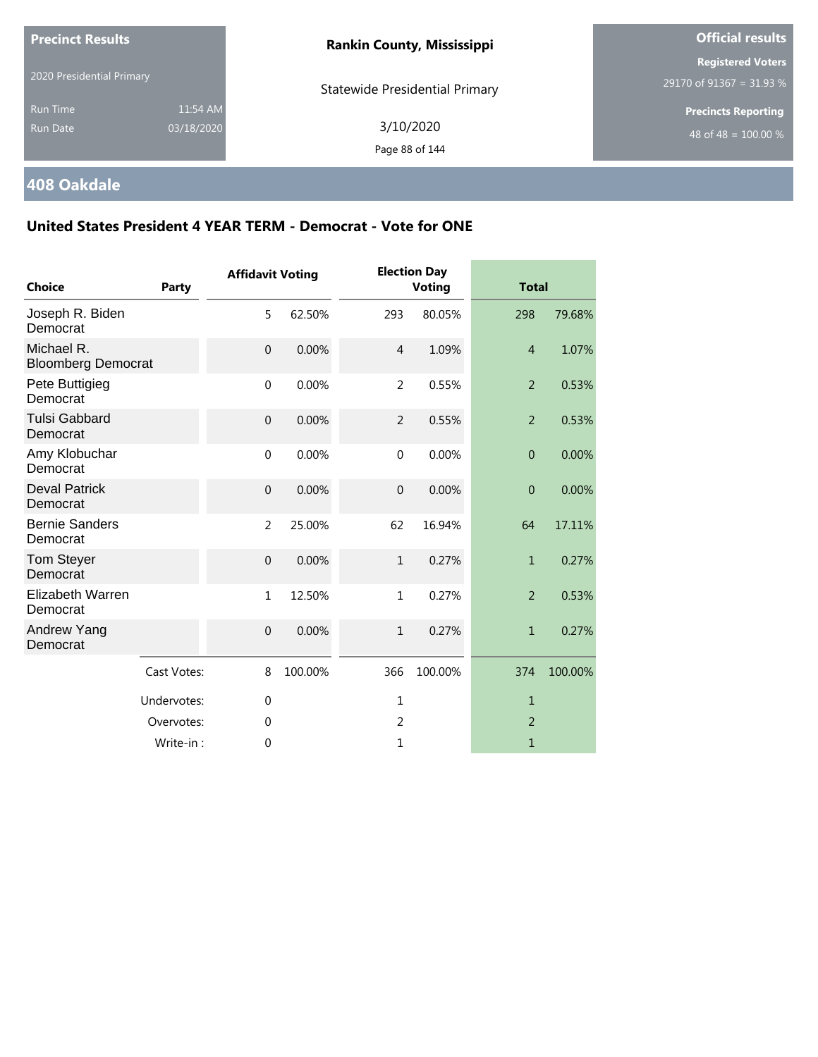**Precinct Results**

2020 Presidential Primary

Run Time 11:54 AM
Run Date 03/18/2020

**Rankin County, Mississippi**

Statewide Presidential Primary

3/10/2020

**Official results**

**Registered Voters**
29170 of 91367 = 31.93 %

**Precincts Reporting**
48 of 48 = 100.00 %

## 408 Oakdale

### United States President 4 YEAR TERM - Democrat - Vote for ONE

| Choice | Party | Affidavit Voting | | Election Day Voting | | Total | |
|---|---|---|---|---|---|---|---|
| Joseph R. Biden Democrat | | 5 | 62.50% | 293 | 80.05% | 298 | 79.68% |
| Michael R. Bloomberg Democrat | | 0 | 0.00% | 4 | 1.09% | 4 | 1.07% |
| Pete Buttigieg Democrat | | 0 | 0.00% | 2 | 0.55% | 2 | 0.53% |
| Tulsi Gabbard Democrat | | 0 | 0.00% | 2 | 0.55% | 2 | 0.53% |
| Amy Klobuchar Democrat | | 0 | 0.00% | 0 | 0.00% | 0 | 0.00% |
| Deval Patrick Democrat | | 0 | 0.00% | 0 | 0.00% | 0 | 0.00% |
| Bernie Sanders Democrat | | 2 | 25.00% | 62 | 16.94% | 64 | 17.11% |
| Tom Steyer Democrat | | 0 | 0.00% | 1 | 0.27% | 1 | 0.27% |
| Elizabeth Warren Democrat | | 1 | 12.50% | 1 | 0.27% | 2 | 0.53% |
| Andrew Yang Democrat | | 0 | 0.00% | 1 | 0.27% | 1 | 0.27% |
| | Cast Votes: | 8 | 100.00% | 366 | 100.00% | 374 | 100.00% |
| | Undervotes: | 0 | | 1 | | 1 | |
| | Overvotes: | 0 | | 2 | | 2 | |
| | Write-in : | 0 | | 1 | | 1 | |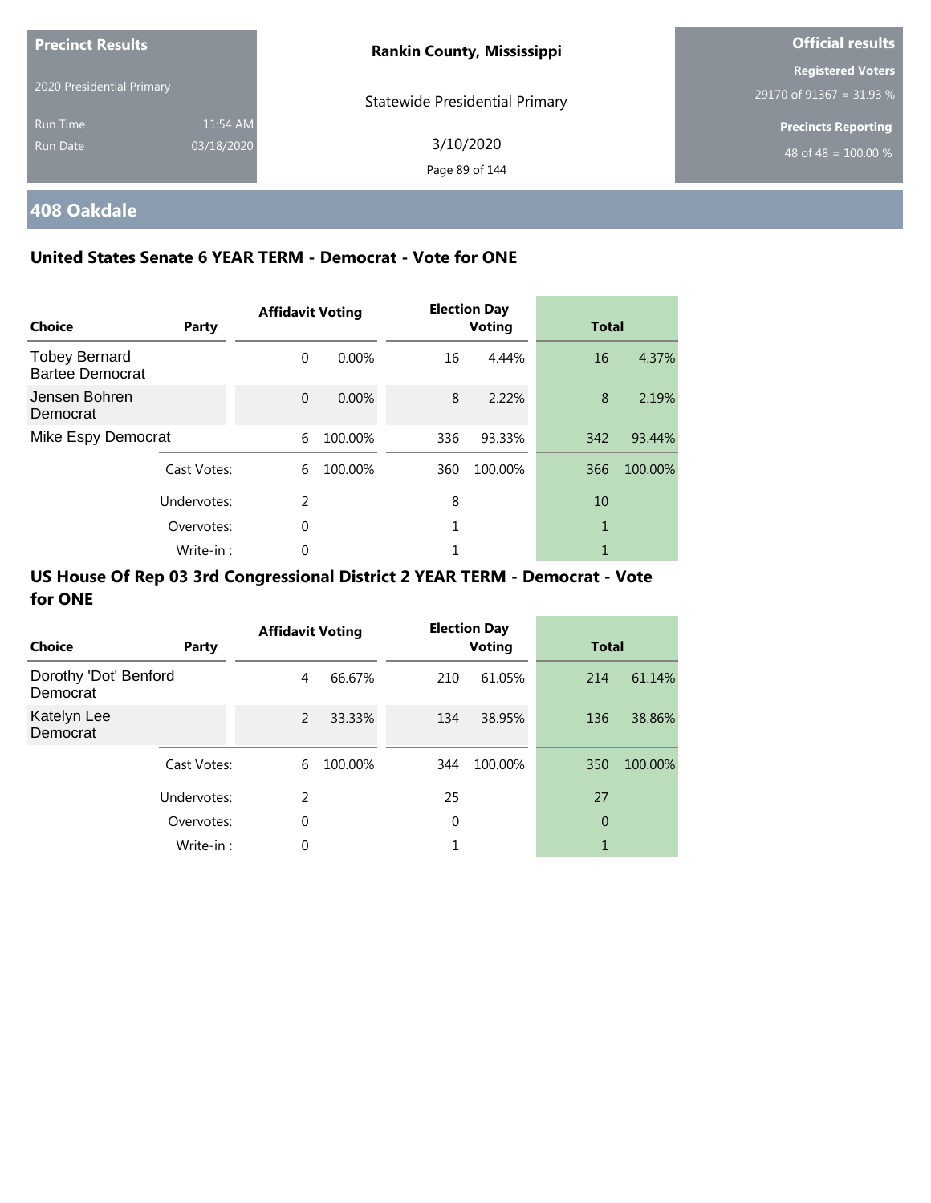**Precinct Results**

2020 Presidential Primary

Run Time 11:54 AM

Run Date 03/18/2020

**Rankin County, Mississippi**

Statewide Presidential Primary

3/10/2020

**Official results**

**Registered Voters**

29170 of 91367 = 31.93 %

**Precincts Reporting**

48 of 48 = 100.00 %

## 408 Oakdale

### United States Senate 6 YEAR TERM - Democrat - Vote for ONE

| Choice | Party | Affidavit Voting | | Election Day Voting | | Total | |
|---|---|---|---|---|---|---|---|
| Tobey Bernard Bartee Democrat | | 0 | 0.00% | 16 | 4.44% | 16 | 4.37% |
| Jensen Bohren Democrat | | 0 | 0.00% | 8 | 2.22% | 8 | 2.19% |
| Mike Espy Democrat | | 6 | 100.00% | 336 | 93.33% | 342 | 93.44% |
| | Cast Votes: | 6 | 100.00% | 360 | 100.00% | 366 | 100.00% |
| | Undervotes: | 2 | | 8 | | 10 | |
| | Overvotes: | 0 | | 1 | | 1 | |
| | Write-in : | 0 | | 1 | | 1 | |

### US House Of Rep 03 3rd Congressional District 2 YEAR TERM - Democrat - Vote for ONE

| Choice | Party | Affidavit Voting | | Election Day Voting | | Total | |
|---|---|---|---|---|---|---|---|
| Dorothy 'Dot' Benford Democrat | | 4 | 66.67% | 210 | 61.05% | 214 | 61.14% |
| Katelyn Lee Democrat | | 2 | 33.33% | 134 | 38.95% | 136 | 38.86% |
| | Cast Votes: | 6 | 100.00% | 344 | 100.00% | 350 | 100.00% |
| | Undervotes: | 2 | | 25 | | 27 | |
| | Overvotes: | 0 | | 0 | | 0 | |
| | Write-in : | 0 | | 1 | | 1 | |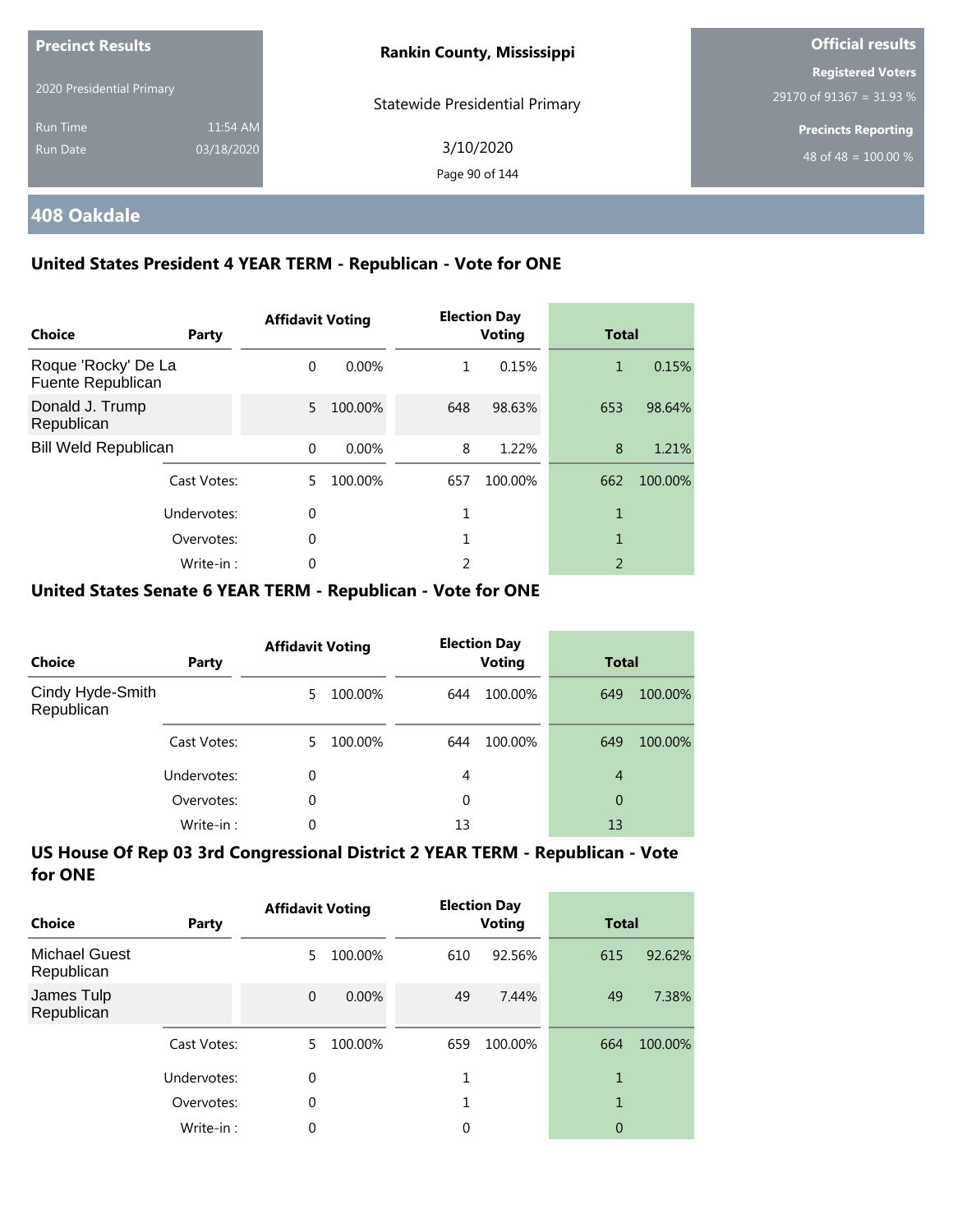**Precinct Results**

2020 Presidential Primary

Run Time 11:54 AM

Run Date 03/18/2020

**Rankin County, Mississippi**

Statewide Presidential Primary

3/10/2020

**Official results**

**Registered Voters**

29170 of 91367 = 31.93 %

**Precincts Reporting**

48 of 48 = 100.00 %

## 408 Oakdale

### United States President 4 YEAR TERM - Republican - Vote for ONE

| Choice | Party | Affidavit Voting | | Election Day Voting | | Total | |
|---|---|---|---|---|---|---|---|
| Roque 'Rocky' De La Fuente Republican | | 0 | 0.00% | 1 | 0.15% | 1 | 0.15% |
| Donald J. Trump Republican | | 5 | 100.00% | 648 | 98.63% | 653 | 98.64% |
| Bill Weld Republican | | 0 | 0.00% | 8 | 1.22% | 8 | 1.21% |
| | Cast Votes: | 5 | 100.00% | 657 | 100.00% | 662 | 100.00% |
| | Undervotes: | 0 | | 1 | | 1 | |
| | Overvotes: | 0 | | 1 | | 1 | |
| | Write-in : | 0 | | 2 | | 2 | |

### United States Senate 6 YEAR TERM - Republican - Vote for ONE

| Choice | Party | Affidavit Voting | | Election Day Voting | | Total | |
|---|---|---|---|---|---|---|---|
| Cindy Hyde-Smith Republican | | 5 | 100.00% | 644 | 100.00% | 649 | 100.00% |
| | Cast Votes: | 5 | 100.00% | 644 | 100.00% | 649 | 100.00% |
| | Undervotes: | 0 | | 4 | | 4 | |
| | Overvotes: | 0 | | 0 | | 0 | |
| | Write-in : | 0 | | 13 | | 13 | |

### US House Of Rep 03 3rd Congressional District 2 YEAR TERM - Republican - Vote for ONE

| Choice | Party | Affidavit Voting | | Election Day Voting | | Total | |
|---|---|---|---|---|---|---|---|
| Michael Guest Republican | | 5 | 100.00% | 610 | 92.56% | 615 | 92.62% |
| James Tulp Republican | | 0 | 0.00% | 49 | 7.44% | 49 | 7.38% |
| | Cast Votes: | 5 | 100.00% | 659 | 100.00% | 664 | 100.00% |
| | Undervotes: | 0 | | 1 | | 1 | |
| | Overvotes: | 0 | | 1 | | 1 | |
| | Write-in : | 0 | | 0 | | 0 | |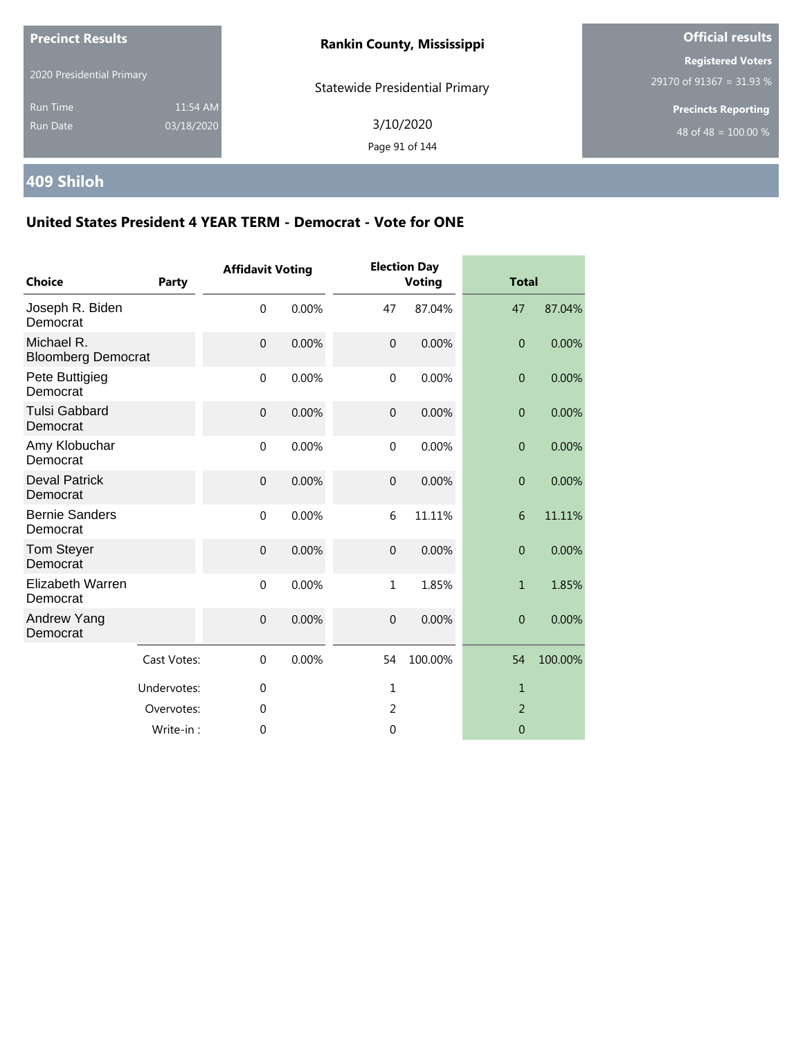**Precinct Results**

2020 Presidential Primary

Run Time 11:54 AM
Run Date 03/18/2020

**Rankin County, Mississippi**

Statewide Presidential Primary

3/10/2020

**Official results**

**Registered Voters**
29170 of 91367 = 31.93 %

**Precincts Reporting**
48 of 48 = 100.00 %

## 409 Shiloh

### United States President 4 YEAR TERM - Democrat - Vote for ONE

| Choice | Party | Affidavit Voting | | Election Day Voting | | Total | |
|---|---|---|---|---|---|---|---|
| Joseph R. Biden | Democrat | 0 | 0.00% | 47 | 87.04% | 47 | 87.04% |
| Michael R. Bloomberg | Democrat | 0 | 0.00% | 0 | 0.00% | 0 | 0.00% |
| Pete Buttigieg | Democrat | 0 | 0.00% | 0 | 0.00% | 0 | 0.00% |
| Tulsi Gabbard | Democrat | 0 | 0.00% | 0 | 0.00% | 0 | 0.00% |
| Amy Klobuchar | Democrat | 0 | 0.00% | 0 | 0.00% | 0 | 0.00% |
| Deval Patrick | Democrat | 0 | 0.00% | 0 | 0.00% | 0 | 0.00% |
| Bernie Sanders | Democrat | 0 | 0.00% | 6 | 11.11% | 6 | 11.11% |
| Tom Steyer | Democrat | 0 | 0.00% | 0 | 0.00% | 0 | 0.00% |
| Elizabeth Warren | Democrat | 0 | 0.00% | 1 | 1.85% | 1 | 1.85% |
| Andrew Yang | Democrat | 0 | 0.00% | 0 | 0.00% | 0 | 0.00% |
| | Cast Votes: | 0 | 0.00% | 54 | 100.00% | 54 | 100.00% |
| | Undervotes: | 0 | | 1 | | 1 | |
| | Overvotes: | 0 | | 2 | | 2 | |
| | Write-in : | 0 | | 0 | | 0 | |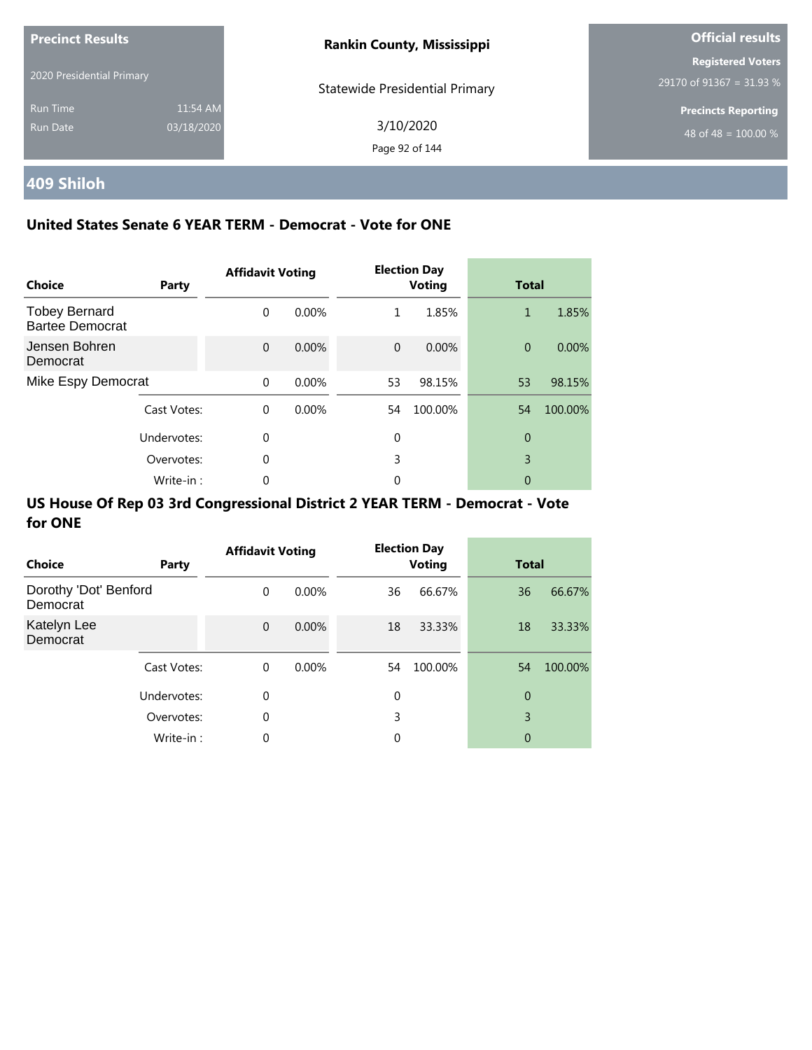# 409 Shiloh

## United States Senate 6 YEAR TERM - Democrat - Vote for ONE

| Choice | Party | Affidavit Voting | | Election Day Voting | | Total | |
|---|---|---|---|---|---|---|---|
| Tobey Bernard Bartee Democrat | | 0 | 0.00% | 1 | 1.85% | 1 | 1.85% |
| Jensen Bohren Democrat | | 0 | 0.00% | 0 | 0.00% | 0 | 0.00% |
| Mike Espy Democrat | | 0 | 0.00% | 53 | 98.15% | 53 | 98.15% |
| | Cast Votes: | 0 | 0.00% | 54 | 100.00% | 54 | 100.00% |
| | Undervotes: | 0 | | 0 | | 0 | |
| | Overvotes: | 0 | | 3 | | 3 | |
| | Write-in : | 0 | | 0 | | 0 | |

## US House Of Rep 03 3rd Congressional District 2 YEAR TERM - Democrat - Vote for ONE

| Choice | Party | Affidavit Voting | | Election Day Voting | | Total | |
|---|---|---|---|---|---|---|---|
| Dorothy 'Dot' Benford Democrat | | 0 | 0.00% | 36 | 66.67% | 36 | 66.67% |
| Katelyn Lee Democrat | | 0 | 0.00% | 18 | 33.33% | 18 | 33.33% |
| | Cast Votes: | 0 | 0.00% | 54 | 100.00% | 54 | 100.00% |
| | Undervotes: | 0 | | 0 | | 0 | |
| | Overvotes: | 0 | | 3 | | 3 | |
| | Write-in : | 0 | | 0 | | 0 | |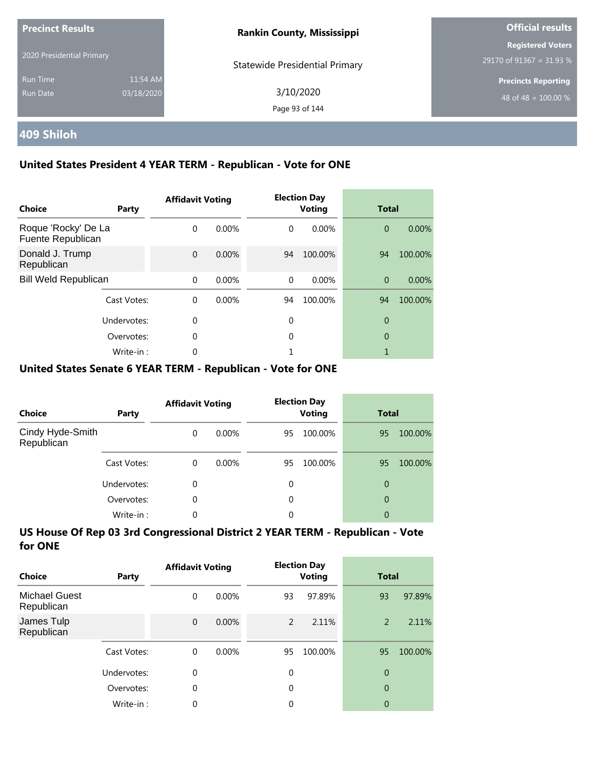**Precinct Results**

2020 Presidential Primary

Run Time 11:54 AM

Run Date 03/18/2020

**Rankin County, Mississippi**

Statewide Presidential Primary

3/10/2020

**Official results**

**Registered Voters**

29170 of 91367 = 31.93 %

**Precincts Reporting**

48 of 48 = 100.00 %

## 409 Shiloh

### United States President 4 YEAR TERM - Republican - Vote for ONE

| Choice | Party | Affidavit Voting | | Election Day Voting | | Total | |
|---|---|---|---|---|---|---|---|
| Roque 'Rocky' De La Fuente Republican | | 0 | 0.00% | 0 | 0.00% | 0 | 0.00% |
| Donald J. Trump Republican | | 0 | 0.00% | 94 | 100.00% | 94 | 100.00% |
| Bill Weld Republican | | 0 | 0.00% | 0 | 0.00% | 0 | 0.00% |
| | Cast Votes: | 0 | 0.00% | 94 | 100.00% | 94 | 100.00% |
| | Undervotes: | 0 | | 0 | | 0 | |
| | Overvotes: | 0 | | 0 | | 0 | |
| | Write-in : | 0 | | 1 | | 1 | |

### United States Senate 6 YEAR TERM - Republican - Vote for ONE

| Choice | Party | Affidavit Voting | | Election Day Voting | | Total | |
|---|---|---|---|---|---|---|---|
| Cindy Hyde-Smith Republican | | 0 | 0.00% | 95 | 100.00% | 95 | 100.00% |
| | Cast Votes: | 0 | 0.00% | 95 | 100.00% | 95 | 100.00% |
| | Undervotes: | 0 | | 0 | | 0 | |
| | Overvotes: | 0 | | 0 | | 0 | |
| | Write-in : | 0 | | 0 | | 0 | |

### US House Of Rep 03 3rd Congressional District 2 YEAR TERM - Republican - Vote for ONE

| Choice | Party | Affidavit Voting | | Election Day Voting | | Total | |
|---|---|---|---|---|---|---|---|
| Michael Guest Republican | | 0 | 0.00% | 93 | 97.89% | 93 | 97.89% |
| James Tulp Republican | | 0 | 0.00% | 2 | 2.11% | 2 | 2.11% |
| | Cast Votes: | 0 | 0.00% | 95 | 100.00% | 95 | 100.00% |
| | Undervotes: | 0 | | 0 | | 0 | |
| | Overvotes: | 0 | | 0 | | 0 | |
| | Write-in : | 0 | | 0 | | 0 | |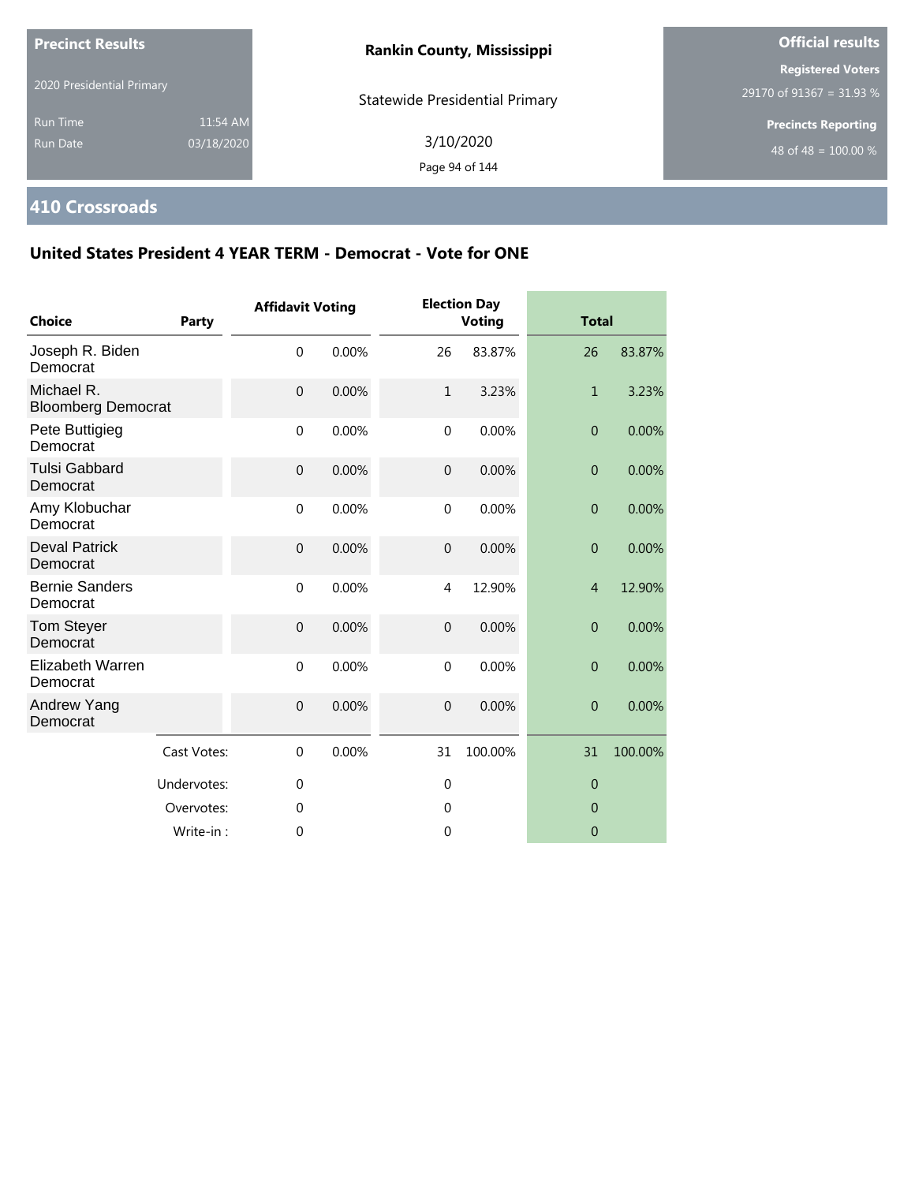**Precinct Results**

2020 Presidential Primary

Run Time 11:54 AM

Run Date 03/18/2020

**Rankin County, Mississippi**

Statewide Presidential Primary

3/10/2020

**Official results**

**Registered Voters**

29170 of 91367 = 31.93 %

**Precincts Reporting**

48 of 48 = 100.00 %

## 410 Crossroads

### United States President 4 YEAR TERM - Democrat - Vote for ONE

| Choice | Party | Affidavit Voting | | Election Day Voting | | Total | |
|---|---|---|---|---|---|---|---|
| Joseph R. Biden Democrat | | 0 | 0.00% | 26 | 83.87% | 26 | 83.87% |
| Michael R. Bloomberg Democrat | | 0 | 0.00% | 1 | 3.23% | 1 | 3.23% |
| Pete Buttigieg Democrat | | 0 | 0.00% | 0 | 0.00% | 0 | 0.00% |
| Tulsi Gabbard Democrat | | 0 | 0.00% | 0 | 0.00% | 0 | 0.00% |
| Amy Klobuchar Democrat | | 0 | 0.00% | 0 | 0.00% | 0 | 0.00% |
| Deval Patrick Democrat | | 0 | 0.00% | 0 | 0.00% | 0 | 0.00% |
| Bernie Sanders Democrat | | 0 | 0.00% | 4 | 12.90% | 4 | 12.90% |
| Tom Steyer Democrat | | 0 | 0.00% | 0 | 0.00% | 0 | 0.00% |
| Elizabeth Warren Democrat | | 0 | 0.00% | 0 | 0.00% | 0 | 0.00% |
| Andrew Yang Democrat | | 0 | 0.00% | 0 | 0.00% | 0 | 0.00% |
| | Cast Votes: | 0 | 0.00% | 31 | 100.00% | 31 | 100.00% |
| | Undervotes: | 0 | | 0 | | 0 | |
| | Overvotes: | 0 | | 0 | | 0 | |
| | Write-in : | 0 | | 0 | | 0 | |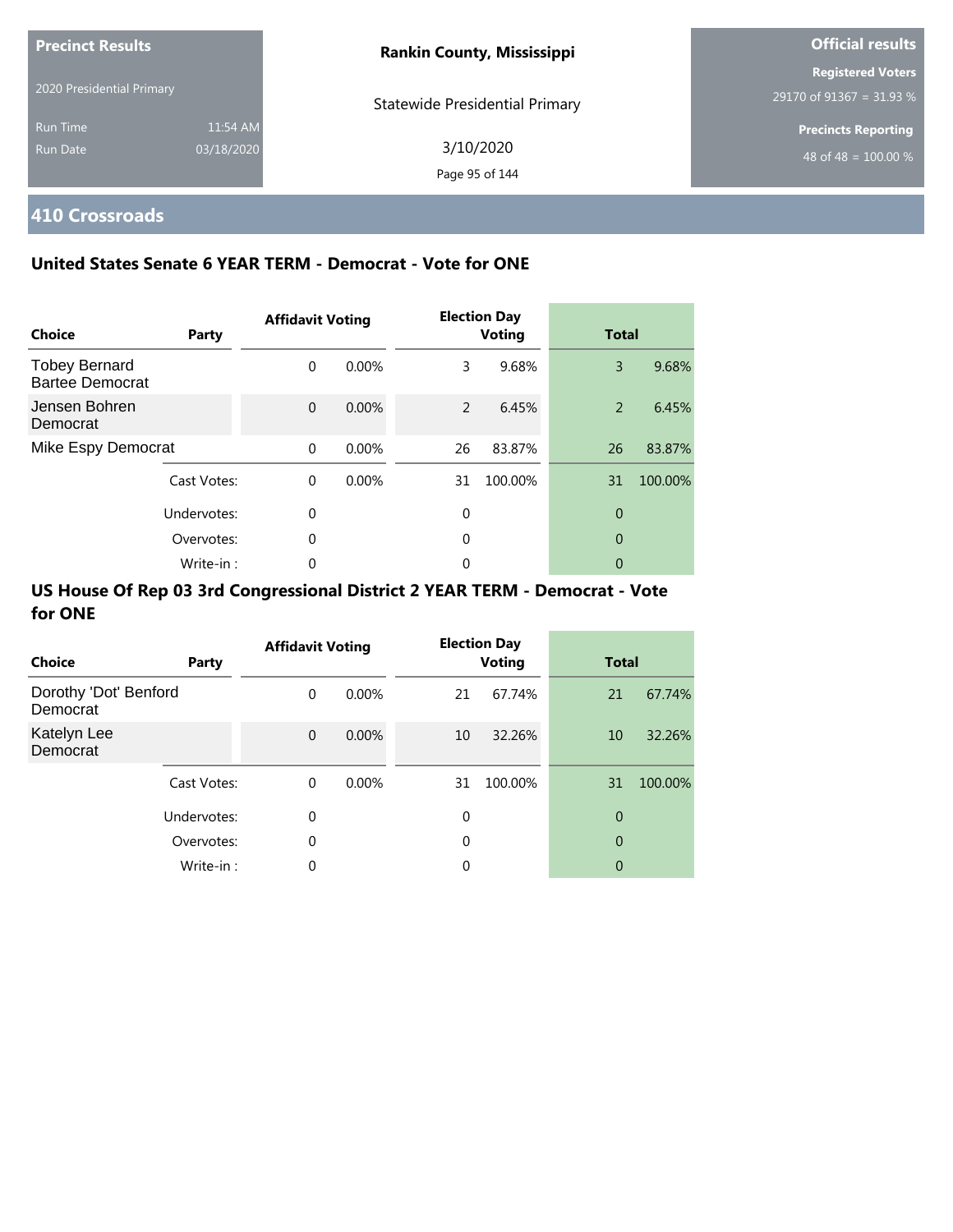**Precinct Results**

2020 Presidential Primary

Run Time 11:54 AM
Run Date 03/18/2020

**Rankin County, Mississippi**

Statewide Presidential Primary

3/10/2020

**Official results**

**Registered Voters**
29170 of 91367 = 31.93 %

**Precincts Reporting**
48 of 48 = 100.00 %

## 410 Crossroads

### United States Senate 6 YEAR TERM - Democrat - Vote for ONE

| Choice | Party | Affidavit Voting | | Election Day Voting | | Total | |
|---|---|---|---|---|---|---|---|
| Tobey Bernard Bartee Democrat | | 0 | 0.00% | 3 | 9.68% | 3 | 9.68% |
| Jensen Bohren Democrat | | 0 | 0.00% | 2 | 6.45% | 2 | 6.45% |
| Mike Espy Democrat | | 0 | 0.00% | 26 | 83.87% | 26 | 83.87% |
| | Cast Votes: | 0 | 0.00% | 31 | 100.00% | 31 | 100.00% |
| | Undervotes: | 0 | | 0 | | 0 | |
| | Overvotes: | 0 | | 0 | | 0 | |
| | Write-in : | 0 | | 0 | | 0 | |

### US House Of Rep 03 3rd Congressional District 2 YEAR TERM - Democrat - Vote for ONE

| Choice | Party | Affidavit Voting | | Election Day Voting | | Total | |
|---|---|---|---|---|---|---|---|
| Dorothy 'Dot' Benford Democrat | | 0 | 0.00% | 21 | 67.74% | 21 | 67.74% |
| Katelyn Lee Democrat | | 0 | 0.00% | 10 | 32.26% | 10 | 32.26% |
| | Cast Votes: | 0 | 0.00% | 31 | 100.00% | 31 | 100.00% |
| | Undervotes: | 0 | | 0 | | 0 | |
| | Overvotes: | 0 | | 0 | | 0 | |
| | Write-in : | 0 | | 0 | | 0 | |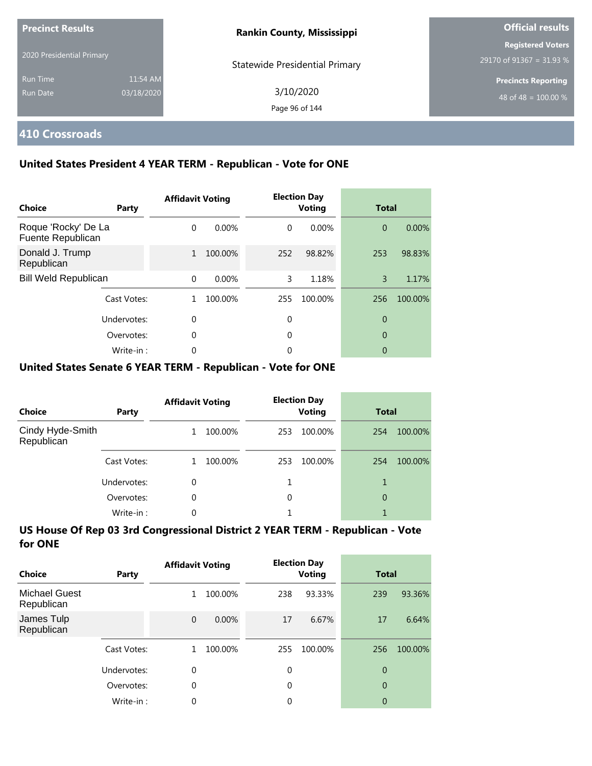| Precinct Results | | Rankin County, Mississippi | Official results |
|---|---|---|---|
| 2020 Presidential Primary | | Statewide Presidential Primary | Registered Voters |
| Run Time | 11:54 AM | 3/10/2020 | 29170 of 91367 = 31.93 % |
| Run Date | 03/18/2020 | | Precincts Reporting |
| | | | 48 of 48 = 100.00 % |

## 410 Crossroads

### United States President 4 YEAR TERM - Republican - Vote for ONE

| Choice | Party | Affidavit Voting | | Election Day Voting | | Total | |
|---|---|---|---|---|---|---|---|
| Roque 'Rocky' De La Fuente Republican | | 0 | 0.00% | 0 | 0.00% | 0 | 0.00% |
| Donald J. Trump Republican | | 1 | 100.00% | 252 | 98.82% | 253 | 98.83% |
| Bill Weld Republican | | 0 | 0.00% | 3 | 1.18% | 3 | 1.17% |
| | Cast Votes: | 1 | 100.00% | 255 | 100.00% | 256 | 100.00% |
| | Undervotes: | 0 | | 0 | | 0 | |
| | Overvotes: | 0 | | 0 | | 0 | |
| | Write-in : | 0 | | 0 | | 0 | |

### United States Senate 6 YEAR TERM - Republican - Vote for ONE

| Choice | Party | Affidavit Voting | | Election Day Voting | | Total | |
|---|---|---|---|---|---|---|---|
| Cindy Hyde-Smith Republican | | 1 | 100.00% | 253 | 100.00% | 254 | 100.00% |
| | Cast Votes: | 1 | 100.00% | 253 | 100.00% | 254 | 100.00% |
| | Undervotes: | 0 | | 1 | | 1 | |
| | Overvotes: | 0 | | 0 | | 0 | |
| | Write-in : | 0 | | 1 | | 1 | |

### US House Of Rep 03 3rd Congressional District 2 YEAR TERM - Republican - Vote for ONE

| Choice | Party | Affidavit Voting | | Election Day Voting | | Total | |
|---|---|---|---|---|---|---|---|
| Michael Guest Republican | | 1 | 100.00% | 238 | 93.33% | 239 | 93.36% |
| James Tulp Republican | | 0 | 0.00% | 17 | 6.67% | 17 | 6.64% |
| | Cast Votes: | 1 | 100.00% | 255 | 100.00% | 256 | 100.00% |
| | Undervotes: | 0 | | 0 | | 0 | |
| | Overvotes: | 0 | | 0 | | 0 | |
| | Write-in : | 0 | | 0 | | 0 | |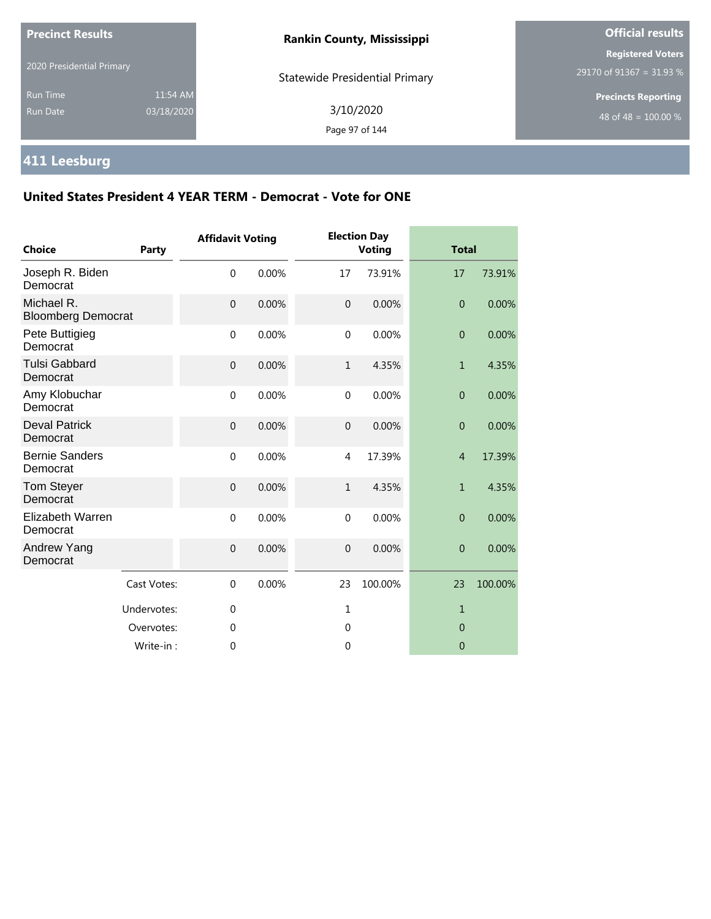**Precinct Results**

2020 Presidential Primary

Run Time 11:54 AM
Run Date 03/18/2020

**Rankin County, Mississippi**

Statewide Presidential Primary

3/10/2020

**Official results**

**Registered Voters**
29170 of 91367 = 31.93 %

**Precincts Reporting**
48 of 48 = 100.00 %

## 411 Leesburg

### United States President 4 YEAR TERM - Democrat - Vote for ONE

| Choice | Party | Affidavit Voting | | Election Day Voting | | Total | |
|---|---|---|---|---|---|---|---|
| Joseph R. Biden Democrat | | 0 | 0.00% | 17 | 73.91% | 17 | 73.91% |
| Michael R. Bloomberg Democrat | | 0 | 0.00% | 0 | 0.00% | 0 | 0.00% |
| Pete Buttigieg Democrat | | 0 | 0.00% | 0 | 0.00% | 0 | 0.00% |
| Tulsi Gabbard Democrat | | 0 | 0.00% | 1 | 4.35% | 1 | 4.35% |
| Amy Klobuchar Democrat | | 0 | 0.00% | 0 | 0.00% | 0 | 0.00% |
| Deval Patrick Democrat | | 0 | 0.00% | 0 | 0.00% | 0 | 0.00% |
| Bernie Sanders Democrat | | 0 | 0.00% | 4 | 17.39% | 4 | 17.39% |
| Tom Steyer Democrat | | 0 | 0.00% | 1 | 4.35% | 1 | 4.35% |
| Elizabeth Warren Democrat | | 0 | 0.00% | 0 | 0.00% | 0 | 0.00% |
| Andrew Yang Democrat | | 0 | 0.00% | 0 | 0.00% | 0 | 0.00% |
| | Cast Votes: | 0 | 0.00% | 23 | 100.00% | 23 | 100.00% |
| | Undervotes: | 0 | | 1 | | 1 | |
| | Overvotes: | 0 | | 0 | | 0 | |
| | Write-in : | 0 | | 0 | | 0 | |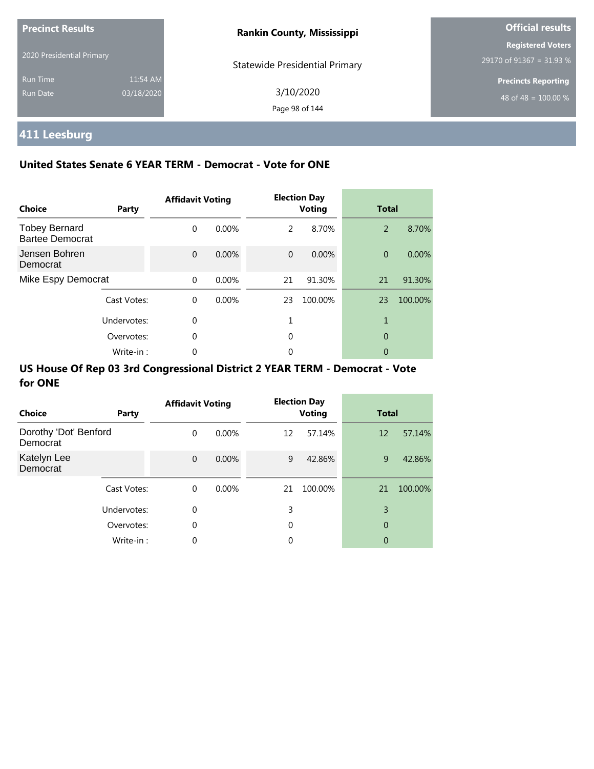**Precinct Results**

2020 Presidential Primary

Run Time 11:54 AM
Run Date 03/18/2020

**Rankin County, Mississippi**

Statewide Presidential Primary

3/10/2020

**Official results**

**Registered Voters**
29170 of 91367 = 31.93 %

**Precincts Reporting**
48 of 48 = 100.00 %

## 411 Leesburg

### United States Senate 6 YEAR TERM - Democrat - Vote for ONE

| Choice | Party | Affidavit Voting | | Election Day Voting | | Total | |
|---|---|---|---|---|---|---|---|
| Tobey Bernard Bartee Democrat | | 0 | 0.00% | 2 | 8.70% | 2 | 8.70% |
| Jensen Bohren Democrat | | 0 | 0.00% | 0 | 0.00% | 0 | 0.00% |
| Mike Espy Democrat | | 0 | 0.00% | 21 | 91.30% | 21 | 91.30% |
| | Cast Votes: | 0 | 0.00% | 23 | 100.00% | 23 | 100.00% |
| | Undervotes: | 0 | | 1 | | 1 | |
| | Overvotes: | 0 | | 0 | | 0 | |
| | Write-in : | 0 | | 0 | | 0 | |

### US House Of Rep 03 3rd Congressional District 2 YEAR TERM - Democrat - Vote for ONE

| Choice | Party | Affidavit Voting | | Election Day Voting | | Total | |
|---|---|---|---|---|---|---|---|
| Dorothy 'Dot' Benford Democrat | | 0 | 0.00% | 12 | 57.14% | 12 | 57.14% |
| Katelyn Lee Democrat | | 0 | 0.00% | 9 | 42.86% | 9 | 42.86% |
| | Cast Votes: | 0 | 0.00% | 21 | 100.00% | 21 | 100.00% |
| | Undervotes: | 0 | | 3 | | 3 | |
| | Overvotes: | 0 | | 0 | | 0 | |
| | Write-in : | 0 | | 0 | | 0 | |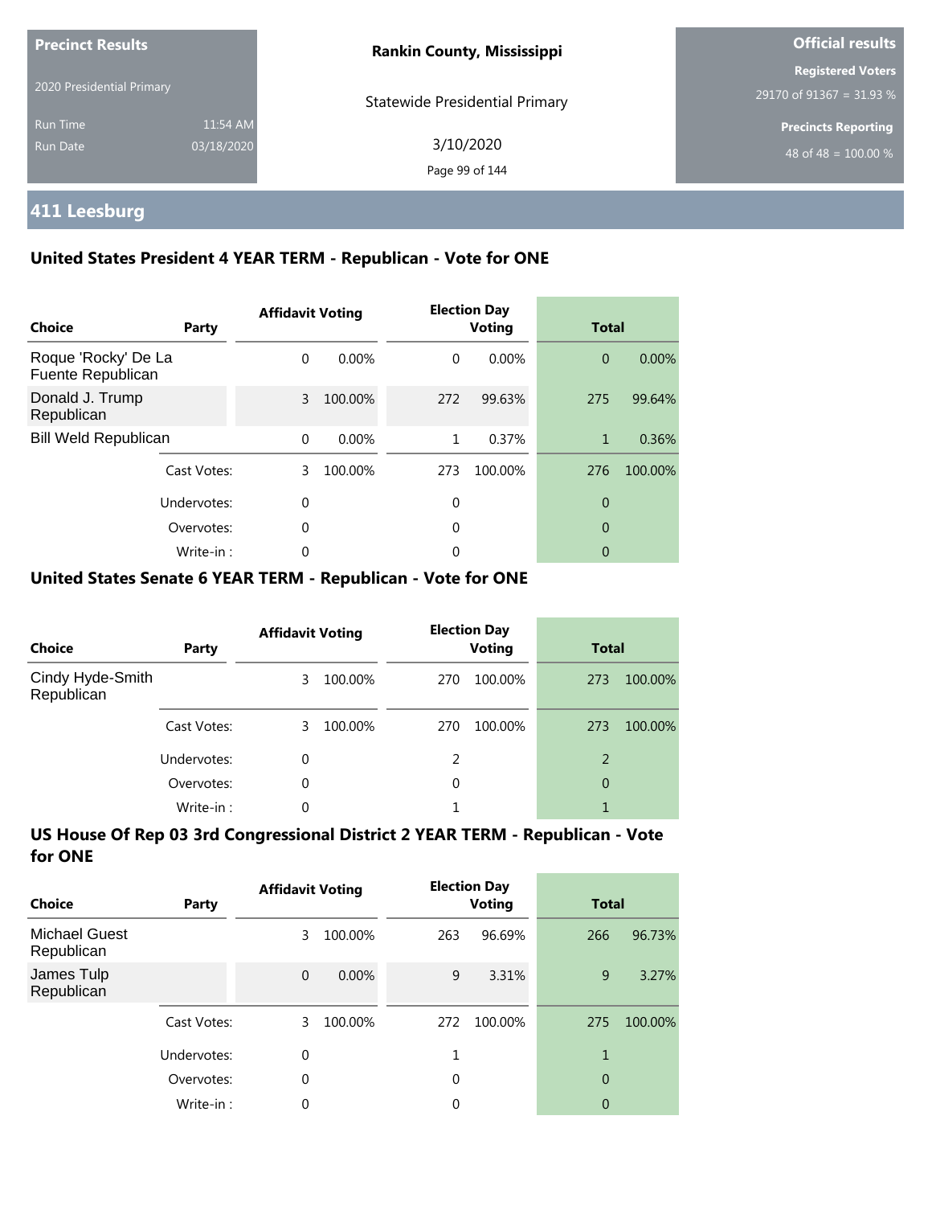**Precinct Results**

2020 Presidential Primary

Run Time 11:54 AM

Run Date 03/18/2020

**Rankin County, Mississippi**

Statewide Presidential Primary

3/10/2020

**Official results**

**Registered Voters**

29170 of 91367 = 31.93 %

**Precincts Reporting**

48 of 48 = 100.00 %

## 411 Leesburg

### United States President 4 YEAR TERM - Republican - Vote for ONE

| Choice | Party | Affidavit Voting | | Election Day Voting | | Total | |
|---|---|---|---|---|---|---|---|
| Roque 'Rocky' De La Fuente Republican | | 0 | 0.00% | 0 | 0.00% | 0 | 0.00% |
| Donald J. Trump Republican | | 3 | 100.00% | 272 | 99.63% | 275 | 99.64% |
| Bill Weld Republican | | 0 | 0.00% | 1 | 0.37% | 1 | 0.36% |
| | Cast Votes: | 3 | 100.00% | 273 | 100.00% | 276 | 100.00% |
| | Undervotes: | 0 | | 0 | | 0 | |
| | Overvotes: | 0 | | 0 | | 0 | |
| | Write-in : | 0 | | 0 | | 0 | |

### United States Senate 6 YEAR TERM - Republican - Vote for ONE

| Choice | Party | Affidavit Voting | | Election Day Voting | | Total | |
|---|---|---|---|---|---|---|---|
| Cindy Hyde-Smith Republican | | 3 | 100.00% | 270 | 100.00% | 273 | 100.00% |
| | Cast Votes: | 3 | 100.00% | 270 | 100.00% | 273 | 100.00% |
| | Undervotes: | 0 | | 2 | | 2 | |
| | Overvotes: | 0 | | 0 | | 0 | |
| | Write-in : | 0 | | 1 | | 1 | |

### US House Of Rep 03 3rd Congressional District 2 YEAR TERM - Republican - Vote for ONE

| Choice | Party | Affidavit Voting | | Election Day Voting | | Total | |
|---|---|---|---|---|---|---|---|
| Michael Guest Republican | | 3 | 100.00% | 263 | 96.69% | 266 | 96.73% |
| James Tulp Republican | | 0 | 0.00% | 9 | 3.31% | 9 | 3.27% |
| | Cast Votes: | 3 | 100.00% | 272 | 100.00% | 275 | 100.00% |
| | Undervotes: | 0 | | 1 | | 1 | |
| | Overvotes: | 0 | | 0 | | 0 | |
| | Write-in : | 0 | | 0 | | 0 | |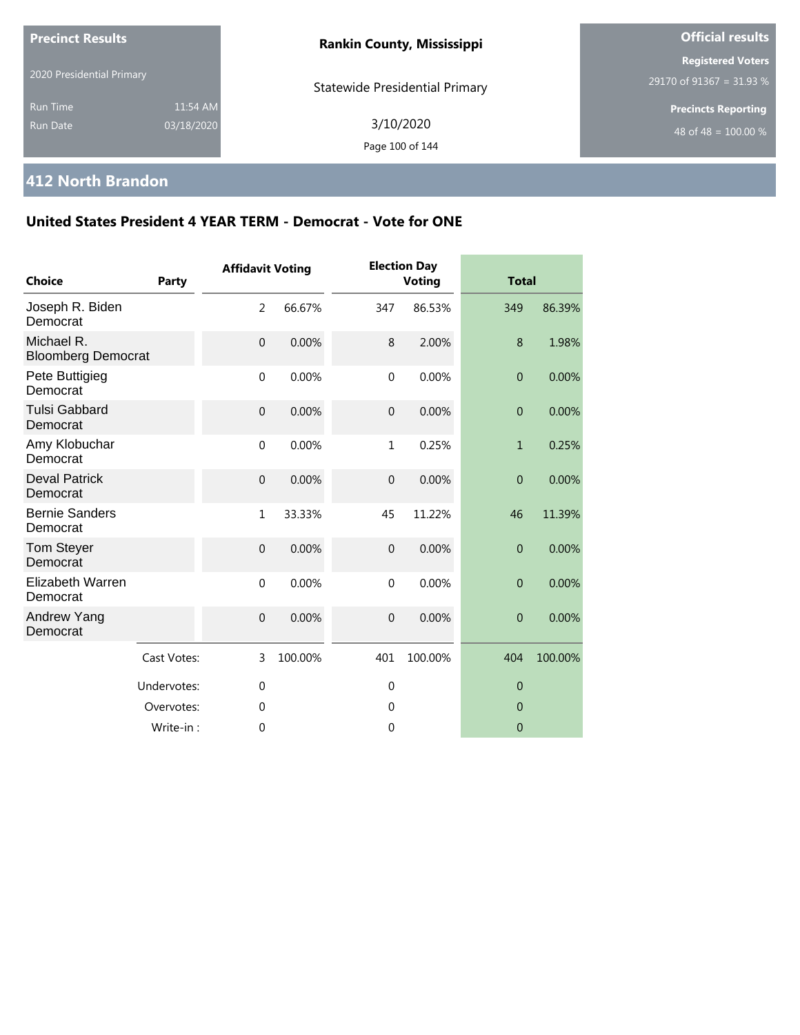**Precinct Results**

2020 Presidential Primary

Run Time 11:54 AM

Run Date 03/18/2020

**Rankin County, Mississippi**

Statewide Presidential Primary

3/10/2020

**Official results**

**Registered Voters**

29170 of 91367 = 31.93 %

**Precincts Reporting**

48 of 48 = 100.00 %

## 412 North Brandon

### United States President 4 YEAR TERM - Democrat - Vote for ONE

| Choice | Party | Affidavit Voting | | Election Day Voting | | Total | |
|---|---|---|---|---|---|---|---|
| Joseph R. Biden Democrat | | 2 | 66.67% | 347 | 86.53% | 349 | 86.39% |
| Michael R. Bloomberg Democrat | | 0 | 0.00% | 8 | 2.00% | 8 | 1.98% |
| Pete Buttigieg Democrat | | 0 | 0.00% | 0 | 0.00% | 0 | 0.00% |
| Tulsi Gabbard Democrat | | 0 | 0.00% | 0 | 0.00% | 0 | 0.00% |
| Amy Klobuchar Democrat | | 0 | 0.00% | 1 | 0.25% | 1 | 0.25% |
| Deval Patrick Democrat | | 0 | 0.00% | 0 | 0.00% | 0 | 0.00% |
| Bernie Sanders Democrat | | 1 | 33.33% | 45 | 11.22% | 46 | 11.39% |
| Tom Steyer Democrat | | 0 | 0.00% | 0 | 0.00% | 0 | 0.00% |
| Elizabeth Warren Democrat | | 0 | 0.00% | 0 | 0.00% | 0 | 0.00% |
| Andrew Yang Democrat | | 0 | 0.00% | 0 | 0.00% | 0 | 0.00% |
| | Cast Votes: | 3 | 100.00% | 401 | 100.00% | 404 | 100.00% |
| | Undervotes: | 0 | | 0 | | 0 | |
| | Overvotes: | 0 | | 0 | | 0 | |
| | Write-in : | 0 | | 0 | | 0 | |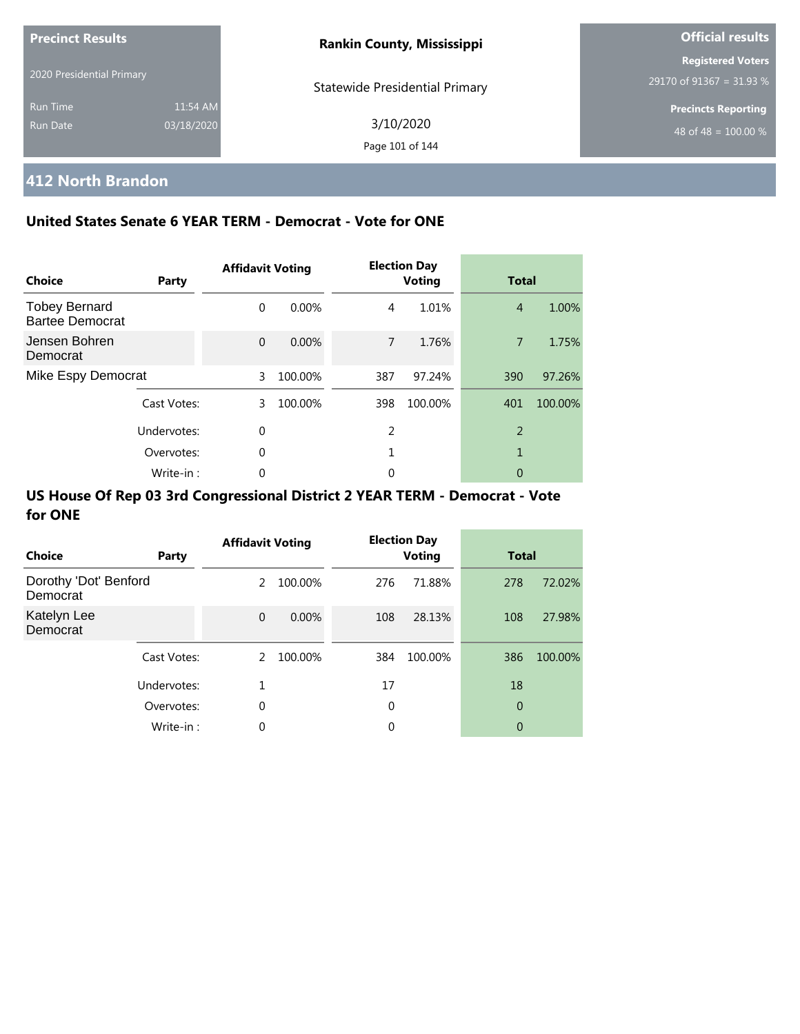**Precinct Results**

2020 Presidential Primary

Run Time 11:54 AM
Run Date 03/18/2020

**Rankin County, Mississippi**

Statewide Presidential Primary

3/10/2020

**Official results**

**Registered Voters**
29170 of 91367 = 31.93 %

**Precincts Reporting**
48 of 48 = 100.00 %

## 412 North Brandon

### United States Senate 6 YEAR TERM - Democrat - Vote for ONE

| Choice | Party | Affidavit Voting | | Election Day Voting | | Total | |
|---|---|---|---|---|---|---|---|
| Tobey Bernard Bartee Democrat | | 0 | 0.00% | 4 | 1.01% | 4 | 1.00% |
| Jensen Bohren Democrat | | 0 | 0.00% | 7 | 1.76% | 7 | 1.75% |
| Mike Espy Democrat | | 3 | 100.00% | 387 | 97.24% | 390 | 97.26% |
| | Cast Votes: | 3 | 100.00% | 398 | 100.00% | 401 | 100.00% |
| | Undervotes: | 0 | | 2 | | 2 | |
| | Overvotes: | 0 | | 1 | | 1 | |
| | Write-in : | 0 | | 0 | | 0 | |

### US House Of Rep 03 3rd Congressional District 2 YEAR TERM - Democrat - Vote for ONE

| Choice | Party | Affidavit Voting | | Election Day Voting | | Total | |
|---|---|---|---|---|---|---|---|
| Dorothy 'Dot' Benford Democrat | | 2 | 100.00% | 276 | 71.88% | 278 | 72.02% |
| Katelyn Lee Democrat | | 0 | 0.00% | 108 | 28.13% | 108 | 27.98% |
| | Cast Votes: | 2 | 100.00% | 384 | 100.00% | 386 | 100.00% |
| | Undervotes: | 1 | | 17 | | 18 | |
| | Overvotes: | 0 | | 0 | | 0 | |
| | Write-in : | 0 | | 0 | | 0 | |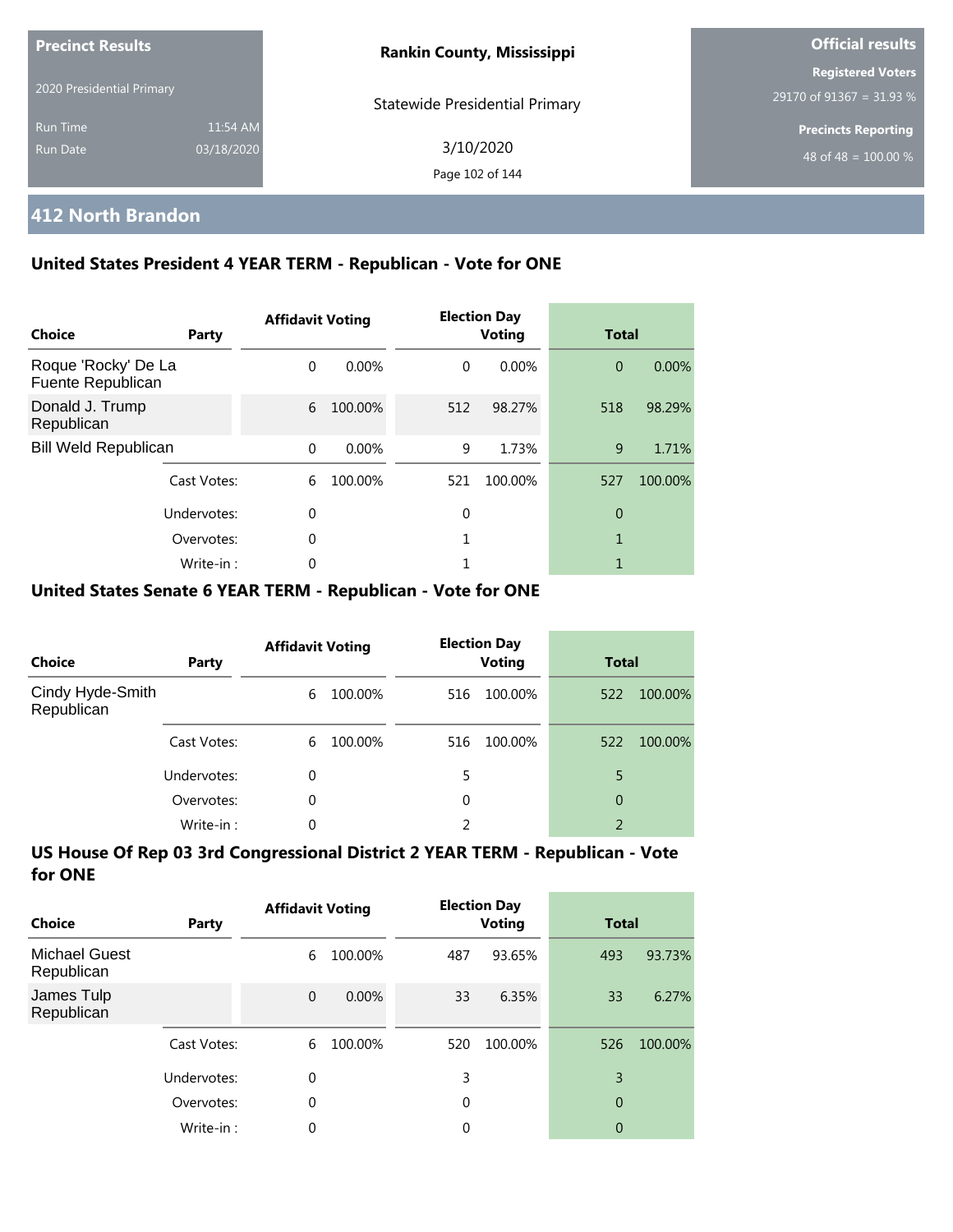**Precinct Results**

2020 Presidential Primary

Run Time 11:54 AM

Run Date 03/18/2020

**Rankin County, Mississippi**

Statewide Presidential Primary

3/10/2020

**Official results**

**Registered Voters**

29170 of 91367 = 31.93 %

**Precincts Reporting**

48 of 48 = 100.00 %

## 412 North Brandon

### United States President 4 YEAR TERM - Republican - Vote for ONE

| Choice | Party | Affidavit Voting | | Election Day Voting | | Total | |
|---|---|---|---|---|---|---|---|
| Roque 'Rocky' De La Fuente Republican | | 0 | 0.00% | 0 | 0.00% | 0 | 0.00% |
| Donald J. Trump Republican | | 6 | 100.00% | 512 | 98.27% | 518 | 98.29% |
| Bill Weld Republican | | 0 | 0.00% | 9 | 1.73% | 9 | 1.71% |
| | Cast Votes: | 6 | 100.00% | 521 | 100.00% | 527 | 100.00% |
| | Undervotes: | 0 | | 0 | | 0 | |
| | Overvotes: | 0 | | 1 | | 1 | |
| | Write-in : | 0 | | 1 | | 1 | |

### United States Senate 6 YEAR TERM - Republican - Vote for ONE

| Choice | Party | Affidavit Voting | | Election Day Voting | | Total | |
|---|---|---|---|---|---|---|---|
| Cindy Hyde-Smith Republican | | 6 | 100.00% | 516 | 100.00% | 522 | 100.00% |
| | Cast Votes: | 6 | 100.00% | 516 | 100.00% | 522 | 100.00% |
| | Undervotes: | 0 | | 5 | | 5 | |
| | Overvotes: | 0 | | 0 | | 0 | |
| | Write-in : | 0 | | 2 | | 2 | |

### US House Of Rep 03 3rd Congressional District 2 YEAR TERM - Republican - Vote for ONE

| Choice | Party | Affidavit Voting | | Election Day Voting | | Total | |
|---|---|---|---|---|---|---|---|
| Michael Guest Republican | | 6 | 100.00% | 487 | 93.65% | 493 | 93.73% |
| James Tulp Republican | | 0 | 0.00% | 33 | 6.35% | 33 | 6.27% |
| | Cast Votes: | 6 | 100.00% | 520 | 100.00% | 526 | 100.00% |
| | Undervotes: | 0 | | 3 | | 3 | |
| | Overvotes: | 0 | | 0 | | 0 | |
| | Write-in : | 0 | | 0 | | 0 | |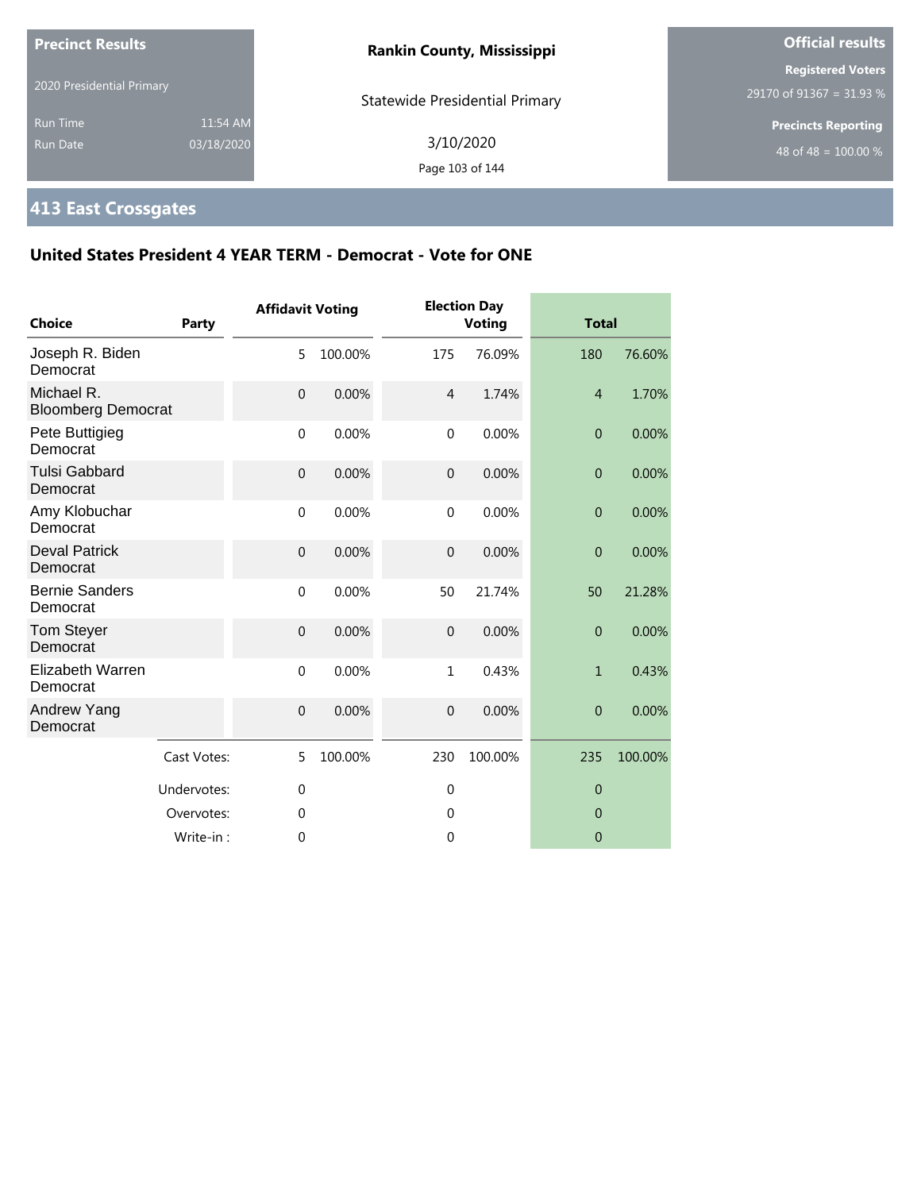**Precinct Results**

2020 Presidential Primary

Run Time 11:54 AM
Run Date 03/18/2020

**Rankin County, Mississippi**

Statewide Presidential Primary

3/10/2020

**Official results**

**Registered Voters**
29170 of 91367 = 31.93 %

**Precincts Reporting**
48 of 48 = 100.00 %

## 413 East Crossgates

### United States President 4 YEAR TERM - Democrat - Vote for ONE

| Choice | Party | Affidavit Voting | | Election Day Voting | | Total | |
|---|---|---|---|---|---|---|---|
| Joseph R. Biden Democrat | | 5 | 100.00% | 175 | 76.09% | 180 | 76.60% |
| Michael R. Bloomberg Democrat | | 0 | 0.00% | 4 | 1.74% | 4 | 1.70% |
| Pete Buttigieg Democrat | | 0 | 0.00% | 0 | 0.00% | 0 | 0.00% |
| Tulsi Gabbard Democrat | | 0 | 0.00% | 0 | 0.00% | 0 | 0.00% |
| Amy Klobuchar Democrat | | 0 | 0.00% | 0 | 0.00% | 0 | 0.00% |
| Deval Patrick Democrat | | 0 | 0.00% | 0 | 0.00% | 0 | 0.00% |
| Bernie Sanders Democrat | | 0 | 0.00% | 50 | 21.74% | 50 | 21.28% |
| Tom Steyer Democrat | | 0 | 0.00% | 0 | 0.00% | 0 | 0.00% |
| Elizabeth Warren Democrat | | 0 | 0.00% | 1 | 0.43% | 1 | 0.43% |
| Andrew Yang Democrat | | 0 | 0.00% | 0 | 0.00% | 0 | 0.00% |
| | Cast Votes: | 5 | 100.00% | 230 | 100.00% | 235 | 100.00% |
| | Undervotes: | 0 | | 0 | | 0 | |
| | Overvotes: | 0 | | 0 | | 0 | |
| | Write-in : | 0 | | 0 | | 0 | |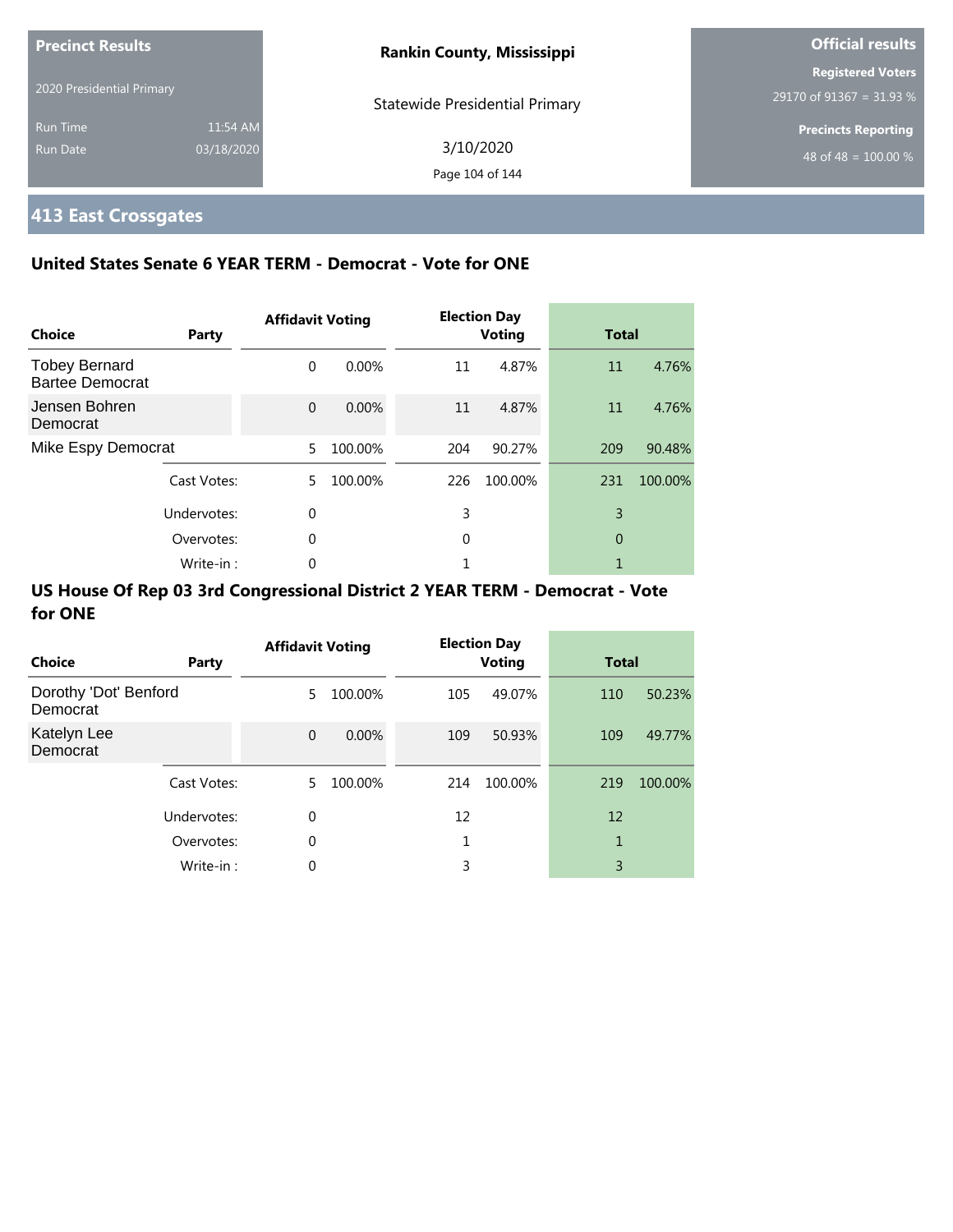**Precinct Results**

2020 Presidential Primary

Run Time 11:54 AM

Run Date 03/18/2020

**Rankin County, Mississippi**

Statewide Presidential Primary

3/10/2020

**Official results**

**Registered Voters**

29170 of 91367 = 31.93 %

**Precincts Reporting**

48 of 48 = 100.00 %

## 413 East Crossgates

### United States Senate 6 YEAR TERM - Democrat - Vote for ONE

| Choice | Party | Affidavit Voting | | Election Day Voting | | Total | |
|---|---|---|---|---|---|---|---|
| Tobey Bernard Bartee Democrat | | 0 | 0.00% | 11 | 4.87% | 11 | 4.76% |
| Jensen Bohren Democrat | | 0 | 0.00% | 11 | 4.87% | 11 | 4.76% |
| Mike Espy Democrat | | 5 | 100.00% | 204 | 90.27% | 209 | 90.48% |
| | Cast Votes: | 5 | 100.00% | 226 | 100.00% | 231 | 100.00% |
| | Undervotes: | 0 | | 3 | | 3 | |
| | Overvotes: | 0 | | 0 | | 0 | |
| | Write-in : | 0 | | 1 | | 1 | |

### US House Of Rep 03 3rd Congressional District 2 YEAR TERM - Democrat - Vote for ONE

| Choice | Party | Affidavit Voting | | Election Day Voting | | Total | |
|---|---|---|---|---|---|---|---|
| Dorothy 'Dot' Benford Democrat | | 5 | 100.00% | 105 | 49.07% | 110 | 50.23% |
| Katelyn Lee Democrat | | 0 | 0.00% | 109 | 50.93% | 109 | 49.77% |
| | Cast Votes: | 5 | 100.00% | 214 | 100.00% | 219 | 100.00% |
| | Undervotes: | 0 | | 12 | | 12 | |
| | Overvotes: | 0 | | 1 | | 1 | |
| | Write-in : | 0 | | 3 | | 3 | |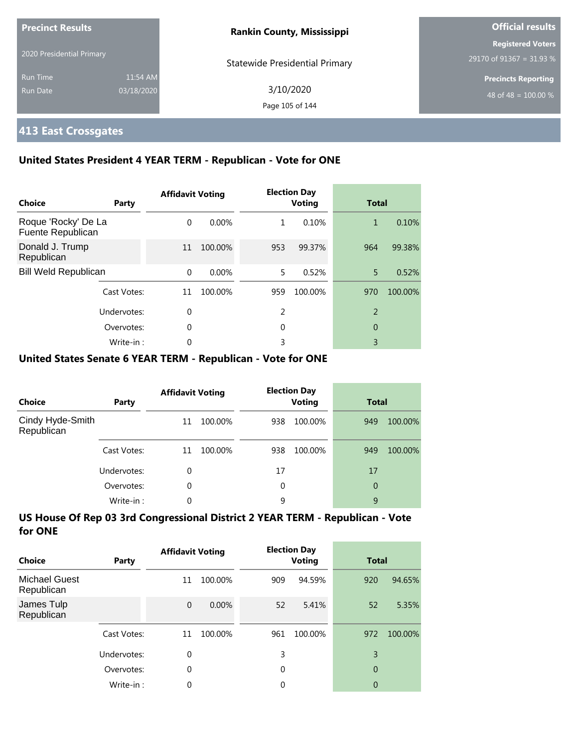**Precinct Results**

2020 Presidential Primary

Run Time 11:54 AM

Run Date 03/18/2020

**Rankin County, Mississippi**

Statewide Presidential Primary

3/10/2020

**Official results**

**Registered Voters**

29170 of 91367 = 31.93 %

**Precincts Reporting**

48 of 48 = 100.00 %

## 413 East Crossgates

### United States President 4 YEAR TERM - Republican - Vote for ONE

| Choice | Party | Affidavit Voting | | Election Day Voting | | Total | |
|---|---|---|---|---|---|---|---|
| Roque 'Rocky' De La Fuente Republican | | 0 | 0.00% | 1 | 0.10% | 1 | 0.10% |
| Donald J. Trump Republican | | 11 | 100.00% | 953 | 99.37% | 964 | 99.38% |
| Bill Weld Republican | | 0 | 0.00% | 5 | 0.52% | 5 | 0.52% |
| | Cast Votes: | 11 | 100.00% | 959 | 100.00% | 970 | 100.00% |
| | Undervotes: | 0 | | 2 | | 2 | |
| | Overvotes: | 0 | | 0 | | 0 | |
| | Write-in : | 0 | | 3 | | 3 | |

### United States Senate 6 YEAR TERM - Republican - Vote for ONE

| Choice | Party | Affidavit Voting | | Election Day Voting | | Total | |
|---|---|---|---|---|---|---|---|
| Cindy Hyde-Smith Republican | | 11 | 100.00% | 938 | 100.00% | 949 | 100.00% |
| | Cast Votes: | 11 | 100.00% | 938 | 100.00% | 949 | 100.00% |
| | Undervotes: | 0 | | 17 | | 17 | |
| | Overvotes: | 0 | | 0 | | 0 | |
| | Write-in : | 0 | | 9 | | 9 | |

### US House Of Rep 03 3rd Congressional District 2 YEAR TERM - Republican - Vote for ONE

| Choice | Party | Affidavit Voting | | Election Day Voting | | Total | |
|---|---|---|---|---|---|---|---|
| Michael Guest Republican | | 11 | 100.00% | 909 | 94.59% | 920 | 94.65% |
| James Tulp Republican | | 0 | 0.00% | 52 | 5.41% | 52 | 5.35% |
| | Cast Votes: | 11 | 100.00% | 961 | 100.00% | 972 | 100.00% |
| | Undervotes: | 0 | | 3 | | 3 | |
| | Overvotes: | 0 | | 0 | | 0 | |
| | Write-in : | 0 | | 0 | | 0 | |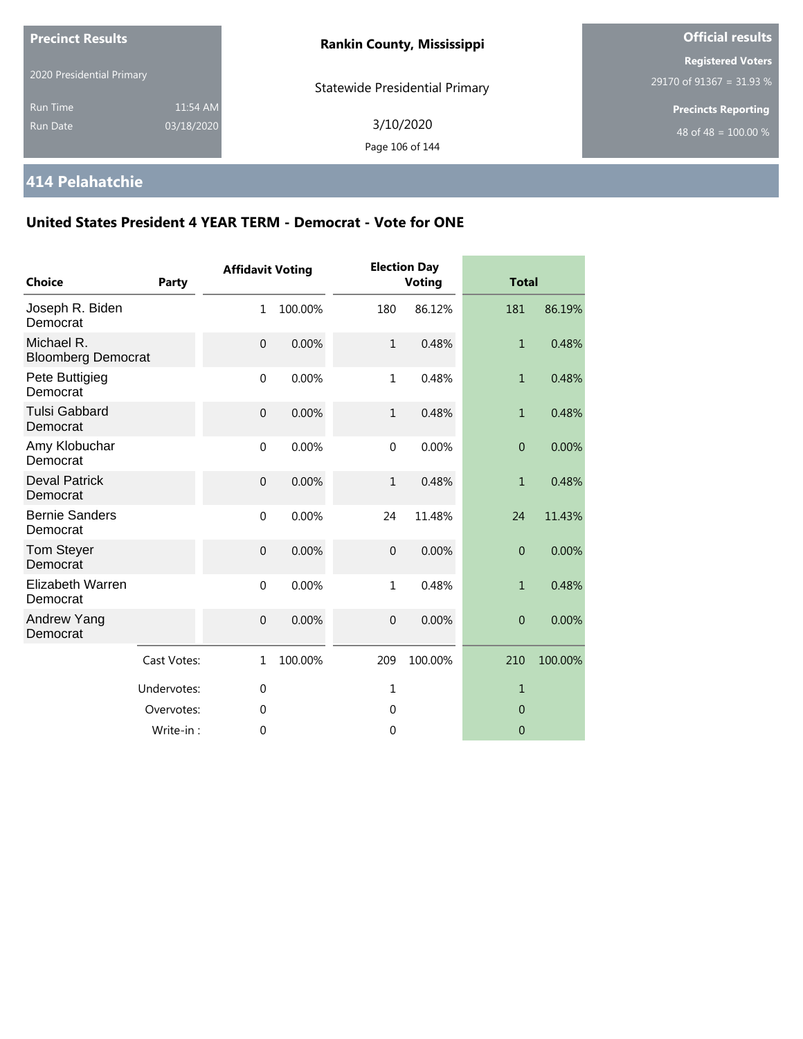**Precinct Results**

2020 Presidential Primary

Run Time 11:54 AM
Run Date 03/18/2020

**Rankin County, Mississippi**

Statewide Presidential Primary

3/10/2020

**Official results**

**Registered Voters**
29170 of 91367 = 31.93 %

**Precincts Reporting**
48 of 48 = 100.00 %

## 414 Pelahatchie

### United States President 4 YEAR TERM - Democrat - Vote for ONE

| Choice | Party | Affidavit Voting | | Election Day Voting | | Total | |
|---|---|---|---|---|---|---|---|
| Joseph R. Biden | Democrat | 1 | 100.00% | 180 | 86.12% | 181 | 86.19% |
| Michael R. Bloomberg | Democrat | 0 | 0.00% | 1 | 0.48% | 1 | 0.48% |
| Pete Buttigieg | Democrat | 0 | 0.00% | 1 | 0.48% | 1 | 0.48% |
| Tulsi Gabbard | Democrat | 0 | 0.00% | 1 | 0.48% | 1 | 0.48% |
| Amy Klobuchar | Democrat | 0 | 0.00% | 0 | 0.00% | 0 | 0.00% |
| Deval Patrick | Democrat | 0 | 0.00% | 1 | 0.48% | 1 | 0.48% |
| Bernie Sanders | Democrat | 0 | 0.00% | 24 | 11.48% | 24 | 11.43% |
| Tom Steyer | Democrat | 0 | 0.00% | 0 | 0.00% | 0 | 0.00% |
| Elizabeth Warren | Democrat | 0 | 0.00% | 1 | 0.48% | 1 | 0.48% |
| Andrew Yang | Democrat | 0 | 0.00% | 0 | 0.00% | 0 | 0.00% |
| | Cast Votes: | 1 | 100.00% | 209 | 100.00% | 210 | 100.00% |
| | Undervotes: | 0 | | 1 | | 1 | |
| | Overvotes: | 0 | | 0 | | 0 | |
| | Write-in : | 0 | | 0 | | 0 | |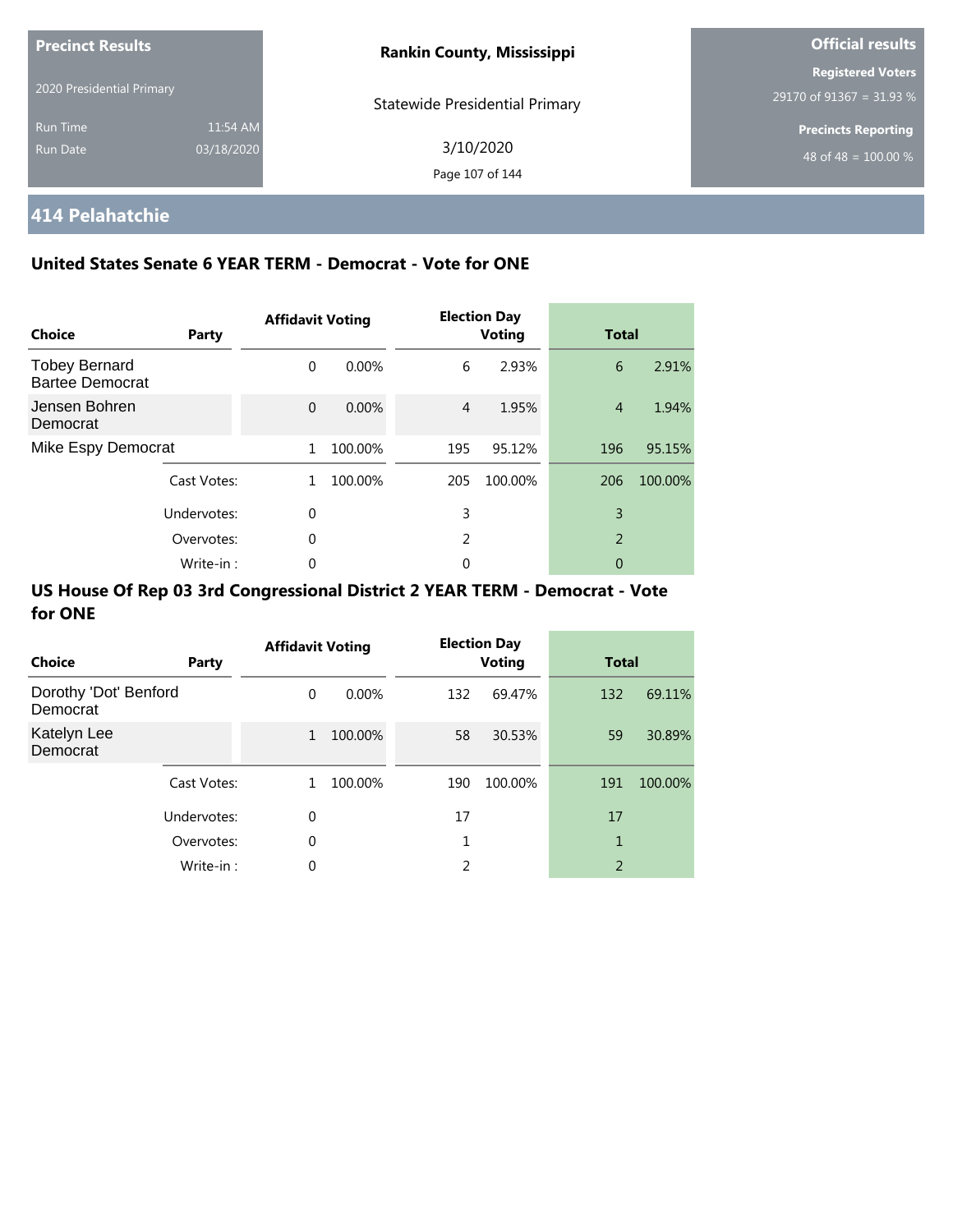**Precinct Results**

2020 Presidential Primary

Run Time 11:54 AM

Run Date 03/18/2020

**Rankin County, Mississippi**

Statewide Presidential Primary

3/10/2020

**Official results**

**Registered Voters**

29170 of 91367 = 31.93 %

**Precincts Reporting**

48 of 48 = 100.00 %

## 414 Pelahatchie

### United States Senate 6 YEAR TERM - Democrat - Vote for ONE

| Choice | Party | Affidavit Voting | | Election Day Voting | | Total | |
|---|---|---|---|---|---|---|---|
| Tobey Bernard Bartee Democrat | | 0 | 0.00% | 6 | 2.93% | 6 | 2.91% |
| Jensen Bohren Democrat | | 0 | 0.00% | 4 | 1.95% | 4 | 1.94% |
| Mike Espy Democrat | | 1 | 100.00% | 195 | 95.12% | 196 | 95.15% |
| | Cast Votes: | 1 | 100.00% | 205 | 100.00% | 206 | 100.00% |
| | Undervotes: | 0 | | 3 | | 3 | |
| | Overvotes: | 0 | | 2 | | 2 | |
| | Write-in : | 0 | | 0 | | 0 | |

### US House Of Rep 03 3rd Congressional District 2 YEAR TERM - Democrat - Vote for ONE

| Choice | Party | Affidavit Voting | | Election Day Voting | | Total | |
|---|---|---|---|---|---|---|---|
| Dorothy 'Dot' Benford Democrat | | 0 | 0.00% | 132 | 69.47% | 132 | 69.11% |
| Katelyn Lee Democrat | | 1 | 100.00% | 58 | 30.53% | 59 | 30.89% |
| | Cast Votes: | 1 | 100.00% | 190 | 100.00% | 191 | 100.00% |
| | Undervotes: | 0 | | 17 | | 17 | |
| | Overvotes: | 0 | | 1 | | 1 | |
| | Write-in : | 0 | | 2 | | 2 | |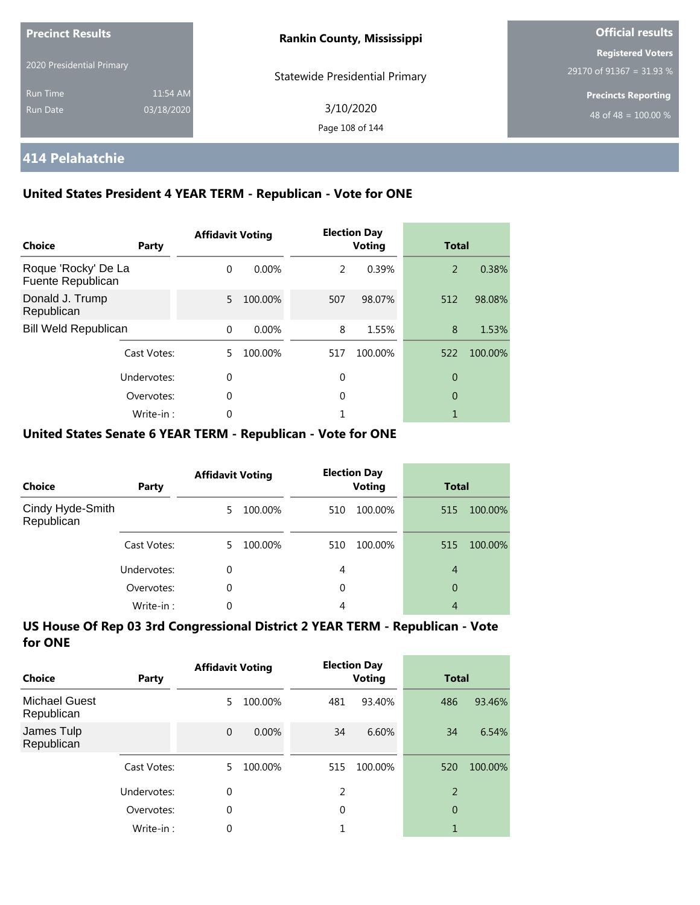**Precinct Results**

2020 Presidential Primary

Run Time 11:54 AM

Run Date 03/18/2020

**Rankin County, Mississippi**

Statewide Presidential Primary

3/10/2020

**Official results**

**Registered Voters**

29170 of 91367 = 31.93 %

**Precincts Reporting**

48 of 48 = 100.00 %

## 414 Pelahatchie

### United States President 4 YEAR TERM - Republican - Vote for ONE

| Choice | Party | Affidavit Voting | | Election Day Voting | | Total | |
|---|---|---|---|---|---|---|---|
| Roque 'Rocky' De La Fuente Republican | | 0 | 0.00% | 2 | 0.39% | 2 | 0.38% |
| Donald J. Trump Republican | | 5 | 100.00% | 507 | 98.07% | 512 | 98.08% |
| Bill Weld Republican | | 0 | 0.00% | 8 | 1.55% | 8 | 1.53% |
| | Cast Votes: | 5 | 100.00% | 517 | 100.00% | 522 | 100.00% |
| | Undervotes: | 0 | | 0 | | 0 | |
| | Overvotes: | 0 | | 0 | | 0 | |
| | Write-in : | 0 | | 1 | | 1 | |

### United States Senate 6 YEAR TERM - Republican - Vote for ONE

| Choice | Party | Affidavit Voting | | Election Day Voting | | Total | |
|---|---|---|---|---|---|---|---|
| Cindy Hyde-Smith Republican | | 5 | 100.00% | 510 | 100.00% | 515 | 100.00% |
| | Cast Votes: | 5 | 100.00% | 510 | 100.00% | 515 | 100.00% |
| | Undervotes: | 0 | | 4 | | 4 | |
| | Overvotes: | 0 | | 0 | | 0 | |
| | Write-in : | 0 | | 4 | | 4 | |

### US House Of Rep 03 3rd Congressional District 2 YEAR TERM - Republican - Vote for ONE

| Choice | Party | Affidavit Voting | | Election Day Voting | | Total | |
|---|---|---|---|---|---|---|---|
| Michael Guest Republican | | 5 | 100.00% | 481 | 93.40% | 486 | 93.46% |
| James Tulp Republican | | 0 | 0.00% | 34 | 6.60% | 34 | 6.54% |
| | Cast Votes: | 5 | 100.00% | 515 | 100.00% | 520 | 100.00% |
| | Undervotes: | 0 | | 2 | | 2 | |
| | Overvotes: | 0 | | 0 | | 0 | |
| | Write-in : | 0 | | 1 | | 1 | |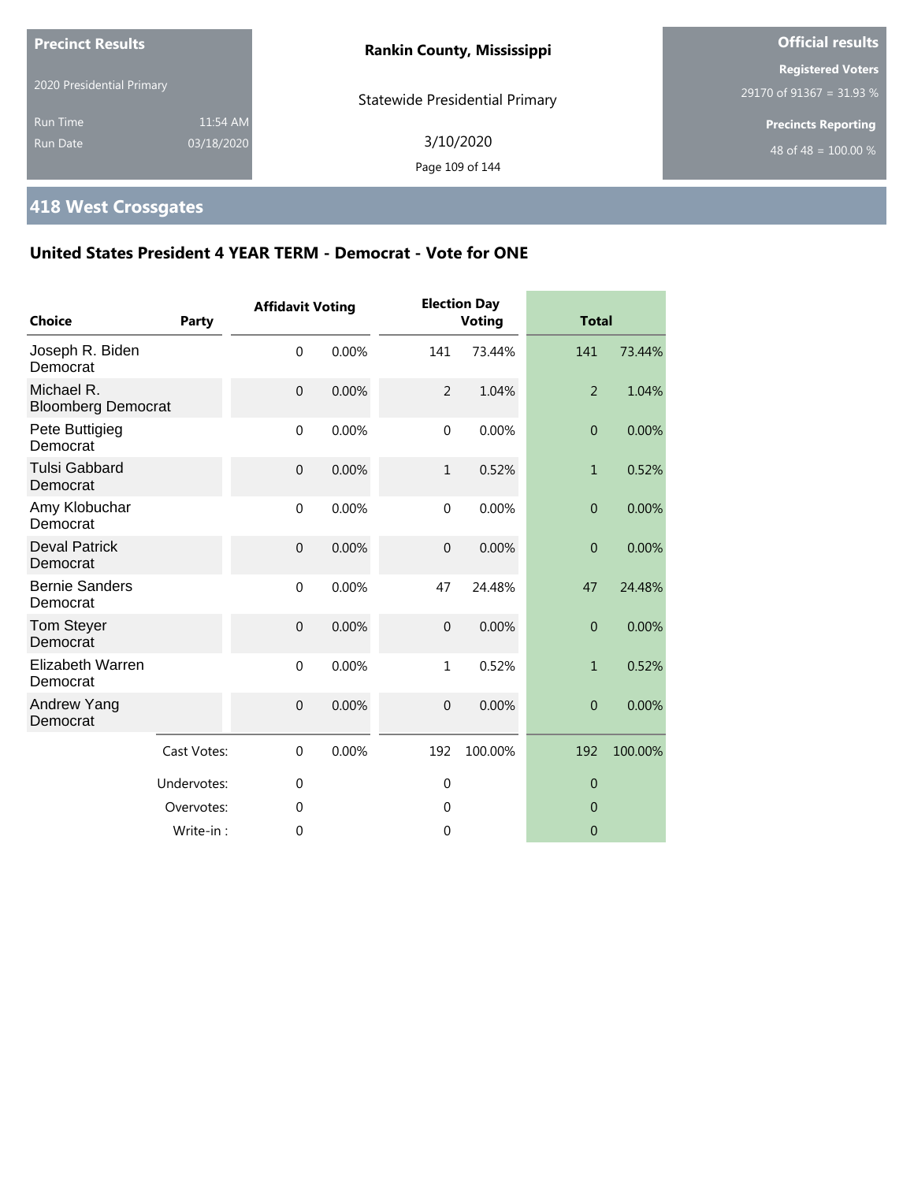**Precinct Results**

2020 Presidential Primary

Run Time 11:54 AM

Run Date 03/18/2020

**Rankin County, Mississippi**

Statewide Presidential Primary

3/10/2020

**Official results**

**Registered Voters**

29170 of 91367 = 31.93 %

**Precincts Reporting**

48 of 48 = 100.00 %

## 418 West Crossgates

### United States President 4 YEAR TERM - Democrat - Vote for ONE

| Choice | Party | Affidavit Voting | | Election Day Voting | | Total | |
|---|---|---|---|---|---|---|---|
| Joseph R. Biden | Democrat | 0 | 0.00% | 141 | 73.44% | 141 | 73.44% |
| Michael R. Bloomberg | Democrat | 0 | 0.00% | 2 | 1.04% | 2 | 1.04% |
| Pete Buttigieg | Democrat | 0 | 0.00% | 0 | 0.00% | 0 | 0.00% |
| Tulsi Gabbard | Democrat | 0 | 0.00% | 1 | 0.52% | 1 | 0.52% |
| Amy Klobuchar | Democrat | 0 | 0.00% | 0 | 0.00% | 0 | 0.00% |
| Deval Patrick | Democrat | 0 | 0.00% | 0 | 0.00% | 0 | 0.00% |
| Bernie Sanders | Democrat | 0 | 0.00% | 47 | 24.48% | 47 | 24.48% |
| Tom Steyer | Democrat | 0 | 0.00% | 0 | 0.00% | 0 | 0.00% |
| Elizabeth Warren | Democrat | 0 | 0.00% | 1 | 0.52% | 1 | 0.52% |
| Andrew Yang | Democrat | 0 | 0.00% | 0 | 0.00% | 0 | 0.00% |
| | Cast Votes: | 0 | 0.00% | 192 | 100.00% | 192 | 100.00% |
| | Undervotes: | 0 | | 0 | | 0 | |
| | Overvotes: | 0 | | 0 | | 0 | |
| | Write-in : | 0 | | 0 | | 0 | |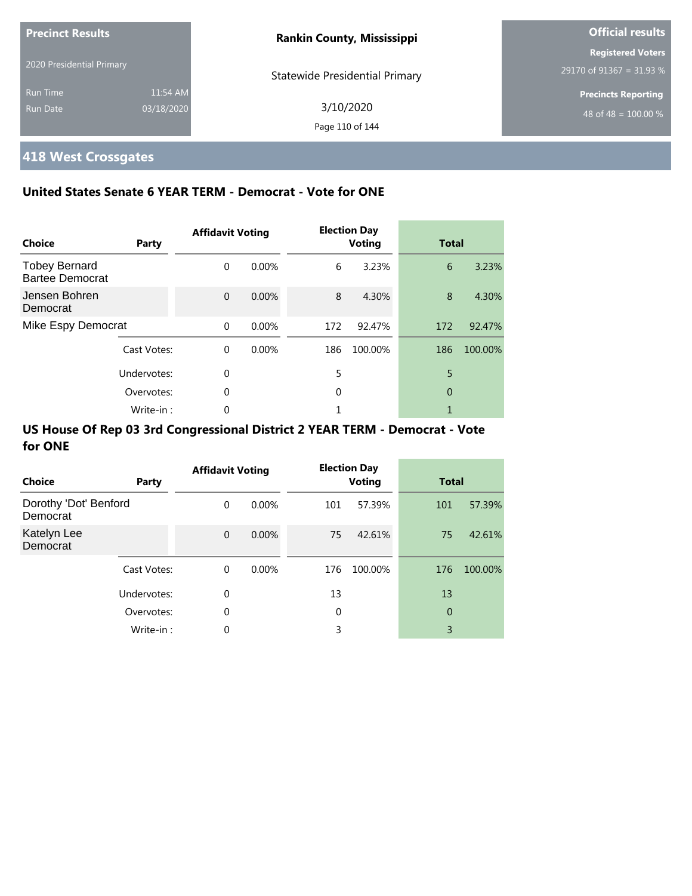**Precinct Results**

2020 Presidential Primary

Run Time 11:54 AM
Run Date 03/18/2020

**Rankin County, Mississippi**

Statewide Presidential Primary

3/10/2020

**Official results**

**Registered Voters**
29170 of 91367 = 31.93 %

**Precincts Reporting**
48 of 48 = 100.00 %

## 418 West Crossgates

### United States Senate 6 YEAR TERM - Democrat - Vote for ONE

| Choice | Party | Affidavit Voting | | Election Day Voting | | Total | |
|---|---|---|---|---|---|---|---|
| Tobey Bernard Bartee Democrat | | 0 | 0.00% | 6 | 3.23% | 6 | 3.23% |
| Jensen Bohren Democrat | | 0 | 0.00% | 8 | 4.30% | 8 | 4.30% |
| Mike Espy Democrat | | 0 | 0.00% | 172 | 92.47% | 172 | 92.47% |
| | Cast Votes: | 0 | 0.00% | 186 | 100.00% | 186 | 100.00% |
| | Undervotes: | 0 | | 5 | | 5 | |
| | Overvotes: | 0 | | 0 | | 0 | |
| | Write-in : | 0 | | 1 | | 1 | |

### US House Of Rep 03 3rd Congressional District 2 YEAR TERM - Democrat - Vote for ONE

| Choice | Party | Affidavit Voting | | Election Day Voting | | Total | |
|---|---|---|---|---|---|---|---|
| Dorothy 'Dot' Benford Democrat | | 0 | 0.00% | 101 | 57.39% | 101 | 57.39% |
| Katelyn Lee Democrat | | 0 | 0.00% | 75 | 42.61% | 75 | 42.61% |
| | Cast Votes: | 0 | 0.00% | 176 | 100.00% | 176 | 100.00% |
| | Undervotes: | 0 | | 13 | | 13 | |
| | Overvotes: | 0 | | 0 | | 0 | |
| | Write-in : | 0 | | 3 | | 3 | |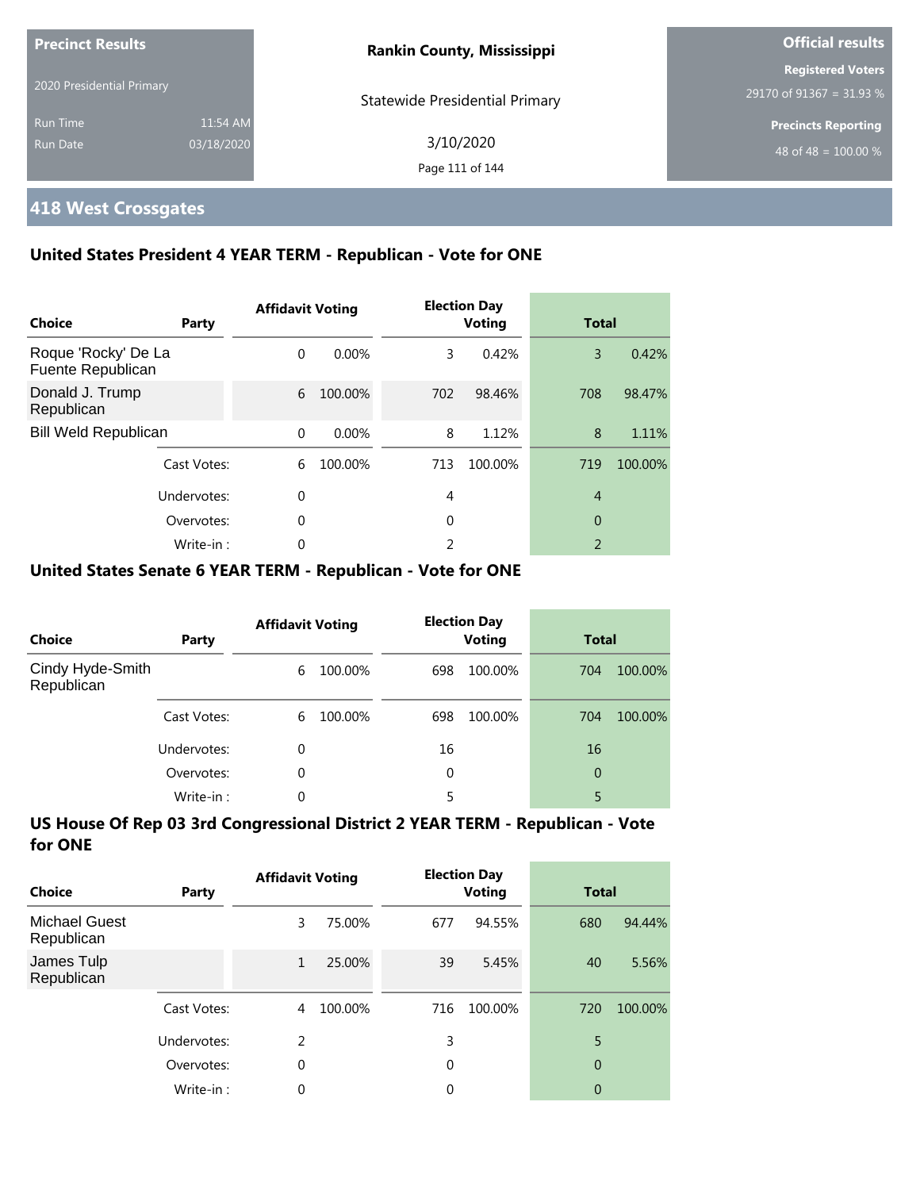**Precinct Results**

2020 Presidential Primary

Run Time 11:54 AM

Run Date 03/18/2020

**Rankin County, Mississippi**

Statewide Presidential Primary

3/10/2020

**Official results**

**Registered Voters**

29170 of 91367 = 31.93 %

**Precincts Reporting**

48 of 48 = 100.00 %

## 418 West Crossgates

### United States President 4 YEAR TERM - Republican - Vote for ONE

| Choice | Party | Affidavit Voting | | Election Day Voting | | Total | |
|---|---|---|---|---|---|---|---|
| Roque 'Rocky' De La Fuente Republican | | 0 | 0.00% | 3 | 0.42% | 3 | 0.42% |
| Donald J. Trump Republican | | 6 | 100.00% | 702 | 98.46% | 708 | 98.47% |
| Bill Weld Republican | | 0 | 0.00% | 8 | 1.12% | 8 | 1.11% |
| | Cast Votes: | 6 | 100.00% | 713 | 100.00% | 719 | 100.00% |
| | Undervotes: | 0 | | 4 | | 4 | |
| | Overvotes: | 0 | | 0 | | 0 | |
| | Write-in : | 0 | | 2 | | 2 | |

### United States Senate 6 YEAR TERM - Republican - Vote for ONE

| Choice | Party | Affidavit Voting | | Election Day Voting | | Total | |
|---|---|---|---|---|---|---|---|
| Cindy Hyde-Smith Republican | | 6 | 100.00% | 698 | 100.00% | 704 | 100.00% |
| | Cast Votes: | 6 | 100.00% | 698 | 100.00% | 704 | 100.00% |
| | Undervotes: | 0 | | 16 | | 16 | |
| | Overvotes: | 0 | | 0 | | 0 | |
| | Write-in : | 0 | | 5 | | 5 | |

### US House Of Rep 03 3rd Congressional District 2 YEAR TERM - Republican - Vote for ONE

| Choice | Party | Affidavit Voting | | Election Day Voting | | Total | |
|---|---|---|---|---|---|---|---|
| Michael Guest Republican | | 3 | 75.00% | 677 | 94.55% | 680 | 94.44% |
| James Tulp Republican | | 1 | 25.00% | 39 | 5.45% | 40 | 5.56% |
| | Cast Votes: | 4 | 100.00% | 716 | 100.00% | 720 | 100.00% |
| | Undervotes: | 2 | | 3 | | 5 | |
| | Overvotes: | 0 | | 0 | | 0 | |
| | Write-in : | 0 | | 0 | | 0 | |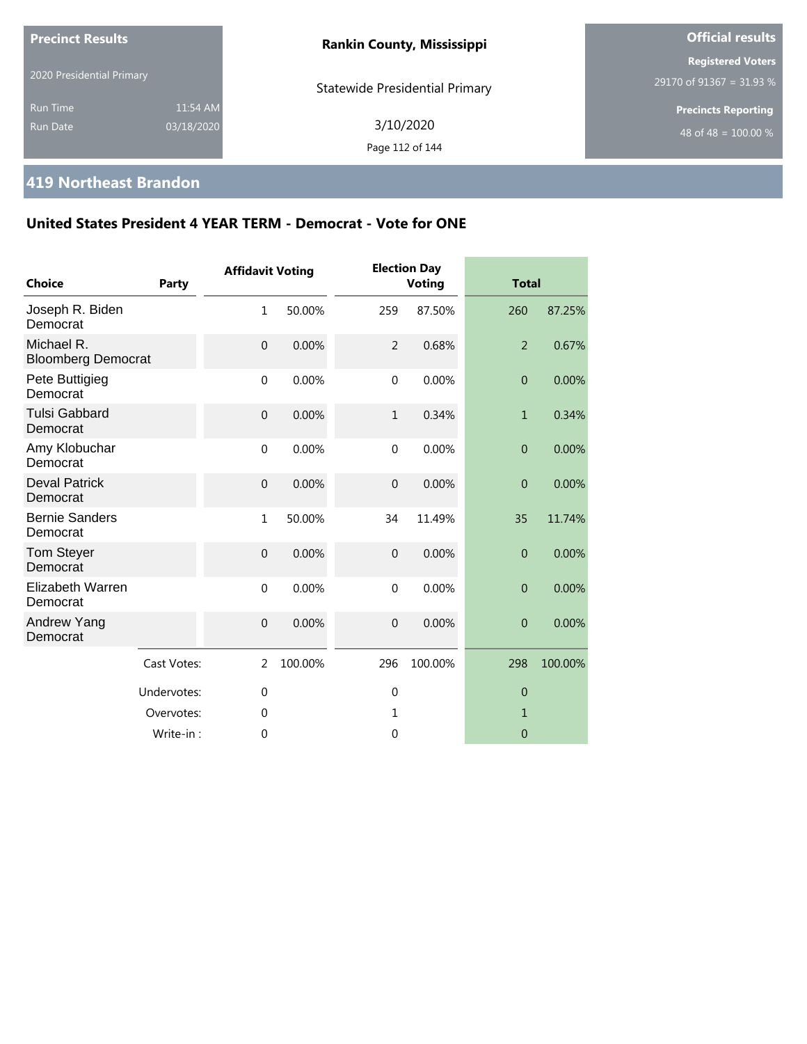**Precinct Results**

2020 Presidential Primary

Run Time 11:54 AM
Run Date 03/18/2020

**Rankin County, Mississippi**

Statewide Presidential Primary

3/10/2020

**Official results**

**Registered Voters**
29170 of 91367 = 31.93 %

**Precincts Reporting**
48 of 48 = 100.00 %

## 419 Northeast Brandon

### United States President 4 YEAR TERM - Democrat - Vote for ONE

| Choice | Party | Affidavit Voting | | Election Day Voting | | Total | |
|---|---|---|---|---|---|---|---|
| Joseph R. Biden Democrat | | 1 | 50.00% | 259 | 87.50% | 260 | 87.25% |
| Michael R. Bloomberg Democrat | | 0 | 0.00% | 2 | 0.68% | 2 | 0.67% |
| Pete Buttigieg Democrat | | 0 | 0.00% | 0 | 0.00% | 0 | 0.00% |
| Tulsi Gabbard Democrat | | 0 | 0.00% | 1 | 0.34% | 1 | 0.34% |
| Amy Klobuchar Democrat | | 0 | 0.00% | 0 | 0.00% | 0 | 0.00% |
| Deval Patrick Democrat | | 0 | 0.00% | 0 | 0.00% | 0 | 0.00% |
| Bernie Sanders Democrat | | 1 | 50.00% | 34 | 11.49% | 35 | 11.74% |
| Tom Steyer Democrat | | 0 | 0.00% | 0 | 0.00% | 0 | 0.00% |
| Elizabeth Warren Democrat | | 0 | 0.00% | 0 | 0.00% | 0 | 0.00% |
| Andrew Yang Democrat | | 0 | 0.00% | 0 | 0.00% | 0 | 0.00% |
| | Cast Votes: | 2 | 100.00% | 296 | 100.00% | 298 | 100.00% |
| | Undervotes: | 0 | | 0 | | 0 | |
| | Overvotes: | 0 | | 1 | | 1 | |
| | Write-in : | 0 | | 0 | | 0 | |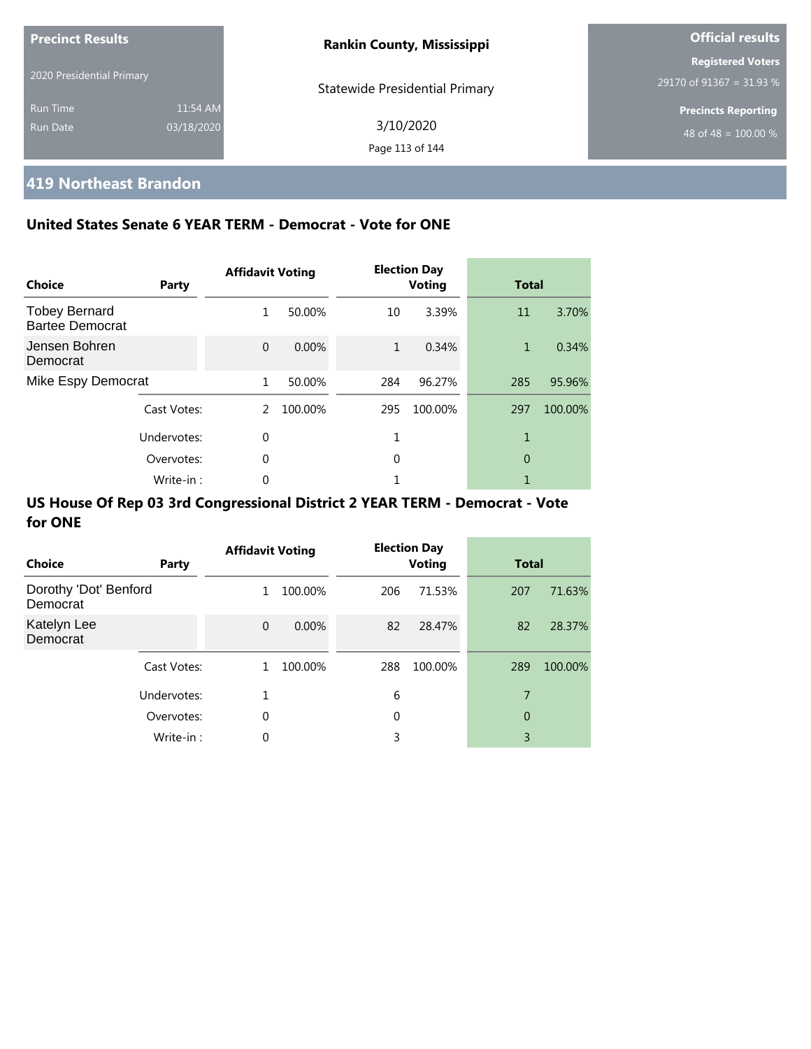**Precinct Results**

2020 Presidential Primary

Run Time 11:54 AM

Run Date 03/18/2020

**Rankin County, Mississippi**

Statewide Presidential Primary

3/10/2020

**Official results**

**Registered Voters**

29170 of 91367 = 31.93 %

**Precincts Reporting**

48 of 48 = 100.00 %

## 419 Northeast Brandon

### United States Senate 6 YEAR TERM - Democrat - Vote for ONE

| Choice | Party | Affidavit Voting | | Election Day Voting | | Total | |
|---|---|---|---|---|---|---|---|
| Tobey Bernard Bartee Democrat | | 1 | 50.00% | 10 | 3.39% | 11 | 3.70% |
| Jensen Bohren Democrat | | 0 | 0.00% | 1 | 0.34% | 1 | 0.34% |
| Mike Espy Democrat | | 1 | 50.00% | 284 | 96.27% | 285 | 95.96% |
| | Cast Votes: | 2 | 100.00% | 295 | 100.00% | 297 | 100.00% |
| | Undervotes: | 0 | | 1 | | 1 | |
| | Overvotes: | 0 | | 0 | | 0 | |
| | Write-in : | 0 | | 1 | | 1 | |

### US House Of Rep 03 3rd Congressional District 2 YEAR TERM - Democrat - Vote for ONE

| Choice | Party | Affidavit Voting | | Election Day Voting | | Total | |
|---|---|---|---|---|---|---|---|
| Dorothy 'Dot' Benford Democrat | | 1 | 100.00% | 206 | 71.53% | 207 | 71.63% |
| Katelyn Lee Democrat | | 0 | 0.00% | 82 | 28.47% | 82 | 28.37% |
| | Cast Votes: | 1 | 100.00% | 288 | 100.00% | 289 | 100.00% |
| | Undervotes: | 1 | | 6 | | 7 | |
| | Overvotes: | 0 | | 0 | | 0 | |
| | Write-in : | 0 | | 3 | | 3 | |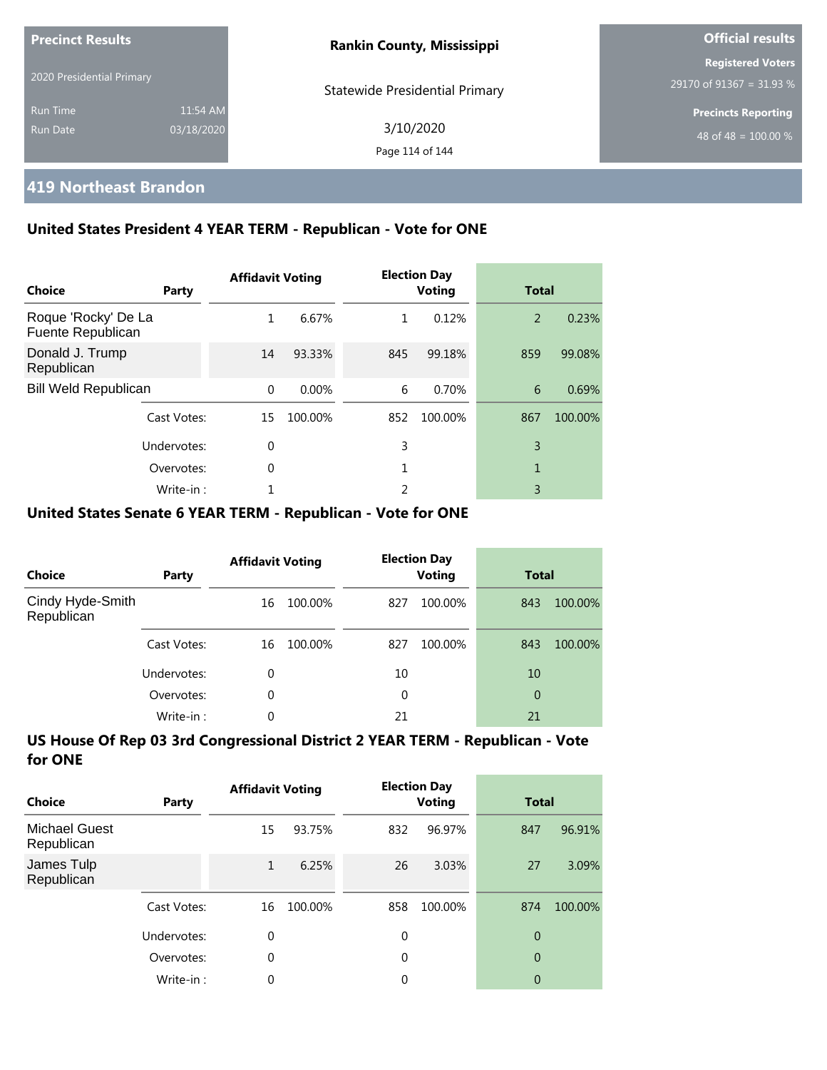**Precinct Results**

2020 Presidential Primary

Run Time 11:54 AM

Run Date 03/18/2020

**Rankin County, Mississippi**

Statewide Presidential Primary

3/10/2020

**Official results**

**Registered Voters**

29170 of 91367 = 31.93 %

**Precincts Reporting**

48 of 48 = 100.00 %

## 419 Northeast Brandon

### United States President 4 YEAR TERM - Republican - Vote for ONE

| Choice | Party | Affidavit Voting | | Election Day Voting | | Total | |
|---|---|---|---|---|---|---|---|
| Roque 'Rocky' De La Fuente Republican | | 1 | 6.67% | 1 | 0.12% | 2 | 0.23% |
| Donald J. Trump Republican | | 14 | 93.33% | 845 | 99.18% | 859 | 99.08% |
| Bill Weld Republican | | 0 | 0.00% | 6 | 0.70% | 6 | 0.69% |
| | Cast Votes: | 15 | 100.00% | 852 | 100.00% | 867 | 100.00% |
| | Undervotes: | 0 | | 3 | | 3 | |
| | Overvotes: | 0 | | 1 | | 1 | |
| | Write-in : | 1 | | 2 | | 3 | |

### United States Senate 6 YEAR TERM - Republican - Vote for ONE

| Choice | Party | Affidavit Voting | | Election Day Voting | | Total | |
|---|---|---|---|---|---|---|---|
| Cindy Hyde-Smith Republican | | 16 | 100.00% | 827 | 100.00% | 843 | 100.00% |
| | Cast Votes: | 16 | 100.00% | 827 | 100.00% | 843 | 100.00% |
| | Undervotes: | 0 | | 10 | | 10 | |
| | Overvotes: | 0 | | 0 | | 0 | |
| | Write-in : | 0 | | 21 | | 21 | |

### US House Of Rep 03 3rd Congressional District 2 YEAR TERM - Republican - Vote for ONE

| Choice | Party | Affidavit Voting | | Election Day Voting | | Total | |
|---|---|---|---|---|---|---|---|
| Michael Guest Republican | | 15 | 93.75% | 832 | 96.97% | 847 | 96.91% |
| James Tulp Republican | | 1 | 6.25% | 26 | 3.03% | 27 | 3.09% |
| | Cast Votes: | 16 | 100.00% | 858 | 100.00% | 874 | 100.00% |
| | Undervotes: | 0 | | 0 | | 0 | |
| | Overvotes: | 0 | | 0 | | 0 | |
| | Write-in : | 0 | | 0 | | 0 | |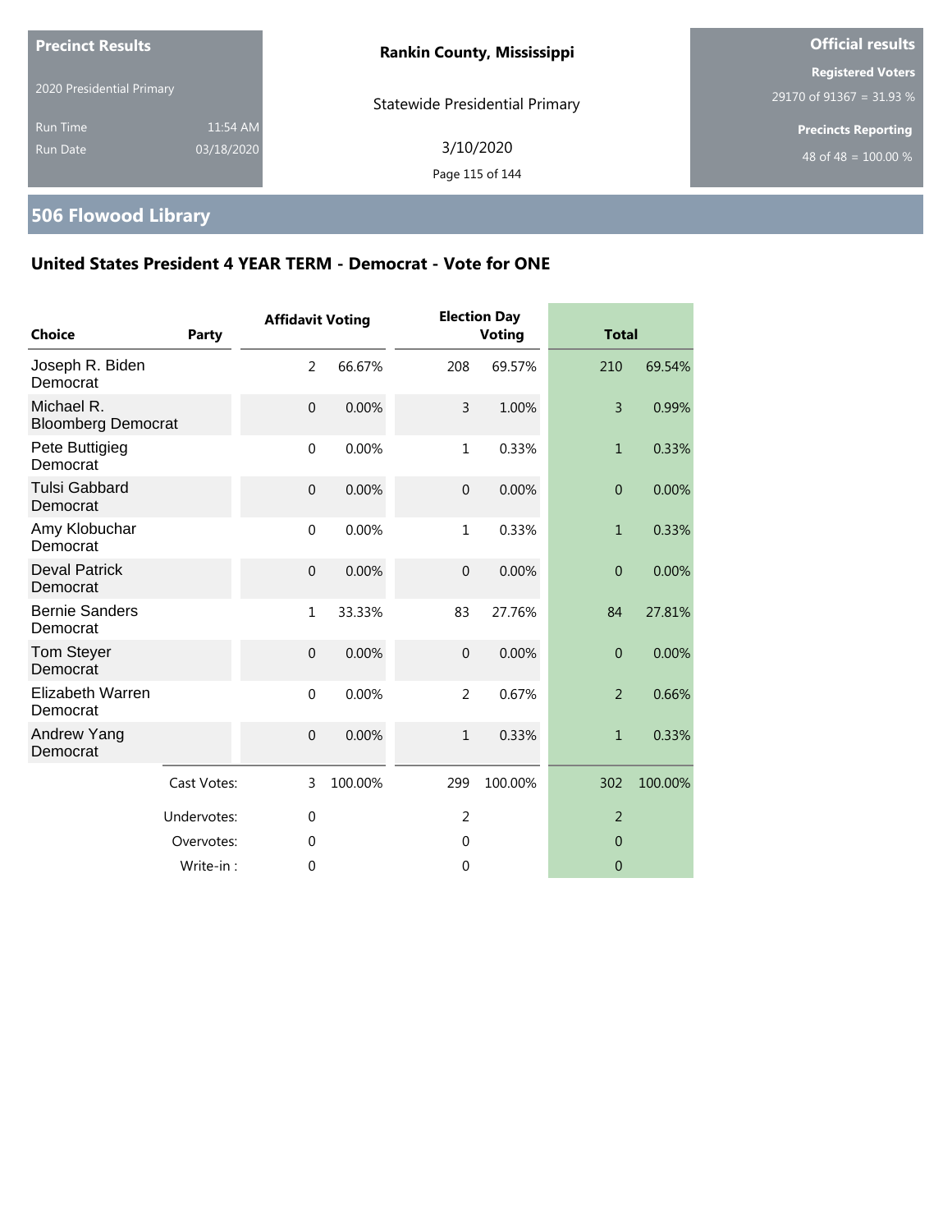**Precinct Results**

2020 Presidential Primary

Run Time 11:54 AM

Run Date 03/18/2020

**Rankin County, Mississippi**

Statewide Presidential Primary

3/10/2020

**Official results**

**Registered Voters**

29170 of 91367 = 31.93 %

**Precincts Reporting**

48 of 48 = 100.00 %

## 506 Flowood Library

### United States President 4 YEAR TERM - Democrat - Vote for ONE

| Choice | Party | Affidavit Voting | | Election Day Voting | | Total | |
|---|---|---|---|---|---|---|---|
| Joseph R. Biden Democrat | | 2 | 66.67% | 208 | 69.57% | 210 | 69.54% |
| Michael R. Bloomberg Democrat | | 0 | 0.00% | 3 | 1.00% | 3 | 0.99% |
| Pete Buttigieg Democrat | | 0 | 0.00% | 1 | 0.33% | 1 | 0.33% |
| Tulsi Gabbard Democrat | | 0 | 0.00% | 0 | 0.00% | 0 | 0.00% |
| Amy Klobuchar Democrat | | 0 | 0.00% | 1 | 0.33% | 1 | 0.33% |
| Deval Patrick Democrat | | 0 | 0.00% | 0 | 0.00% | 0 | 0.00% |
| Bernie Sanders Democrat | | 1 | 33.33% | 83 | 27.76% | 84 | 27.81% |
| Tom Steyer Democrat | | 0 | 0.00% | 0 | 0.00% | 0 | 0.00% |
| Elizabeth Warren Democrat | | 0 | 0.00% | 2 | 0.67% | 2 | 0.66% |
| Andrew Yang Democrat | | 0 | 0.00% | 1 | 0.33% | 1 | 0.33% |
| | Cast Votes: | 3 | 100.00% | 299 | 100.00% | 302 | 100.00% |
| | Undervotes: | 0 | | 2 | | 2 | |
| | Overvotes: | 0 | | 0 | | 0 | |
| | Write-in : | 0 | | 0 | | 0 | |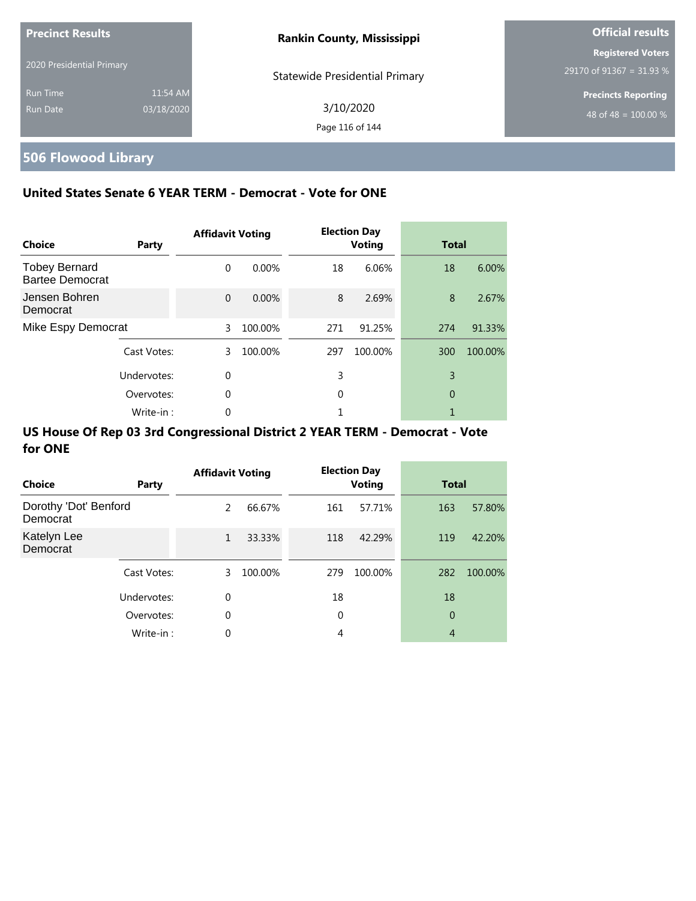**Precinct Results**

2020 Presidential Primary

Run Time 11:54 AM
Run Date 03/18/2020

**Rankin County, Mississippi**

Statewide Presidential Primary

3/10/2020

**Official results**

**Registered Voters**
29170 of 91367 = 31.93 %

**Precincts Reporting**
48 of 48 = 100.00 %

## 506 Flowood Library

### United States Senate 6 YEAR TERM - Democrat - Vote for ONE

| Choice | Party | Affidavit Voting | | Election Day Voting | | Total | |
|---|---|---|---|---|---|---|---|
| Tobey Bernard Bartee Democrat | | 0 | 0.00% | 18 | 6.06% | 18 | 6.00% |
| Jensen Bohren Democrat | | 0 | 0.00% | 8 | 2.69% | 8 | 2.67% |
| Mike Espy Democrat | | 3 | 100.00% | 271 | 91.25% | 274 | 91.33% |
| | Cast Votes: | 3 | 100.00% | 297 | 100.00% | 300 | 100.00% |
| | Undervotes: | 0 | | 3 | | 3 | |
| | Overvotes: | 0 | | 0 | | 0 | |
| | Write-in : | 0 | | 1 | | 1 | |

### US House Of Rep 03 3rd Congressional District 2 YEAR TERM - Democrat - Vote for ONE

| Choice | Party | Affidavit Voting | | Election Day Voting | | Total | |
|---|---|---|---|---|---|---|---|
| Dorothy 'Dot' Benford Democrat | | 2 | 66.67% | 161 | 57.71% | 163 | 57.80% |
| Katelyn Lee Democrat | | 1 | 33.33% | 118 | 42.29% | 119 | 42.20% |
| | Cast Votes: | 3 | 100.00% | 279 | 100.00% | 282 | 100.00% |
| | Undervotes: | 0 | | 18 | | 18 | |
| | Overvotes: | 0 | | 0 | | 0 | |
| | Write-in : | 0 | | 4 | | 4 | |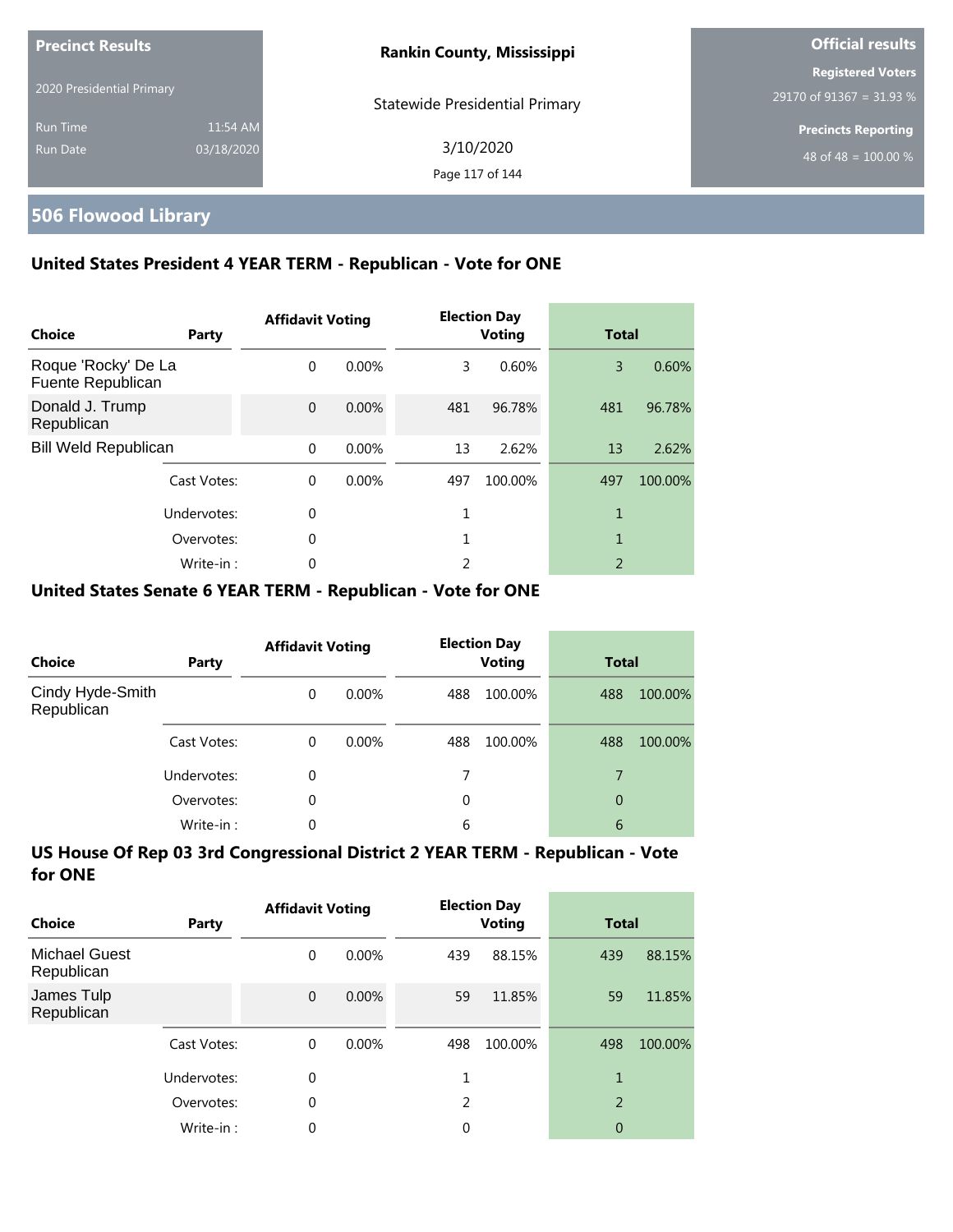| Precinct Results | | Rankin County, Mississippi | Official results |
|---|---|---|---|
| 2020 Presidential Primary | | Statewide Presidential Primary | Registered Voters 29170 of 91367 = 31.93 % |
| Run Time | 11:54 AM | 3/10/2020 | Precincts Reporting |
| Run Date | 03/18/2020 | | 48 of 48 = 100.00 % |

## 506 Flowood Library

### United States President 4 YEAR TERM - Republican - Vote for ONE

| Choice | Party | Affidavit Voting | | Election Day Voting | | Total | |
|---|---|---|---|---|---|---|---|
| Roque 'Rocky' De La Fuente Republican | | 0 | 0.00% | 3 | 0.60% | 3 | 0.60% |
| Donald J. Trump Republican | | 0 | 0.00% | 481 | 96.78% | 481 | 96.78% |
| Bill Weld Republican | | 0 | 0.00% | 13 | 2.62% | 13 | 2.62% |
| | Cast Votes: | 0 | 0.00% | 497 | 100.00% | 497 | 100.00% |
| | Undervotes: | 0 | | 1 | | 1 | |
| | Overvotes: | 0 | | 1 | | 1 | |
| | Write-in : | 0 | | 2 | | 2 | |

### United States Senate 6 YEAR TERM - Republican - Vote for ONE

| Choice | Party | Affidavit Voting | | Election Day Voting | | Total | |
|---|---|---|---|---|---|---|---|
| Cindy Hyde-Smith Republican | | 0 | 0.00% | 488 | 100.00% | 488 | 100.00% |
| | Cast Votes: | 0 | 0.00% | 488 | 100.00% | 488 | 100.00% |
| | Undervotes: | 0 | | 7 | | 7 | |
| | Overvotes: | 0 | | 0 | | 0 | |
| | Write-in : | 0 | | 6 | | 6 | |

### US House Of Rep 03 3rd Congressional District 2 YEAR TERM - Republican - Vote for ONE

| Choice | Party | Affidavit Voting | | Election Day Voting | | Total | |
|---|---|---|---|---|---|---|---|
| Michael Guest Republican | | 0 | 0.00% | 439 | 88.15% | 439 | 88.15% |
| James Tulp Republican | | 0 | 0.00% | 59 | 11.85% | 59 | 11.85% |
| | Cast Votes: | 0 | 0.00% | 498 | 100.00% | 498 | 100.00% |
| | Undervotes: | 0 | | 1 | | 1 | |
| | Overvotes: | 0 | | 2 | | 2 | |
| | Write-in : | 0 | | 0 | | 0 | |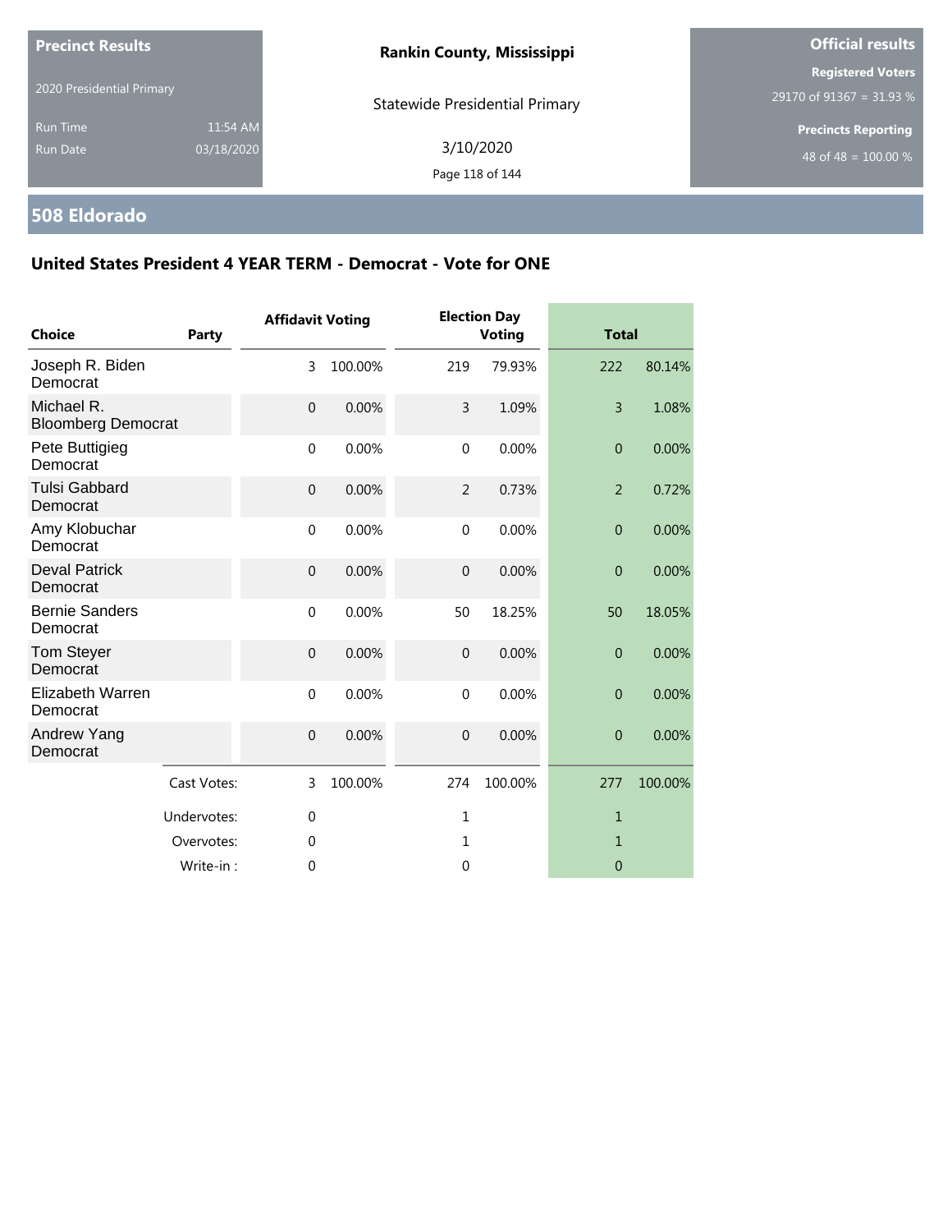**Precinct Results**

2020 Presidential Primary

Run Time 11:54 AM
Run Date 03/18/2020

**Rankin County, Mississippi**

Statewide Presidential Primary

3/10/2020

**Official results**

**Registered Voters**
29170 of 91367 = 31.93 %

**Precincts Reporting**
48 of 48 = 100.00 %

## 508 Eldorado

### United States President 4 YEAR TERM - Democrat - Vote for ONE

| Choice | Party | Affidavit Voting | | Election Day Voting | | Total | |
|---|---|---|---|---|---|---|---|
| Joseph R. Biden Democrat | | 3 | 100.00% | 219 | 79.93% | 222 | 80.14% |
| Michael R. Bloomberg Democrat | | 0 | 0.00% | 3 | 1.09% | 3 | 1.08% |
| Pete Buttigieg Democrat | | 0 | 0.00% | 0 | 0.00% | 0 | 0.00% |
| Tulsi Gabbard Democrat | | 0 | 0.00% | 2 | 0.73% | 2 | 0.72% |
| Amy Klobuchar Democrat | | 0 | 0.00% | 0 | 0.00% | 0 | 0.00% |
| Deval Patrick Democrat | | 0 | 0.00% | 0 | 0.00% | 0 | 0.00% |
| Bernie Sanders Democrat | | 0 | 0.00% | 50 | 18.25% | 50 | 18.05% |
| Tom Steyer Democrat | | 0 | 0.00% | 0 | 0.00% | 0 | 0.00% |
| Elizabeth Warren Democrat | | 0 | 0.00% | 0 | 0.00% | 0 | 0.00% |
| Andrew Yang Democrat | | 0 | 0.00% | 0 | 0.00% | 0 | 0.00% |
| | Cast Votes: | 3 | 100.00% | 274 | 100.00% | 277 | 100.00% |
| | Undervotes: | 0 | | 1 | | 1 | |
| | Overvotes: | 0 | | 1 | | 1 | |
| | Write-in : | 0 | | 0 | | 0 | |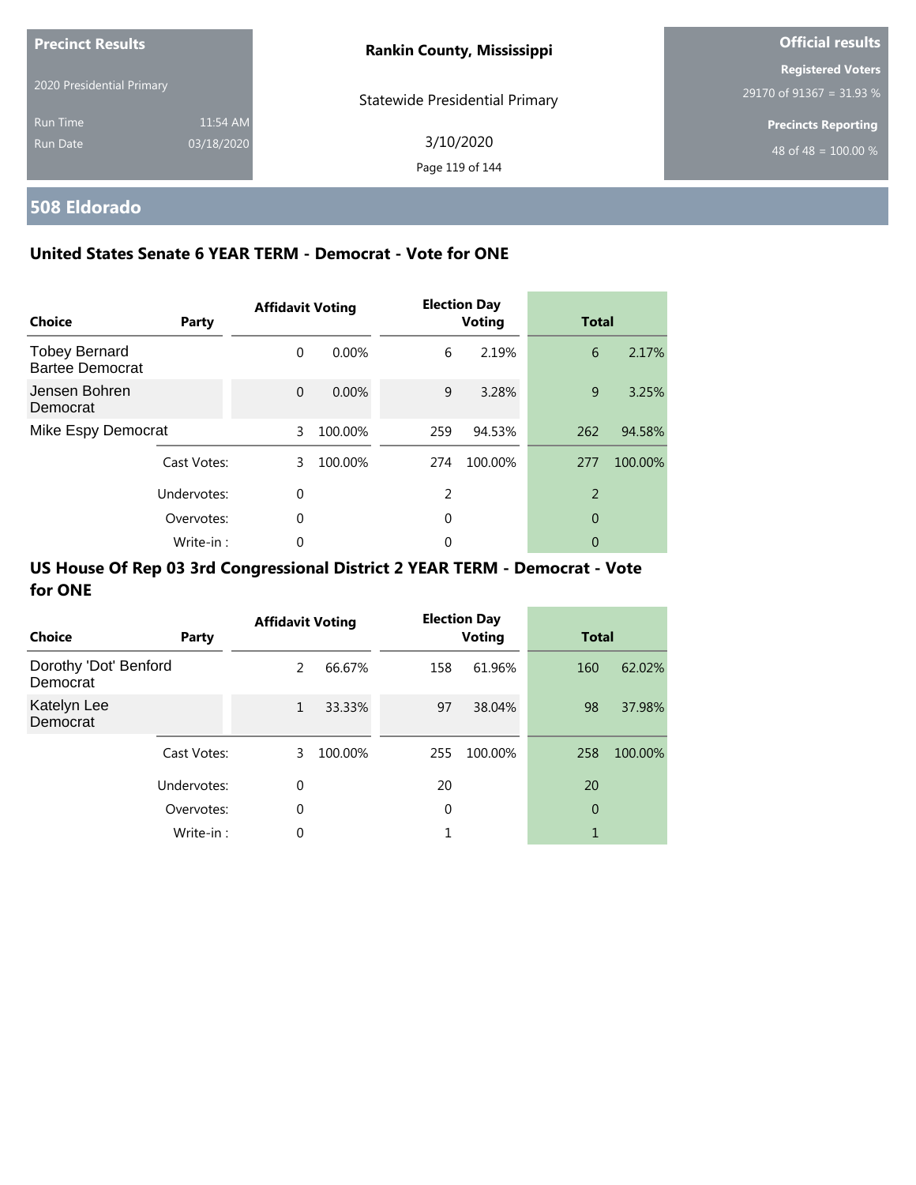**Precinct Results**

2020 Presidential Primary

Run Time 11:54 AM
Run Date 03/18/2020

**Rankin County, Mississippi**

Statewide Presidential Primary

3/10/2020

**Official results**

**Registered Voters**
29170 of 91367 = 31.93 %

**Precincts Reporting**
48 of 48 = 100.00 %

## 508 Eldorado

### United States Senate 6 YEAR TERM - Democrat - Vote for ONE

| Choice | Party | Affidavit Voting | | Election Day Voting | | Total | |
|---|---|---|---|---|---|---|---|
| Tobey Bernard Bartee Democrat | | 0 | 0.00% | 6 | 2.19% | 6 | 2.17% |
| Jensen Bohren Democrat | | 0 | 0.00% | 9 | 3.28% | 9 | 3.25% |
| Mike Espy Democrat | | 3 | 100.00% | 259 | 94.53% | 262 | 94.58% |
| | Cast Votes: | 3 | 100.00% | 274 | 100.00% | 277 | 100.00% |
| | Undervotes: | 0 | | 2 | | 2 | |
| | Overvotes: | 0 | | 0 | | 0 | |
| | Write-in : | 0 | | 0 | | 0 | |

### US House Of Rep 03 3rd Congressional District 2 YEAR TERM - Democrat - Vote for ONE

| Choice | Party | Affidavit Voting | | Election Day Voting | | Total | |
|---|---|---|---|---|---|---|---|
| Dorothy 'Dot' Benford Democrat | | 2 | 66.67% | 158 | 61.96% | 160 | 62.02% |
| Katelyn Lee Democrat | | 1 | 33.33% | 97 | 38.04% | 98 | 37.98% |
| | Cast Votes: | 3 | 100.00% | 255 | 100.00% | 258 | 100.00% |
| | Undervotes: | 0 | | 20 | | 20 | |
| | Overvotes: | 0 | | 0 | | 0 | |
| | Write-in : | 0 | | 1 | | 1 | |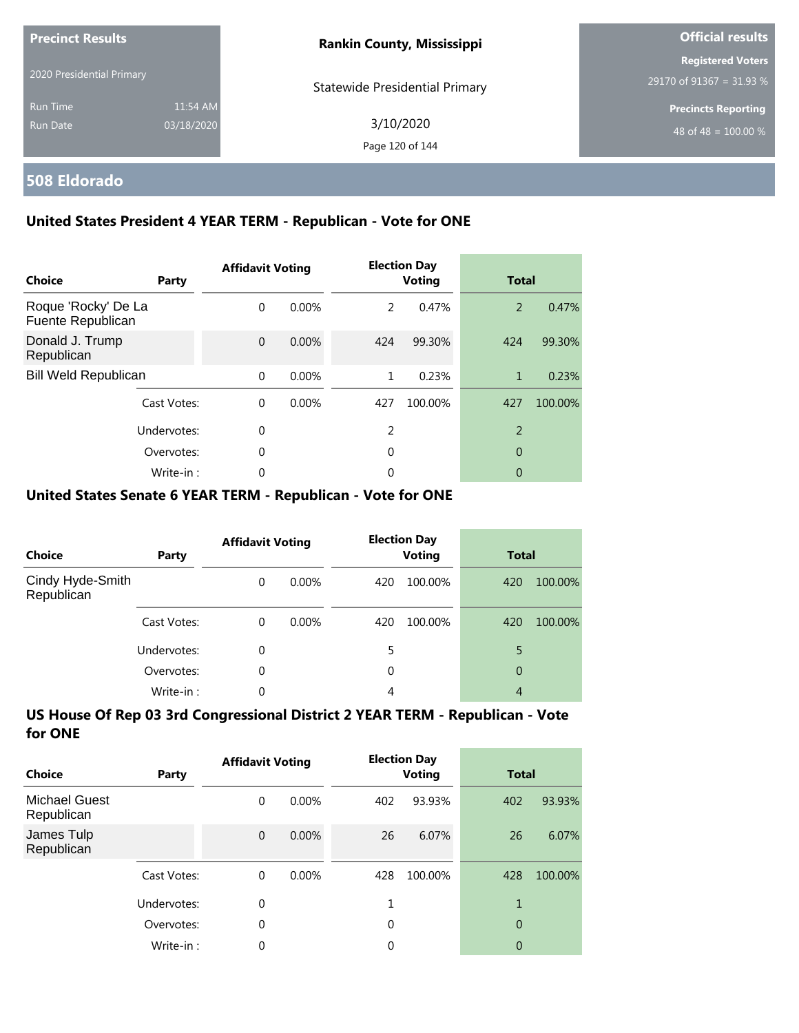**Precinct Results**

2020 Presidential Primary

Run Time 11:54 AM
Run Date 03/18/2020

**Rankin County, Mississippi**

Statewide Presidential Primary

3/10/2020

**Official results**

**Registered Voters**
29170 of 91367 = 31.93 %

**Precincts Reporting**
48 of 48 = 100.00 %

## 508 Eldorado

### United States President 4 YEAR TERM - Republican - Vote for ONE

| Choice | Party | Affidavit Voting | | Election Day Voting | | Total | |
|---|---|---|---|---|---|---|---|
| Roque 'Rocky' De La Fuente Republican | | 0 | 0.00% | 2 | 0.47% | 2 | 0.47% |
| Donald J. Trump Republican | | 0 | 0.00% | 424 | 99.30% | 424 | 99.30% |
| Bill Weld Republican | | 0 | 0.00% | 1 | 0.23% | 1 | 0.23% |
| | Cast Votes: | 0 | 0.00% | 427 | 100.00% | 427 | 100.00% |
| | Undervotes: | 0 | | 2 | | 2 | |
| | Overvotes: | 0 | | 0 | | 0 | |
| | Write-in : | 0 | | 0 | | 0 | |

### United States Senate 6 YEAR TERM - Republican - Vote for ONE

| Choice | Party | Affidavit Voting | | Election Day Voting | | Total | |
|---|---|---|---|---|---|---|---|
| Cindy Hyde-Smith Republican | | 0 | 0.00% | 420 | 100.00% | 420 | 100.00% |
| | Cast Votes: | 0 | 0.00% | 420 | 100.00% | 420 | 100.00% |
| | Undervotes: | 0 | | 5 | | 5 | |
| | Overvotes: | 0 | | 0 | | 0 | |
| | Write-in : | 0 | | 4 | | 4 | |

### US House Of Rep 03 3rd Congressional District 2 YEAR TERM - Republican - Vote for ONE

| Choice | Party | Affidavit Voting | | Election Day Voting | | Total | |
|---|---|---|---|---|---|---|---|
| Michael Guest Republican | | 0 | 0.00% | 402 | 93.93% | 402 | 93.93% |
| James Tulp Republican | | 0 | 0.00% | 26 | 6.07% | 26 | 6.07% |
| | Cast Votes: | 0 | 0.00% | 428 | 100.00% | 428 | 100.00% |
| | Undervotes: | 0 | | 1 | | 1 | |
| | Overvotes: | 0 | | 0 | | 0 | |
| | Write-in : | 0 | | 0 | | 0 | |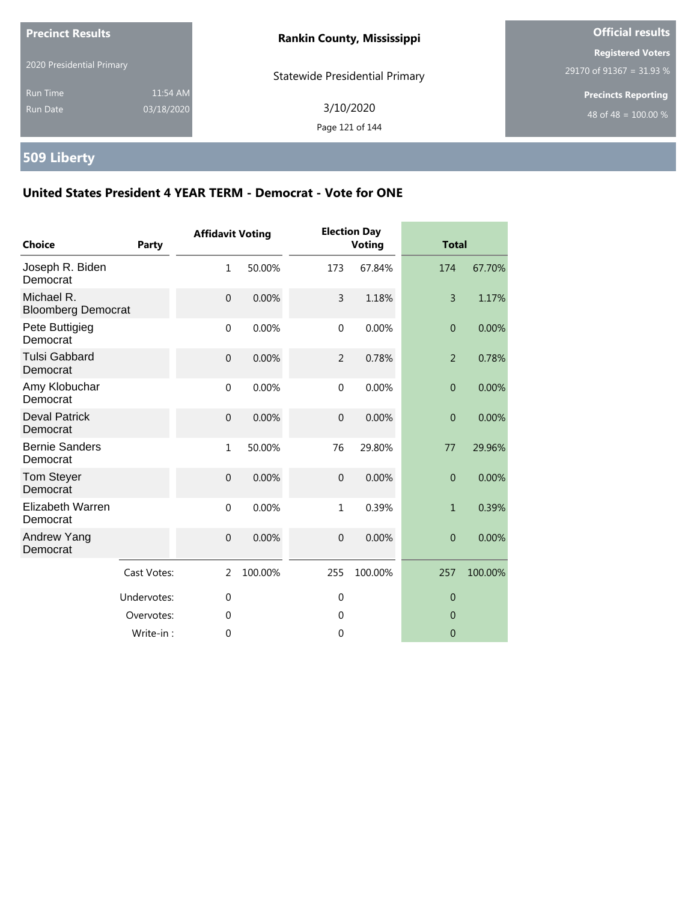**Precinct Results**

2020 Presidential Primary

Run Time 11:54 AM

Run Date 03/18/2020

**Rankin County, Mississippi**

Statewide Presidential Primary

3/10/2020

**Official results**

**Registered Voters**

29170 of 91367 = 31.93 %

**Precincts Reporting**

48 of 48 = 100.00 %

## 509 Liberty

### United States President 4 YEAR TERM - Democrat - Vote for ONE

| Choice | Party | Affidavit Voting | | Election Day Voting | | Total | |
|---|---|---|---|---|---|---|---|
| Joseph R. Biden Democrat | | 1 | 50.00% | 173 | 67.84% | 174 | 67.70% |
| Michael R. Bloomberg Democrat | | 0 | 0.00% | 3 | 1.18% | 3 | 1.17% |
| Pete Buttigieg Democrat | | 0 | 0.00% | 0 | 0.00% | 0 | 0.00% |
| Tulsi Gabbard Democrat | | 0 | 0.00% | 2 | 0.78% | 2 | 0.78% |
| Amy Klobuchar Democrat | | 0 | 0.00% | 0 | 0.00% | 0 | 0.00% |
| Deval Patrick Democrat | | 0 | 0.00% | 0 | 0.00% | 0 | 0.00% |
| Bernie Sanders Democrat | | 1 | 50.00% | 76 | 29.80% | 77 | 29.96% |
| Tom Steyer Democrat | | 0 | 0.00% | 0 | 0.00% | 0 | 0.00% |
| Elizabeth Warren Democrat | | 0 | 0.00% | 1 | 0.39% | 1 | 0.39% |
| Andrew Yang Democrat | | 0 | 0.00% | 0 | 0.00% | 0 | 0.00% |
| | Cast Votes: | 2 | 100.00% | 255 | 100.00% | 257 | 100.00% |
| | Undervotes: | 0 | | 0 | | 0 | |
| | Overvotes: | 0 | | 0 | | 0 | |
| | Write-in : | 0 | | 0 | | 0 | |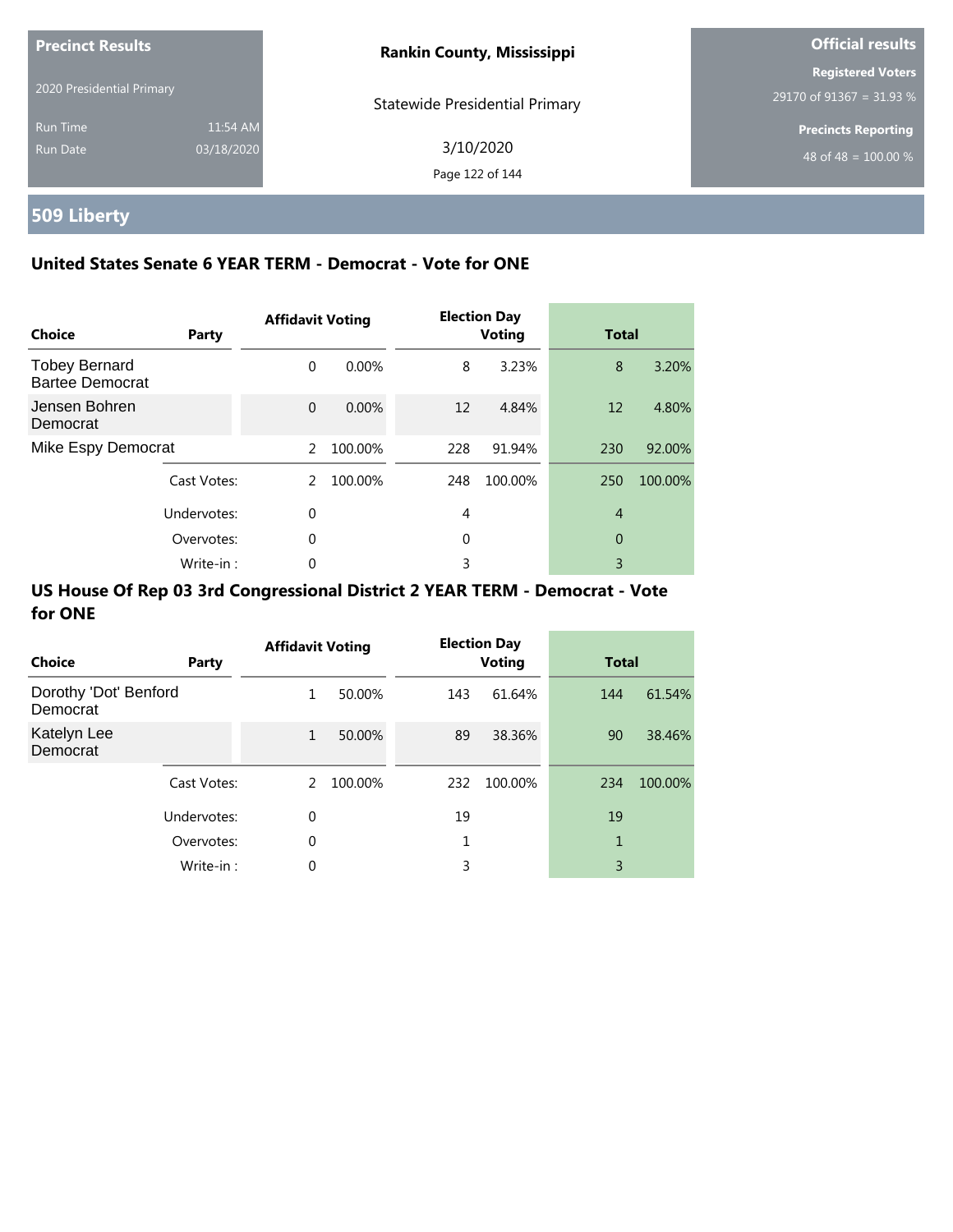**Precinct Results**

2020 Presidential Primary

Run Time 11:54 AM

Run Date 03/18/2020

**Rankin County, Mississippi**

Statewide Presidential Primary

3/10/2020

**Official results**

**Registered Voters**

29170 of 91367 = 31.93 %

**Precincts Reporting**

48 of 48 = 100.00 %

# 509 Liberty

## United States Senate 6 YEAR TERM - Democrat - Vote for ONE

| Choice | Party | Affidavit Voting | | Election Day Voting | | Total | |
|---|---|---|---|---|---|---|---|
| Tobey Bernard Bartee Democrat | | 0 | 0.00% | 8 | 3.23% | 8 | 3.20% |
| Jensen Bohren Democrat | | 0 | 0.00% | 12 | 4.84% | 12 | 4.80% |
| Mike Espy Democrat | | 2 | 100.00% | 228 | 91.94% | 230 | 92.00% |
| | Cast Votes: | 2 | 100.00% | 248 | 100.00% | 250 | 100.00% |
| | Undervotes: | 0 | | 4 | | 4 | |
| | Overvotes: | 0 | | 0 | | 0 | |
| | Write-in : | 0 | | 3 | | 3 | |

## US House Of Rep 03 3rd Congressional District 2 YEAR TERM - Democrat - Vote for ONE

| Choice | Party | Affidavit Voting | | Election Day Voting | | Total | |
|---|---|---|---|---|---|---|---|
| Dorothy 'Dot' Benford Democrat | | 1 | 50.00% | 143 | 61.64% | 144 | 61.54% |
| Katelyn Lee Democrat | | 1 | 50.00% | 89 | 38.36% | 90 | 38.46% |
| | Cast Votes: | 2 | 100.00% | 232 | 100.00% | 234 | 100.00% |
| | Undervotes: | 0 | | 19 | | 19 | |
| | Overvotes: | 0 | | 1 | | 1 | |
| | Write-in : | 0 | | 3 | | 3 | |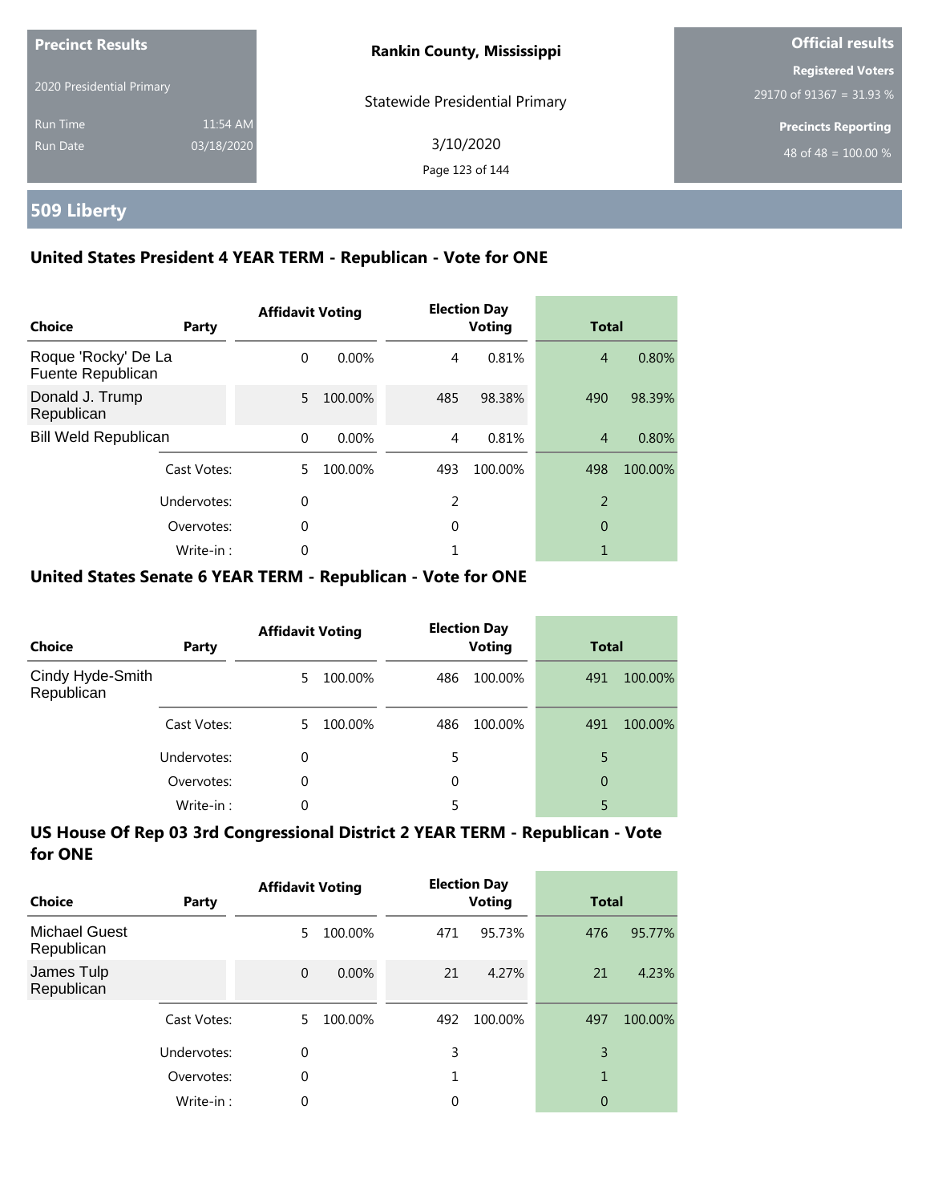Precinct Results

2020 Presidential Primary

Run Time 11:54 AM

Run Date 03/18/2020

**Rankin County, Mississippi**

Statewide Presidential Primary

3/10/2020

**Official results**

**Registered Voters**

29170 of 91367 = 31.93 %

**Precincts Reporting**

48 of 48 = 100.00 %

## 509 Liberty

### United States President 4 YEAR TERM - Republican - Vote for ONE

| Choice | Party | Affidavit Voting | | Election Day Voting | | Total | |
|---|---|---|---|---|---|---|---|
| Roque 'Rocky' De La Fuente Republican | | 0 | 0.00% | 4 | 0.81% | 4 | 0.80% |
| Donald J. Trump Republican | | 5 | 100.00% | 485 | 98.38% | 490 | 98.39% |
| Bill Weld Republican | | 0 | 0.00% | 4 | 0.81% | 4 | 0.80% |
| | Cast Votes: | 5 | 100.00% | 493 | 100.00% | 498 | 100.00% |
| | Undervotes: | 0 | | 2 | | 2 | |
| | Overvotes: | 0 | | 0 | | 0 | |
| | Write-in : | 0 | | 1 | | 1 | |

### United States Senate 6 YEAR TERM - Republican - Vote for ONE

| Choice | Party | Affidavit Voting | | Election Day Voting | | Total | |
|---|---|---|---|---|---|---|---|
| Cindy Hyde-Smith Republican | | 5 | 100.00% | 486 | 100.00% | 491 | 100.00% |
| | Cast Votes: | 5 | 100.00% | 486 | 100.00% | 491 | 100.00% |
| | Undervotes: | 0 | | 5 | | 5 | |
| | Overvotes: | 0 | | 0 | | 0 | |
| | Write-in : | 0 | | 5 | | 5 | |

### US House Of Rep 03 3rd Congressional District 2 YEAR TERM - Republican - Vote for ONE

| Choice | Party | Affidavit Voting | | Election Day Voting | | Total | |
|---|---|---|---|---|---|---|---|
| Michael Guest Republican | | 5 | 100.00% | 471 | 95.73% | 476 | 95.77% |
| James Tulp Republican | | 0 | 0.00% | 21 | 4.27% | 21 | 4.23% |
| | Cast Votes: | 5 | 100.00% | 492 | 100.00% | 497 | 100.00% |
| | Undervotes: | 0 | | 3 | | 3 | |
| | Overvotes: | 0 | | 1 | | 1 | |
| | Write-in : | 0 | | 0 | | 0 | |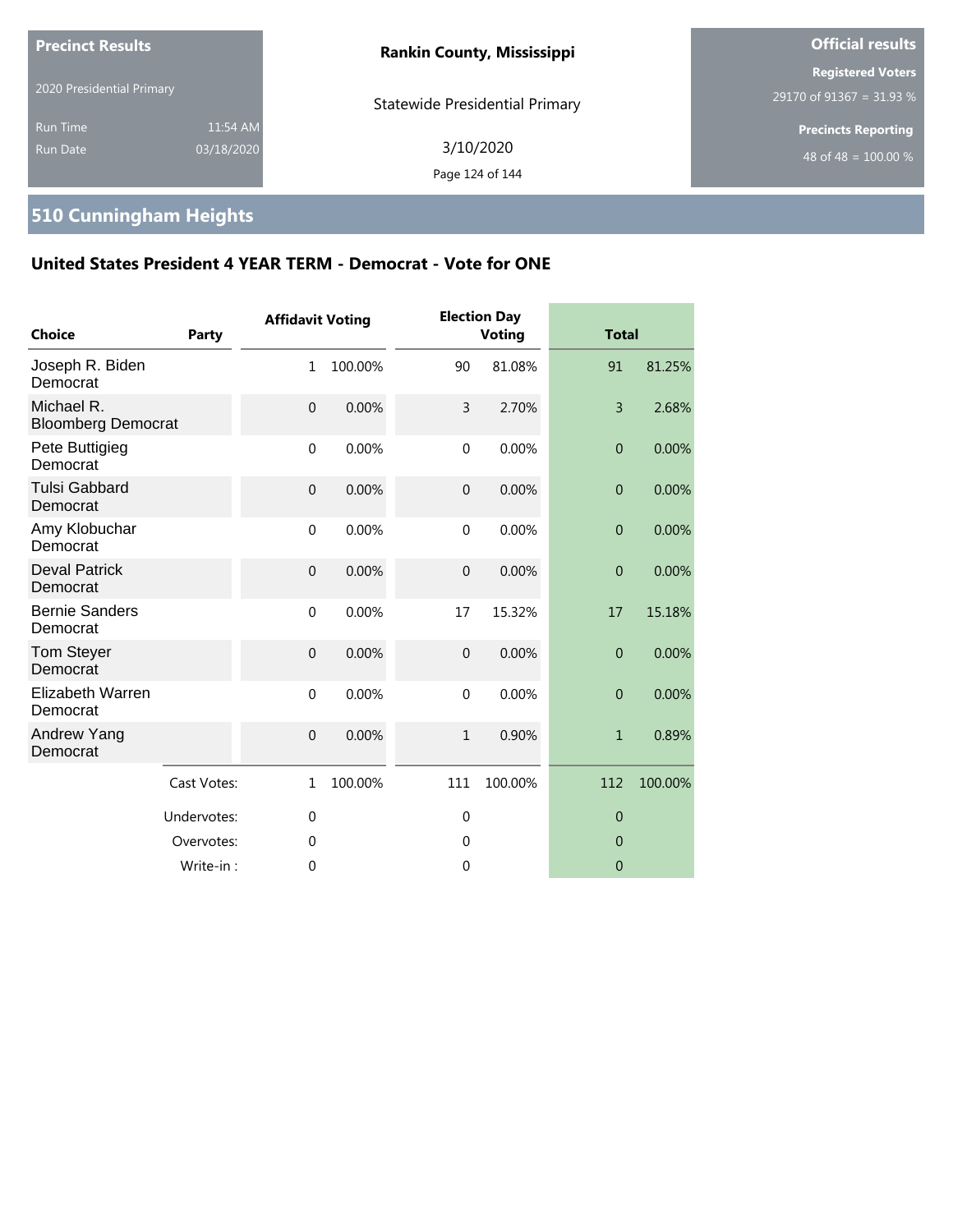**Precinct Results**

2020 Presidential Primary

Run Time 11:54 AM
Run Date 03/18/2020

**Rankin County, Mississippi**

Statewide Presidential Primary

3/10/2020

**Official results**

**Registered Voters**
29170 of 91367 = 31.93 %

**Precincts Reporting**
48 of 48 = 100.00 %

## 510 Cunningham Heights

### United States President 4 YEAR TERM - Democrat - Vote for ONE

| Choice | Party | Affidavit Voting | | Election Day Voting | | Total | |
|---|---|---|---|---|---|---|---|
| Joseph R. Biden Democrat | | 1 | 100.00% | 90 | 81.08% | 91 | 81.25% |
| Michael R. Bloomberg Democrat | | 0 | 0.00% | 3 | 2.70% | 3 | 2.68% |
| Pete Buttigieg Democrat | | 0 | 0.00% | 0 | 0.00% | 0 | 0.00% |
| Tulsi Gabbard Democrat | | 0 | 0.00% | 0 | 0.00% | 0 | 0.00% |
| Amy Klobuchar Democrat | | 0 | 0.00% | 0 | 0.00% | 0 | 0.00% |
| Deval Patrick Democrat | | 0 | 0.00% | 0 | 0.00% | 0 | 0.00% |
| Bernie Sanders Democrat | | 0 | 0.00% | 17 | 15.32% | 17 | 15.18% |
| Tom Steyer Democrat | | 0 | 0.00% | 0 | 0.00% | 0 | 0.00% |
| Elizabeth Warren Democrat | | 0 | 0.00% | 0 | 0.00% | 0 | 0.00% |
| Andrew Yang Democrat | | 0 | 0.00% | 1 | 0.90% | 1 | 0.89% |
| | Cast Votes: | 1 | 100.00% | 111 | 100.00% | 112 | 100.00% |
| | Undervotes: | 0 | | 0 | | 0 | |
| | Overvotes: | 0 | | 0 | | 0 | |
| | Write-in : | 0 | | 0 | | 0 | |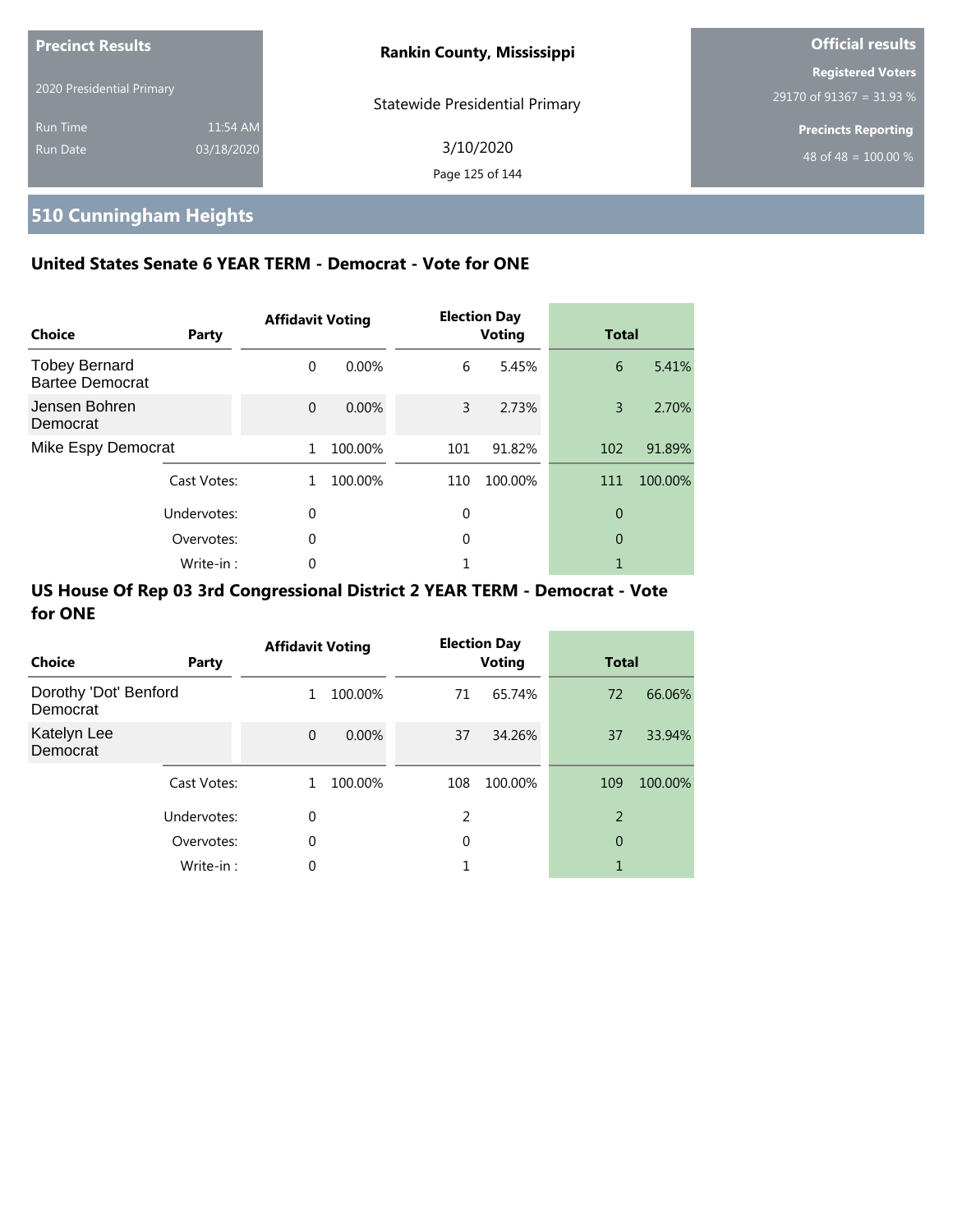**Precinct Results**

2020 Presidential Primary

Run Time 11:54 AM

Run Date 03/18/2020

**Rankin County, Mississippi**

Statewide Presidential Primary

3/10/2020

**Official results**

**Registered Voters**

29170 of 91367 = 31.93 %

**Precincts Reporting**

48 of 48 = 100.00 %

# 510 Cunningham Heights

## United States Senate 6 YEAR TERM - Democrat - Vote for ONE

| Choice | Party | Affidavit Voting | | Election Day Voting | | Total | |
|---|---|---|---|---|---|---|---|
| Tobey Bernard Bartee Democrat | | 0 | 0.00% | 6 | 5.45% | 6 | 5.41% |
| Jensen Bohren Democrat | | 0 | 0.00% | 3 | 2.73% | 3 | 2.70% |
| Mike Espy Democrat | | 1 | 100.00% | 101 | 91.82% | 102 | 91.89% |
| | Cast Votes: | 1 | 100.00% | 110 | 100.00% | 111 | 100.00% |
| | Undervotes: | 0 | | 0 | | 0 | |
| | Overvotes: | 0 | | 0 | | 0 | |
| | Write-in : | 0 | | 1 | | 1 | |

## US House Of Rep 03 3rd Congressional District 2 YEAR TERM - Democrat - Vote for ONE

| Choice | Party | Affidavit Voting | | Election Day Voting | | Total | |
|---|---|---|---|---|---|---|---|
| Dorothy 'Dot' Benford Democrat | | 1 | 100.00% | 71 | 65.74% | 72 | 66.06% |
| Katelyn Lee Democrat | | 0 | 0.00% | 37 | 34.26% | 37 | 33.94% |
| | Cast Votes: | 1 | 100.00% | 108 | 100.00% | 109 | 100.00% |
| | Undervotes: | 0 | | 2 | | 2 | |
| | Overvotes: | 0 | | 0 | | 0 | |
| | Write-in : | 0 | | 1 | | 1 | |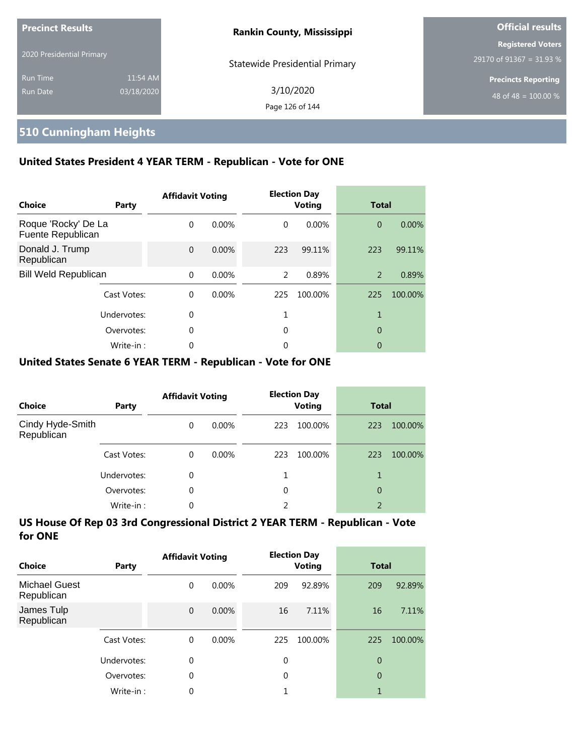**Precinct Results**

2020 Presidential Primary

Run Time 11:54 AM
Run Date 03/18/2020

**Rankin County, Mississippi**

Statewide Presidential Primary

3/10/2020

**Official results**

**Registered Voters**
29170 of 91367 = 31.93 %

**Precincts Reporting**
48 of 48 = 100.00 %

## 510 Cunningham Heights

### United States President 4 YEAR TERM - Republican - Vote for ONE

| Choice | Party | Affidavit Voting | | Election Day Voting | | Total | |
|---|---|---|---|---|---|---|---|
| Roque 'Rocky' De La Fuente Republican | | 0 | 0.00% | 0 | 0.00% | 0 | 0.00% |
| Donald J. Trump Republican | | 0 | 0.00% | 223 | 99.11% | 223 | 99.11% |
| Bill Weld Republican | | 0 | 0.00% | 2 | 0.89% | 2 | 0.89% |
| | Cast Votes: | 0 | 0.00% | 225 | 100.00% | 225 | 100.00% |
| | Undervotes: | 0 | | 1 | | 1 | |
| | Overvotes: | 0 | | 0 | | 0 | |
| | Write-in : | 0 | | 0 | | 0 | |

### United States Senate 6 YEAR TERM - Republican - Vote for ONE

| Choice | Party | Affidavit Voting | | Election Day Voting | | Total | |
|---|---|---|---|---|---|---|---|
| Cindy Hyde-Smith Republican | | 0 | 0.00% | 223 | 100.00% | 223 | 100.00% |
| | Cast Votes: | 0 | 0.00% | 223 | 100.00% | 223 | 100.00% |
| | Undervotes: | 0 | | 1 | | 1 | |
| | Overvotes: | 0 | | 0 | | 0 | |
| | Write-in : | 0 | | 2 | | 2 | |

### US House Of Rep 03 3rd Congressional District 2 YEAR TERM - Republican - Vote for ONE

| Choice | Party | Affidavit Voting | | Election Day Voting | | Total | |
|---|---|---|---|---|---|---|---|
| Michael Guest Republican | | 0 | 0.00% | 209 | 92.89% | 209 | 92.89% |
| James Tulp Republican | | 0 | 0.00% | 16 | 7.11% | 16 | 7.11% |
| | Cast Votes: | 0 | 0.00% | 225 | 100.00% | 225 | 100.00% |
| | Undervotes: | 0 | | 0 | | 0 | |
| | Overvotes: | 0 | | 0 | | 0 | |
| | Write-in : | 0 | | 1 | | 1 | |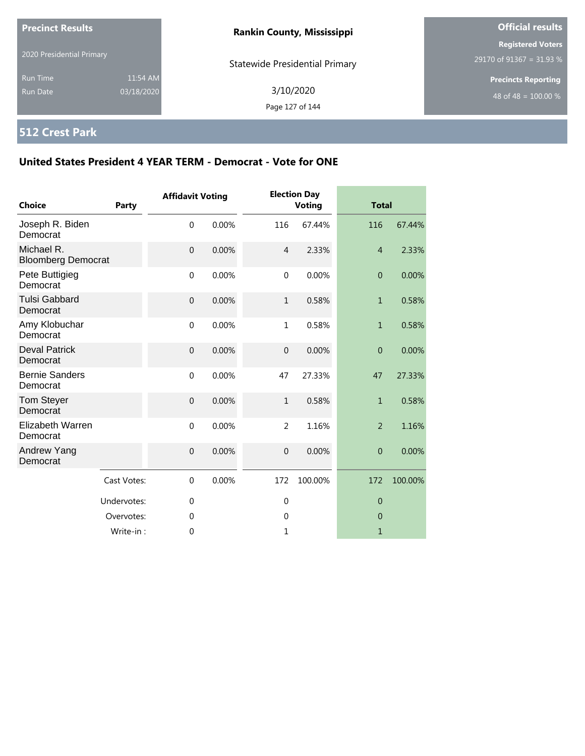**Precinct Results**

2020 Presidential Primary

Run Time 11:54 AM
Run Date 03/18/2020

**Rankin County, Mississippi**

Statewide Presidential Primary

3/10/2020

**Official results**

**Registered Voters**
29170 of 91367 = 31.93 %

**Precincts Reporting**
48 of 48 = 100.00 %

## 512 Crest Park

### United States President 4 YEAR TERM - Democrat - Vote for ONE

| Choice | Party | Affidavit Voting | | Election Day Voting | | Total | |
|---|---|---|---|---|---|---|---|
| Joseph R. Biden | Democrat | 0 | 0.00% | 116 | 67.44% | 116 | 67.44% |
| Michael R. Bloomberg | Democrat | 0 | 0.00% | 4 | 2.33% | 4 | 2.33% |
| Pete Buttigieg | Democrat | 0 | 0.00% | 0 | 0.00% | 0 | 0.00% |
| Tulsi Gabbard | Democrat | 0 | 0.00% | 1 | 0.58% | 1 | 0.58% |
| Amy Klobuchar | Democrat | 0 | 0.00% | 1 | 0.58% | 1 | 0.58% |
| Deval Patrick | Democrat | 0 | 0.00% | 0 | 0.00% | 0 | 0.00% |
| Bernie Sanders | Democrat | 0 | 0.00% | 47 | 27.33% | 47 | 27.33% |
| Tom Steyer | Democrat | 0 | 0.00% | 1 | 0.58% | 1 | 0.58% |
| Elizabeth Warren | Democrat | 0 | 0.00% | 2 | 1.16% | 2 | 1.16% |
| Andrew Yang | Democrat | 0 | 0.00% | 0 | 0.00% | 0 | 0.00% |
| | Cast Votes: | 0 | 0.00% | 172 | 100.00% | 172 | 100.00% |
| | Undervotes: | 0 | | 0 | | 0 | |
| | Overvotes: | 0 | | 0 | | 0 | |
| | Write-in : | 0 | | 1 | | 1 | |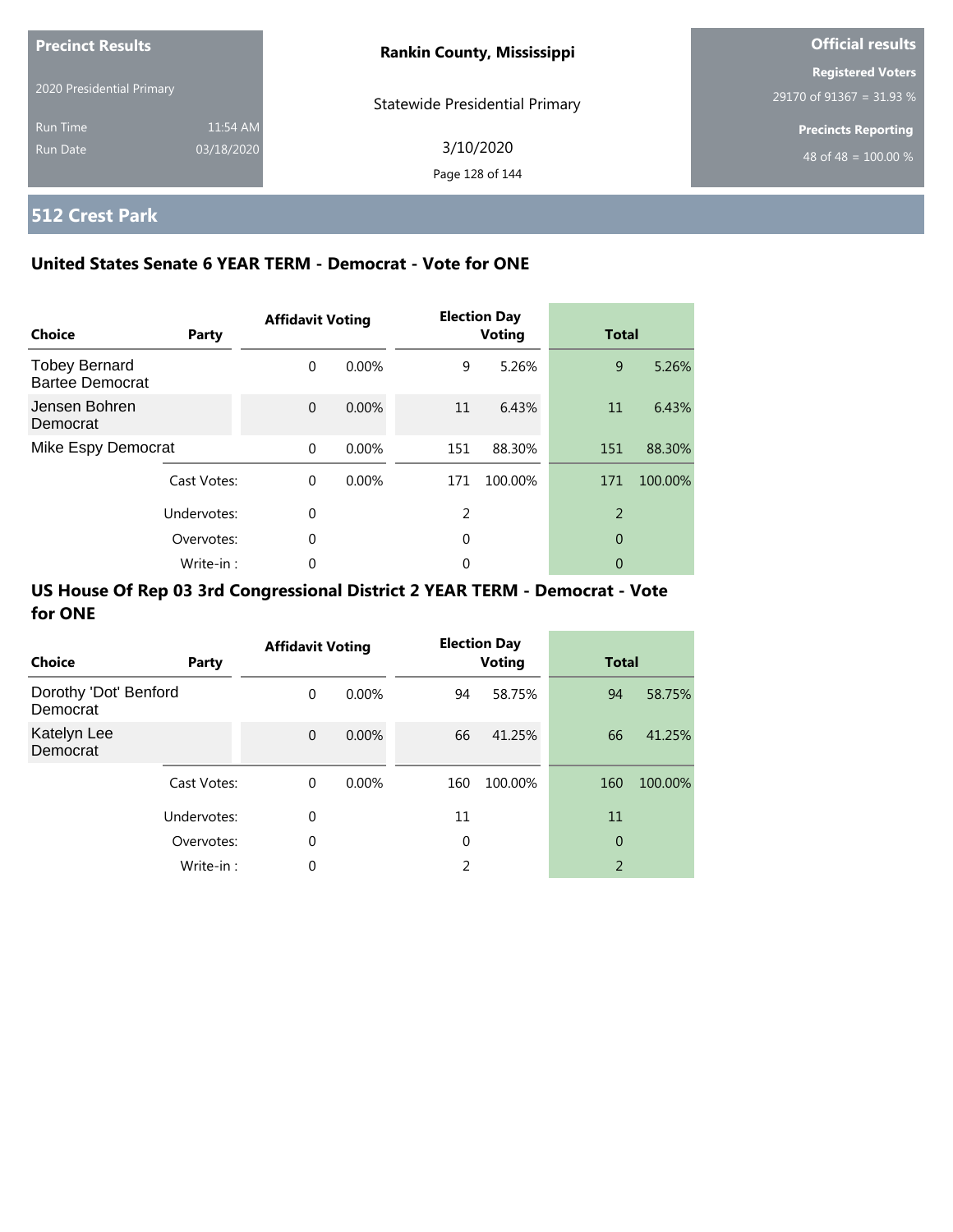**Precinct Results**

2020 Presidential Primary

Run Time 11:54 AM

Run Date 03/18/2020

**Rankin County, Mississippi**

Statewide Presidential Primary

3/10/2020

**Official results**

**Registered Voters**

29170 of 91367 = 31.93 %

**Precincts Reporting**

48 of 48 = 100.00 %

## 512 Crest Park

### United States Senate 6 YEAR TERM - Democrat - Vote for ONE

| Choice | Party | Affidavit Voting | | Election Day Voting | | Total | |
|---|---|---|---|---|---|---|---|
| Tobey Bernard Bartee Democrat | | 0 | 0.00% | 9 | 5.26% | 9 | 5.26% |
| Jensen Bohren Democrat | | 0 | 0.00% | 11 | 6.43% | 11 | 6.43% |
| Mike Espy Democrat | | 0 | 0.00% | 151 | 88.30% | 151 | 88.30% |
| | Cast Votes: | 0 | 0.00% | 171 | 100.00% | 171 | 100.00% |
| | Undervotes: | 0 | | 2 | | 2 | |
| | Overvotes: | 0 | | 0 | | 0 | |
| | Write-in : | 0 | | 0 | | 0 | |

### US House Of Rep 03 3rd Congressional District 2 YEAR TERM - Democrat - Vote for ONE

| Choice | Party | Affidavit Voting | | Election Day Voting | | Total | |
|---|---|---|---|---|---|---|---|
| Dorothy 'Dot' Benford Democrat | | 0 | 0.00% | 94 | 58.75% | 94 | 58.75% |
| Katelyn Lee Democrat | | 0 | 0.00% | 66 | 41.25% | 66 | 41.25% |
| | Cast Votes: | 0 | 0.00% | 160 | 100.00% | 160 | 100.00% |
| | Undervotes: | 0 | | 11 | | 11 | |
| | Overvotes: | 0 | | 0 | | 0 | |
| | Write-in : | 0 | | 2 | | 2 | |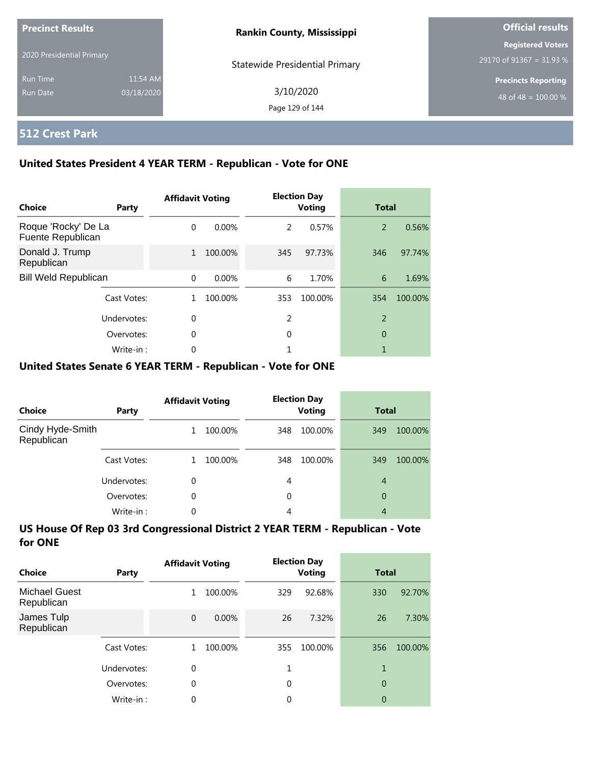**Precinct Results**

2020 Presidential Primary

Run Time 11:54 AM
Run Date 03/18/2020

**Rankin County, Mississippi**

Statewide Presidential Primary

3/10/2020

**Official results**

**Registered Voters**
29170 of 91367 = 31.93 %

**Precincts Reporting**
48 of 48 = 100.00 %

## 512 Crest Park

### United States President 4 YEAR TERM - Republican - Vote for ONE

| Choice | Party | Affidavit Voting | | Election Day Voting | | Total | |
|---|---|---|---|---|---|---|---|
| Roque 'Rocky' De La Fuente Republican | | 0 | 0.00% | 2 | 0.57% | 2 | 0.56% |
| Donald J. Trump Republican | | 1 | 100.00% | 345 | 97.73% | 346 | 97.74% |
| Bill Weld Republican | | 0 | 0.00% | 6 | 1.70% | 6 | 1.69% |
| | Cast Votes: | 1 | 100.00% | 353 | 100.00% | 354 | 100.00% |
| | Undervotes: | 0 | | 2 | | 2 | |
| | Overvotes: | 0 | | 0 | | 0 | |
| | Write-in : | 0 | | 1 | | 1 | |

### United States Senate 6 YEAR TERM - Republican - Vote for ONE

| Choice | Party | Affidavit Voting | | Election Day Voting | | Total | |
|---|---|---|---|---|---|---|---|
| Cindy Hyde-Smith Republican | | 1 | 100.00% | 348 | 100.00% | 349 | 100.00% |
| | Cast Votes: | 1 | 100.00% | 348 | 100.00% | 349 | 100.00% |
| | Undervotes: | 0 | | 4 | | 4 | |
| | Overvotes: | 0 | | 0 | | 0 | |
| | Write-in : | 0 | | 4 | | 4 | |

### US House Of Rep 03 3rd Congressional District 2 YEAR TERM - Republican - Vote for ONE

| Choice | Party | Affidavit Voting | | Election Day Voting | | Total | |
|---|---|---|---|---|---|---|---|
| Michael Guest Republican | | 1 | 100.00% | 329 | 92.68% | 330 | 92.70% |
| James Tulp Republican | | 0 | 0.00% | 26 | 7.32% | 26 | 7.30% |
| | Cast Votes: | 1 | 100.00% | 355 | 100.00% | 356 | 100.00% |
| | Undervotes: | 0 | | 1 | | 1 | |
| | Overvotes: | 0 | | 0 | | 0 | |
| | Write-in : | 0 | | 0 | | 0 | |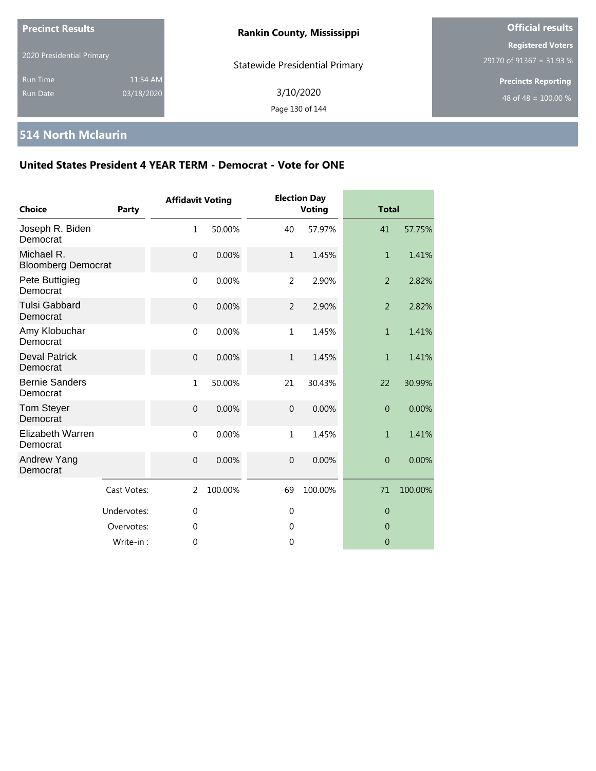**Precinct Results**

2020 Presidential Primary

Run Time 11:54 AM
Run Date 03/18/2020

**Rankin County, Mississippi**

Statewide Presidential Primary

3/10/2020

**Official results**

**Registered Voters**
29170 of 91367 = 31.93 %

**Precincts Reporting**
48 of 48 = 100.00 %

## 514 North Mclaurin

### United States President 4 YEAR TERM - Democrat - Vote for ONE

| Choice | Party | Affidavit Voting | | Election Day Voting | | Total | |
|---|---|---|---|---|---|---|---|
| Joseph R. Biden Democrat | | 1 | 50.00% | 40 | 57.97% | 41 | 57.75% |
| Michael R. Bloomberg Democrat | | 0 | 0.00% | 1 | 1.45% | 1 | 1.41% |
| Pete Buttigieg Democrat | | 0 | 0.00% | 2 | 2.90% | 2 | 2.82% |
| Tulsi Gabbard Democrat | | 0 | 0.00% | 2 | 2.90% | 2 | 2.82% |
| Amy Klobuchar Democrat | | 0 | 0.00% | 1 | 1.45% | 1 | 1.41% |
| Deval Patrick Democrat | | 0 | 0.00% | 1 | 1.45% | 1 | 1.41% |
| Bernie Sanders Democrat | | 1 | 50.00% | 21 | 30.43% | 22 | 30.99% |
| Tom Steyer Democrat | | 0 | 0.00% | 0 | 0.00% | 0 | 0.00% |
| Elizabeth Warren Democrat | | 0 | 0.00% | 1 | 1.45% | 1 | 1.41% |
| Andrew Yang Democrat | | 0 | 0.00% | 0 | 0.00% | 0 | 0.00% |
| | Cast Votes: | 2 | 100.00% | 69 | 100.00% | 71 | 100.00% |
| | Undervotes: | 0 | | 0 | | 0 | |
| | Overvotes: | 0 | | 0 | | 0 | |
| | Write-in : | 0 | | 0 | | 0 | |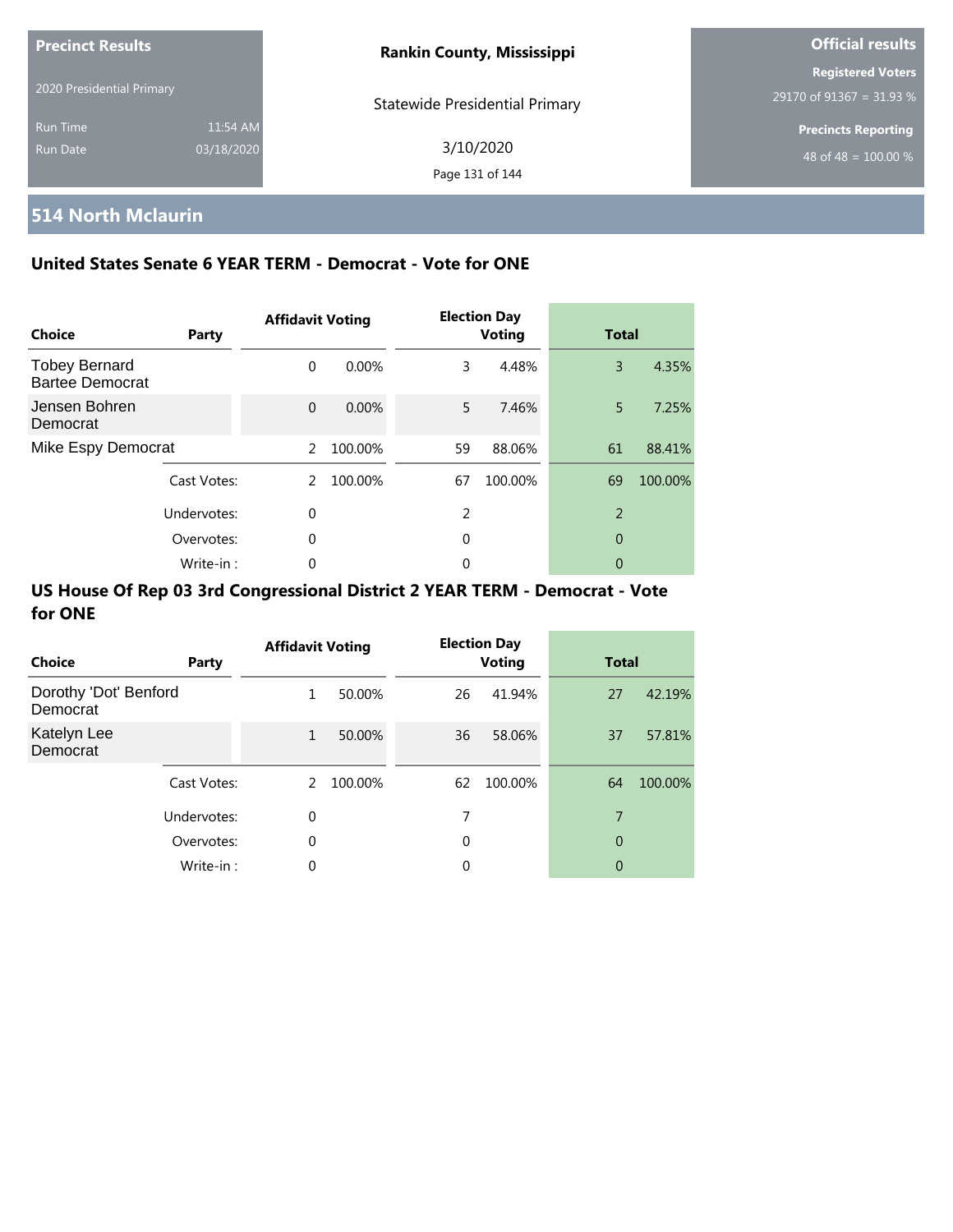**Precinct Results**

2020 Presidential Primary

Run Time 11:54 AM
Run Date 03/18/2020

**Rankin County, Mississippi**

Statewide Presidential Primary

3/10/2020

**Official results**

**Registered Voters**
29170 of 91367 = 31.93 %

**Precincts Reporting**
48 of 48 = 100.00 %

## 514 North Mclaurin

### United States Senate 6 YEAR TERM - Democrat - Vote for ONE

| Choice | Party | Affidavit Voting | | Election Day Voting | | Total | |
|---|---|---|---|---|---|---|---|
| Tobey Bernard Bartee Democrat | | 0 | 0.00% | 3 | 4.48% | 3 | 4.35% |
| Jensen Bohren Democrat | | 0 | 0.00% | 5 | 7.46% | 5 | 7.25% |
| Mike Espy Democrat | | 2 | 100.00% | 59 | 88.06% | 61 | 88.41% |
| | Cast Votes: | 2 | 100.00% | 67 | 100.00% | 69 | 100.00% |
| | Undervotes: | 0 | | 2 | | 2 | |
| | Overvotes: | 0 | | 0 | | 0 | |
| | Write-in : | 0 | | 0 | | 0 | |

### US House Of Rep 03 3rd Congressional District 2 YEAR TERM - Democrat - Vote for ONE

| Choice | Party | Affidavit Voting | | Election Day Voting | | Total | |
|---|---|---|---|---|---|---|---|
| Dorothy 'Dot' Benford Democrat | | 1 | 50.00% | 26 | 41.94% | 27 | 42.19% |
| Katelyn Lee Democrat | | 1 | 50.00% | 36 | 58.06% | 37 | 57.81% |
| | Cast Votes: | 2 | 100.00% | 62 | 100.00% | 64 | 100.00% |
| | Undervotes: | 0 | | 7 | | 7 | |
| | Overvotes: | 0 | | 0 | | 0 | |
| | Write-in : | 0 | | 0 | | 0 | |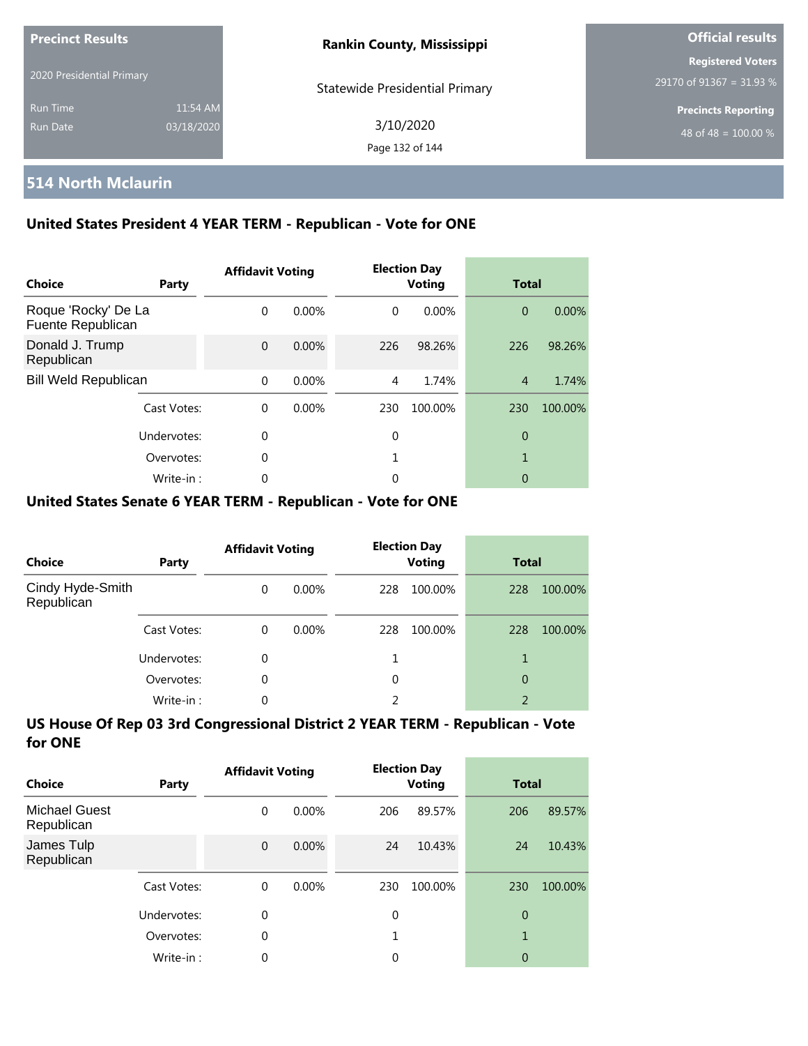Precinct Results

2020 Presidential Primary

Run Time 11:54 AM

Run Date 03/18/2020

**Rankin County, Mississippi**

Statewide Presidential Primary

3/10/2020

**Official results**

**Registered Voters**

29170 of 91367 = 31.93 %

**Precincts Reporting**

48 of 48 = 100.00 %

## 514 North Mclaurin

### United States President 4 YEAR TERM - Republican - Vote for ONE

| Choice | Party | Affidavit Voting | | Election Day Voting | | Total | |
|---|---|---|---|---|---|---|---|
| Roque 'Rocky' De La Fuente Republican | | 0 | 0.00% | 0 | 0.00% | 0 | 0.00% |
| Donald J. Trump Republican | | 0 | 0.00% | 226 | 98.26% | 226 | 98.26% |
| Bill Weld Republican | | 0 | 0.00% | 4 | 1.74% | 4 | 1.74% |
| | Cast Votes: | 0 | 0.00% | 230 | 100.00% | 230 | 100.00% |
| | Undervotes: | 0 | | 0 | | 0 | |
| | Overvotes: | 0 | | 1 | | 1 | |
| | Write-in : | 0 | | 0 | | 0 | |

### United States Senate 6 YEAR TERM - Republican - Vote for ONE

| Choice | Party | Affidavit Voting | | Election Day Voting | | Total | |
|---|---|---|---|---|---|---|---|
| Cindy Hyde-Smith Republican | | 0 | 0.00% | 228 | 100.00% | 228 | 100.00% |
| | Cast Votes: | 0 | 0.00% | 228 | 100.00% | 228 | 100.00% |
| | Undervotes: | 0 | | 1 | | 1 | |
| | Overvotes: | 0 | | 0 | | 0 | |
| | Write-in : | 0 | | 2 | | 2 | |

### US House Of Rep 03 3rd Congressional District 2 YEAR TERM - Republican - Vote for ONE

| Choice | Party | Affidavit Voting | | Election Day Voting | | Total | |
|---|---|---|---|---|---|---|---|
| Michael Guest Republican | | 0 | 0.00% | 206 | 89.57% | 206 | 89.57% |
| James Tulp Republican | | 0 | 0.00% | 24 | 10.43% | 24 | 10.43% |
| | Cast Votes: | 0 | 0.00% | 230 | 100.00% | 230 | 100.00% |
| | Undervotes: | 0 | | 0 | | 0 | |
| | Overvotes: | 0 | | 1 | | 1 | |
| | Write-in : | 0 | | 0 | | 0 | |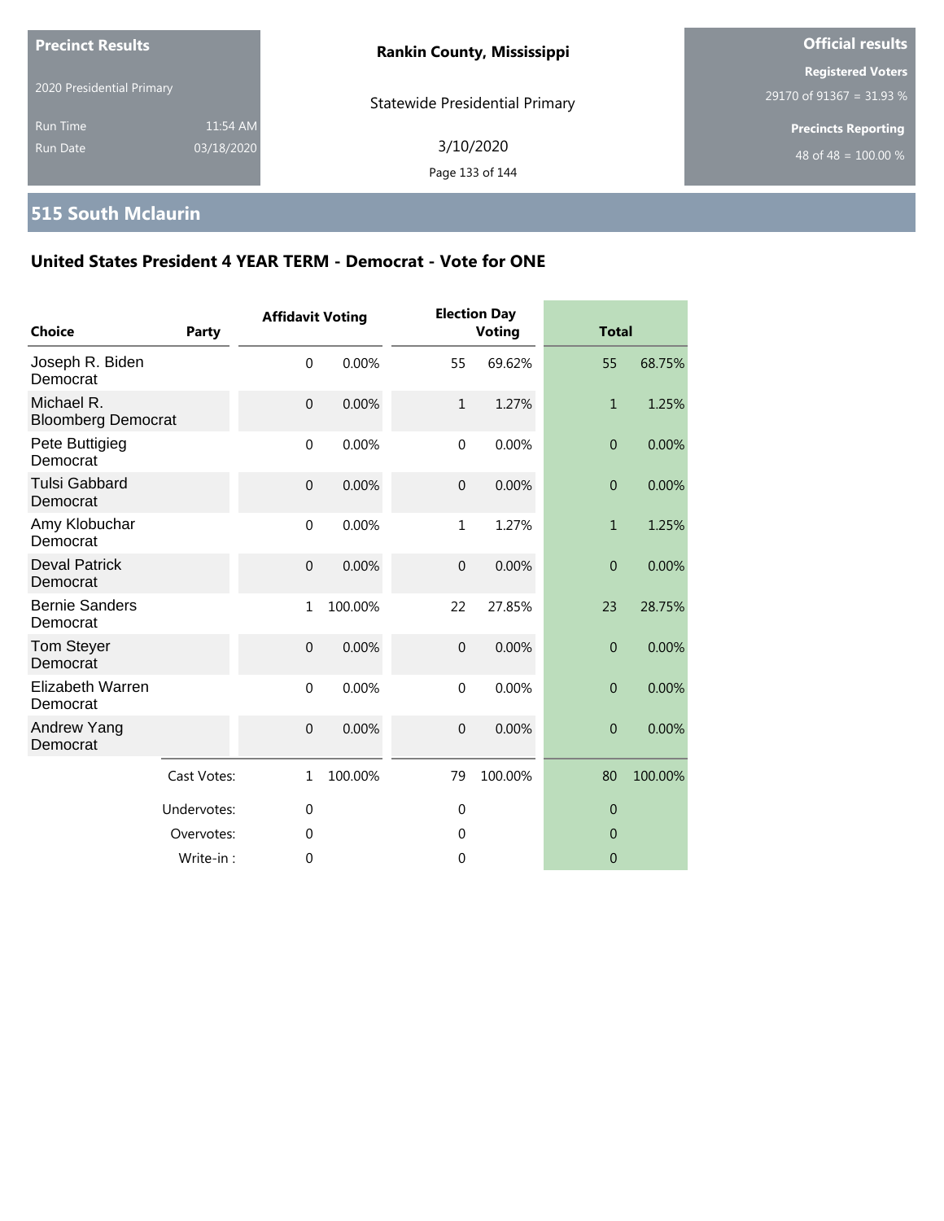**Precinct Results**

2020 Presidential Primary

Run Time 11:54 AM
Run Date 03/18/2020

**Rankin County, Mississippi**

Statewide Presidential Primary

3/10/2020

**Official results**

**Registered Voters**
29170 of 91367 = 31.93 %

**Precincts Reporting**
48 of 48 = 100.00 %

## 515 South Mclaurin

### United States President 4 YEAR TERM - Democrat - Vote for ONE

| Choice | Party | Affidavit Voting | | Election Day Voting | | Total | |
|---|---|---|---|---|---|---|---|
| Joseph R. Biden Democrat | | 0 | 0.00% | 55 | 69.62% | 55 | 68.75% |
| Michael R. Bloomberg Democrat | | 0 | 0.00% | 1 | 1.27% | 1 | 1.25% |
| Pete Buttigieg Democrat | | 0 | 0.00% | 0 | 0.00% | 0 | 0.00% |
| Tulsi Gabbard Democrat | | 0 | 0.00% | 0 | 0.00% | 0 | 0.00% |
| Amy Klobuchar Democrat | | 0 | 0.00% | 1 | 1.27% | 1 | 1.25% |
| Deval Patrick Democrat | | 0 | 0.00% | 0 | 0.00% | 0 | 0.00% |
| Bernie Sanders Democrat | | 1 | 100.00% | 22 | 27.85% | 23 | 28.75% |
| Tom Steyer Democrat | | 0 | 0.00% | 0 | 0.00% | 0 | 0.00% |
| Elizabeth Warren Democrat | | 0 | 0.00% | 0 | 0.00% | 0 | 0.00% |
| Andrew Yang Democrat | | 0 | 0.00% | 0 | 0.00% | 0 | 0.00% |
| | Cast Votes: | 1 | 100.00% | 79 | 100.00% | 80 | 100.00% |
| | Undervotes: | 0 | | 0 | | 0 | |
| | Overvotes: | 0 | | 0 | | 0 | |
| | Write-in : | 0 | | 0 | | 0 | |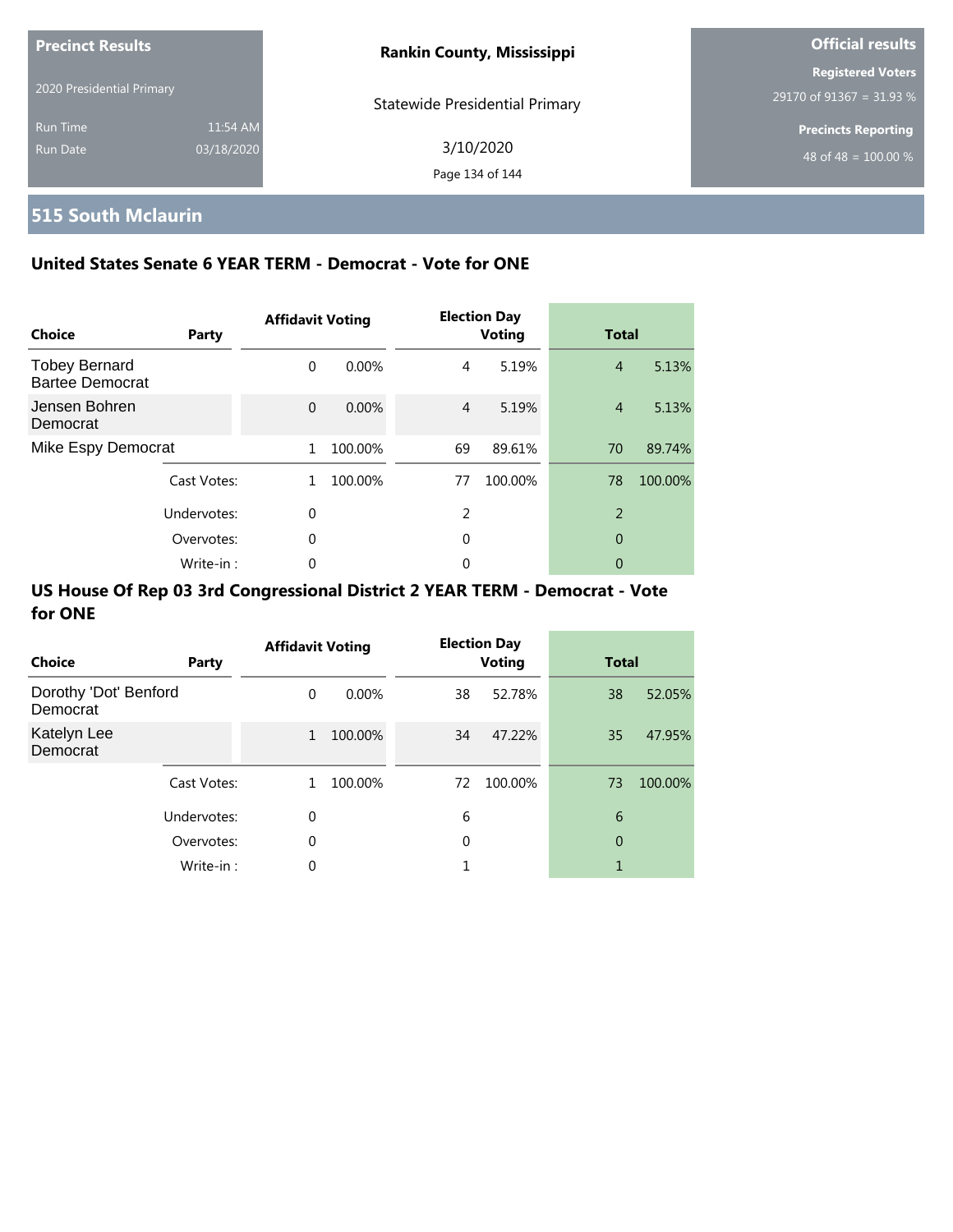**Precinct Results**

2020 Presidential Primary

Run Time 11:54 AM
Run Date 03/18/2020

**Rankin County, Mississippi**

Statewide Presidential Primary

3/10/2020

**Official results**

**Registered Voters**
29170 of 91367 = 31.93 %

**Precincts Reporting**
48 of 48 = 100.00 %

## 515 South Mclaurin

### United States Senate 6 YEAR TERM - Democrat - Vote for ONE

| Choice | Party | Affidavit Voting | | Election Day Voting | | Total | |
|---|---|---|---|---|---|---|---|
| Tobey Bernard Bartee Democrat | | 0 | 0.00% | 4 | 5.19% | 4 | 5.13% |
| Jensen Bohren Democrat | | 0 | 0.00% | 4 | 5.19% | 4 | 5.13% |
| Mike Espy Democrat | | 1 | 100.00% | 69 | 89.61% | 70 | 89.74% |
| | Cast Votes: | 1 | 100.00% | 77 | 100.00% | 78 | 100.00% |
| | Undervotes: | 0 | | 2 | | 2 | |
| | Overvotes: | 0 | | 0 | | 0 | |
| | Write-in : | 0 | | 0 | | 0 | |

### US House Of Rep 03 3rd Congressional District 2 YEAR TERM - Democrat - Vote for ONE

| Choice | Party | Affidavit Voting | | Election Day Voting | | Total | |
|---|---|---|---|---|---|---|---|
| Dorothy 'Dot' Benford Democrat | | 0 | 0.00% | 38 | 52.78% | 38 | 52.05% |
| Katelyn Lee Democrat | | 1 | 100.00% | 34 | 47.22% | 35 | 47.95% |
| | Cast Votes: | 1 | 100.00% | 72 | 100.00% | 73 | 100.00% |
| | Undervotes: | 0 | | 6 | | 6 | |
| | Overvotes: | 0 | | 0 | | 0 | |
| | Write-in : | 0 | | 1 | | 1 | |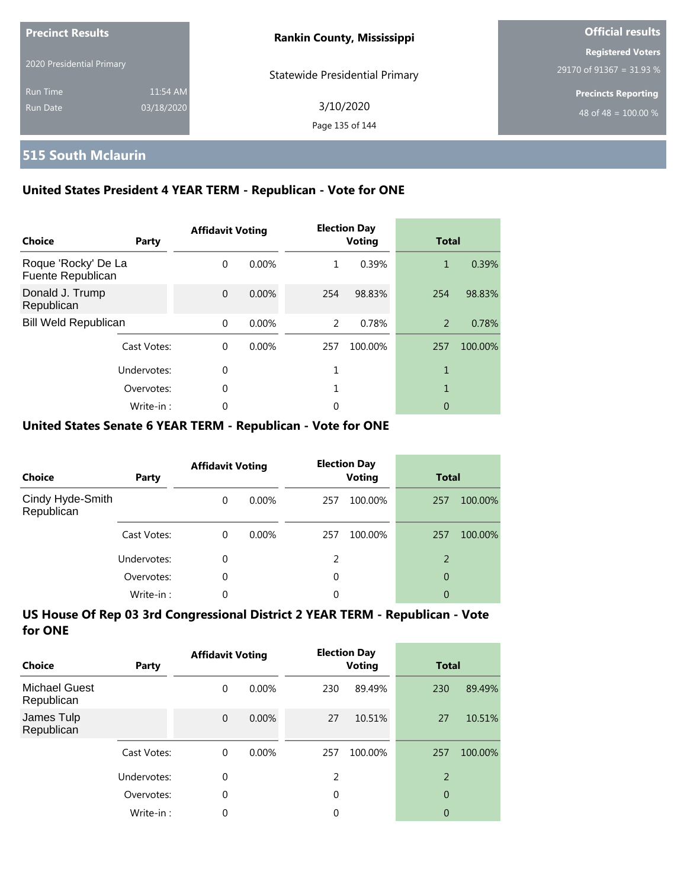**Precinct Results**

2020 Presidential Primary

Run Time 11:54 AM

Run Date 03/18/2020

**Rankin County, Mississippi**

Statewide Presidential Primary

3/10/2020

**Official results**

**Registered Voters**

29170 of 91367 = 31.93 %

**Precincts Reporting**

48 of 48 = 100.00 %

## 515 South Mclaurin

### United States President 4 YEAR TERM - Republican - Vote for ONE

| Choice | Party | Affidavit Voting | | Election Day Voting | | Total | |
|---|---|---|---|---|---|---|---|
| Roque 'Rocky' De La Fuente Republican | | 0 | 0.00% | 1 | 0.39% | 1 | 0.39% |
| Donald J. Trump Republican | | 0 | 0.00% | 254 | 98.83% | 254 | 98.83% |
| Bill Weld Republican | | 0 | 0.00% | 2 | 0.78% | 2 | 0.78% |
| | Cast Votes: | 0 | 0.00% | 257 | 100.00% | 257 | 100.00% |
| | Undervotes: | 0 | | 1 | | 1 | |
| | Overvotes: | 0 | | 1 | | 1 | |
| | Write-in : | 0 | | 0 | | 0 | |

### United States Senate 6 YEAR TERM - Republican - Vote for ONE

| Choice | Party | Affidavit Voting | | Election Day Voting | | Total | |
|---|---|---|---|---|---|---|---|
| Cindy Hyde-Smith Republican | | 0 | 0.00% | 257 | 100.00% | 257 | 100.00% |
| | Cast Votes: | 0 | 0.00% | 257 | 100.00% | 257 | 100.00% |
| | Undervotes: | 0 | | 2 | | 2 | |
| | Overvotes: | 0 | | 0 | | 0 | |
| | Write-in : | 0 | | 0 | | 0 | |

### US House Of Rep 03 3rd Congressional District 2 YEAR TERM - Republican - Vote for ONE

| Choice | Party | Affidavit Voting | | Election Day Voting | | Total | |
|---|---|---|---|---|---|---|---|
| Michael Guest Republican | | 0 | 0.00% | 230 | 89.49% | 230 | 89.49% |
| James Tulp Republican | | 0 | 0.00% | 27 | 10.51% | 27 | 10.51% |
| | Cast Votes: | 0 | 0.00% | 257 | 100.00% | 257 | 100.00% |
| | Undervotes: | 0 | | 2 | | 2 | |
| | Overvotes: | 0 | | 0 | | 0 | |
| | Write-in : | 0 | | 0 | | 0 | |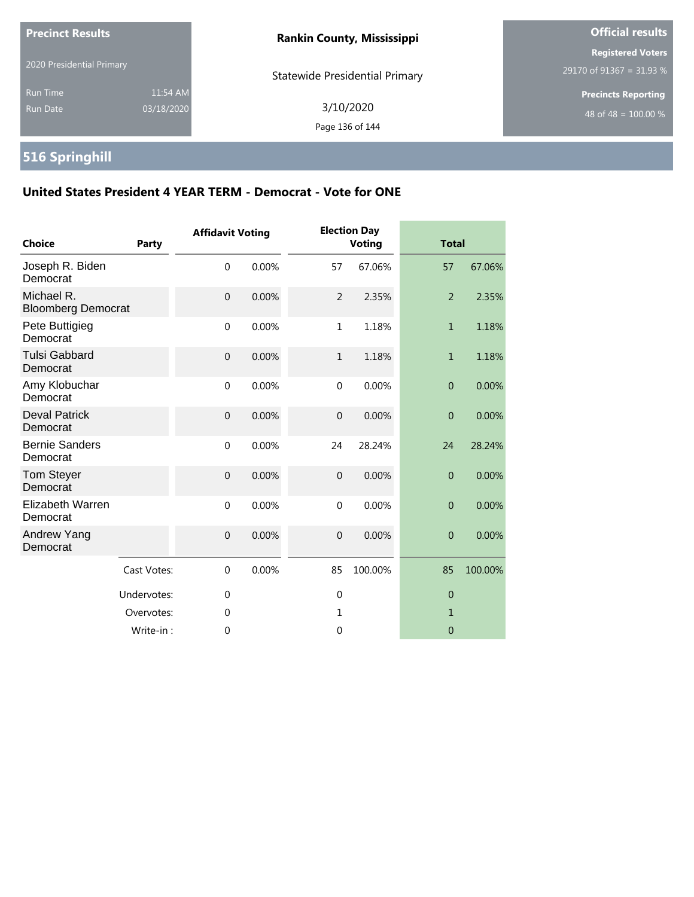**Precinct Results**

2020 Presidential Primary

Run Time 11:54 AM
Run Date 03/18/2020

**Rankin County, Mississippi**

Statewide Presidential Primary

3/10/2020

**Official results**

**Registered Voters**
29170 of 91367 = 31.93 %

**Precincts Reporting**
48 of 48 = 100.00 %

## 516 Springhill

### United States President 4 YEAR TERM - Democrat - Vote for ONE

| Choice | Party | Affidavit Voting | | Election Day Voting | | Total | |
|---|---|---|---|---|---|---|---|
| Joseph R. Biden Democrat | | 0 | 0.00% | 57 | 67.06% | 57 | 67.06% |
| Michael R. Bloomberg Democrat | | 0 | 0.00% | 2 | 2.35% | 2 | 2.35% |
| Pete Buttigieg Democrat | | 0 | 0.00% | 1 | 1.18% | 1 | 1.18% |
| Tulsi Gabbard Democrat | | 0 | 0.00% | 1 | 1.18% | 1 | 1.18% |
| Amy Klobuchar Democrat | | 0 | 0.00% | 0 | 0.00% | 0 | 0.00% |
| Deval Patrick Democrat | | 0 | 0.00% | 0 | 0.00% | 0 | 0.00% |
| Bernie Sanders Democrat | | 0 | 0.00% | 24 | 28.24% | 24 | 28.24% |
| Tom Steyer Democrat | | 0 | 0.00% | 0 | 0.00% | 0 | 0.00% |
| Elizabeth Warren Democrat | | 0 | 0.00% | 0 | 0.00% | 0 | 0.00% |
| Andrew Yang Democrat | | 0 | 0.00% | 0 | 0.00% | 0 | 0.00% |
| | Cast Votes: | 0 | 0.00% | 85 | 100.00% | 85 | 100.00% |
| | Undervotes: | 0 | | 0 | | 0 | |
| | Overvotes: | 0 | | 1 | | 1 | |
| | Write-in : | 0 | | 0 | | 0 | |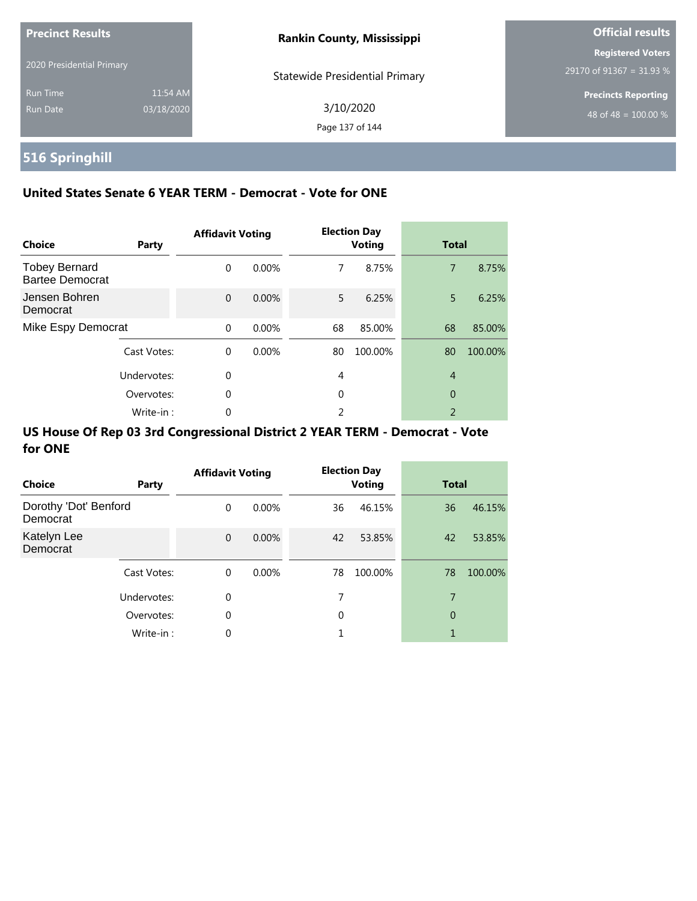**Precinct Results**

2020 Presidential Primary

Run Time 11:54 AM

Run Date 03/18/2020

**Rankin County, Mississippi**

Statewide Presidential Primary

3/10/2020

**Official results**

**Registered Voters**

29170 of 91367 = 31.93 %

**Precincts Reporting**

48 of 48 = 100.00 %

# 516 Springhill

## United States Senate 6 YEAR TERM - Democrat - Vote for ONE

| Choice | Party | Affidavit Voting | | Election Day Voting | | Total | |
|---|---|---|---|---|---|---|---|
| Tobey Bernard Bartee Democrat | | 0 | 0.00% | 7 | 8.75% | 7 | 8.75% |
| Jensen Bohren Democrat | | 0 | 0.00% | 5 | 6.25% | 5 | 6.25% |
| Mike Espy Democrat | | 0 | 0.00% | 68 | 85.00% | 68 | 85.00% |
| | Cast Votes: | 0 | 0.00% | 80 | 100.00% | 80 | 100.00% |
| | Undervotes: | 0 | | 4 | | 4 | |
| | Overvotes: | 0 | | 0 | | 0 | |
| | Write-in : | 0 | | 2 | | 2 | |

## US House Of Rep 03 3rd Congressional District 2 YEAR TERM - Democrat - Vote for ONE

| Choice | Party | Affidavit Voting | | Election Day Voting | | Total | |
|---|---|---|---|---|---|---|---|
| Dorothy 'Dot' Benford Democrat | | 0 | 0.00% | 36 | 46.15% | 36 | 46.15% |
| Katelyn Lee Democrat | | 0 | 0.00% | 42 | 53.85% | 42 | 53.85% |
| | Cast Votes: | 0 | 0.00% | 78 | 100.00% | 78 | 100.00% |
| | Undervotes: | 0 | | 7 | | 7 | |
| | Overvotes: | 0 | | 0 | | 0 | |
| | Write-in : | 0 | | 1 | | 1 | |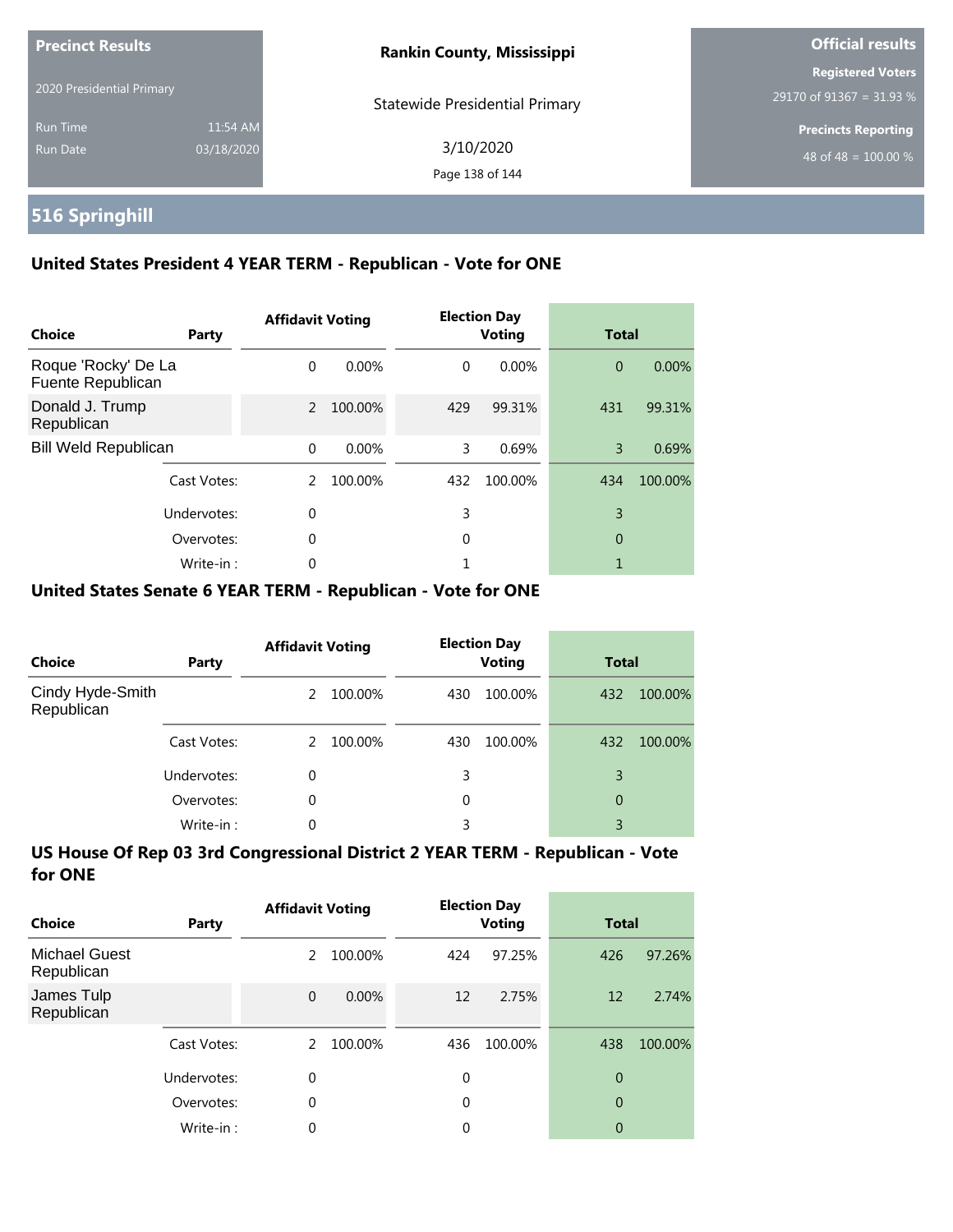**Precinct Results**

2020 Presidential Primary

Run Time 11:54 AM
Run Date 03/18/2020

**Rankin County, Mississippi**

Statewide Presidential Primary

3/10/2020

**Official results**

**Registered Voters**
29170 of 91367 = 31.93 %

**Precincts Reporting**
48 of 48 = 100.00 %

## 516 Springhill

### United States President 4 YEAR TERM - Republican - Vote for ONE

| Choice | Party | Affidavit Voting | | Election Day Voting | | Total | |
|---|---|---|---|---|---|---|---|
| Roque 'Rocky' De La Fuente Republican | | 0 | 0.00% | 0 | 0.00% | 0 | 0.00% |
| Donald J. Trump Republican | | 2 | 100.00% | 429 | 99.31% | 431 | 99.31% |
| Bill Weld Republican | | 0 | 0.00% | 3 | 0.69% | 3 | 0.69% |
| | Cast Votes: | 2 | 100.00% | 432 | 100.00% | 434 | 100.00% |
| | Undervotes: | 0 | | 3 | | 3 | |
| | Overvotes: | 0 | | 0 | | 0 | |
| | Write-in : | 0 | | 1 | | 1 | |

### United States Senate 6 YEAR TERM - Republican - Vote for ONE

| Choice | Party | Affidavit Voting | | Election Day Voting | | Total | |
|---|---|---|---|---|---|---|---|
| Cindy Hyde-Smith Republican | | 2 | 100.00% | 430 | 100.00% | 432 | 100.00% |
| | Cast Votes: | 2 | 100.00% | 430 | 100.00% | 432 | 100.00% |
| | Undervotes: | 0 | | 3 | | 3 | |
| | Overvotes: | 0 | | 0 | | 0 | |
| | Write-in : | 0 | | 3 | | 3 | |

### US House Of Rep 03 3rd Congressional District 2 YEAR TERM - Republican - Vote for ONE

| Choice | Party | Affidavit Voting | | Election Day Voting | | Total | |
|---|---|---|---|---|---|---|---|
| Michael Guest Republican | | 2 | 100.00% | 424 | 97.25% | 426 | 97.26% |
| James Tulp Republican | | 0 | 0.00% | 12 | 2.75% | 12 | 2.74% |
| | Cast Votes: | 2 | 100.00% | 436 | 100.00% | 438 | 100.00% |
| | Undervotes: | 0 | | 0 | | 0 | |
| | Overvotes: | 0 | | 0 | | 0 | |
| | Write-in : | 0 | | 0 | | 0 | |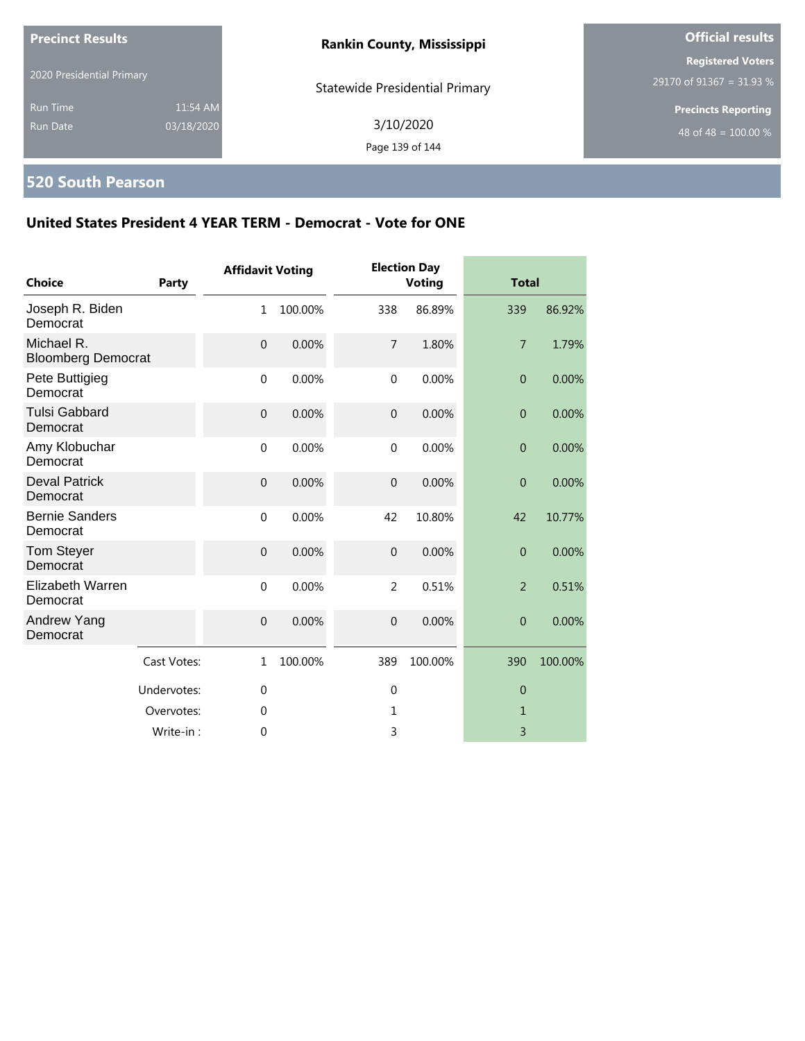**Precinct Results**

2020 Presidential Primary

Run Time 11:54 AM
Run Date 03/18/2020

**Rankin County, Mississippi**

Statewide Presidential Primary

3/10/2020

**Official results**

**Registered Voters**
29170 of 91367 = 31.93 %

**Precincts Reporting**
48 of 48 = 100.00 %

## 520 South Pearson

### United States President 4 YEAR TERM - Democrat - Vote for ONE

| Choice | Party | Affidavit Voting | | Election Day Voting | | Total | |
|---|---|---|---|---|---|---|---|
| Joseph R. Biden | Democrat | 1 | 100.00% | 338 | 86.89% | 339 | 86.92% |
| Michael R. Bloomberg | Democrat | 0 | 0.00% | 7 | 1.80% | 7 | 1.79% |
| Pete Buttigieg | Democrat | 0 | 0.00% | 0 | 0.00% | 0 | 0.00% |
| Tulsi Gabbard | Democrat | 0 | 0.00% | 0 | 0.00% | 0 | 0.00% |
| Amy Klobuchar | Democrat | 0 | 0.00% | 0 | 0.00% | 0 | 0.00% |
| Deval Patrick | Democrat | 0 | 0.00% | 0 | 0.00% | 0 | 0.00% |
| Bernie Sanders | Democrat | 0 | 0.00% | 42 | 10.80% | 42 | 10.77% |
| Tom Steyer | Democrat | 0 | 0.00% | 0 | 0.00% | 0 | 0.00% |
| Elizabeth Warren | Democrat | 0 | 0.00% | 2 | 0.51% | 2 | 0.51% |
| Andrew Yang | Democrat | 0 | 0.00% | 0 | 0.00% | 0 | 0.00% |
| | Cast Votes: | 1 | 100.00% | 389 | 100.00% | 390 | 100.00% |
| | Undervotes: | 0 | | 0 | | 0 | |
| | Overvotes: | 0 | | 1 | | 1 | |
| | Write-in : | 0 | | 3 | | 3 | |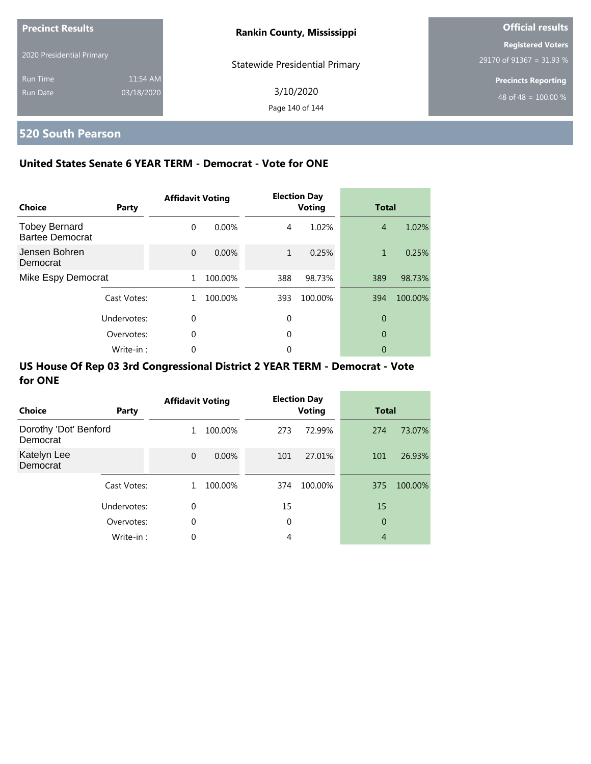Precinct Results

2020 Presidential Primary

Run Time 11:54 AM

Run Date 03/18/2020

**Rankin County, Mississippi**

Statewide Presidential Primary

3/10/2020

**Official results**

**Registered Voters**

29170 of 91367 = 31.93 %

**Precincts Reporting**

48 of 48 = 100.00 %

## 520 South Pearson

### United States Senate 6 YEAR TERM - Democrat - Vote for ONE

| Choice | Party | Affidavit Voting | | Election Day Voting | | Total | |
|---|---|---|---|---|---|---|---|
| Tobey Bernard Bartee Democrat | | 0 | 0.00% | 4 | 1.02% | 4 | 1.02% |
| Jensen Bohren Democrat | | 0 | 0.00% | 1 | 0.25% | 1 | 0.25% |
| Mike Espy Democrat | | 1 | 100.00% | 388 | 98.73% | 389 | 98.73% |
| | Cast Votes: | 1 | 100.00% | 393 | 100.00% | 394 | 100.00% |
| | Undervotes: | 0 | | 0 | | 0 | |
| | Overvotes: | 0 | | 0 | | 0 | |
| | Write-in : | 0 | | 0 | | 0 | |

### US House Of Rep 03 3rd Congressional District 2 YEAR TERM - Democrat - Vote for ONE

| Choice | Party | Affidavit Voting | | Election Day Voting | | Total | |
|---|---|---|---|---|---|---|---|
| Dorothy 'Dot' Benford Democrat | | 1 | 100.00% | 273 | 72.99% | 274 | 73.07% |
| Katelyn Lee Democrat | | 0 | 0.00% | 101 | 27.01% | 101 | 26.93% |
| | Cast Votes: | 1 | 100.00% | 374 | 100.00% | 375 | 100.00% |
| | Undervotes: | 0 | | 15 | | 15 | |
| | Overvotes: | 0 | | 0 | | 0 | |
| | Write-in : | 0 | | 4 | | 4 | |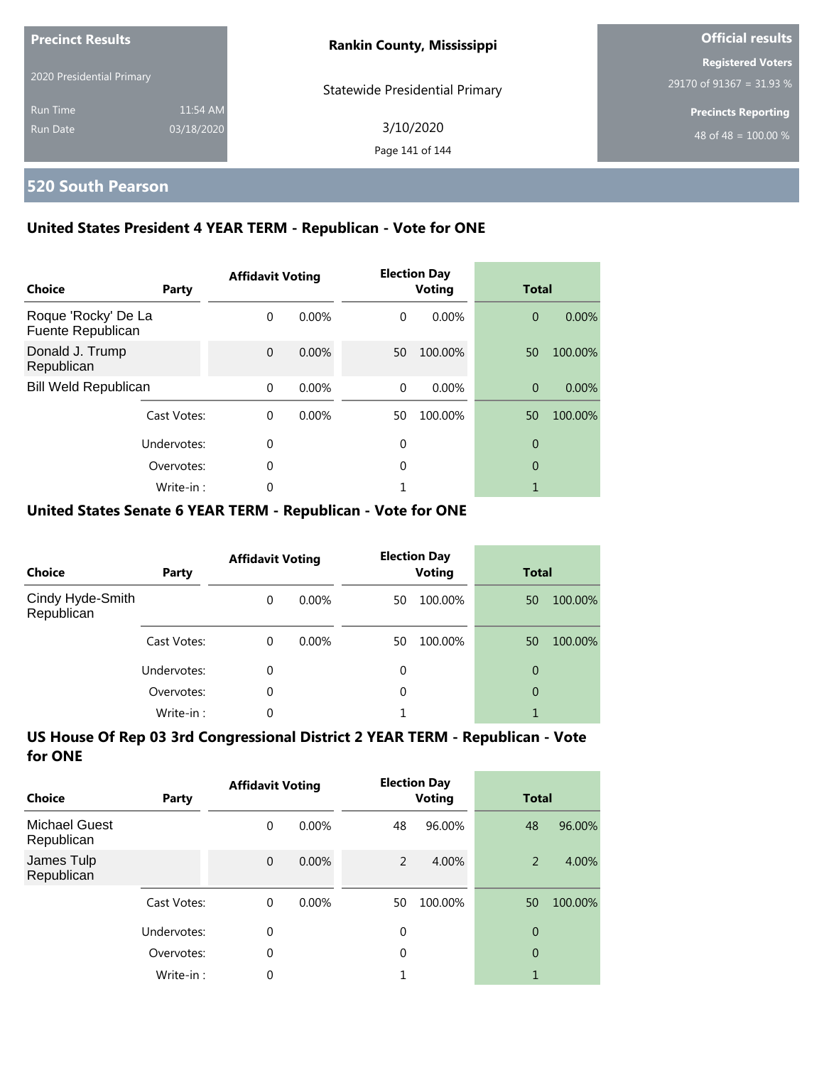**Precinct Results**

2020 Presidential Primary

Run Time 11:54 AM

Run Date 03/18/2020

**Rankin County, Mississippi**

Statewide Presidential Primary

3/10/2020

**Official results**

**Registered Voters**

29170 of 91367 = 31.93 %

**Precincts Reporting**

48 of 48 = 100.00 %

## 520 South Pearson

### United States President 4 YEAR TERM - Republican - Vote for ONE

| Choice | Party | Affidavit Voting | | Election Day Voting | | Total | |
|---|---|---|---|---|---|---|---|
| Roque 'Rocky' De La Fuente Republican | | 0 | 0.00% | 0 | 0.00% | 0 | 0.00% |
| Donald J. Trump Republican | | 0 | 0.00% | 50 | 100.00% | 50 | 100.00% |
| Bill Weld Republican | | 0 | 0.00% | 0 | 0.00% | 0 | 0.00% |
| | Cast Votes: | 0 | 0.00% | 50 | 100.00% | 50 | 100.00% |
| | Undervotes: | 0 | | 0 | | 0 | |
| | Overvotes: | 0 | | 0 | | 0 | |
| | Write-in : | 0 | | 1 | | 1 | |

### United States Senate 6 YEAR TERM - Republican - Vote for ONE

| Choice | Party | Affidavit Voting | | Election Day Voting | | Total | |
|---|---|---|---|---|---|---|---|
| Cindy Hyde-Smith Republican | | 0 | 0.00% | 50 | 100.00% | 50 | 100.00% |
| | Cast Votes: | 0 | 0.00% | 50 | 100.00% | 50 | 100.00% |
| | Undervotes: | 0 | | 0 | | 0 | |
| | Overvotes: | 0 | | 0 | | 0 | |
| | Write-in : | 0 | | 1 | | 1 | |

### US House Of Rep 03 3rd Congressional District 2 YEAR TERM - Republican - Vote for ONE

| Choice | Party | Affidavit Voting | | Election Day Voting | | Total | |
|---|---|---|---|---|---|---|---|
| Michael Guest Republican | | 0 | 0.00% | 48 | 96.00% | 48 | 96.00% |
| James Tulp Republican | | 0 | 0.00% | 2 | 4.00% | 2 | 4.00% |
| | Cast Votes: | 0 | 0.00% | 50 | 100.00% | 50 | 100.00% |
| | Undervotes: | 0 | | 0 | | 0 | |
| | Overvotes: | 0 | | 0 | | 0 | |
| | Write-in : | 0 | | 1 | | 1 | |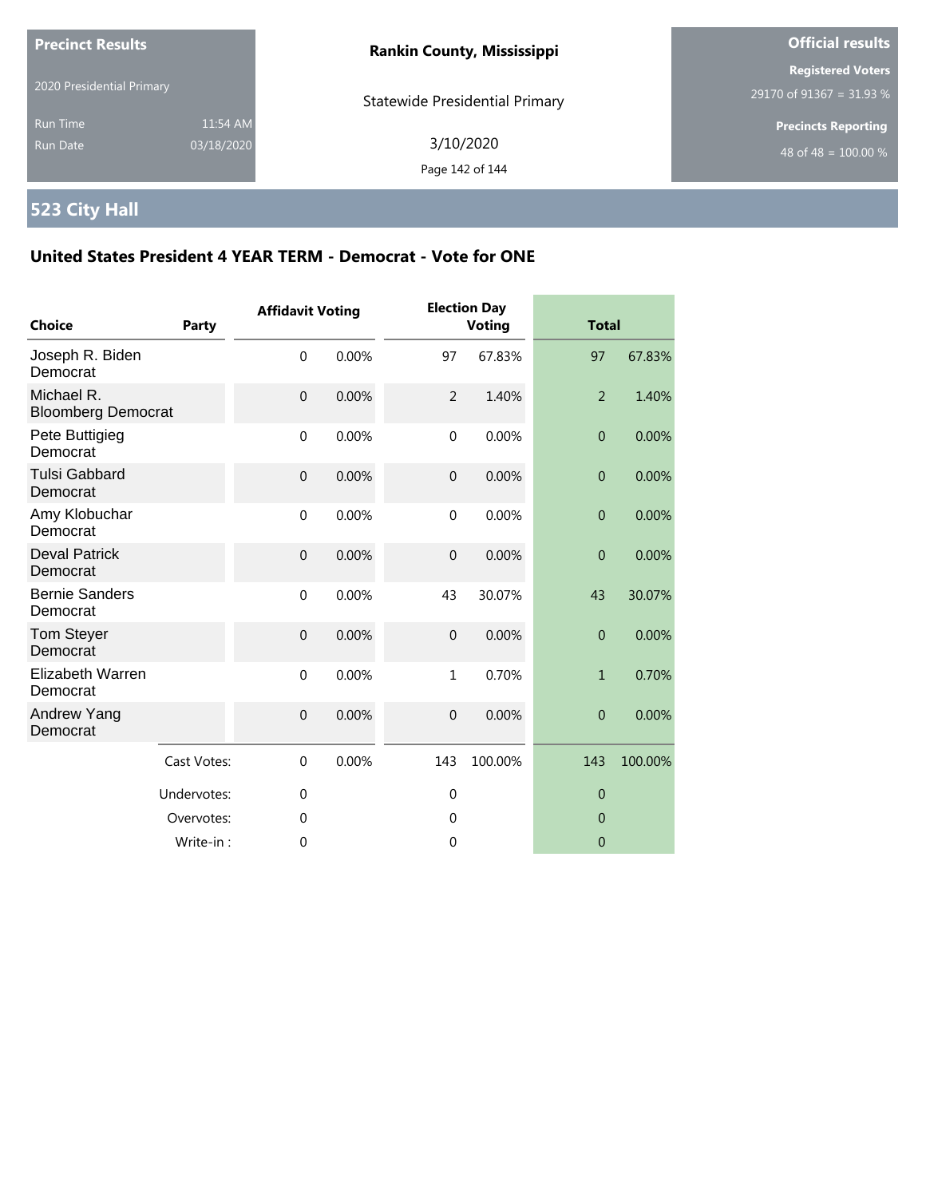**Precinct Results**

2020 Presidential Primary

Run Time 11:54 AM

Run Date 03/18/2020

**Rankin County, Mississippi**

Statewide Presidential Primary

3/10/2020

**Official results**

**Registered Voters**

29170 of 91367 = 31.93 %

**Precincts Reporting**

48 of 48 = 100.00 %

# 523 City Hall

## United States President 4 YEAR TERM - Democrat - Vote for ONE

| Choice | Party | Affidavit Voting | | Election Day Voting | | Total | |
|---|---|---|---|---|---|---|---|
| Joseph R. Biden Democrat | | 0 | 0.00% | 97 | 67.83% | 97 | 67.83% |
| Michael R. Bloomberg Democrat | | 0 | 0.00% | 2 | 1.40% | 2 | 1.40% |
| Pete Buttigieg Democrat | | 0 | 0.00% | 0 | 0.00% | 0 | 0.00% |
| Tulsi Gabbard Democrat | | 0 | 0.00% | 0 | 0.00% | 0 | 0.00% |
| Amy Klobuchar Democrat | | 0 | 0.00% | 0 | 0.00% | 0 | 0.00% |
| Deval Patrick Democrat | | 0 | 0.00% | 0 | 0.00% | 0 | 0.00% |
| Bernie Sanders Democrat | | 0 | 0.00% | 43 | 30.07% | 43 | 30.07% |
| Tom Steyer Democrat | | 0 | 0.00% | 0 | 0.00% | 0 | 0.00% |
| Elizabeth Warren Democrat | | 0 | 0.00% | 1 | 0.70% | 1 | 0.70% |
| Andrew Yang Democrat | | 0 | 0.00% | 0 | 0.00% | 0 | 0.00% |
| | Cast Votes: | 0 | 0.00% | 143 | 100.00% | 143 | 100.00% |
| | Undervotes: | 0 | | 0 | | 0 | |
| | Overvotes: | 0 | | 0 | | 0 | |
| | Write-in : | 0 | | 0 | | 0 | |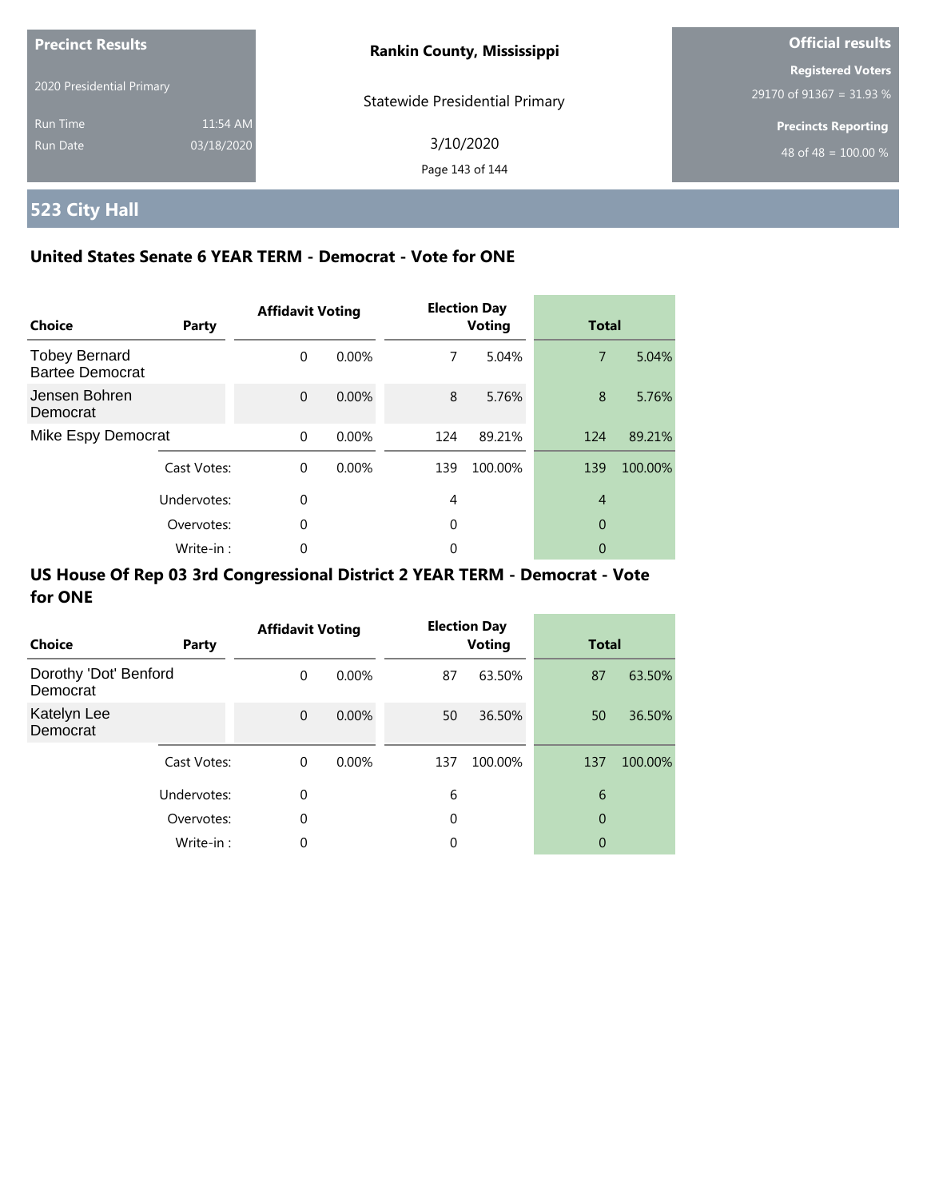Precinct Results

2020 Presidential Primary

Run Time 11:54 AM
Run Date 03/18/2020

**Rankin County, Mississippi**

Statewide Presidential Primary

3/10/2020

**Official results**

**Registered Voters**
29170 of 91367 = 31.93 %

**Precincts Reporting**
48 of 48 = 100.00 %

# 523 City Hall

## United States Senate 6 YEAR TERM - Democrat - Vote for ONE

| Choice | Party | Affidavit Voting | | Election Day Voting | | Total | |
|---|---|---|---|---|---|---|---|
| Tobey Bernard Bartee Democrat | | 0 | 0.00% | 7 | 5.04% | 7 | 5.04% |
| Jensen Bohren Democrat | | 0 | 0.00% | 8 | 5.76% | 8 | 5.76% |
| Mike Espy Democrat | | 0 | 0.00% | 124 | 89.21% | 124 | 89.21% |
| | Cast Votes: | 0 | 0.00% | 139 | 100.00% | 139 | 100.00% |
| | Undervotes: | 0 | | 4 | | 4 | |
| | Overvotes: | 0 | | 0 | | 0 | |
| | Write-in : | 0 | | 0 | | 0 | |

## US House Of Rep 03 3rd Congressional District 2 YEAR TERM - Democrat - Vote for ONE

| Choice | Party | Affidavit Voting | | Election Day Voting | | Total | |
|---|---|---|---|---|---|---|---|
| Dorothy 'Dot' Benford Democrat | | 0 | 0.00% | 87 | 63.50% | 87 | 63.50% |
| Katelyn Lee Democrat | | 0 | 0.00% | 50 | 36.50% | 50 | 36.50% |
| | Cast Votes: | 0 | 0.00% | 137 | 100.00% | 137 | 100.00% |
| | Undervotes: | 0 | | 6 | | 6 | |
| | Overvotes: | 0 | | 0 | | 0 | |
| | Write-in : | 0 | | 0 | | 0 | |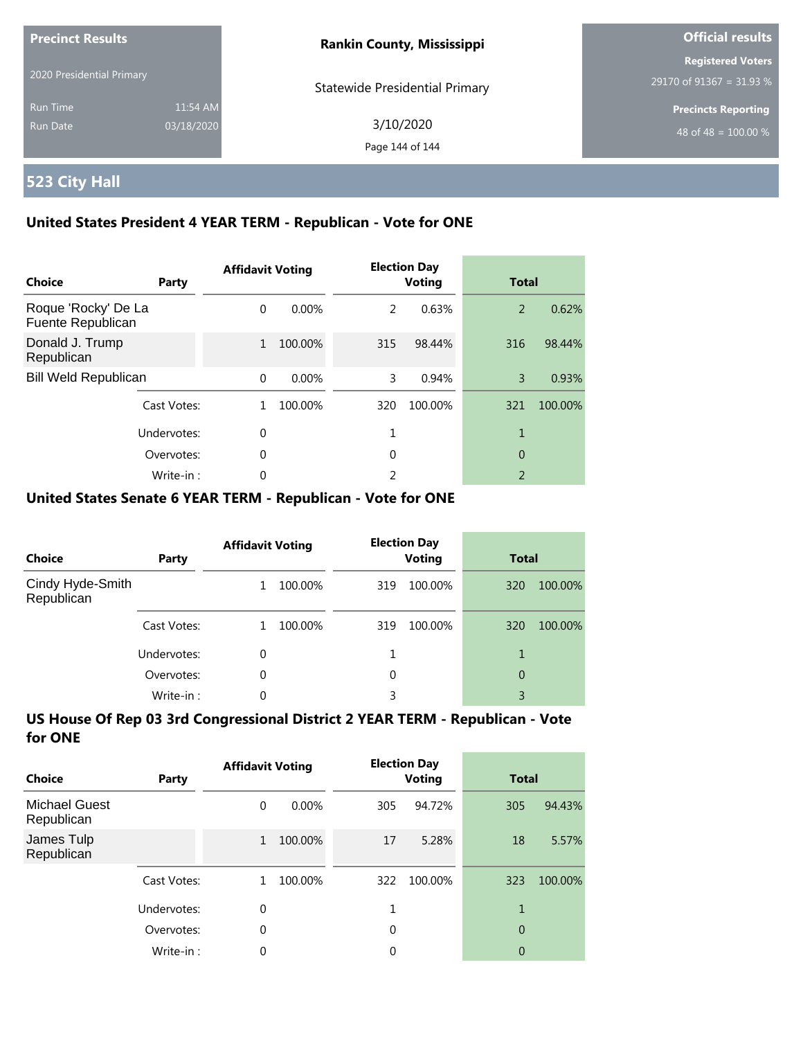**Precinct Results**

2020 Presidential Primary

Run Time 11:54 AM

Run Date 03/18/2020

**Rankin County, Mississippi**

Statewide Presidential Primary

3/10/2020

**Official results**

**Registered Voters**

29170 of 91367 = 31.93 %

**Precincts Reporting**

48 of 48 = 100.00 %

# 523 City Hall

## United States President 4 YEAR TERM - Republican - Vote for ONE

| Choice | Party | Affidavit Voting | | Election Day Voting | | Total | |
|---|---|---|---|---|---|---|---|
| Roque 'Rocky' De La Fuente Republican | | 0 | 0.00% | 2 | 0.63% | 2 | 0.62% |
| Donald J. Trump Republican | | 1 | 100.00% | 315 | 98.44% | 316 | 98.44% |
| Bill Weld Republican | | 0 | 0.00% | 3 | 0.94% | 3 | 0.93% |
| | Cast Votes: | 1 | 100.00% | 320 | 100.00% | 321 | 100.00% |
| | Undervotes: | 0 | | 1 | | 1 | |
| | Overvotes: | 0 | | 0 | | 0 | |
| | Write-in : | 0 | | 2 | | 2 | |

## United States Senate 6 YEAR TERM - Republican - Vote for ONE

| Choice | Party | Affidavit Voting | | Election Day Voting | | Total | |
|---|---|---|---|---|---|---|---|
| Cindy Hyde-Smith Republican | | 1 | 100.00% | 319 | 100.00% | 320 | 100.00% |
| | Cast Votes: | 1 | 100.00% | 319 | 100.00% | 320 | 100.00% |
| | Undervotes: | 0 | | 1 | | 1 | |
| | Overvotes: | 0 | | 0 | | 0 | |
| | Write-in : | 0 | | 3 | | 3 | |

## US House Of Rep 03 3rd Congressional District 2 YEAR TERM - Republican - Vote for ONE

| Choice | Party | Affidavit Voting | | Election Day Voting | | Total | |
|---|---|---|---|---|---|---|---|
| Michael Guest Republican | | 0 | 0.00% | 305 | 94.72% | 305 | 94.43% |
| James Tulp Republican | | 1 | 100.00% | 17 | 5.28% | 18 | 5.57% |
| | Cast Votes: | 1 | 100.00% | 322 | 100.00% | 323 | 100.00% |
| | Undervotes: | 0 | | 1 | | 1 | |
| | Overvotes: | 0 | | 0 | | 0 | |
| | Write-in : | 0 | | 0 | | 0 | |